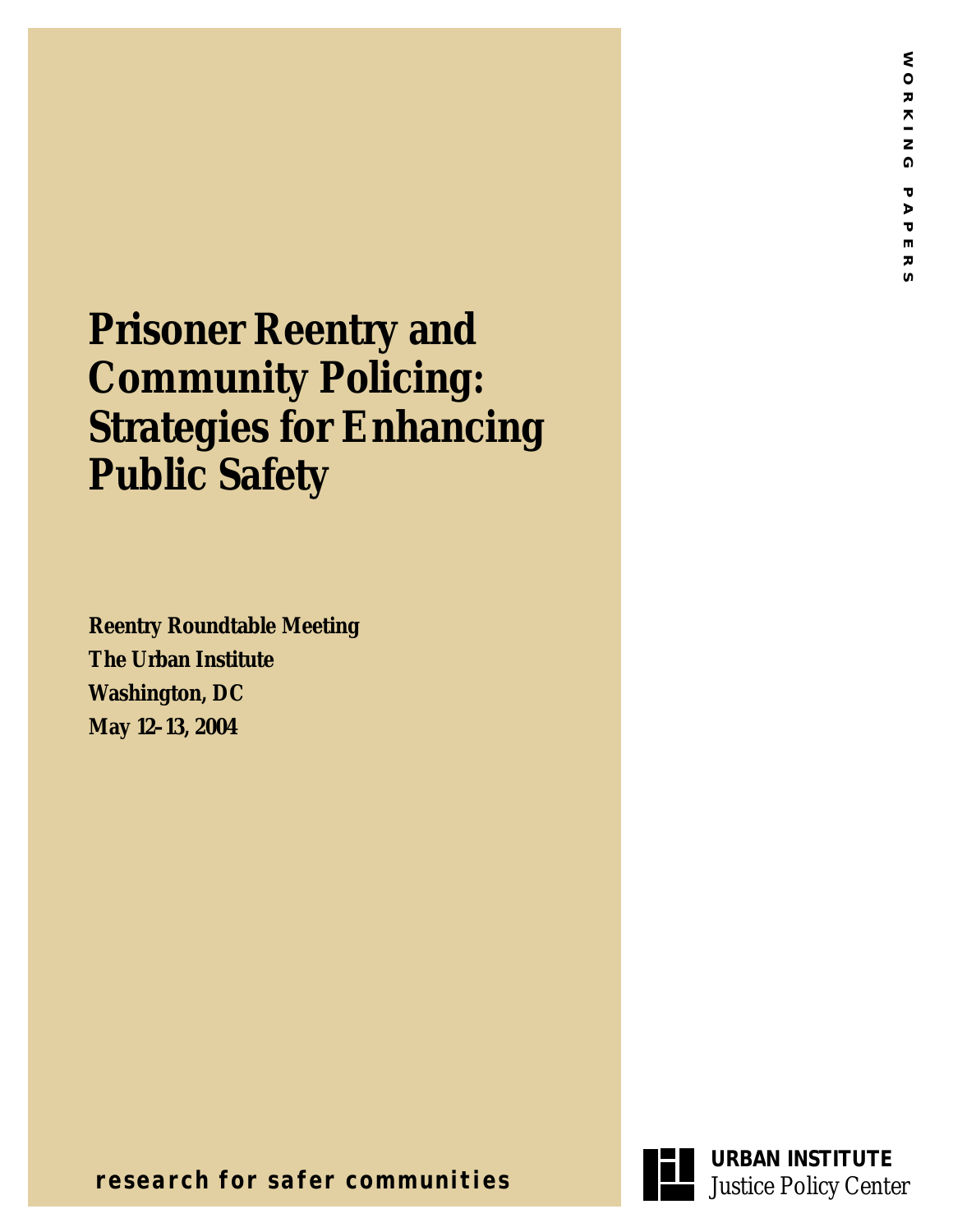WORKING PAPERS

# Prisoner Reentry and Community Policing: Strategies for Enhancing Public Safety

**Reentry Roundtable Meeting**
**The Urban Institute**
**Washington, DC**
**May 12–13, 2004**

**research for safer communities**

**URBAN INSTITUTE**
Justice Policy Center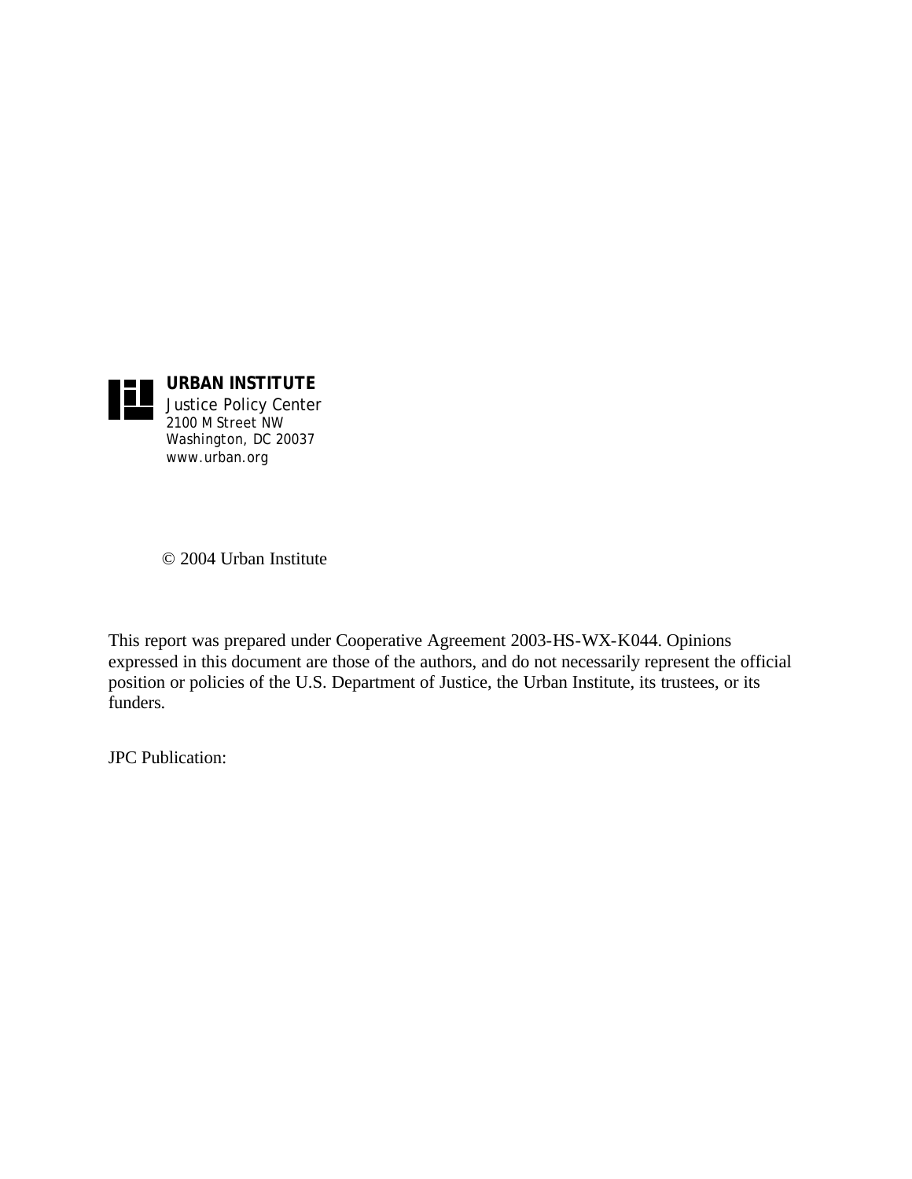**URBAN INSTITUTE**
Justice Policy Center
2100 M Street NW
Washington, DC 20037
www.urban.org

© 2004 Urban Institute

This report was prepared under Cooperative Agreement 2003-HS-WX-K044. Opinions expressed in this document are those of the authors, and do not necessarily represent the official position or policies of the U.S. Department of Justice, the Urban Institute, its trustees, or its funders.

JPC Publication: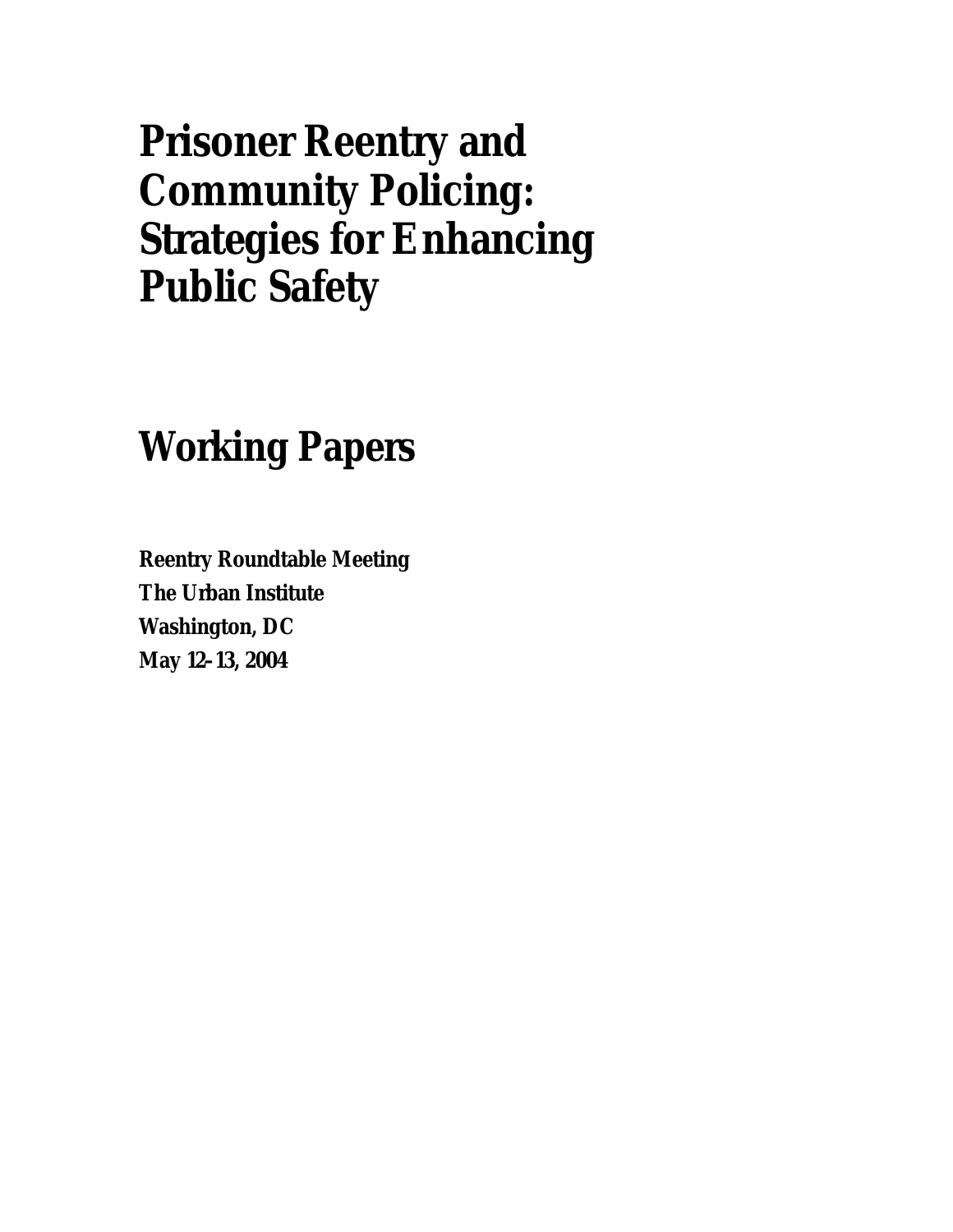# Prisoner Reentry and Community Policing: Strategies for Enhancing Public Safety

## Working Papers

**Reentry Roundtable Meeting**
**The Urban Institute**
**Washington, DC**
**May 12–13, 2004**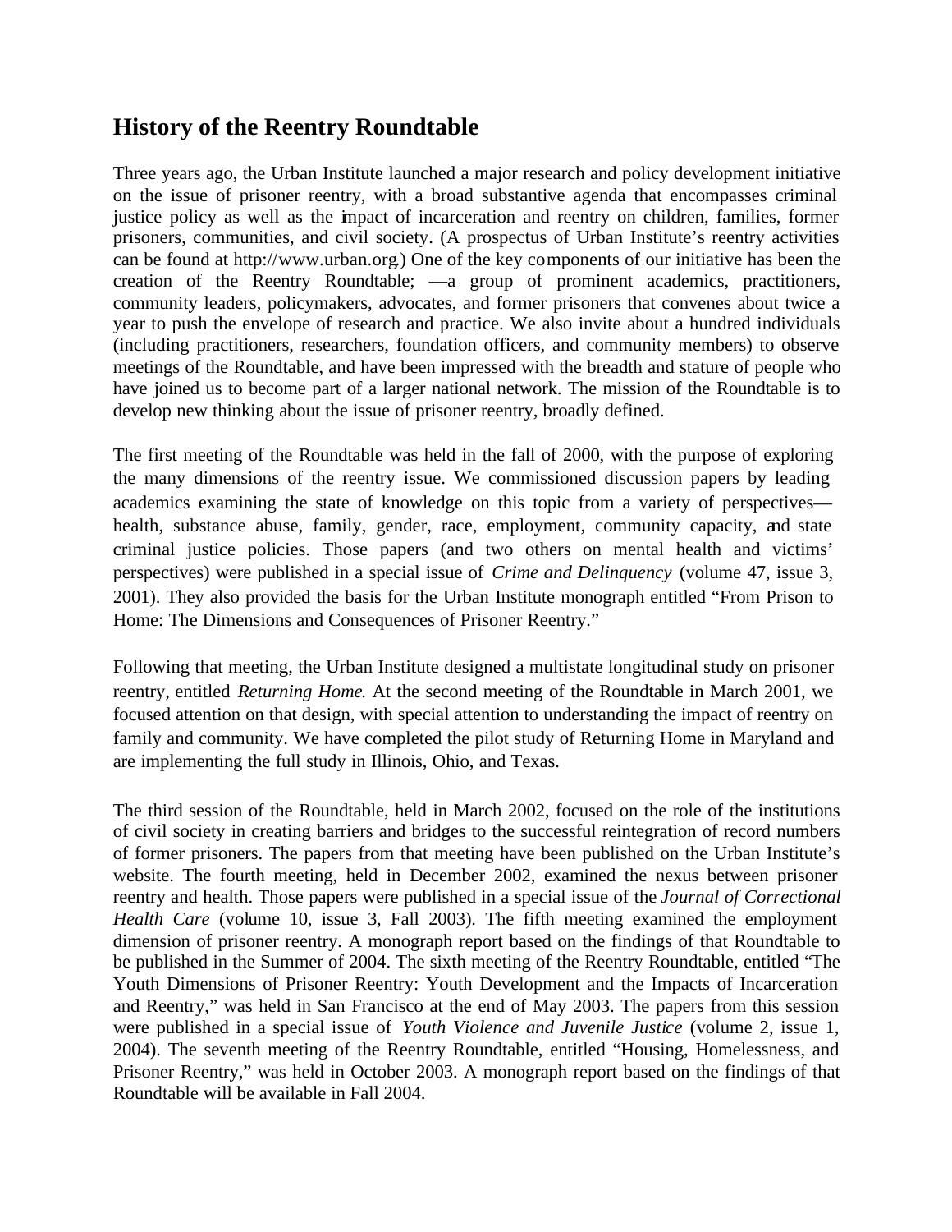## History of the Reentry Roundtable

Three years ago, the Urban Institute launched a major research and policy development initiative on the issue of prisoner reentry, with a broad substantive agenda that encompasses criminal justice policy as well as the impact of incarceration and reentry on children, families, former prisoners, communities, and civil society. (A prospectus of Urban Institute's reentry activities can be found at http://www.urban.org.) One of the key components of our initiative has been the creation of the Reentry Roundtable; —a group of prominent academics, practitioners, community leaders, policymakers, advocates, and former prisoners that convenes about twice a year to push the envelope of research and practice. We also invite about a hundred individuals (including practitioners, researchers, foundation officers, and community members) to observe meetings of the Roundtable, and have been impressed with the breadth and stature of people who have joined us to become part of a larger national network. The mission of the Roundtable is to develop new thinking about the issue of prisoner reentry, broadly defined.

The first meeting of the Roundtable was held in the fall of 2000, with the purpose of exploring the many dimensions of the reentry issue. We commissioned discussion papers by leading academics examining the state of knowledge on this topic from a variety of perspectives—health, substance abuse, family, gender, race, employment, community capacity, and state criminal justice policies. Those papers (and two others on mental health and victims' perspectives) were published in a special issue of *Crime and Delinquency* (volume 47, issue 3, 2001). They also provided the basis for the Urban Institute monograph entitled "From Prison to Home: The Dimensions and Consequences of Prisoner Reentry."

Following that meeting, the Urban Institute designed a multistate longitudinal study on prisoner reentry, entitled *Returning Home*. At the second meeting of the Roundtable in March 2001, we focused attention on that design, with special attention to understanding the impact of reentry on family and community. We have completed the pilot study of Returning Home in Maryland and are implementing the full study in Illinois, Ohio, and Texas.

The third session of the Roundtable, held in March 2002, focused on the role of the institutions of civil society in creating barriers and bridges to the successful reintegration of record numbers of former prisoners. The papers from that meeting have been published on the Urban Institute's website. The fourth meeting, held in December 2002, examined the nexus between prisoner reentry and health. Those papers were published in a special issue of the *Journal of Correctional Health Care* (volume 10, issue 3, Fall 2003). The fifth meeting examined the employment dimension of prisoner reentry. A monograph report based on the findings of that Roundtable to be published in the Summer of 2004. The sixth meeting of the Reentry Roundtable, entitled "The Youth Dimensions of Prisoner Reentry: Youth Development and the Impacts of Incarceration and Reentry," was held in San Francisco at the end of May 2003. The papers from this session were published in a special issue of *Youth Violence and Juvenile Justice* (volume 2, issue 1, 2004). The seventh meeting of the Reentry Roundtable, entitled "Housing, Homelessness, and Prisoner Reentry," was held in October 2003. A monograph report based on the findings of that Roundtable will be available in Fall 2004.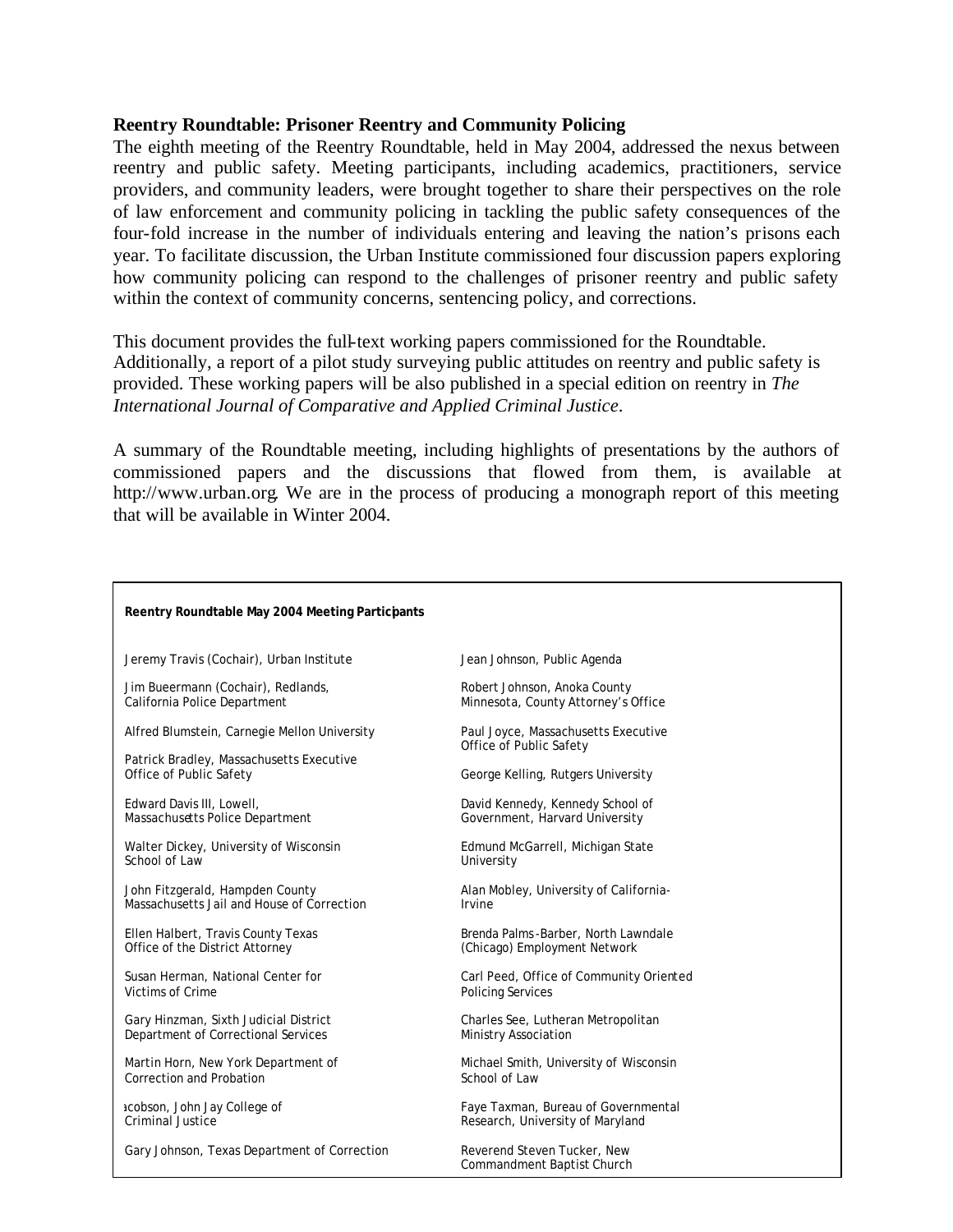**Reentry Roundtable: Prisoner Reentry and Community Policing**

The eighth meeting of the Reentry Roundtable, held in May 2004, addressed the nexus between reentry and public safety. Meeting participants, including academics, practitioners, service providers, and community leaders, were brought together to share their perspectives on the role of law enforcement and community policing in tackling the public safety consequences of the four-fold increase in the number of individuals entering and leaving the nation's prisons each year. To facilitate discussion, the Urban Institute commissioned four discussion papers exploring how community policing can respond to the challenges of prisoner reentry and public safety within the context of community concerns, sentencing policy, and corrections.

This document provides the full-text working papers commissioned for the Roundtable. Additionally, a report of a pilot study surveying public attitudes on reentry and public safety is provided. These working papers will be also published in a special edition on reentry in *The International Journal of Comparative and Applied Criminal Justice*.

A summary of the Roundtable meeting, including highlights of presentations by the authors of commissioned papers and the discussions that flowed from them, is available at http://www.urban.org. We are in the process of producing a monograph report of this meeting that will be available in Winter 2004.

**Reentry Roundtable May 2004 Meeting Participants**

Jeremy Travis (Cochair), Urban Institute

Jim Bueermann (Cochair), Redlands, California Police Department

Alfred Blumstein, Carnegie Mellon University

Patrick Bradley, Massachusetts Executive Office of Public Safety

Edward Davis III, Lowell, Massachusetts Police Department

Walter Dickey, University of Wisconsin School of Law

John Fitzgerald, Hampden County Massachusetts Jail and House of Correction

Ellen Halbert, Travis County Texas Office of the District Attorney

Susan Herman, National Center for Victims of Crime

Gary Hinzman, Sixth Judicial District Department of Correctional Services

Martin Horn, New York Department of Correction and Probation

acobson, John Jay College of Criminal Justice

Gary Johnson, Texas Department of Correction

Jean Johnson, Public Agenda

Robert Johnson, Anoka County Minnesota, County Attorney's Office

Paul Joyce, Massachusetts Executive Office of Public Safety

George Kelling, Rutgers University

David Kennedy, Kennedy School of Government, Harvard University

Edmund McGarrell, Michigan State University

Alan Mobley, University of California-Irvine

Brenda Palms-Barber, North Lawndale (Chicago) Employment Network

Carl Peed, Office of Community Oriented Policing Services

Charles See, Lutheran Metropolitan Ministry Association

Michael Smith, University of Wisconsin School of Law

Faye Taxman, Bureau of Governmental Research, University of Maryland

Reverend Steven Tucker, New Commandment Baptist Church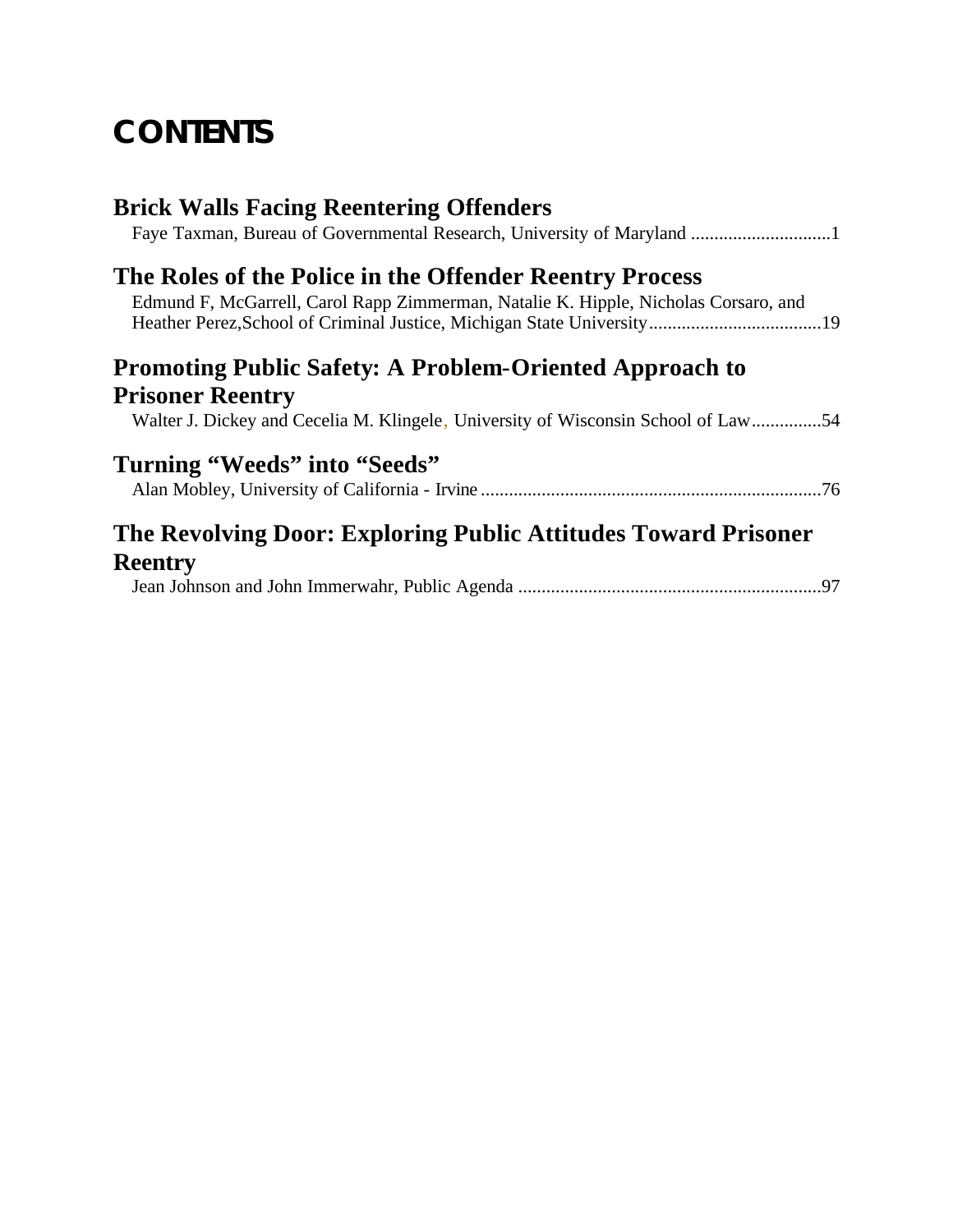# CONTENTS

## Brick Walls Facing Reentering Offenders

Faye Taxman, Bureau of Governmental Research, University of Maryland ..............................1

## The Roles of the Police in the Offender Reentry Process

Edmund F, McGarrell, Carol Rapp Zimmerman, Natalie K. Hipple, Nicholas Corsaro, and Heather Perez,School of Criminal Justice, Michigan State University.....................................19

## Promoting Public Safety: A Problem-Oriented Approach to Prisoner Reentry

Walter J. Dickey and Cecelia M. Klingele, University of Wisconsin School of Law...............54

## Turning "Weeds" into "Seeds"

Alan Mobley, University of California - Irvine .........................................................................76

## The Revolving Door: Exploring Public Attitudes Toward Prisoner Reentry

Jean Johnson and John Immerwahr, Public Agenda .................................................................97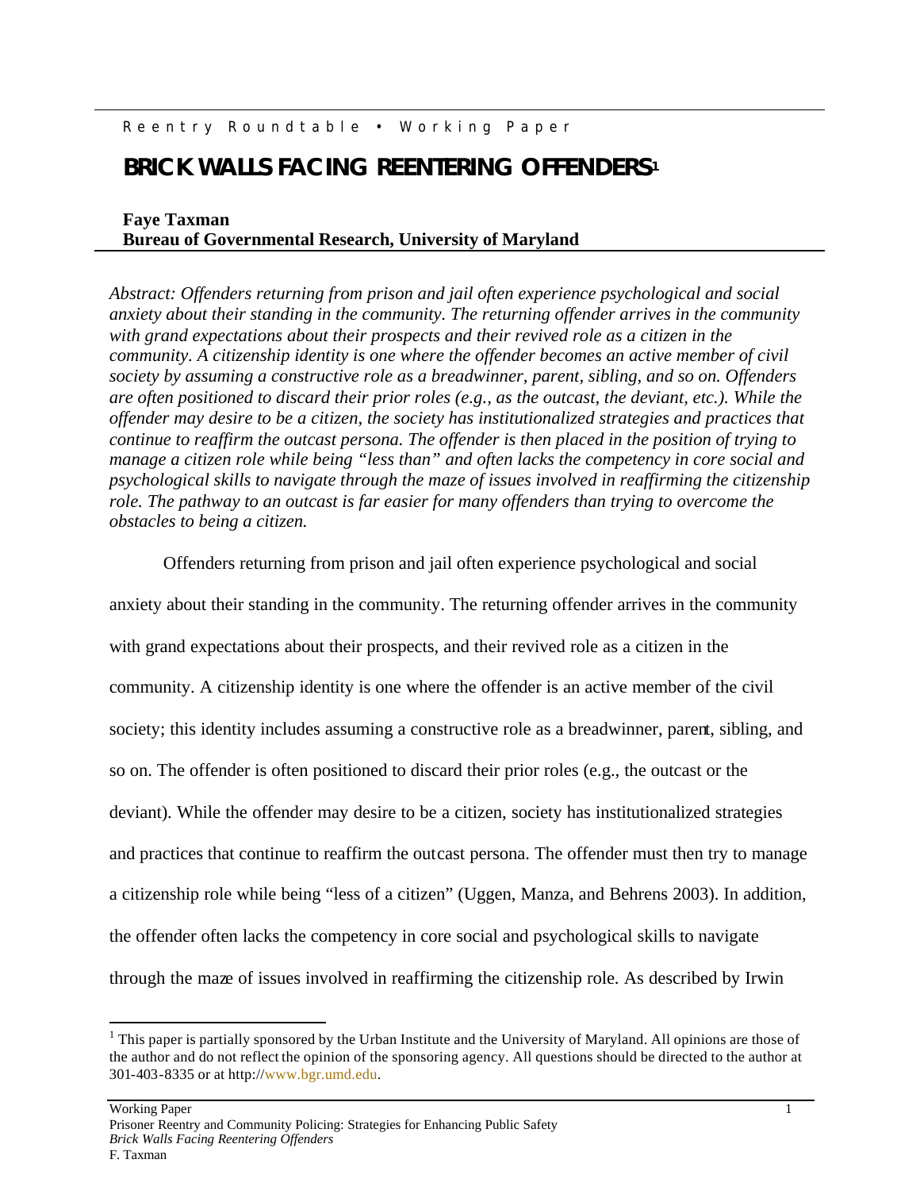Reentry Roundtable • Working Paper

# BRICK WALLS FACING REENTERING OFFENDERS[1]

**Faye Taxman**
**Bureau of Governmental Research, University of Maryland**

*Abstract: Offenders returning from prison and jail often experience psychological and social anxiety about their standing in the community. The returning offender arrives in the community with grand expectations about their prospects and their revived role as a citizen in the community. A citizenship identity is one where the offender becomes an active member of civil society by assuming a constructive role as a breadwinner, parent, sibling, and so on. Offenders are often positioned to discard their prior roles (e.g., as the outcast, the deviant, etc.). While the offender may desire to be a citizen, the society has institutionalized strategies and practices that continue to reaffirm the outcast persona. The offender is then placed in the position of trying to manage a citizen role while being "less than" and often lacks the competency in core social and psychological skills to navigate through the maze of issues involved in reaffirming the citizenship role. The pathway to an outcast is far easier for many offenders than trying to overcome the obstacles to being a citizen.*

Offenders returning from prison and jail often experience psychological and social anxiety about their standing in the community. The returning offender arrives in the community with grand expectations about their prospects, and their revived role as a citizen in the community. A citizenship identity is one where the offender is an active member of the civil society; this identity includes assuming a constructive role as a breadwinner, parent, sibling, and so on. The offender is often positioned to discard their prior roles (e.g., the outcast or the deviant). While the offender may desire to be a citizen, society has institutionalized strategies and practices that continue to reaffirm the outcast persona. The offender must then try to manage a citizenship role while being "less of a citizen" (Uggen, Manza, and Behrens 2003). In addition, the offender often lacks the competency in core social and psychological skills to navigate through the maze of issues involved in reaffirming the citizenship role. As described by Irwin

[1] This paper is partially sponsored by the Urban Institute and the University of Maryland. All opinions are those of the author and do not reflect the opinion of the sponsoring agency. All questions should be directed to the author at 301-403-8335 or at http://www.bgr.umd.edu.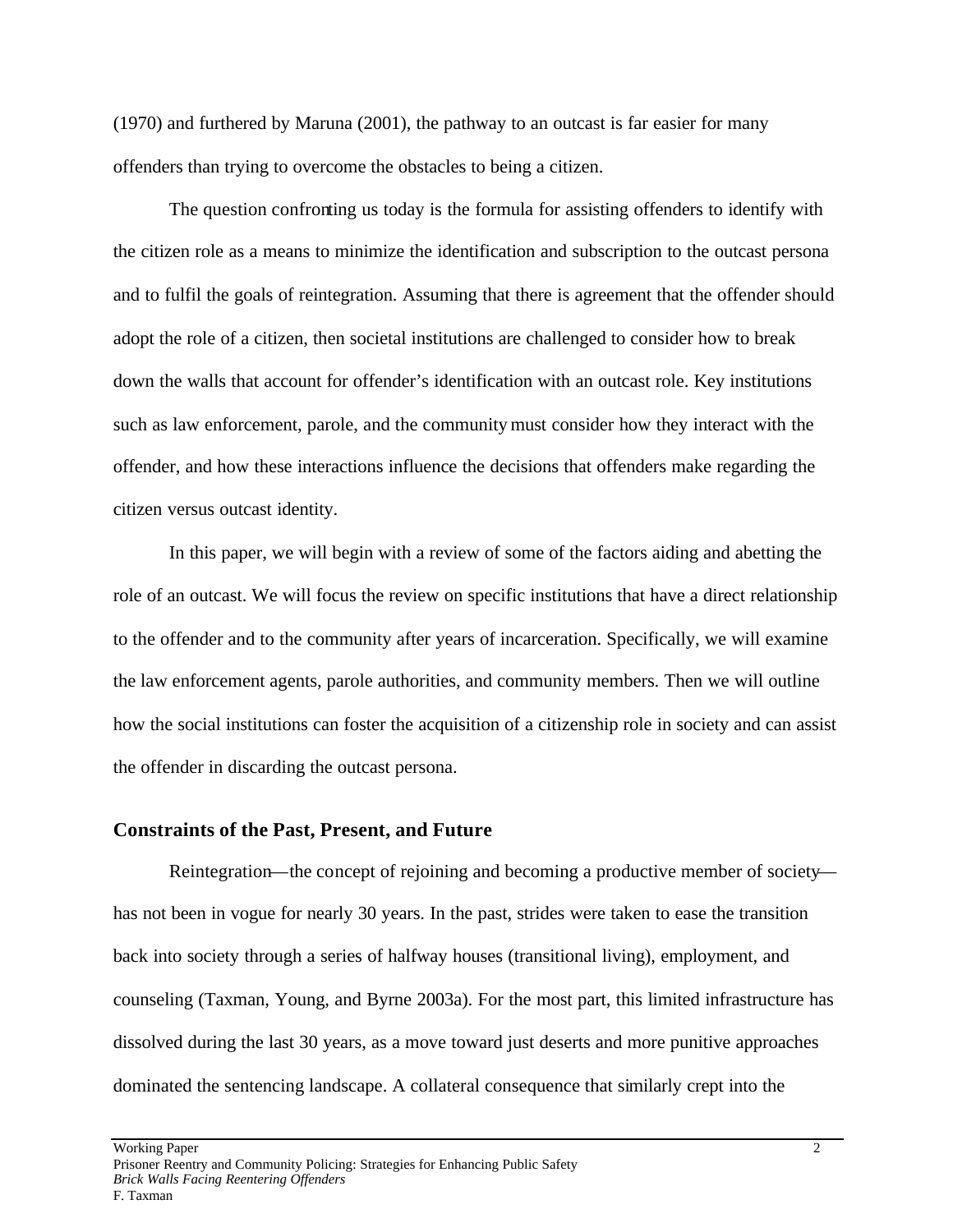(1970) and furthered by Maruna (2001), the pathway to an outcast is far easier for many offenders than trying to overcome the obstacles to being a citizen.

The question confronting us today is the formula for assisting offenders to identify with the citizen role as a means to minimize the identification and subscription to the outcast persona and to fulfil the goals of reintegration. Assuming that there is agreement that the offender should adopt the role of a citizen, then societal institutions are challenged to consider how to break down the walls that account for offender's identification with an outcast role. Key institutions such as law enforcement, parole, and the community must consider how they interact with the offender, and how these interactions influence the decisions that offenders make regarding the citizen versus outcast identity.

In this paper, we will begin with a review of some of the factors aiding and abetting the role of an outcast. We will focus the review on specific institutions that have a direct relationship to the offender and to the community after years of incarceration. Specifically, we will examine the law enforcement agents, parole authorities, and community members. Then we will outline how the social institutions can foster the acquisition of a citizenship role in society and can assist the offender in discarding the outcast persona.

### Constraints of the Past, Present, and Future

Reintegration—the concept of rejoining and becoming a productive member of society—has not been in vogue for nearly 30 years. In the past, strides were taken to ease the transition back into society through a series of halfway houses (transitional living), employment, and counseling (Taxman, Young, and Byrne 2003a). For the most part, this limited infrastructure has dissolved during the last 30 years, as a move toward just deserts and more punitive approaches dominated the sentencing landscape. A collateral consequence that similarly crept into the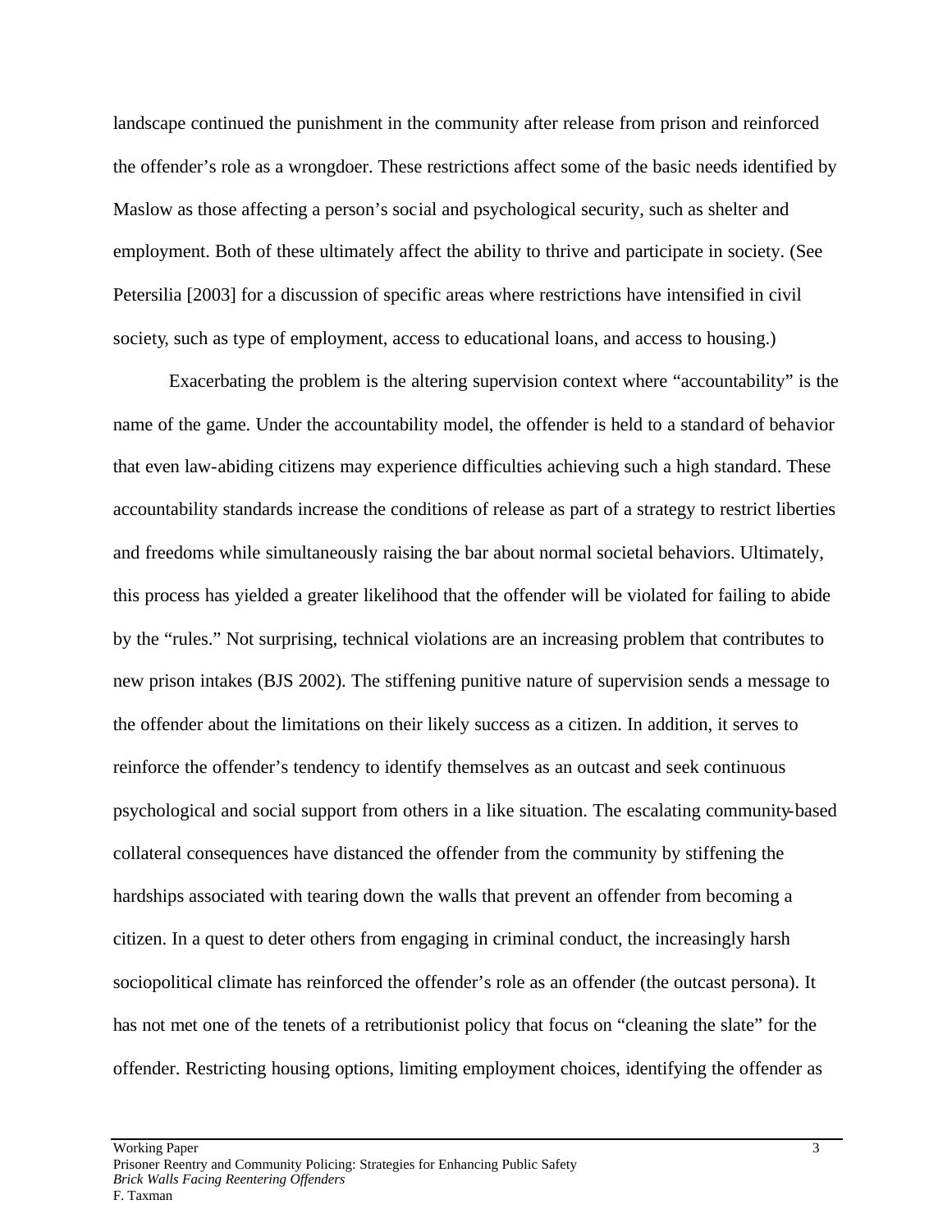landscape continued the punishment in the community after release from prison and reinforced the offender's role as a wrongdoer. These restrictions affect some of the basic needs identified by Maslow as those affecting a person's social and psychological security, such as shelter and employment. Both of these ultimately affect the ability to thrive and participate in society. (See Petersilia [2003] for a discussion of specific areas where restrictions have intensified in civil society, such as type of employment, access to educational loans, and access to housing.)

Exacerbating the problem is the altering supervision context where "accountability" is the name of the game. Under the accountability model, the offender is held to a standard of behavior that even law-abiding citizens may experience difficulties achieving such a high standard. These accountability standards increase the conditions of release as part of a strategy to restrict liberties and freedoms while simultaneously raising the bar about normal societal behaviors. Ultimately, this process has yielded a greater likelihood that the offender will be violated for failing to abide by the "rules." Not surprising, technical violations are an increasing problem that contributes to new prison intakes (BJS 2002). The stiffening punitive nature of supervision sends a message to the offender about the limitations on their likely success as a citizen. In addition, it serves to reinforce the offender's tendency to identify themselves as an outcast and seek continuous psychological and social support from others in a like situation. The escalating community-based collateral consequences have distanced the offender from the community by stiffening the hardships associated with tearing down the walls that prevent an offender from becoming a citizen. In a quest to deter others from engaging in criminal conduct, the increasingly harsh sociopolitical climate has reinforced the offender's role as an offender (the outcast persona). It has not met one of the tenets of a retributionist policy that focus on "cleaning the slate" for the offender. Restricting housing options, limiting employment choices, identifying the offender as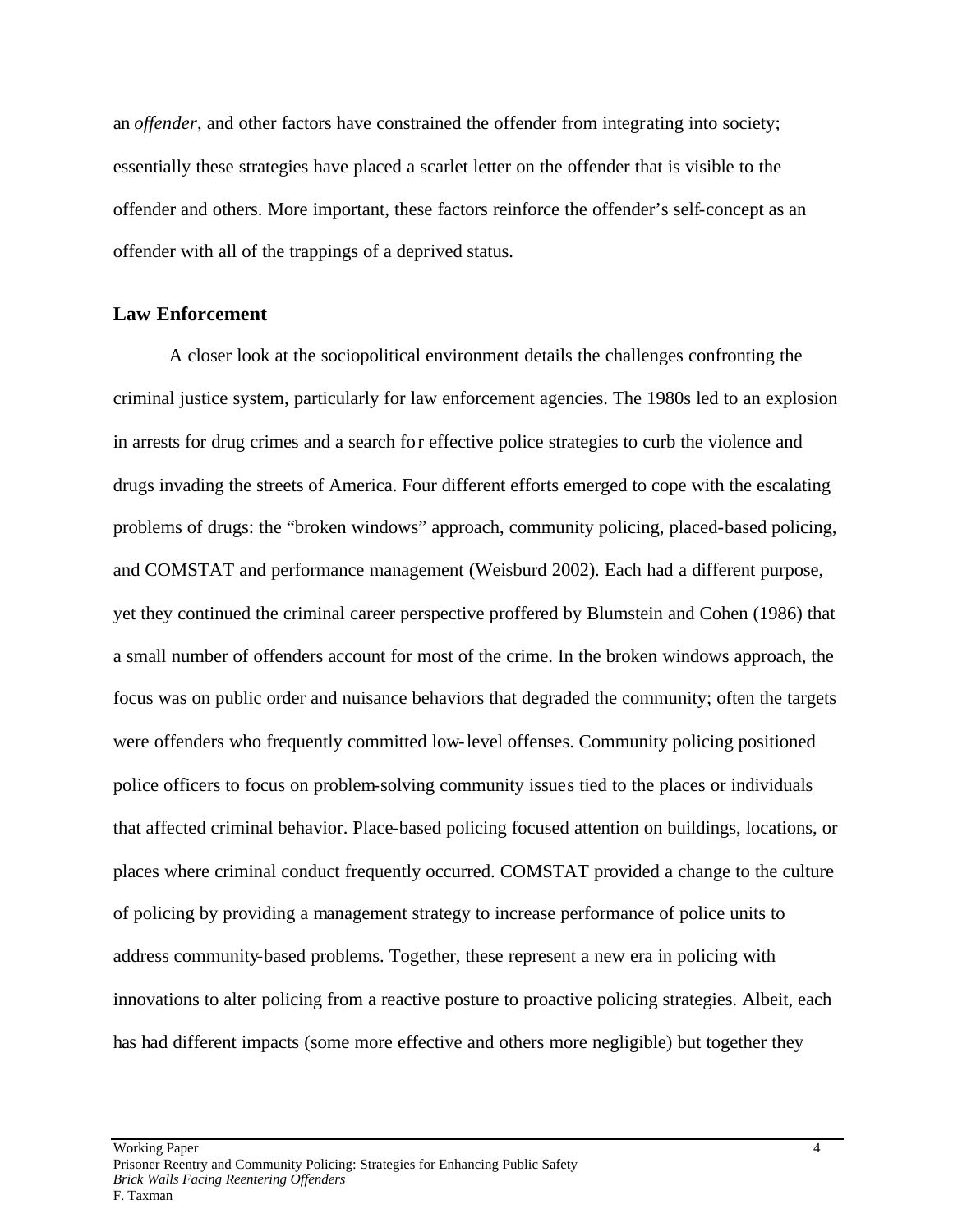an *offender*, and other factors have constrained the offender from integrating into society; essentially these strategies have placed a scarlet letter on the offender that is visible to the offender and others. More important, these factors reinforce the offender's self-concept as an offender with all of the trappings of a deprived status.

### Law Enforcement

A closer look at the sociopolitical environment details the challenges confronting the criminal justice system, particularly for law enforcement agencies. The 1980s led to an explosion in arrests for drug crimes and a search for effective police strategies to curb the violence and drugs invading the streets of America. Four different efforts emerged to cope with the escalating problems of drugs: the "broken windows" approach, community policing, placed-based policing, and COMSTAT and performance management (Weisburd 2002). Each had a different purpose, yet they continued the criminal career perspective proffered by Blumstein and Cohen (1986) that a small number of offenders account for most of the crime. In the broken windows approach, the focus was on public order and nuisance behaviors that degraded the community; often the targets were offenders who frequently committed low-level offenses. Community policing positioned police officers to focus on problem-solving community issues tied to the places or individuals that affected criminal behavior. Place-based policing focused attention on buildings, locations, or places where criminal conduct frequently occurred. COMSTAT provided a change to the culture of policing by providing a management strategy to increase performance of police units to address community-based problems. Together, these represent a new era in policing with innovations to alter policing from a reactive posture to proactive policing strategies. Albeit, each has had different impacts (some more effective and others more negligible) but together they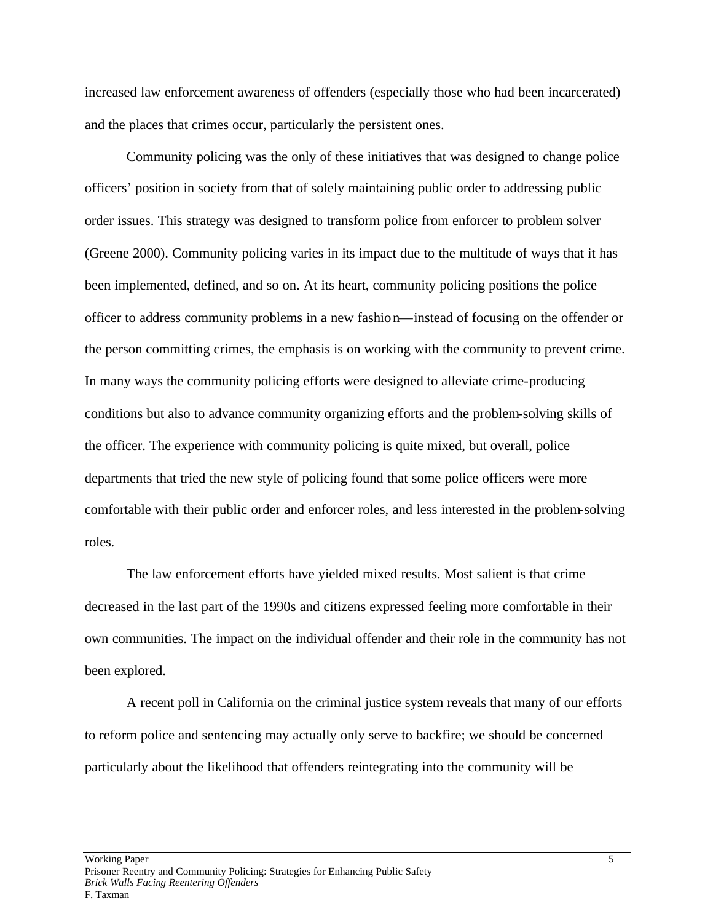increased law enforcement awareness of offenders (especially those who had been incarcerated) and the places that crimes occur, particularly the persistent ones.

Community policing was the only of these initiatives that was designed to change police officers' position in society from that of solely maintaining public order to addressing public order issues. This strategy was designed to transform police from enforcer to problem solver (Greene 2000). Community policing varies in its impact due to the multitude of ways that it has been implemented, defined, and so on. At its heart, community policing positions the police officer to address community problems in a new fashion—instead of focusing on the offender or the person committing crimes, the emphasis is on working with the community to prevent crime. In many ways the community policing efforts were designed to alleviate crime-producing conditions but also to advance community organizing efforts and the problem-solving skills of the officer. The experience with community policing is quite mixed, but overall, police departments that tried the new style of policing found that some police officers were more comfortable with their public order and enforcer roles, and less interested in the problem-solving roles.

The law enforcement efforts have yielded mixed results. Most salient is that crime decreased in the last part of the 1990s and citizens expressed feeling more comfortable in their own communities. The impact on the individual offender and their role in the community has not been explored.

A recent poll in California on the criminal justice system reveals that many of our efforts to reform police and sentencing may actually only serve to backfire; we should be concerned particularly about the likelihood that offenders reintegrating into the community will be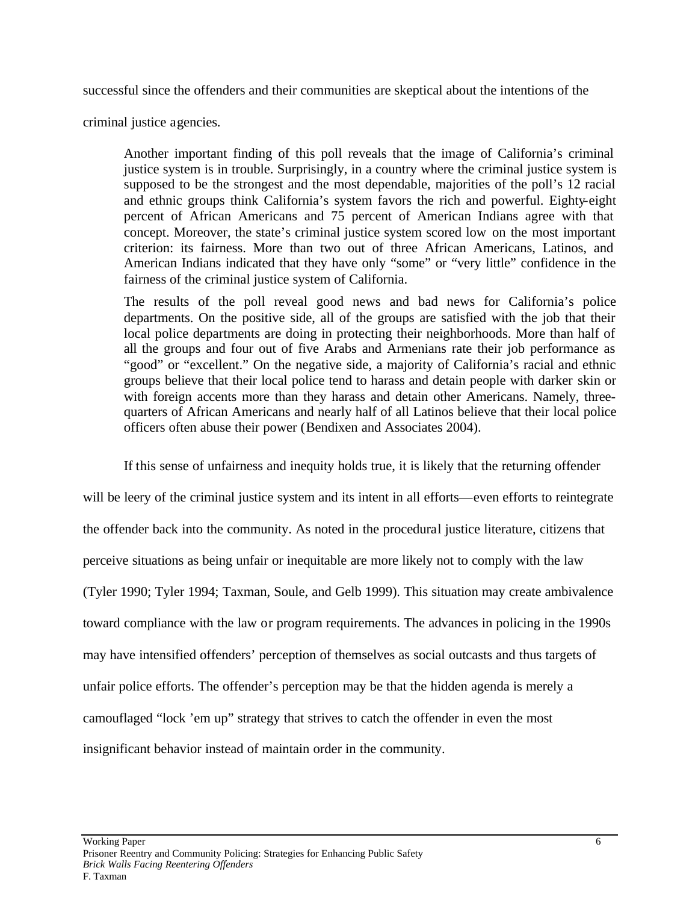successful since the offenders and their communities are skeptical about the intentions of the criminal justice agencies.

> Another important finding of this poll reveals that the image of California's criminal justice system is in trouble. Surprisingly, in a country where the criminal justice system is supposed to be the strongest and the most dependable, majorities of the poll's 12 racial and ethnic groups think California's system favors the rich and powerful. Eighty-eight percent of African Americans and 75 percent of American Indians agree with that concept. Moreover, the state's criminal justice system scored low on the most important criterion: its fairness. More than two out of three African Americans, Latinos, and American Indians indicated that they have only "some" or "very little" confidence in the fairness of the criminal justice system of California.
>
> The results of the poll reveal good news and bad news for California's police departments. On the positive side, all of the groups are satisfied with the job that their local police departments are doing in protecting their neighborhoods. More than half of all the groups and four out of five Arabs and Armenians rate their job performance as "good" or "excellent." On the negative side, a majority of California's racial and ethnic groups believe that their local police tend to harass and detain people with darker skin or with foreign accents more than they harass and detain other Americans. Namely, three-quarters of African Americans and nearly half of all Latinos believe that their local police officers often abuse their power (Bendixen and Associates 2004).

If this sense of unfairness and inequity holds true, it is likely that the returning offender will be leery of the criminal justice system and its intent in all efforts—even efforts to reintegrate the offender back into the community. As noted in the procedural justice literature, citizens that perceive situations as being unfair or inequitable are more likely not to comply with the law (Tyler 1990; Tyler 1994; Taxman, Soule, and Gelb 1999). This situation may create ambivalence toward compliance with the law or program requirements. The advances in policing in the 1990s may have intensified offenders' perception of themselves as social outcasts and thus targets of unfair police efforts. The offender's perception may be that the hidden agenda is merely a camouflaged "lock 'em up" strategy that strives to catch the offender in even the most insignificant behavior instead of maintain order in the community.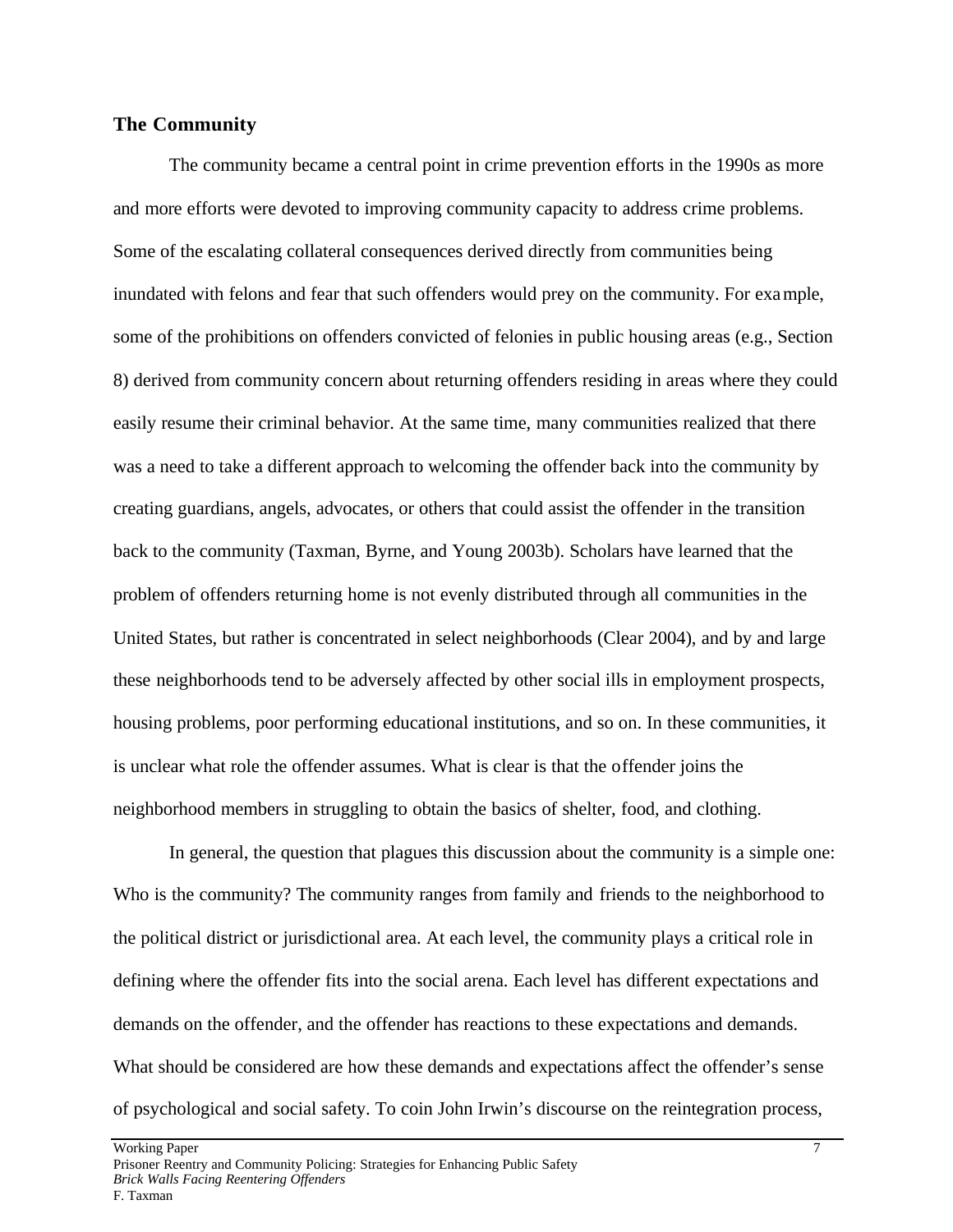### The Community

The community became a central point in crime prevention efforts in the 1990s as more and more efforts were devoted to improving community capacity to address crime problems. Some of the escalating collateral consequences derived directly from communities being inundated with felons and fear that such offenders would prey on the community. For example, some of the prohibitions on offenders convicted of felonies in public housing areas (e.g., Section 8) derived from community concern about returning offenders residing in areas where they could easily resume their criminal behavior. At the same time, many communities realized that there was a need to take a different approach to welcoming the offender back into the community by creating guardians, angels, advocates, or others that could assist the offender in the transition back to the community (Taxman, Byrne, and Young 2003b). Scholars have learned that the problem of offenders returning home is not evenly distributed through all communities in the United States, but rather is concentrated in select neighborhoods (Clear 2004), and by and large these neighborhoods tend to be adversely affected by other social ills in employment prospects, housing problems, poor performing educational institutions, and so on. In these communities, it is unclear what role the offender assumes. What is clear is that the offender joins the neighborhood members in struggling to obtain the basics of shelter, food, and clothing.

In general, the question that plagues this discussion about the community is a simple one: Who is the community? The community ranges from family and friends to the neighborhood to the political district or jurisdictional area. At each level, the community plays a critical role in defining where the offender fits into the social arena. Each level has different expectations and demands on the offender, and the offender has reactions to these expectations and demands. What should be considered are how these demands and expectations affect the offender's sense of psychological and social safety. To coin John Irwin's discourse on the reintegration process,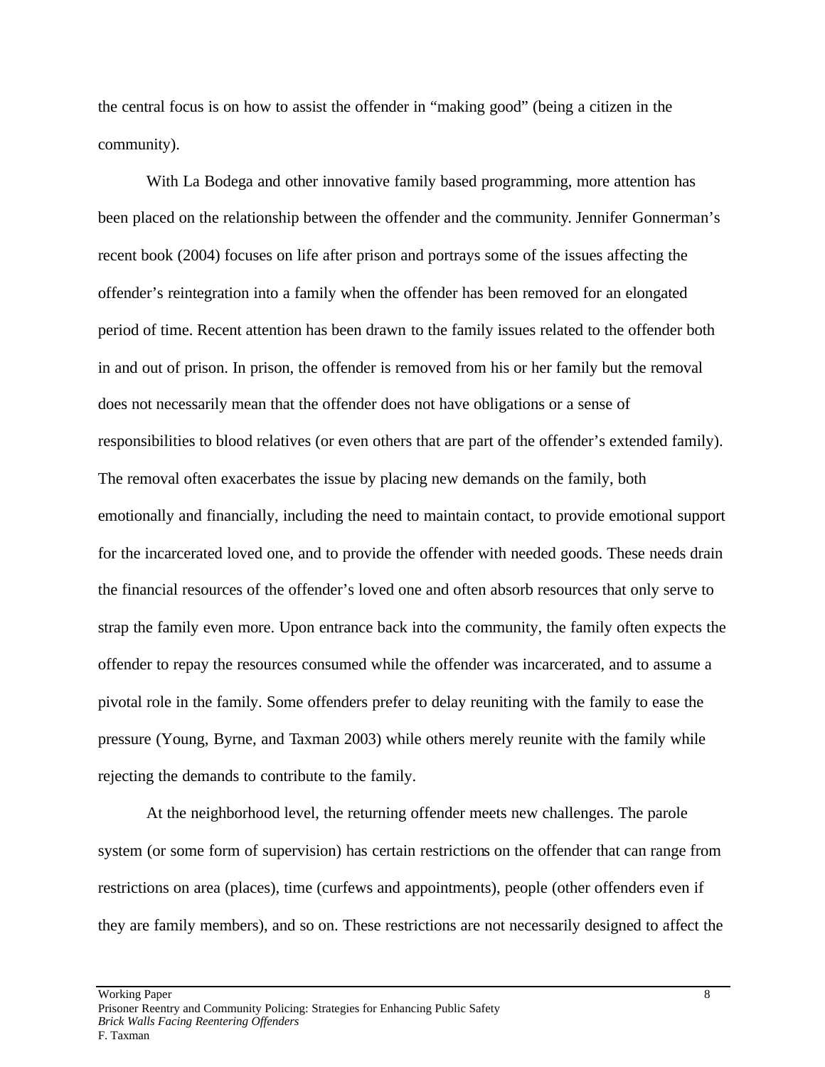the central focus is on how to assist the offender in "making good" (being a citizen in the community).

With La Bodega and other innovative family based programming, more attention has been placed on the relationship between the offender and the community. Jennifer Gonnerman's recent book (2004) focuses on life after prison and portrays some of the issues affecting the offender's reintegration into a family when the offender has been removed for an elongated period of time. Recent attention has been drawn to the family issues related to the offender both in and out of prison. In prison, the offender is removed from his or her family but the removal does not necessarily mean that the offender does not have obligations or a sense of responsibilities to blood relatives (or even others that are part of the offender's extended family). The removal often exacerbates the issue by placing new demands on the family, both emotionally and financially, including the need to maintain contact, to provide emotional support for the incarcerated loved one, and to provide the offender with needed goods. These needs drain the financial resources of the offender's loved one and often absorb resources that only serve to strap the family even more. Upon entrance back into the community, the family often expects the offender to repay the resources consumed while the offender was incarcerated, and to assume a pivotal role in the family. Some offenders prefer to delay reuniting with the family to ease the pressure (Young, Byrne, and Taxman 2003) while others merely reunite with the family while rejecting the demands to contribute to the family.

At the neighborhood level, the returning offender meets new challenges. The parole system (or some form of supervision) has certain restrictions on the offender that can range from restrictions on area (places), time (curfews and appointments), people (other offenders even if they are family members), and so on. These restrictions are not necessarily designed to affect the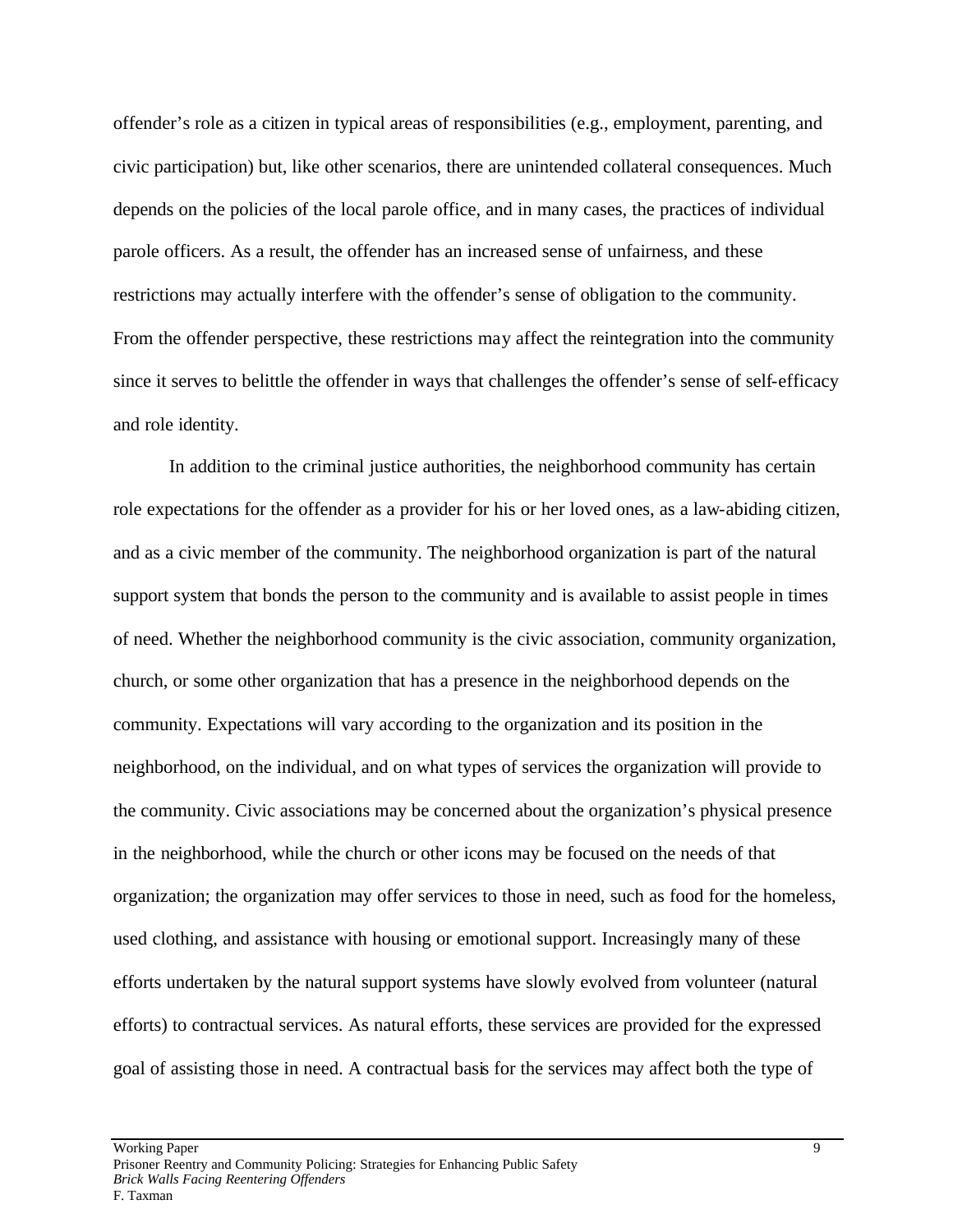offender's role as a citizen in typical areas of responsibilities (e.g., employment, parenting, and civic participation) but, like other scenarios, there are unintended collateral consequences. Much depends on the policies of the local parole office, and in many cases, the practices of individual parole officers. As a result, the offender has an increased sense of unfairness, and these restrictions may actually interfere with the offender's sense of obligation to the community. From the offender perspective, these restrictions may affect the reintegration into the community since it serves to belittle the offender in ways that challenges the offender's sense of self-efficacy and role identity.

In addition to the criminal justice authorities, the neighborhood community has certain role expectations for the offender as a provider for his or her loved ones, as a law-abiding citizen, and as a civic member of the community. The neighborhood organization is part of the natural support system that bonds the person to the community and is available to assist people in times of need. Whether the neighborhood community is the civic association, community organization, church, or some other organization that has a presence in the neighborhood depends on the community. Expectations will vary according to the organization and its position in the neighborhood, on the individual, and on what types of services the organization will provide to the community. Civic associations may be concerned about the organization's physical presence in the neighborhood, while the church or other icons may be focused on the needs of that organization; the organization may offer services to those in need, such as food for the homeless, used clothing, and assistance with housing or emotional support. Increasingly many of these efforts undertaken by the natural support systems have slowly evolved from volunteer (natural efforts) to contractual services. As natural efforts, these services are provided for the expressed goal of assisting those in need. A contractual basis for the services may affect both the type of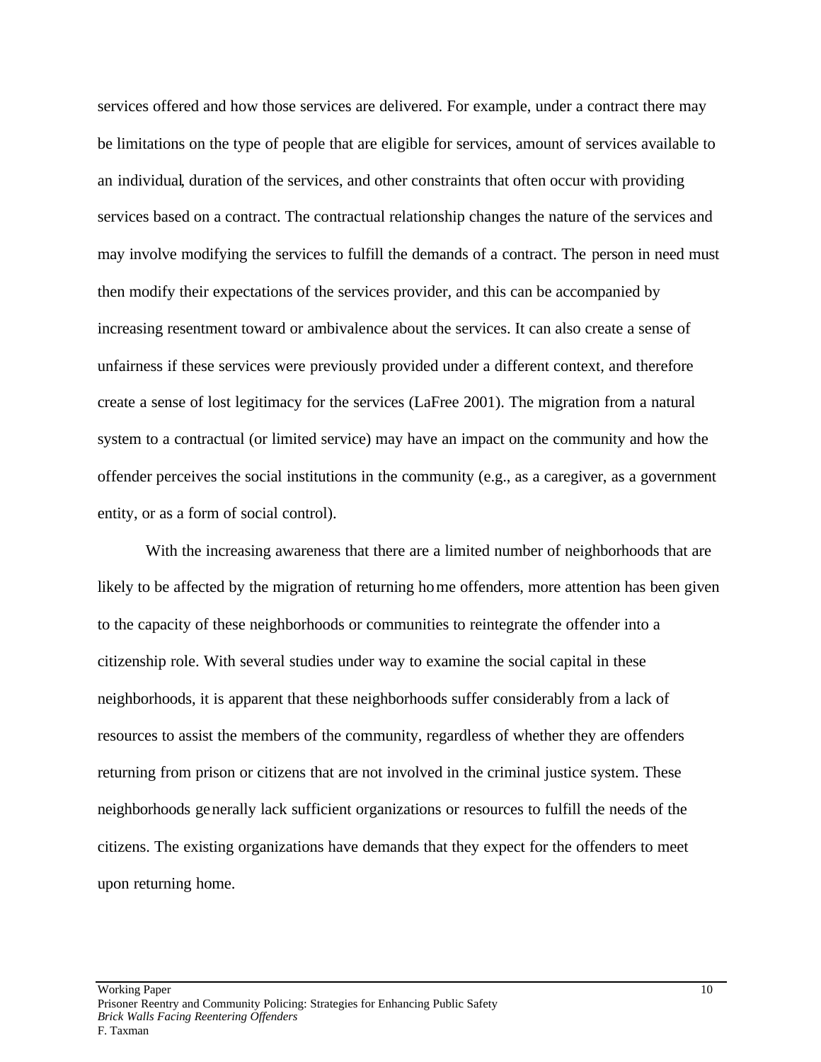services offered and how those services are delivered. For example, under a contract there may be limitations on the type of people that are eligible for services, amount of services available to an individual, duration of the services, and other constraints that often occur with providing services based on a contract. The contractual relationship changes the nature of the services and may involve modifying the services to fulfill the demands of a contract. The person in need must then modify their expectations of the services provider, and this can be accompanied by increasing resentment toward or ambivalence about the services. It can also create a sense of unfairness if these services were previously provided under a different context, and therefore create a sense of lost legitimacy for the services (LaFree 2001). The migration from a natural system to a contractual (or limited service) may have an impact on the community and how the offender perceives the social institutions in the community (e.g., as a caregiver, as a government entity, or as a form of social control).

With the increasing awareness that there are a limited number of neighborhoods that are likely to be affected by the migration of returning home offenders, more attention has been given to the capacity of these neighborhoods or communities to reintegrate the offender into a citizenship role. With several studies under way to examine the social capital in these neighborhoods, it is apparent that these neighborhoods suffer considerably from a lack of resources to assist the members of the community, regardless of whether they are offenders returning from prison or citizens that are not involved in the criminal justice system. These neighborhoods generally lack sufficient organizations or resources to fulfill the needs of the citizens. The existing organizations have demands that they expect for the offenders to meet upon returning home.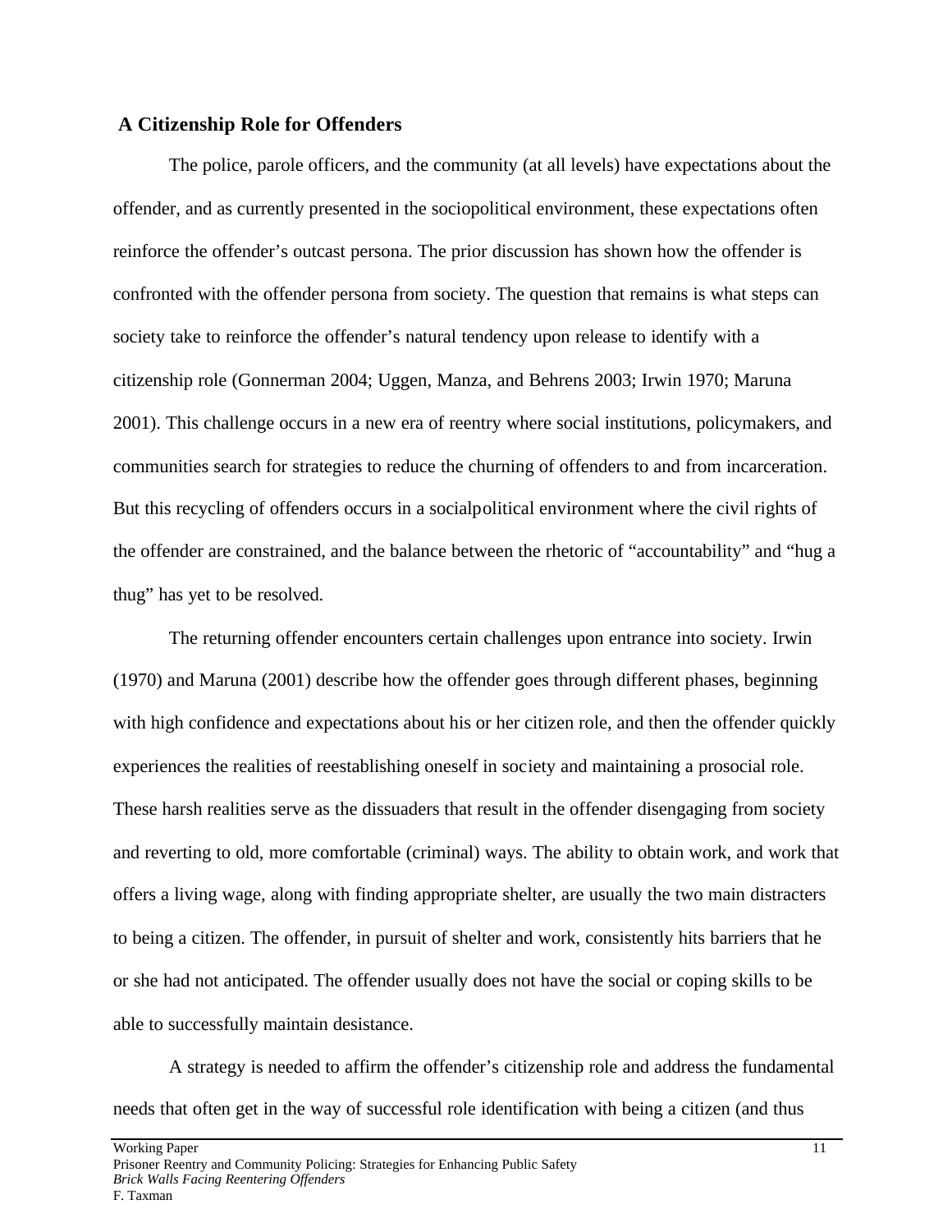## A Citizenship Role for Offenders

The police, parole officers, and the community (at all levels) have expectations about the offender, and as currently presented in the sociopolitical environment, these expectations often reinforce the offender's outcast persona. The prior discussion has shown how the offender is confronted with the offender persona from society. The question that remains is what steps can society take to reinforce the offender's natural tendency upon release to identify with a citizenship role (Gonnerman 2004; Uggen, Manza, and Behrens 2003; Irwin 1970; Maruna 2001). This challenge occurs in a new era of reentry where social institutions, policymakers, and communities search for strategies to reduce the churning of offenders to and from incarceration. But this recycling of offenders occurs in a socialpolitical environment where the civil rights of the offender are constrained, and the balance between the rhetoric of "accountability" and "hug a thug" has yet to be resolved.

The returning offender encounters certain challenges upon entrance into society. Irwin (1970) and Maruna (2001) describe how the offender goes through different phases, beginning with high confidence and expectations about his or her citizen role, and then the offender quickly experiences the realities of reestablishing oneself in society and maintaining a prosocial role. These harsh realities serve as the dissuaders that result in the offender disengaging from society and reverting to old, more comfortable (criminal) ways. The ability to obtain work, and work that offers a living wage, along with finding appropriate shelter, are usually the two main distracters to being a citizen. The offender, in pursuit of shelter and work, consistently hits barriers that he or she had not anticipated. The offender usually does not have the social or coping skills to be able to successfully maintain desistance.

A strategy is needed to affirm the offender's citizenship role and address the fundamental needs that often get in the way of successful role identification with being a citizen (and thus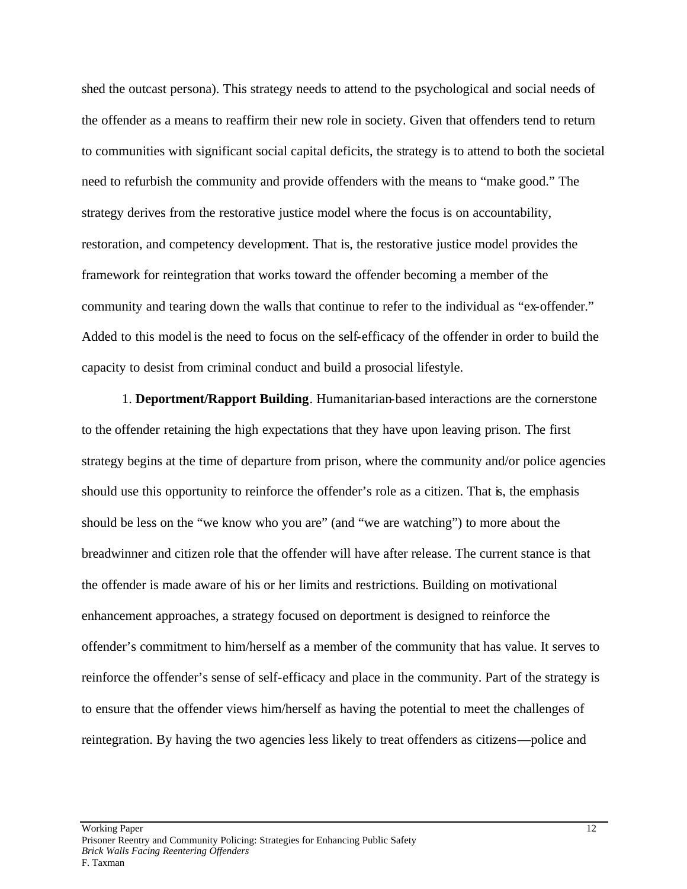shed the outcast persona). This strategy needs to attend to the psychological and social needs of the offender as a means to reaffirm their new role in society. Given that offenders tend to return to communities with significant social capital deficits, the strategy is to attend to both the societal need to refurbish the community and provide offenders with the means to "make good." The strategy derives from the restorative justice model where the focus is on accountability, restoration, and competency development. That is, the restorative justice model provides the framework for reintegration that works toward the offender becoming a member of the community and tearing down the walls that continue to refer to the individual as "ex-offender." Added to this model is the need to focus on the self-efficacy of the offender in order to build the capacity to desist from criminal conduct and build a prosocial lifestyle.

1. **Deportment/Rapport Building**. Humanitarian-based interactions are the cornerstone to the offender retaining the high expectations that they have upon leaving prison. The first strategy begins at the time of departure from prison, where the community and/or police agencies should use this opportunity to reinforce the offender's role as a citizen. That is, the emphasis should be less on the "we know who you are" (and "we are watching") to more about the breadwinner and citizen role that the offender will have after release. The current stance is that the offender is made aware of his or her limits and restrictions. Building on motivational enhancement approaches, a strategy focused on deportment is designed to reinforce the offender's commitment to him/herself as a member of the community that has value. It serves to reinforce the offender's sense of self-efficacy and place in the community. Part of the strategy is to ensure that the offender views him/herself as having the potential to meet the challenges of reintegration. By having the two agencies less likely to treat offenders as citizens—police and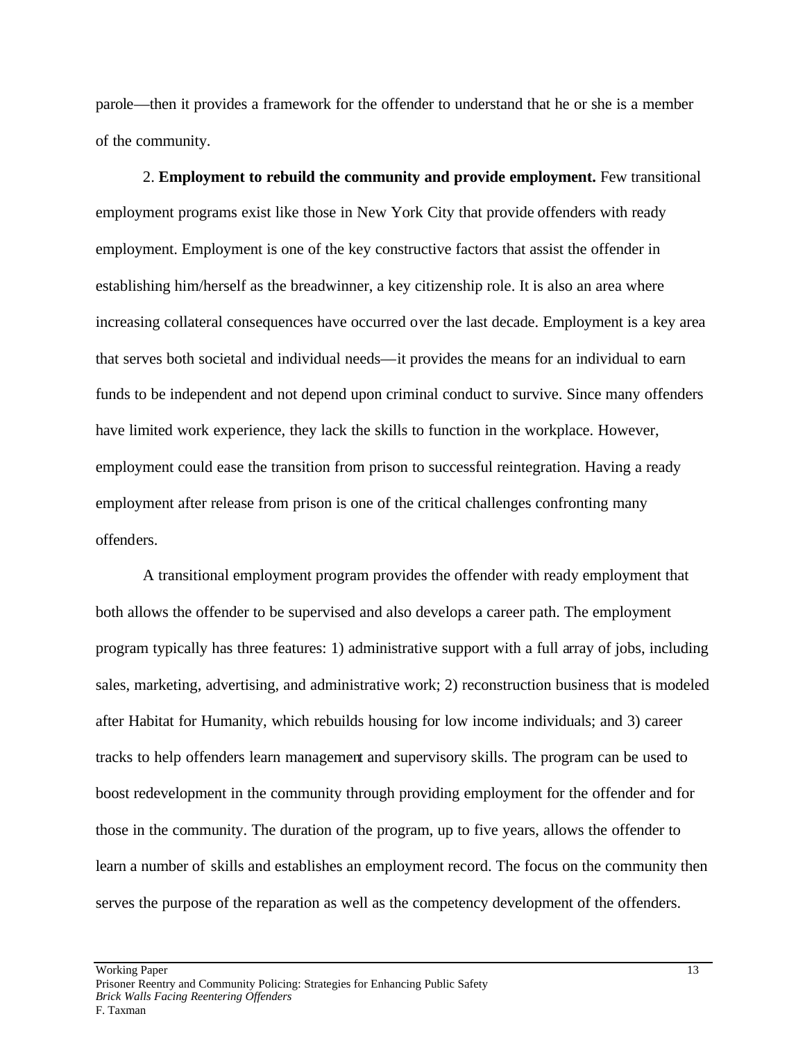parole—then it provides a framework for the offender to understand that he or she is a member of the community.

2. **Employment to rebuild the community and provide employment.** Few transitional employment programs exist like those in New York City that provide offenders with ready employment. Employment is one of the key constructive factors that assist the offender in establishing him/herself as the breadwinner, a key citizenship role. It is also an area where increasing collateral consequences have occurred over the last decade. Employment is a key area that serves both societal and individual needs—it provides the means for an individual to earn funds to be independent and not depend upon criminal conduct to survive. Since many offenders have limited work experience, they lack the skills to function in the workplace. However, employment could ease the transition from prison to successful reintegration. Having a ready employment after release from prison is one of the critical challenges confronting many offenders.

A transitional employment program provides the offender with ready employment that both allows the offender to be supervised and also develops a career path. The employment program typically has three features: 1) administrative support with a full array of jobs, including sales, marketing, advertising, and administrative work; 2) reconstruction business that is modeled after Habitat for Humanity, which rebuilds housing for low income individuals; and 3) career tracks to help offenders learn management and supervisory skills. The program can be used to boost redevelopment in the community through providing employment for the offender and for those in the community. The duration of the program, up to five years, allows the offender to learn a number of skills and establishes an employment record. The focus on the community then serves the purpose of the reparation as well as the competency development of the offenders.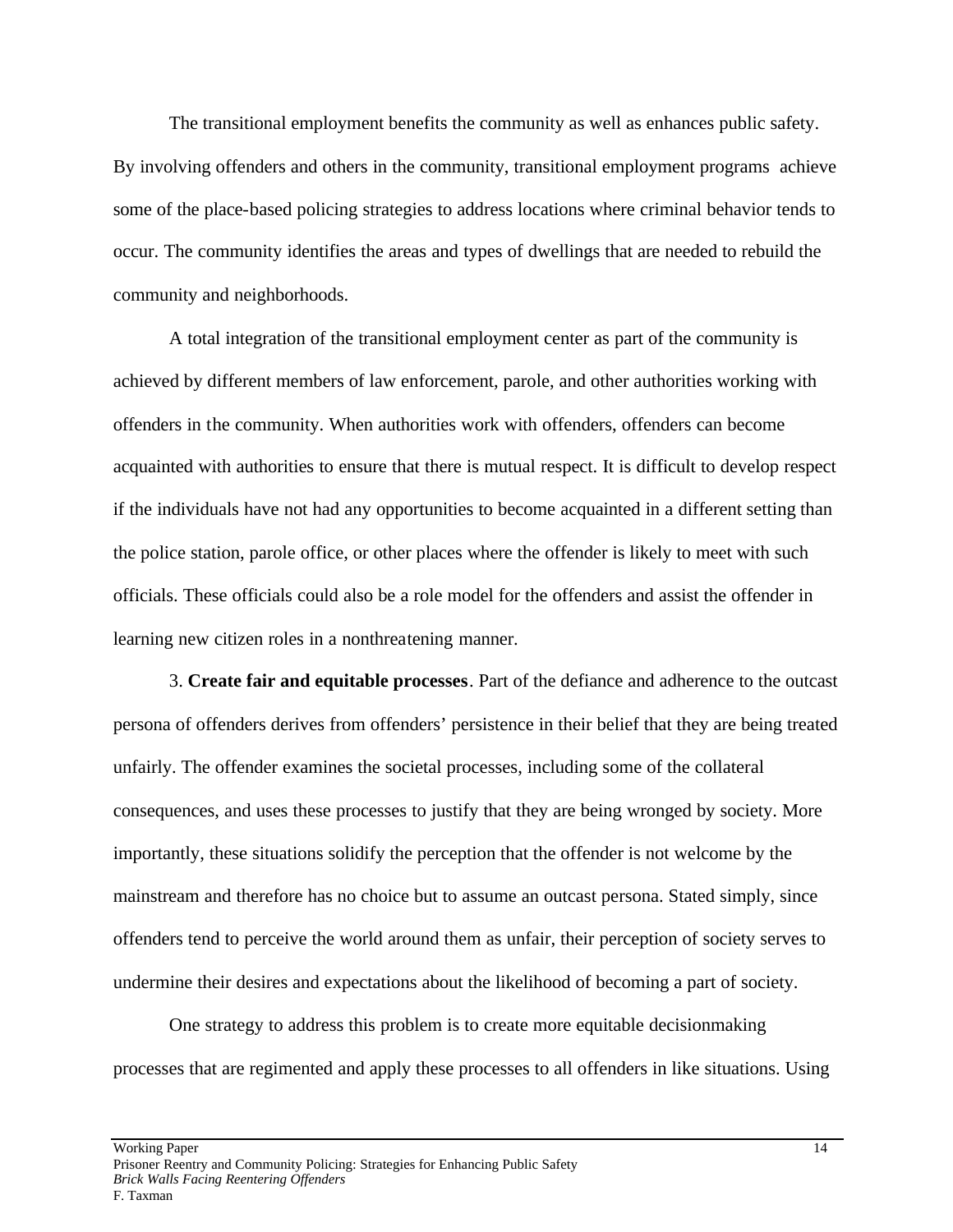The transitional employment benefits the community as well as enhances public safety. By involving offenders and others in the community, transitional employment programs achieve some of the place-based policing strategies to address locations where criminal behavior tends to occur. The community identifies the areas and types of dwellings that are needed to rebuild the community and neighborhoods.

A total integration of the transitional employment center as part of the community is achieved by different members of law enforcement, parole, and other authorities working with offenders in the community. When authorities work with offenders, offenders can become acquainted with authorities to ensure that there is mutual respect. It is difficult to develop respect if the individuals have not had any opportunities to become acquainted in a different setting than the police station, parole office, or other places where the offender is likely to meet with such officials. These officials could also be a role model for the offenders and assist the offender in learning new citizen roles in a nonthreatening manner.

3. **Create fair and equitable processes**. Part of the defiance and adherence to the outcast persona of offenders derives from offenders' persistence in their belief that they are being treated unfairly. The offender examines the societal processes, including some of the collateral consequences, and uses these processes to justify that they are being wronged by society. More importantly, these situations solidify the perception that the offender is not welcome by the mainstream and therefore has no choice but to assume an outcast persona. Stated simply, since offenders tend to perceive the world around them as unfair, their perception of society serves to undermine their desires and expectations about the likelihood of becoming a part of society.

One strategy to address this problem is to create more equitable decisionmaking processes that are regimented and apply these processes to all offenders in like situations. Using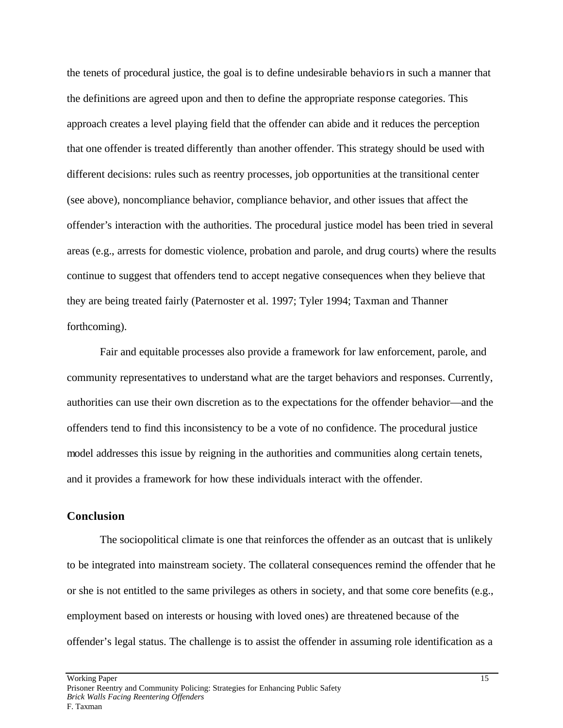the tenets of procedural justice, the goal is to define undesirable behaviors in such a manner that the definitions are agreed upon and then to define the appropriate response categories. This approach creates a level playing field that the offender can abide and it reduces the perception that one offender is treated differently than another offender. This strategy should be used with different decisions: rules such as reentry processes, job opportunities at the transitional center (see above), noncompliance behavior, compliance behavior, and other issues that affect the offender's interaction with the authorities. The procedural justice model has been tried in several areas (e.g., arrests for domestic violence, probation and parole, and drug courts) where the results continue to suggest that offenders tend to accept negative consequences when they believe that they are being treated fairly (Paternoster et al. 1997; Tyler 1994; Taxman and Thanner forthcoming).

Fair and equitable processes also provide a framework for law enforcement, parole, and community representatives to understand what are the target behaviors and responses. Currently, authorities can use their own discretion as to the expectations for the offender behavior—and the offenders tend to find this inconsistency to be a vote of no confidence. The procedural justice model addresses this issue by reigning in the authorities and communities along certain tenets, and it provides a framework for how these individuals interact with the offender.

## Conclusion

The sociopolitical climate is one that reinforces the offender as an outcast that is unlikely to be integrated into mainstream society. The collateral consequences remind the offender that he or she is not entitled to the same privileges as others in society, and that some core benefits (e.g., employment based on interests or housing with loved ones) are threatened because of the offender's legal status. The challenge is to assist the offender in assuming role identification as a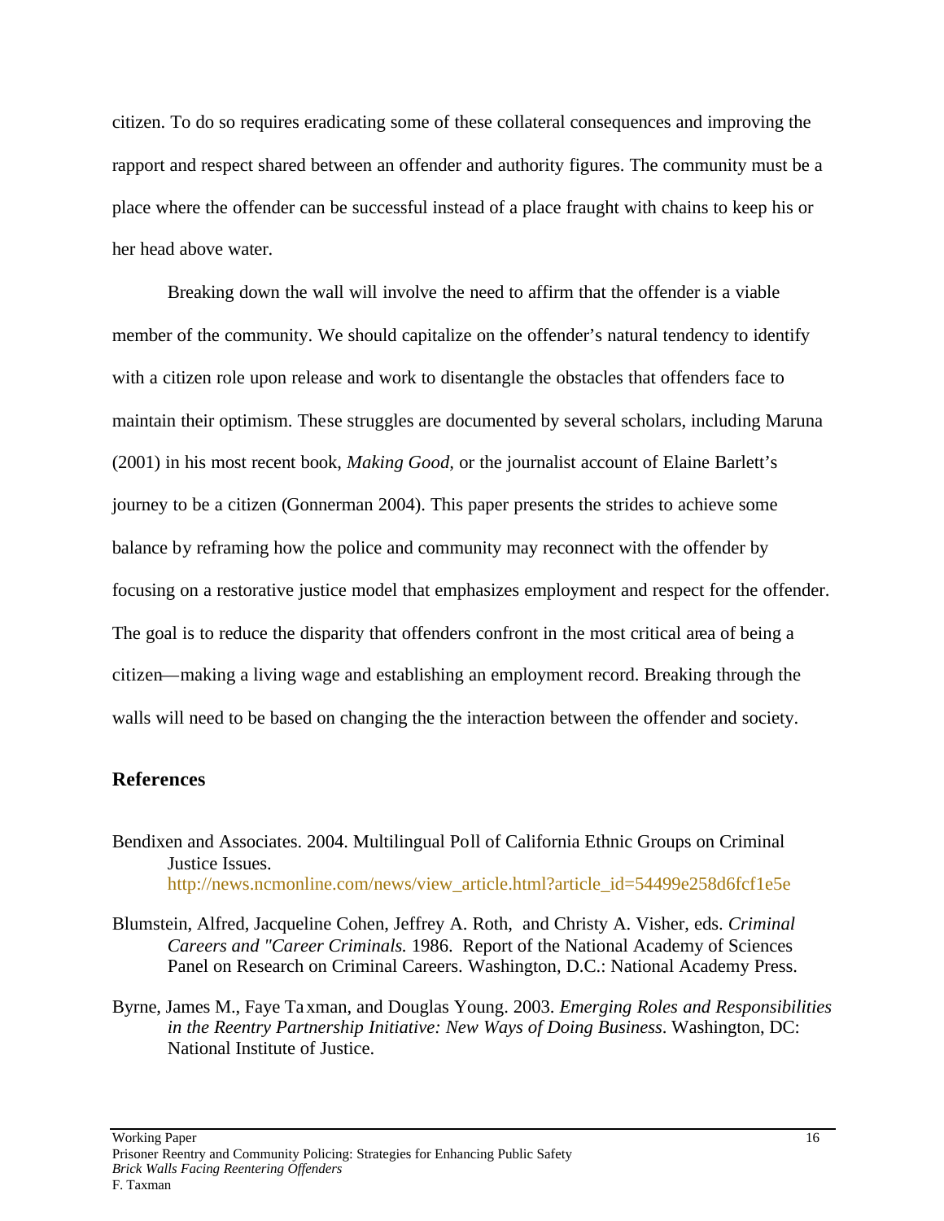citizen. To do so requires eradicating some of these collateral consequences and improving the rapport and respect shared between an offender and authority figures. The community must be a place where the offender can be successful instead of a place fraught with chains to keep his or her head above water.

Breaking down the wall will involve the need to affirm that the offender is a viable member of the community. We should capitalize on the offender's natural tendency to identify with a citizen role upon release and work to disentangle the obstacles that offenders face to maintain their optimism. These struggles are documented by several scholars, including Maruna (2001) in his most recent book, *Making Good*, or the journalist account of Elaine Barlett's journey to be a citizen (Gonnerman 2004). This paper presents the strides to achieve some balance by reframing how the police and community may reconnect with the offender by focusing on a restorative justice model that emphasizes employment and respect for the offender. The goal is to reduce the disparity that offenders confront in the most critical area of being a citizen—making a living wage and establishing an employment record. Breaking through the walls will need to be based on changing the the interaction between the offender and society.

## References

Bendixen and Associates. 2004. Multilingual Poll of California Ethnic Groups on Criminal Justice Issues. http://news.ncmonline.com/news/view_article.html?article_id=54499e258d6fcf1e5e

Blumstein, Alfred, Jacqueline Cohen, Jeffrey A. Roth, and Christy A. Visher, eds. *Criminal Careers and "Career Criminals.* 1986. Report of the National Academy of Sciences Panel on Research on Criminal Careers. Washington, D.C.: National Academy Press.

Byrne, James M., Faye Taxman, and Douglas Young. 2003. *Emerging Roles and Responsibilities in the Reentry Partnership Initiative: New Ways of Doing Business*. Washington, DC: National Institute of Justice.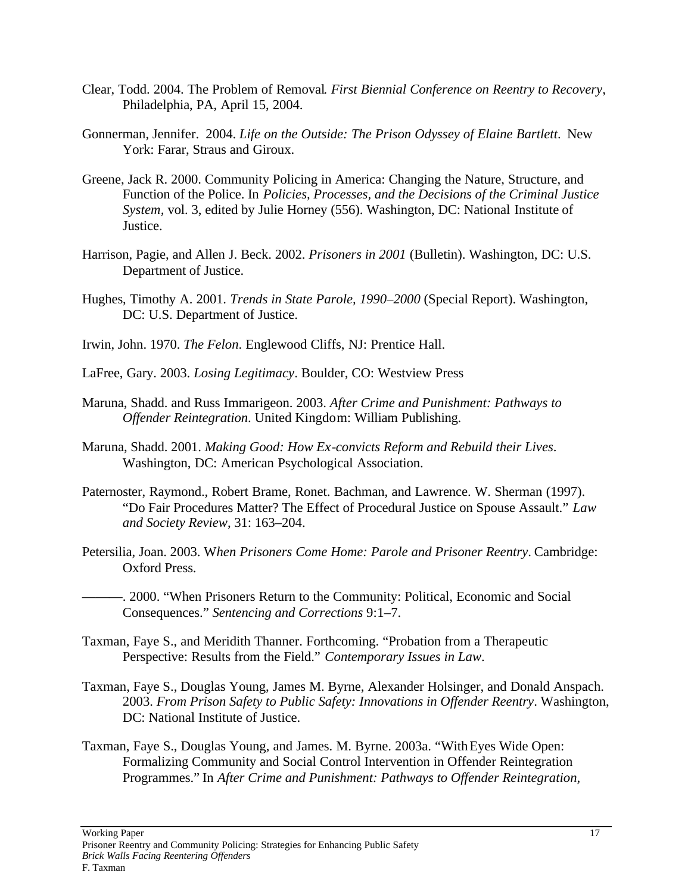Clear, Todd. 2004. The Problem of Removal. *First Biennial Conference on Reentry to Recovery*, Philadelphia, PA, April 15, 2004.

Gonnerman, Jennifer. 2004. *Life on the Outside: The Prison Odyssey of Elaine Bartlett*. New York: Farar, Straus and Giroux.

Greene, Jack R. 2000. Community Policing in America: Changing the Nature, Structure, and Function of the Police. In *Policies, Processes, and the Decisions of the Criminal Justice System*, vol. 3, edited by Julie Horney (556). Washington, DC: National Institute of Justice.

Harrison, Pagie, and Allen J. Beck. 2002. *Prisoners in 2001* (Bulletin). Washington, DC: U.S. Department of Justice.

Hughes, Timothy A. 2001. *Trends in State Parole, 1990–2000* (Special Report). Washington, DC: U.S. Department of Justice.

Irwin, John. 1970. *The Felon*. Englewood Cliffs, NJ: Prentice Hall.

LaFree, Gary. 2003. *Losing Legitimacy*. Boulder, CO: Westview Press

Maruna, Shadd. and Russ Immarigeon. 2003. *After Crime and Punishment: Pathways to Offender Reintegration*. United Kingdom: William Publishing.

Maruna, Shadd. 2001. *Making Good: How Ex-convicts Reform and Rebuild their Lives*. Washington, DC: American Psychological Association.

Paternoster, Raymond., Robert Brame, Ronet. Bachman, and Lawrence. W. Sherman (1997). "Do Fair Procedures Matter? The Effect of Procedural Justice on Spouse Assault." *Law and Society Review*, 31: 163–204.

Petersilia, Joan. 2003. W*hen Prisoners Come Home: Parole and Prisoner Reentry*. Cambridge: Oxford Press.

———. 2000. "When Prisoners Return to the Community: Political, Economic and Social Consequences." *Sentencing and Corrections* 9:1–7.

Taxman, Faye S., and Meridith Thanner. Forthcoming. "Probation from a Therapeutic Perspective: Results from the Field." *Contemporary Issues in Law*.

Taxman, Faye S., Douglas Young, James M. Byrne, Alexander Holsinger, and Donald Anspach. 2003. *From Prison Safety to Public Safety: Innovations in Offender Reentry*. Washington, DC: National Institute of Justice.

Taxman, Faye S., Douglas Young, and James. M. Byrne. 2003a. "With Eyes Wide Open: Formalizing Community and Social Control Intervention in Offender Reintegration Programmes." In *After Crime and Punishment: Pathways to Offender Reintegration*,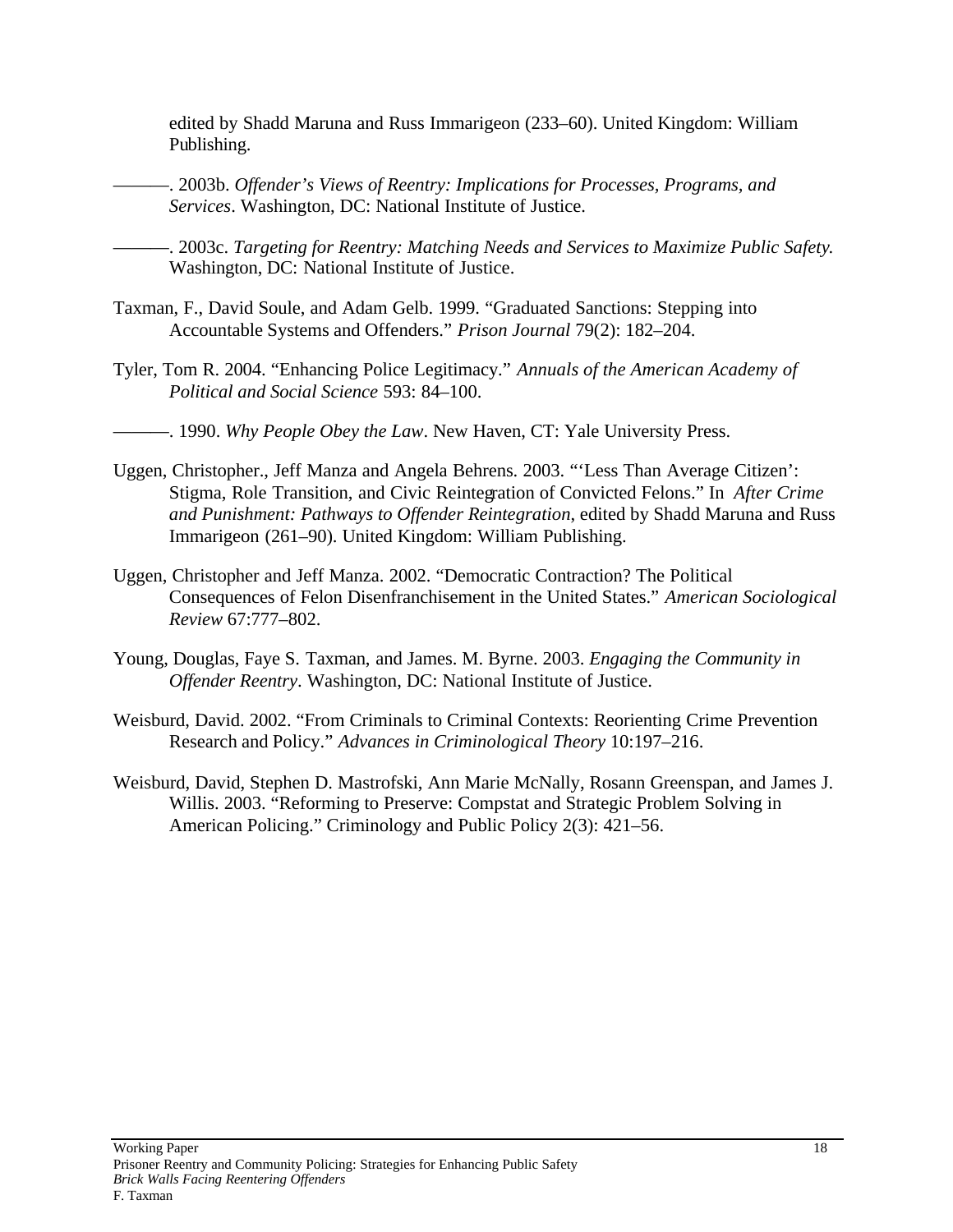edited by Shadd Maruna and Russ Immarigeon (233–60). United Kingdom: William Publishing.

———. 2003b. *Offender's Views of Reentry: Implications for Processes, Programs, and Services*. Washington, DC: National Institute of Justice.

———. 2003c. *Targeting for Reentry: Matching Needs and Services to Maximize Public Safety.* Washington, DC: National Institute of Justice.

Taxman, F., David Soule, and Adam Gelb. 1999. "Graduated Sanctions: Stepping into Accountable Systems and Offenders." *Prison Journal* 79(2): 182–204.

Tyler, Tom R. 2004. "Enhancing Police Legitimacy." *Annuals of the American Academy of Political and Social Science* 593: 84–100.

———. 1990. *Why People Obey the Law*. New Haven, CT: Yale University Press.

Uggen, Christopher., Jeff Manza and Angela Behrens. 2003. "'Less Than Average Citizen': Stigma, Role Transition, and Civic Reintegration of Convicted Felons." In *After Crime and Punishment: Pathways to Offender Reintegration*, edited by Shadd Maruna and Russ Immarigeon (261–90). United Kingdom: William Publishing.

Uggen, Christopher and Jeff Manza. 2002. "Democratic Contraction? The Political Consequences of Felon Disenfranchisement in the United States." *American Sociological Review* 67:777–802.

Young, Douglas, Faye S. Taxman, and James. M. Byrne. 2003. *Engaging the Community in Offender Reentry*. Washington, DC: National Institute of Justice.

Weisburd, David. 2002. "From Criminals to Criminal Contexts: Reorienting Crime Prevention Research and Policy." *Advances in Criminological Theory* 10:197–216.

Weisburd, David, Stephen D. Mastrofski, Ann Marie McNally, Rosann Greenspan, and James J. Willis. 2003. "Reforming to Preserve: Compstat and Strategic Problem Solving in American Policing." Criminology and Public Policy 2(3): 421–56.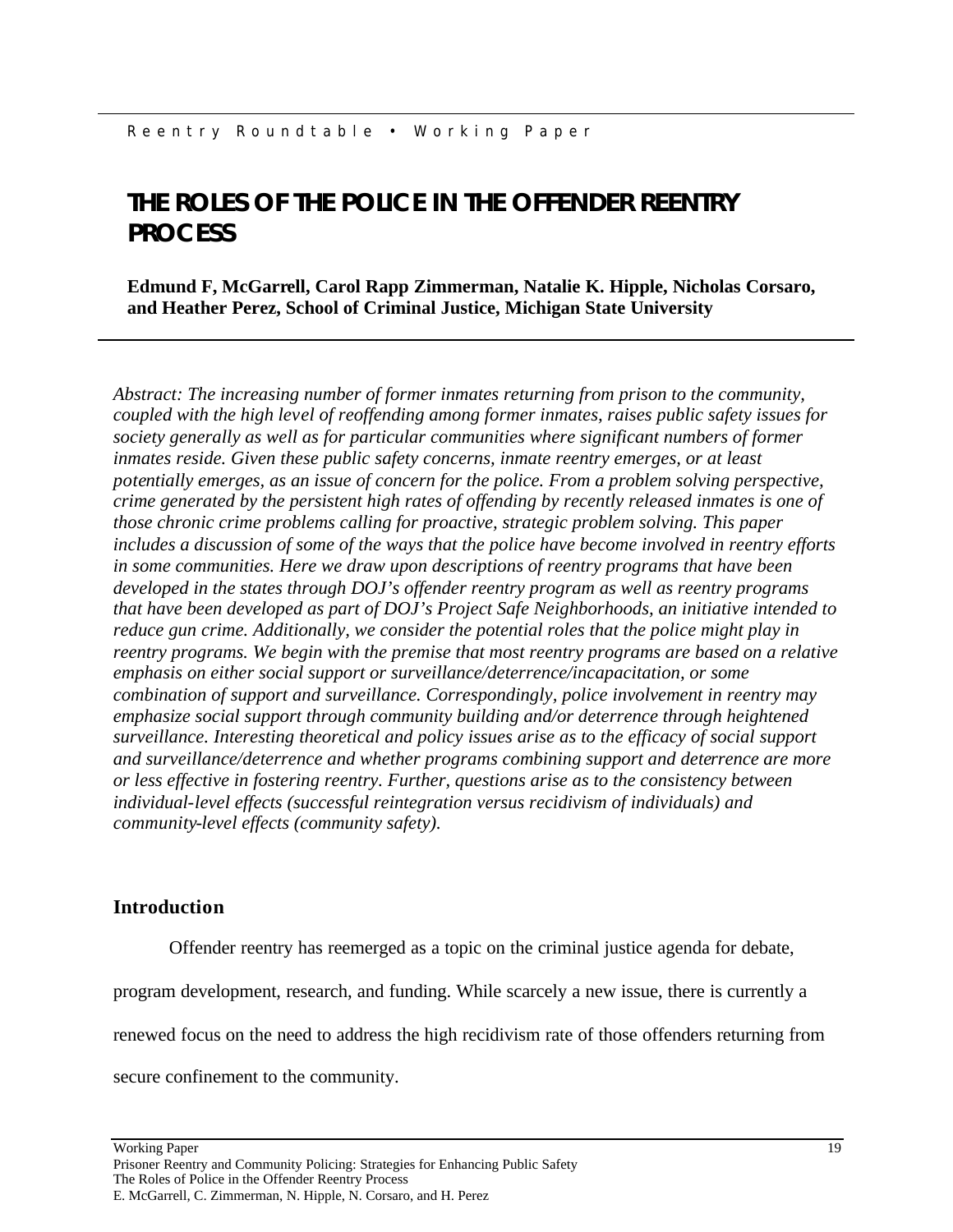# THE ROLES OF THE POLICE IN THE OFFENDER REENTRY PROCESS

**Edmund F, McGarrell, Carol Rapp Zimmerman, Natalie K. Hipple, Nicholas Corsaro, and Heather Perez, School of Criminal Justice, Michigan State University**

*Abstract: The increasing number of former inmates returning from prison to the community, coupled with the high level of reoffending among former inmates, raises public safety issues for society generally as well as for particular communities where significant numbers of former inmates reside. Given these public safety concerns, inmate reentry emerges, or at least potentially emerges, as an issue of concern for the police. From a problem solving perspective, crime generated by the persistent high rates of offending by recently released inmates is one of those chronic crime problems calling for proactive, strategic problem solving. This paper includes a discussion of some of the ways that the police have become involved in reentry efforts in some communities. Here we draw upon descriptions of reentry programs that have been developed in the states through DOJ's offender reentry program as well as reentry programs that have been developed as part of DOJ's Project Safe Neighborhoods, an initiative intended to reduce gun crime. Additionally, we consider the potential roles that the police might play in reentry programs. We begin with the premise that most reentry programs are based on a relative emphasis on either social support or surveillance/deterrence/incapacitation, or some combination of support and surveillance. Correspondingly, police involvement in reentry may emphasize social support through community building and/or deterrence through heightened surveillance. Interesting theoretical and policy issues arise as to the efficacy of social support and surveillance/deterrence and whether programs combining support and deterrence are more or less effective in fostering reentry. Further, questions arise as to the consistency between individual-level effects (successful reintegration versus recidivism of individuals) and community-level effects (community safety).*

## Introduction

Offender reentry has reemerged as a topic on the criminal justice agenda for debate, program development, research, and funding. While scarcely a new issue, there is currently a renewed focus on the need to address the high recidivism rate of those offenders returning from secure confinement to the community.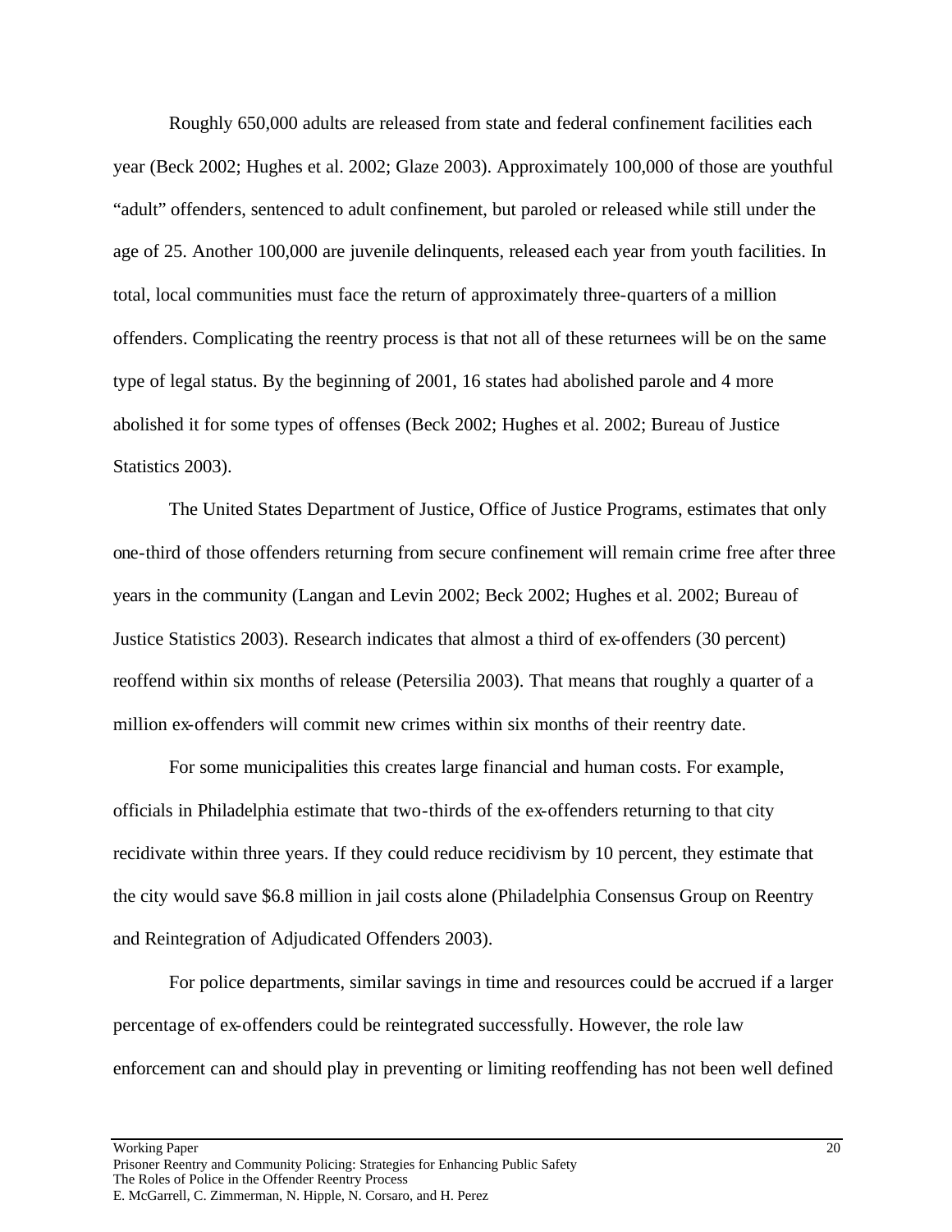Roughly 650,000 adults are released from state and federal confinement facilities each year (Beck 2002; Hughes et al. 2002; Glaze 2003). Approximately 100,000 of those are youthful "adult" offenders, sentenced to adult confinement, but paroled or released while still under the age of 25. Another 100,000 are juvenile delinquents, released each year from youth facilities. In total, local communities must face the return of approximately three-quarters of a million offenders. Complicating the reentry process is that not all of these returnees will be on the same type of legal status. By the beginning of 2001, 16 states had abolished parole and 4 more abolished it for some types of offenses (Beck 2002; Hughes et al. 2002; Bureau of Justice Statistics 2003).

The United States Department of Justice, Office of Justice Programs, estimates that only one-third of those offenders returning from secure confinement will remain crime free after three years in the community (Langan and Levin 2002; Beck 2002; Hughes et al. 2002; Bureau of Justice Statistics 2003). Research indicates that almost a third of ex-offenders (30 percent) reoffend within six months of release (Petersilia 2003). That means that roughly a quarter of a million ex-offenders will commit new crimes within six months of their reentry date.

For some municipalities this creates large financial and human costs. For example, officials in Philadelphia estimate that two-thirds of the ex-offenders returning to that city recidivate within three years. If they could reduce recidivism by 10 percent, they estimate that the city would save $6.8 million in jail costs alone (Philadelphia Consensus Group on Reentry and Reintegration of Adjudicated Offenders 2003).

For police departments, similar savings in time and resources could be accrued if a larger percentage of ex-offenders could be reintegrated successfully. However, the role law enforcement can and should play in preventing or limiting reoffending has not been well defined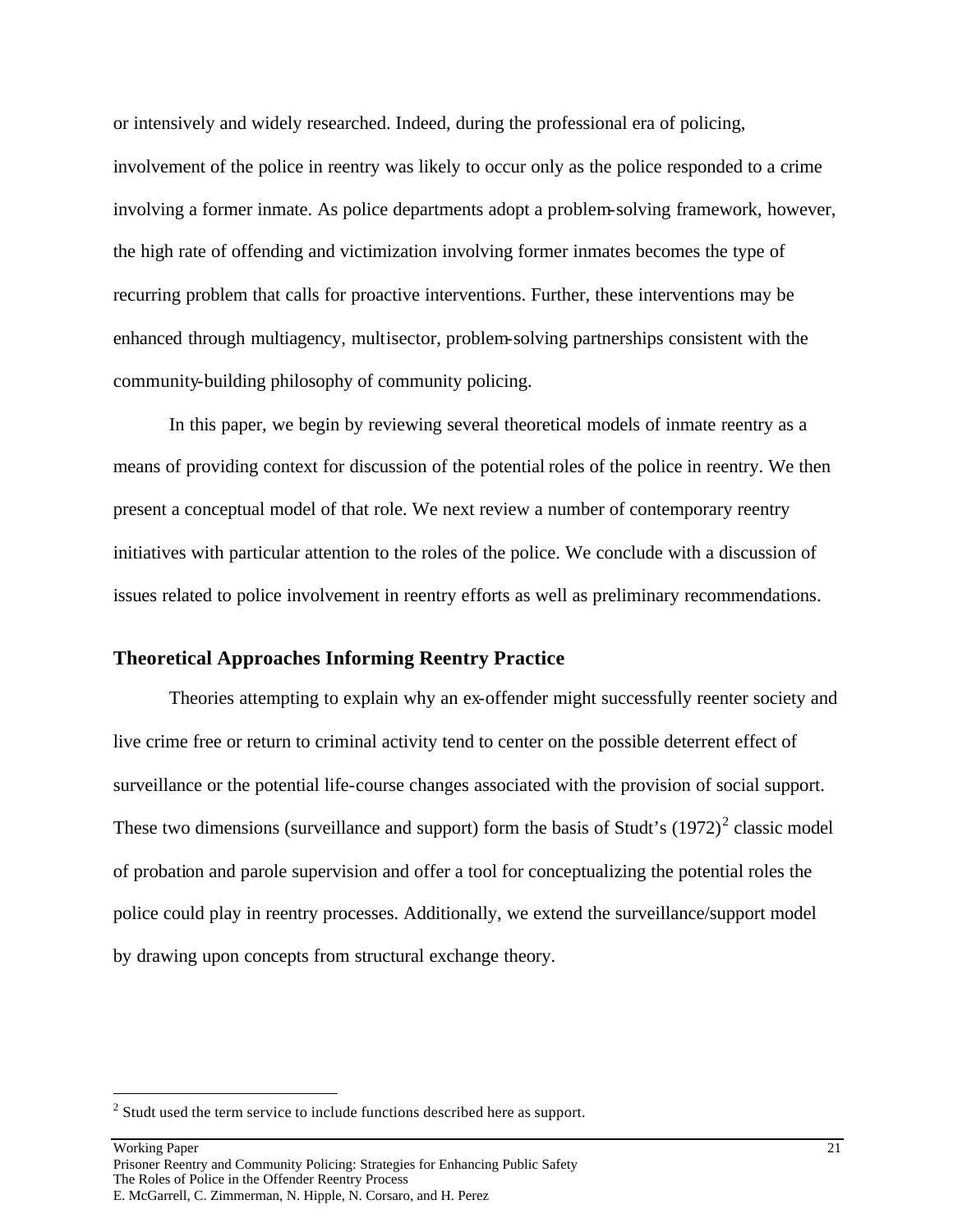or intensively and widely researched. Indeed, during the professional era of policing, involvement of the police in reentry was likely to occur only as the police responded to a crime involving a former inmate. As police departments adopt a problem-solving framework, however, the high rate of offending and victimization involving former inmates becomes the type of recurring problem that calls for proactive interventions. Further, these interventions may be enhanced through multiagency, multisector, problem-solving partnerships consistent with the community-building philosophy of community policing.

In this paper, we begin by reviewing several theoretical models of inmate reentry as a means of providing context for discussion of the potential roles of the police in reentry. We then present a conceptual model of that role. We next review a number of contemporary reentry initiatives with particular attention to the roles of the police. We conclude with a discussion of issues related to police involvement in reentry efforts as well as preliminary recommendations.

## Theoretical Approaches Informing Reentry Practice

Theories attempting to explain why an ex-offender might successfully reenter society and live crime free or return to criminal activity tend to center on the possible deterrent effect of surveillance or the potential life-course changes associated with the provision of social support. These two dimensions (surveillance and support) form the basis of Studt's (1972)[2] classic model of probation and parole supervision and offer a tool for conceptualizing the potential roles the police could play in reentry processes. Additionally, we extend the surveillance/support model by drawing upon concepts from structural exchange theory.

[2] Studt used the term service to include functions described here as support.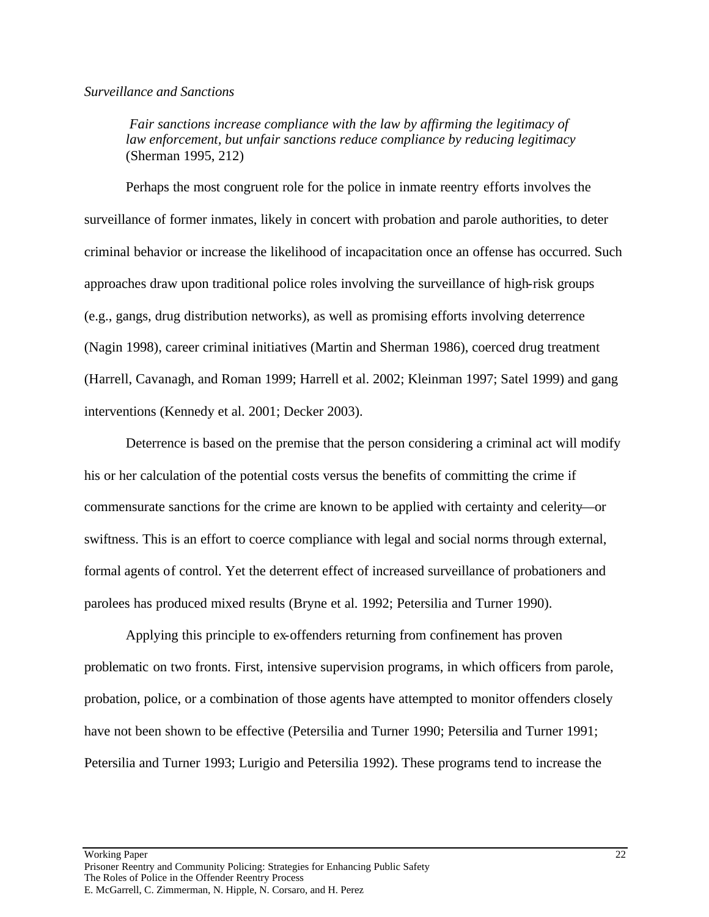*Surveillance and Sanctions*

> *Fair sanctions increase compliance with the law by affirming the legitimacy of law enforcement, but unfair sanctions reduce compliance by reducing legitimacy* (Sherman 1995, 212)

Perhaps the most congruent role for the police in inmate reentry efforts involves the surveillance of former inmates, likely in concert with probation and parole authorities, to deter criminal behavior or increase the likelihood of incapacitation once an offense has occurred. Such approaches draw upon traditional police roles involving the surveillance of high-risk groups (e.g., gangs, drug distribution networks), as well as promising efforts involving deterrence (Nagin 1998), career criminal initiatives (Martin and Sherman 1986), coerced drug treatment (Harrell, Cavanagh, and Roman 1999; Harrell et al. 2002; Kleinman 1997; Satel 1999) and gang interventions (Kennedy et al. 2001; Decker 2003).

Deterrence is based on the premise that the person considering a criminal act will modify his or her calculation of the potential costs versus the benefits of committing the crime if commensurate sanctions for the crime are known to be applied with certainty and celerity—or swiftness. This is an effort to coerce compliance with legal and social norms through external, formal agents of control. Yet the deterrent effect of increased surveillance of probationers and parolees has produced mixed results (Bryne et al. 1992; Petersilia and Turner 1990).

Applying this principle to ex-offenders returning from confinement has proven problematic on two fronts. First, intensive supervision programs, in which officers from parole, probation, police, or a combination of those agents have attempted to monitor offenders closely have not been shown to be effective (Petersilia and Turner 1990; Petersilia and Turner 1991; Petersilia and Turner 1993; Lurigio and Petersilia 1992). These programs tend to increase the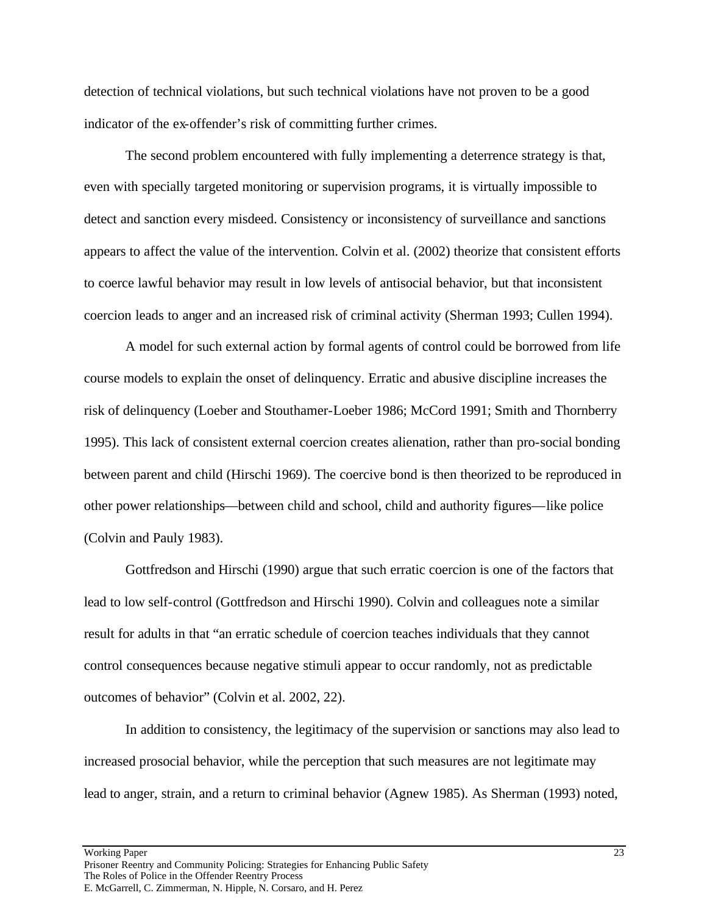detection of technical violations, but such technical violations have not proven to be a good indicator of the ex-offender's risk of committing further crimes.

The second problem encountered with fully implementing a deterrence strategy is that, even with specially targeted monitoring or supervision programs, it is virtually impossible to detect and sanction every misdeed. Consistency or inconsistency of surveillance and sanctions appears to affect the value of the intervention. Colvin et al. (2002) theorize that consistent efforts to coerce lawful behavior may result in low levels of antisocial behavior, but that inconsistent coercion leads to anger and an increased risk of criminal activity (Sherman 1993; Cullen 1994).

A model for such external action by formal agents of control could be borrowed from life course models to explain the onset of delinquency. Erratic and abusive discipline increases the risk of delinquency (Loeber and Stouthamer-Loeber 1986; McCord 1991; Smith and Thornberry 1995). This lack of consistent external coercion creates alienation, rather than pro-social bonding between parent and child (Hirschi 1969). The coercive bond is then theorized to be reproduced in other power relationships—between child and school, child and authority figures—like police (Colvin and Pauly 1983).

Gottfredson and Hirschi (1990) argue that such erratic coercion is one of the factors that lead to low self-control (Gottfredson and Hirschi 1990). Colvin and colleagues note a similar result for adults in that "an erratic schedule of coercion teaches individuals that they cannot control consequences because negative stimuli appear to occur randomly, not as predictable outcomes of behavior" (Colvin et al. 2002, 22).

In addition to consistency, the legitimacy of the supervision or sanctions may also lead to increased prosocial behavior, while the perception that such measures are not legitimate may lead to anger, strain, and a return to criminal behavior (Agnew 1985). As Sherman (1993) noted,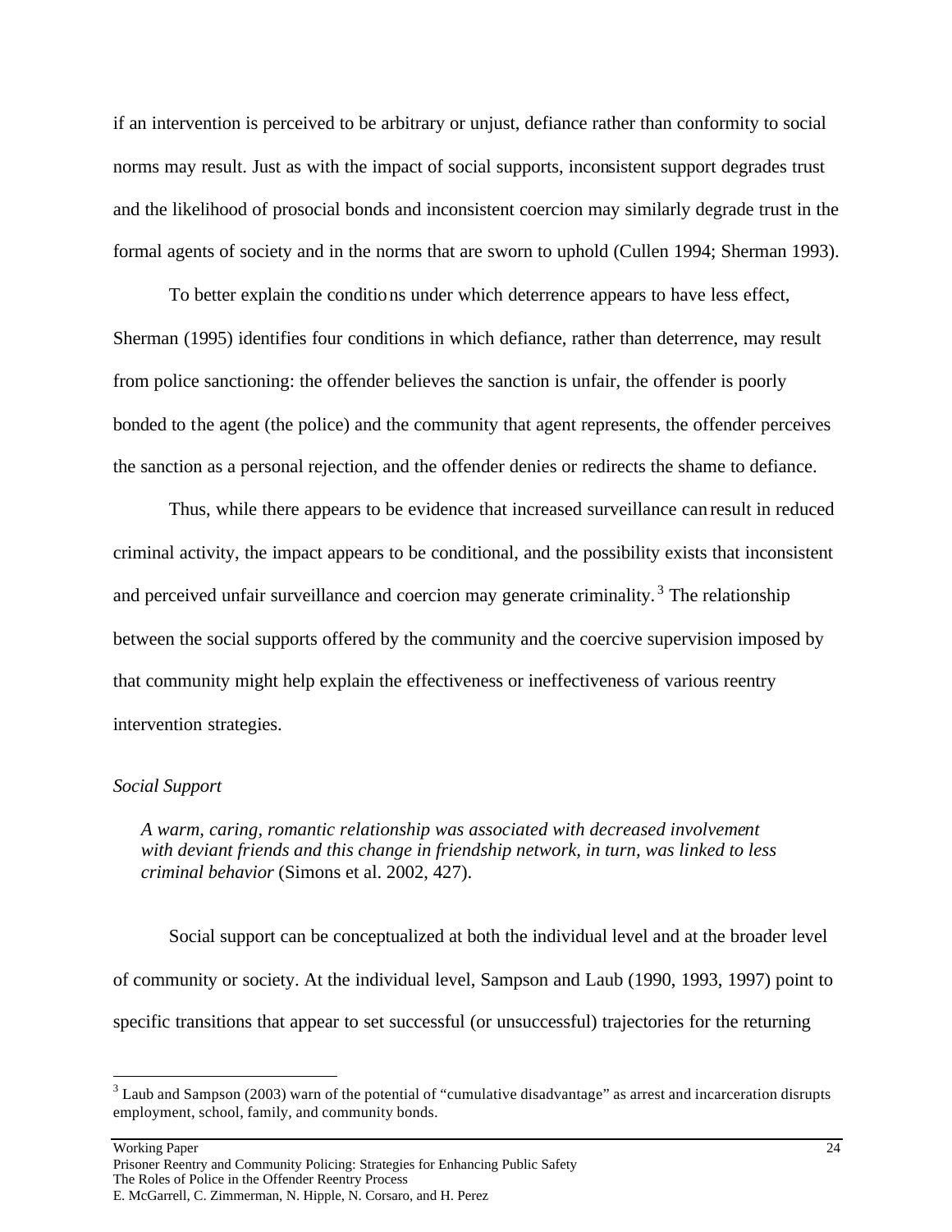if an intervention is perceived to be arbitrary or unjust, defiance rather than conformity to social norms may result. Just as with the impact of social supports, inconsistent support degrades trust and the likelihood of prosocial bonds and inconsistent coercion may similarly degrade trust in the formal agents of society and in the norms that are sworn to uphold (Cullen 1994; Sherman 1993).

To better explain the conditions under which deterrence appears to have less effect, Sherman (1995) identifies four conditions in which defiance, rather than deterrence, may result from police sanctioning: the offender believes the sanction is unfair, the offender is poorly bonded to the agent (the police) and the community that agent represents, the offender perceives the sanction as a personal rejection, and the offender denies or redirects the shame to defiance.

Thus, while there appears to be evidence that increased surveillance can result in reduced criminal activity, the impact appears to be conditional, and the possibility exists that inconsistent and perceived unfair surveillance and coercion may generate criminality.[3] The relationship between the social supports offered by the community and the coercive supervision imposed by that community might help explain the effectiveness or ineffectiveness of various reentry intervention strategies.

*Social Support*

> *A warm, caring, romantic relationship was associated with decreased involvement with deviant friends and this change in friendship network, in turn, was linked to less criminal behavior* (Simons et al. 2002, 427).

Social support can be conceptualized at both the individual level and at the broader level of community or society. At the individual level, Sampson and Laub (1990, 1993, 1997) point to specific transitions that appear to set successful (or unsuccessful) trajectories for the returning

[3] Laub and Sampson (2003) warn of the potential of "cumulative disadvantage" as arrest and incarceration disrupts employment, school, family, and community bonds.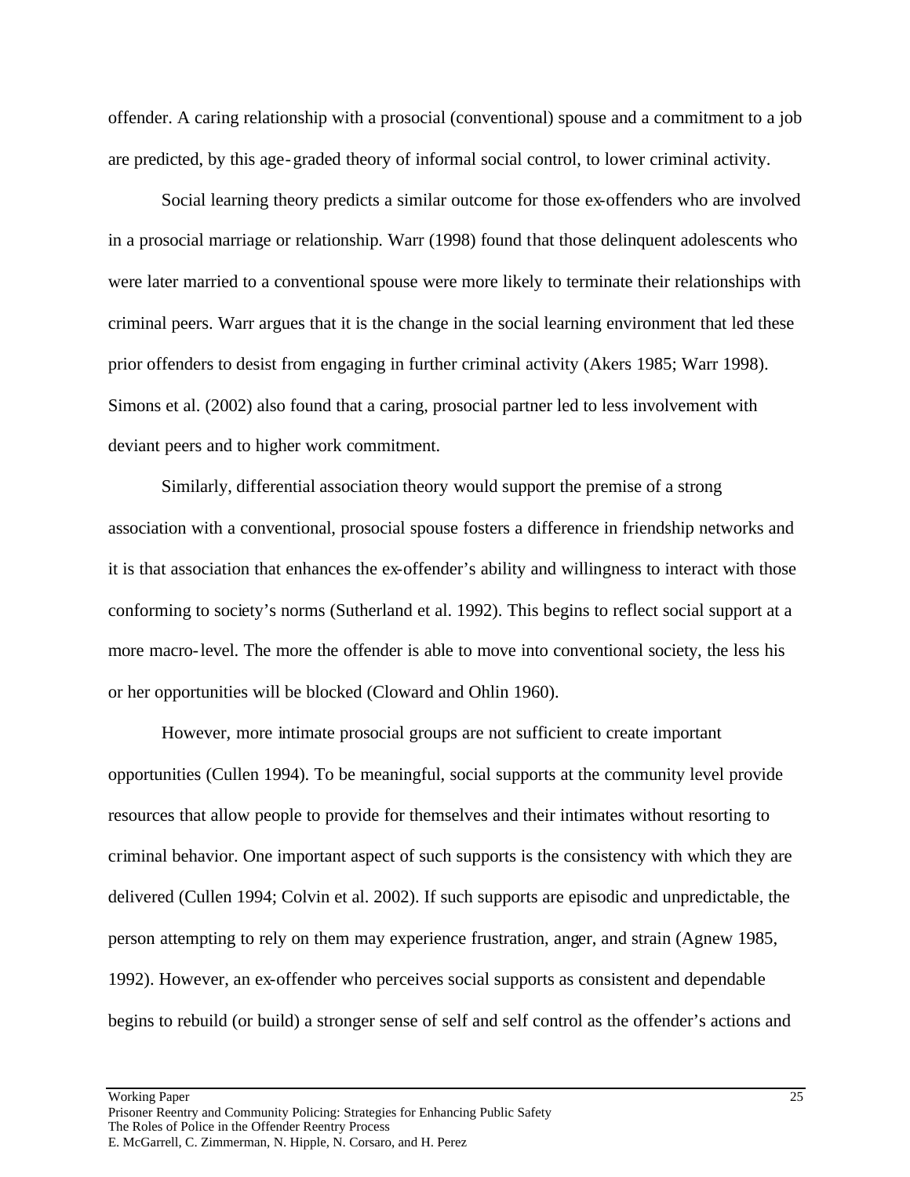offender. A caring relationship with a prosocial (conventional) spouse and a commitment to a job are predicted, by this age-graded theory of informal social control, to lower criminal activity.

Social learning theory predicts a similar outcome for those ex-offenders who are involved in a prosocial marriage or relationship. Warr (1998) found that those delinquent adolescents who were later married to a conventional spouse were more likely to terminate their relationships with criminal peers. Warr argues that it is the change in the social learning environment that led these prior offenders to desist from engaging in further criminal activity (Akers 1985; Warr 1998). Simons et al. (2002) also found that a caring, prosocial partner led to less involvement with deviant peers and to higher work commitment.

Similarly, differential association theory would support the premise of a strong association with a conventional, prosocial spouse fosters a difference in friendship networks and it is that association that enhances the ex-offender's ability and willingness to interact with those conforming to society's norms (Sutherland et al. 1992). This begins to reflect social support at a more macro-level. The more the offender is able to move into conventional society, the less his or her opportunities will be blocked (Cloward and Ohlin 1960).

However, more intimate prosocial groups are not sufficient to create important opportunities (Cullen 1994). To be meaningful, social supports at the community level provide resources that allow people to provide for themselves and their intimates without resorting to criminal behavior. One important aspect of such supports is the consistency with which they are delivered (Cullen 1994; Colvin et al. 2002). If such supports are episodic and unpredictable, the person attempting to rely on them may experience frustration, anger, and strain (Agnew 1985, 1992). However, an ex-offender who perceives social supports as consistent and dependable begins to rebuild (or build) a stronger sense of self and self control as the offender's actions and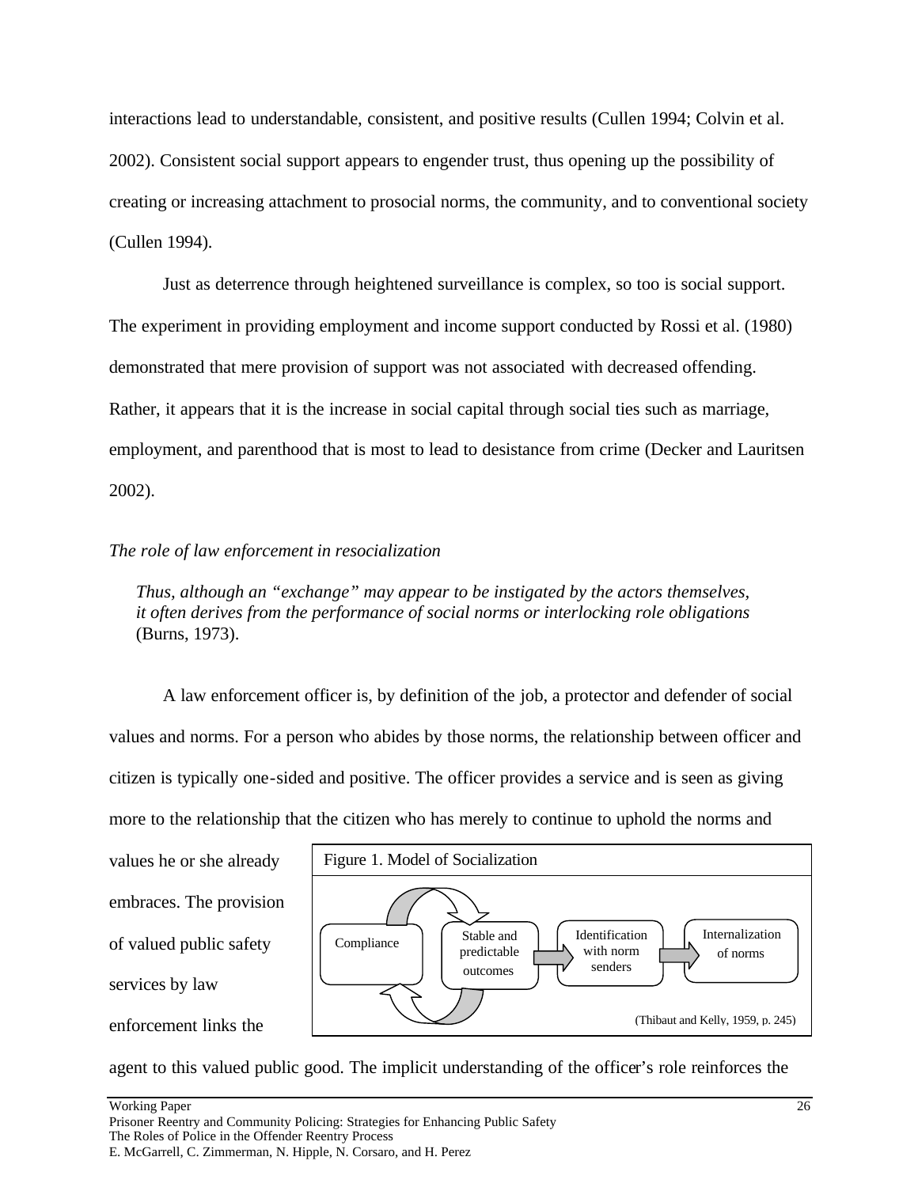interactions lead to understandable, consistent, and positive results (Cullen 1994; Colvin et al. 2002). Consistent social support appears to engender trust, thus opening up the possibility of creating or increasing attachment to prosocial norms, the community, and to conventional society (Cullen 1994).

Just as deterrence through heightened surveillance is complex, so too is social support. The experiment in providing employment and income support conducted by Rossi et al. (1980) demonstrated that mere provision of support was not associated with decreased offending. Rather, it appears that it is the increase in social capital through social ties such as marriage, employment, and parenthood that is most to lead to desistance from crime (Decker and Lauritsen 2002).

*The role of law enforcement in resocialization*

> *Thus, although an "exchange" may appear to be instigated by the actors themselves, it often derives from the performance of social norms or interlocking role obligations* (Burns, 1973).

A law enforcement officer is, by definition of the job, a protector and defender of social values and norms. For a person who abides by those norms, the relationship between officer and citizen is typically one-sided and positive. The officer provides a service and is seen as giving more to the relationship that the citizen who has merely to continue to uphold the norms and values he or she already embraces. The provision of valued public safety services by law enforcement links the agent to this valued public good. The implicit understanding of the officer's role reinforces the

Figure 1. Model of Socialization

Compliance ⇄ Stable and predictable outcomes → Identification with norm senders → Internalization of norms

(Thibaut and Kelly, 1959, p. 245)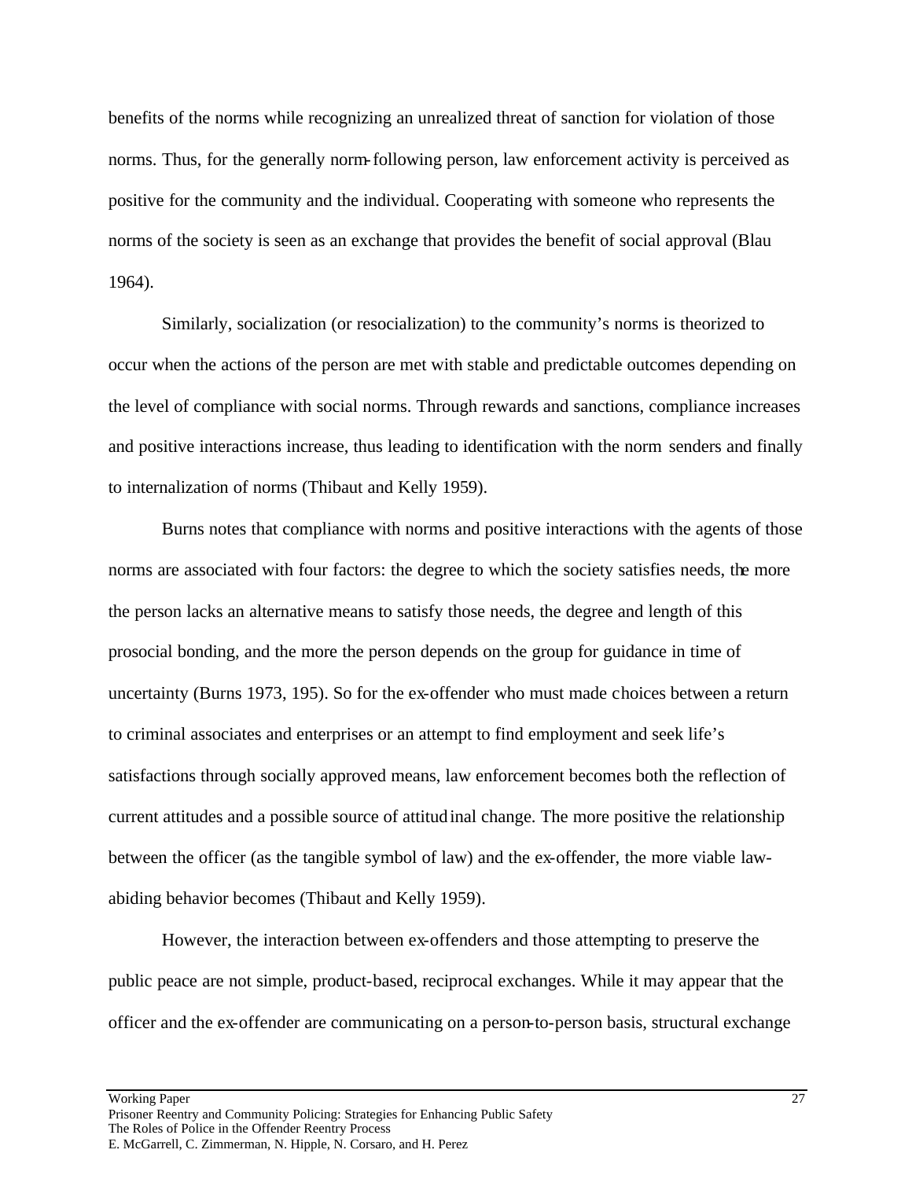benefits of the norms while recognizing an unrealized threat of sanction for violation of those norms. Thus, for the generally norm-following person, law enforcement activity is perceived as positive for the community and the individual. Cooperating with someone who represents the norms of the society is seen as an exchange that provides the benefit of social approval (Blau 1964).

Similarly, socialization (or resocialization) to the community's norms is theorized to occur when the actions of the person are met with stable and predictable outcomes depending on the level of compliance with social norms. Through rewards and sanctions, compliance increases and positive interactions increase, thus leading to identification with the norm senders and finally to internalization of norms (Thibaut and Kelly 1959).

Burns notes that compliance with norms and positive interactions with the agents of those norms are associated with four factors: the degree to which the society satisfies needs, the more the person lacks an alternative means to satisfy those needs, the degree and length of this prosocial bonding, and the more the person depends on the group for guidance in time of uncertainty (Burns 1973, 195). So for the ex-offender who must made choices between a return to criminal associates and enterprises or an attempt to find employment and seek life's satisfactions through socially approved means, law enforcement becomes both the reflection of current attitudes and a possible source of attitudinal change. The more positive the relationship between the officer (as the tangible symbol of law) and the ex-offender, the more viable law-abiding behavior becomes (Thibaut and Kelly 1959).

However, the interaction between ex-offenders and those attempting to preserve the public peace are not simple, product-based, reciprocal exchanges. While it may appear that the officer and the ex-offender are communicating on a person-to-person basis, structural exchange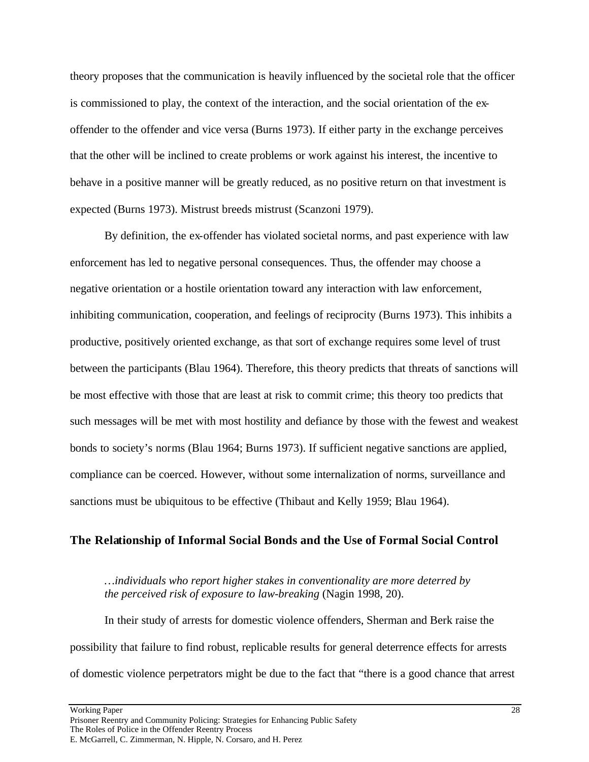theory proposes that the communication is heavily influenced by the societal role that the officer is commissioned to play, the context of the interaction, and the social orientation of the ex-offender to the offender and vice versa (Burns 1973). If either party in the exchange perceives that the other will be inclined to create problems or work against his interest, the incentive to behave in a positive manner will be greatly reduced, as no positive return on that investment is expected (Burns 1973). Mistrust breeds mistrust (Scanzoni 1979).

By definition, the ex-offender has violated societal norms, and past experience with law enforcement has led to negative personal consequences. Thus, the offender may choose a negative orientation or a hostile orientation toward any interaction with law enforcement, inhibiting communication, cooperation, and feelings of reciprocity (Burns 1973). This inhibits a productive, positively oriented exchange, as that sort of exchange requires some level of trust between the participants (Blau 1964). Therefore, this theory predicts that threats of sanctions will be most effective with those that are least at risk to commit crime; this theory too predicts that such messages will be met with most hostility and defiance by those with the fewest and weakest bonds to society's norms (Blau 1964; Burns 1973). If sufficient negative sanctions are applied, compliance can be coerced. However, without some internalization of norms, surveillance and sanctions must be ubiquitous to be effective (Thibaut and Kelly 1959; Blau 1964).

## The Relationship of Informal Social Bonds and the Use of Formal Social Control

> *…individuals who report higher stakes in conventionality are more deterred by the perceived risk of exposure to law-breaking* (Nagin 1998, 20).

In their study of arrests for domestic violence offenders, Sherman and Berk raise the possibility that failure to find robust, replicable results for general deterrence effects for arrests of domestic violence perpetrators might be due to the fact that "there is a good chance that arrest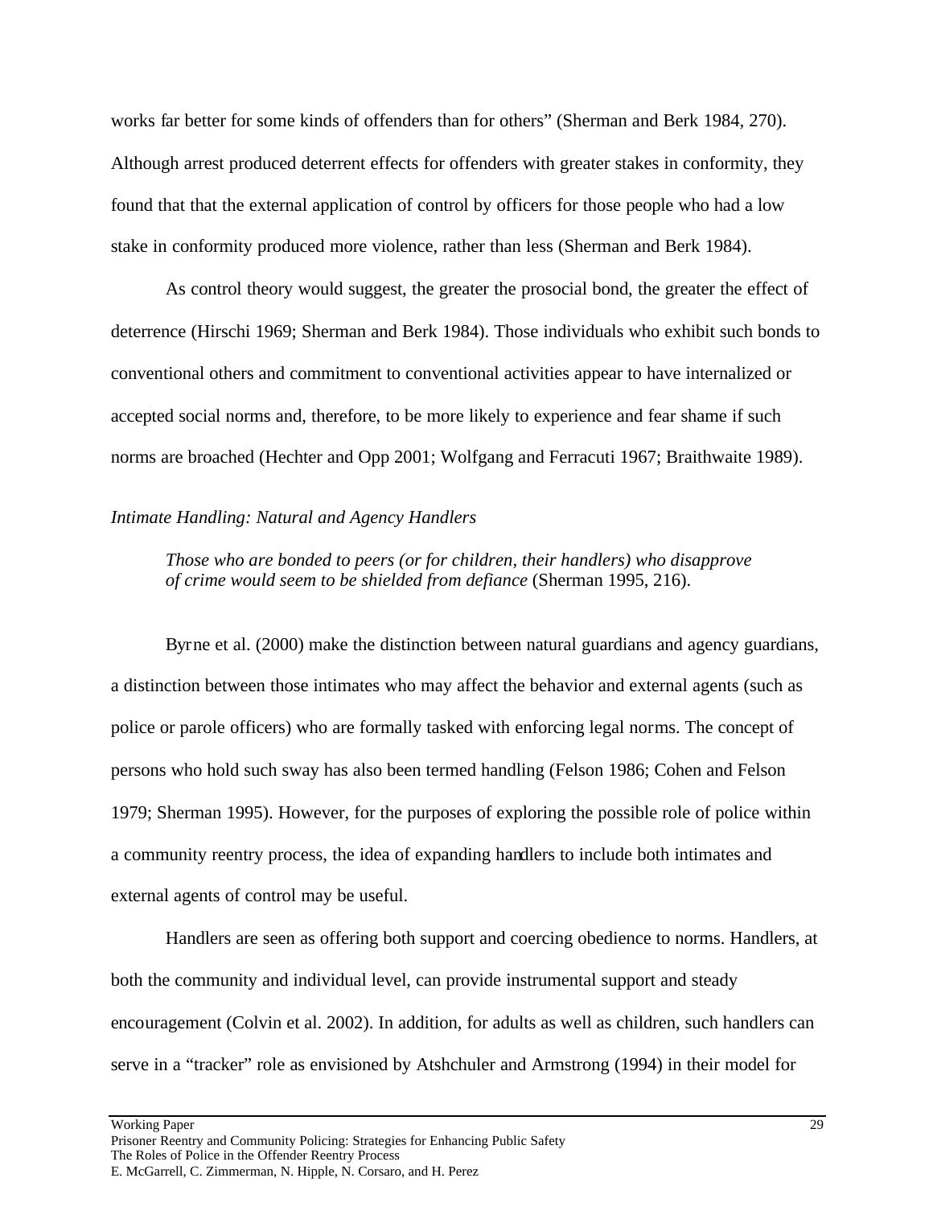works far better for some kinds of offenders than for others" (Sherman and Berk 1984, 270). Although arrest produced deterrent effects for offenders with greater stakes in conformity, they found that that the external application of control by officers for those people who had a low stake in conformity produced more violence, rather than less (Sherman and Berk 1984).

As control theory would suggest, the greater the prosocial bond, the greater the effect of deterrence (Hirschi 1969; Sherman and Berk 1984). Those individuals who exhibit such bonds to conventional others and commitment to conventional activities appear to have internalized or accepted social norms and, therefore, to be more likely to experience and fear shame if such norms are broached (Hechter and Opp 2001; Wolfgang and Ferracuti 1967; Braithwaite 1989).

*Intimate Handling: Natural and Agency Handlers*

> *Those who are bonded to peers (or for children, their handlers) who disapprove of crime would seem to be shielded from defiance* (Sherman 1995, 216).

Byrne et al. (2000) make the distinction between natural guardians and agency guardians, a distinction between those intimates who may affect the behavior and external agents (such as police or parole officers) who are formally tasked with enforcing legal norms. The concept of persons who hold such sway has also been termed handling (Felson 1986; Cohen and Felson 1979; Sherman 1995). However, for the purposes of exploring the possible role of police within a community reentry process, the idea of expanding handlers to include both intimates and external agents of control may be useful.

Handlers are seen as offering both support and coercing obedience to norms. Handlers, at both the community and individual level, can provide instrumental support and steady encouragement (Colvin et al. 2002). In addition, for adults as well as children, such handlers can serve in a "tracker" role as envisioned by Atshchuler and Armstrong (1994) in their model for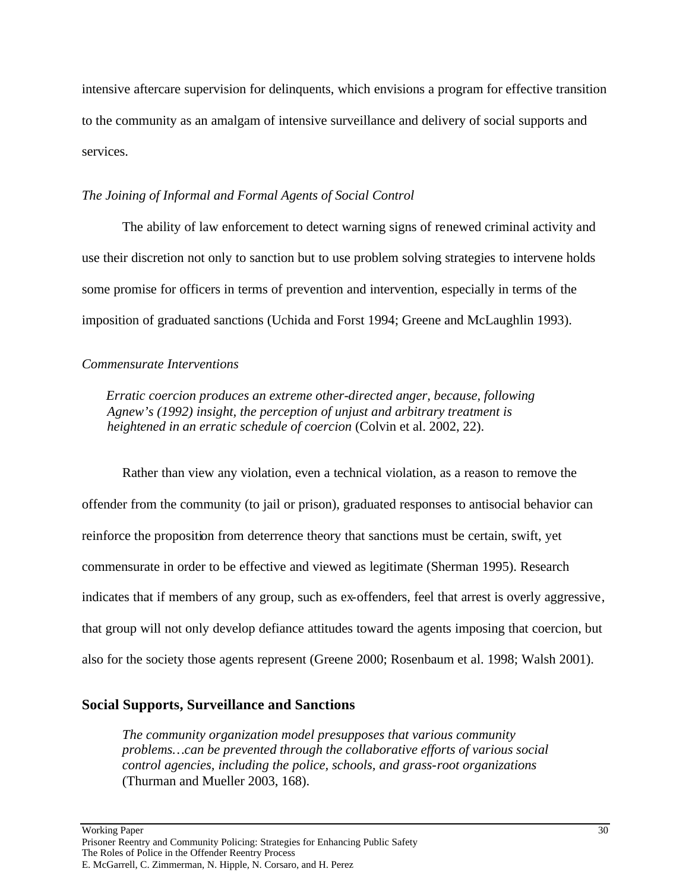intensive aftercare supervision for delinquents, which envisions a program for effective transition to the community as an amalgam of intensive surveillance and delivery of social supports and services.

*The Joining of Informal and Formal Agents of Social Control*

The ability of law enforcement to detect warning signs of renewed criminal activity and use their discretion not only to sanction but to use problem solving strategies to intervene holds some promise for officers in terms of prevention and intervention, especially in terms of the imposition of graduated sanctions (Uchida and Forst 1994; Greene and McLaughlin 1993).

*Commensurate Interventions*

> *Erratic coercion produces an extreme other-directed anger, because, following Agnew's (1992) insight, the perception of unjust and arbitrary treatment is heightened in an erratic schedule of coercion* (Colvin et al. 2002, 22).

Rather than view any violation, even a technical violation, as a reason to remove the offender from the community (to jail or prison), graduated responses to antisocial behavior can reinforce the proposition from deterrence theory that sanctions must be certain, swift, yet commensurate in order to be effective and viewed as legitimate (Sherman 1995). Research indicates that if members of any group, such as ex-offenders, feel that arrest is overly aggressive, that group will not only develop defiance attitudes toward the agents imposing that coercion, but also for the society those agents represent (Greene 2000; Rosenbaum et al. 1998; Walsh 2001).

## Social Supports, Surveillance and Sanctions

> *The community organization model presupposes that various community problems…can be prevented through the collaborative efforts of various social control agencies, including the police, schools, and grass-root organizations* (Thurman and Mueller 2003, 168).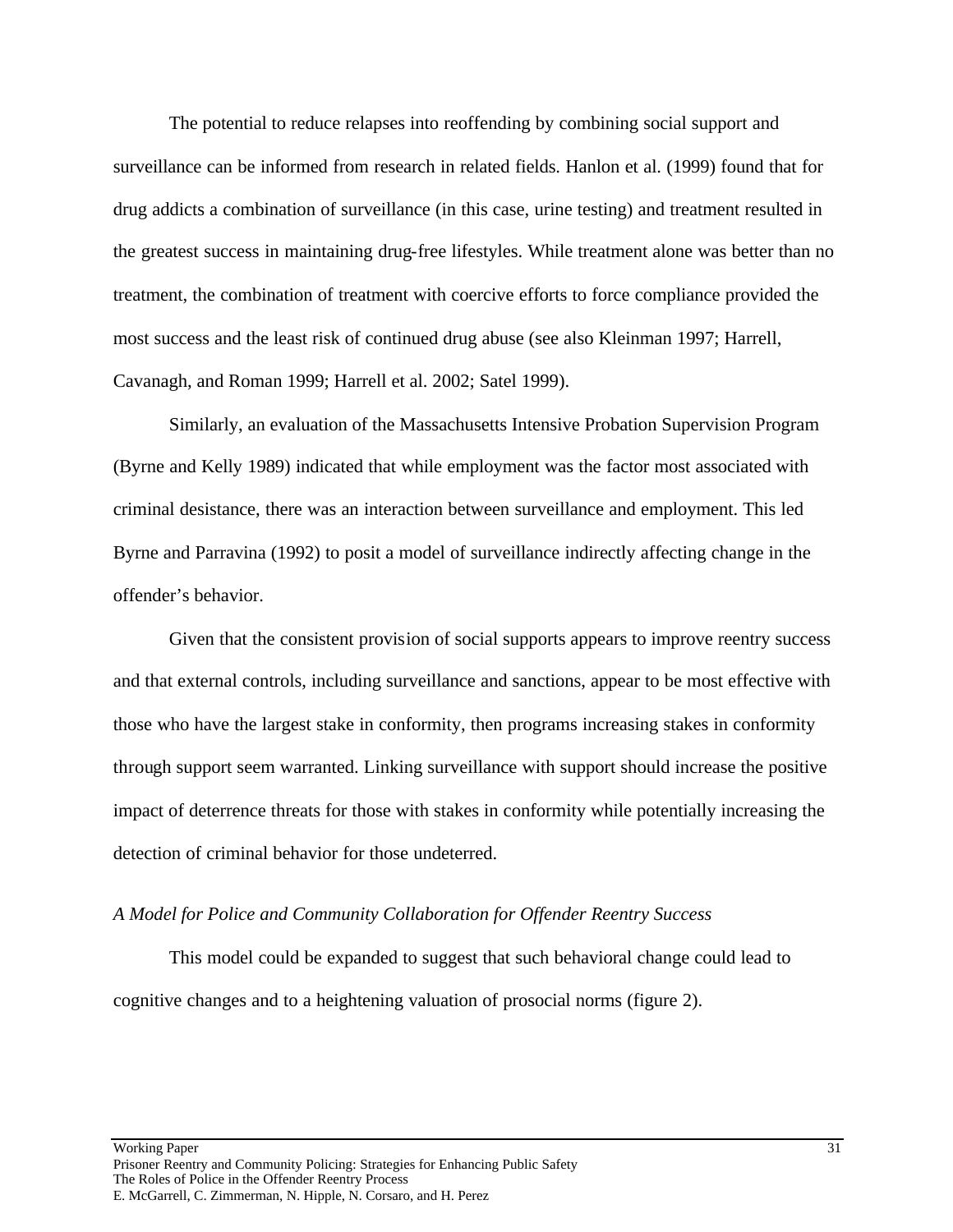The potential to reduce relapses into reoffending by combining social support and surveillance can be informed from research in related fields. Hanlon et al. (1999) found that for drug addicts a combination of surveillance (in this case, urine testing) and treatment resulted in the greatest success in maintaining drug-free lifestyles. While treatment alone was better than no treatment, the combination of treatment with coercive efforts to force compliance provided the most success and the least risk of continued drug abuse (see also Kleinman 1997; Harrell, Cavanagh, and Roman 1999; Harrell et al. 2002; Satel 1999).

Similarly, an evaluation of the Massachusetts Intensive Probation Supervision Program (Byrne and Kelly 1989) indicated that while employment was the factor most associated with criminal desistance, there was an interaction between surveillance and employment. This led Byrne and Parravina (1992) to posit a model of surveillance indirectly affecting change in the offender's behavior.

Given that the consistent provision of social supports appears to improve reentry success and that external controls, including surveillance and sanctions, appear to be most effective with those who have the largest stake in conformity, then programs increasing stakes in conformity through support seem warranted. Linking surveillance with support should increase the positive impact of deterrence threats for those with stakes in conformity while potentially increasing the detection of criminal behavior for those undeterred.

*A Model for Police and Community Collaboration for Offender Reentry Success*

This model could be expanded to suggest that such behavioral change could lead to cognitive changes and to a heightening valuation of prosocial norms (figure 2).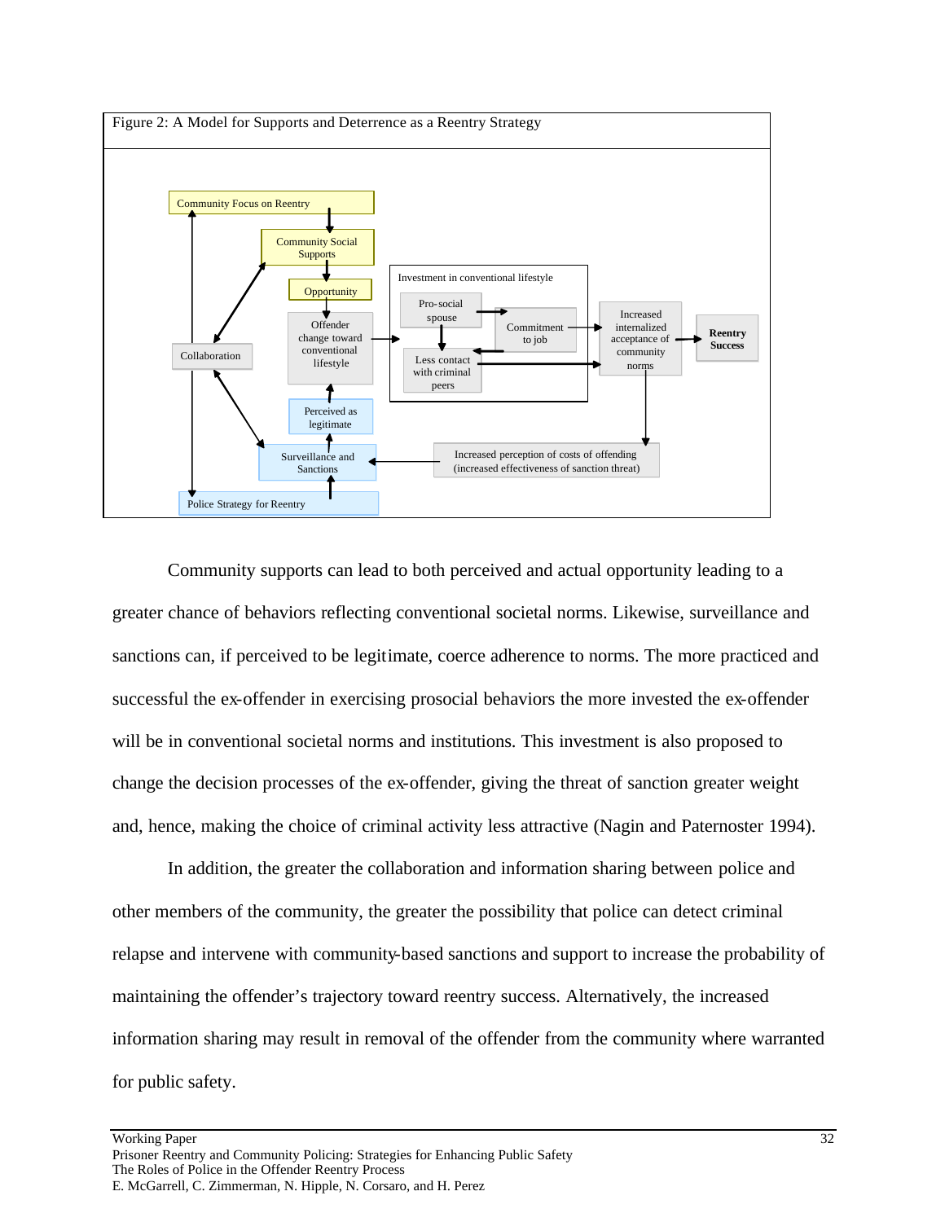Figure 2: A Model for Supports and Deterrence as a Reentry Strategy

Community Focus on Reentry

Community Social Supports

Opportunity

Offender change toward conventional lifestyle

Investment in conventional lifestyle

Pro-social spouse

Commitment to job

Less contact with criminal peers

Increased internalized acceptance of community norms

Reentry Success

Collaboration

Perceived as legitimate

Surveillance and Sanctions

Increased perception of costs of offending (increased effectiveness of sanction threat)

Police Strategy for Reentry

Community supports can lead to both perceived and actual opportunity leading to a greater chance of behaviors reflecting conventional societal norms. Likewise, surveillance and sanctions can, if perceived to be legitimate, coerce adherence to norms. The more practiced and successful the ex-offender in exercising prosocial behaviors the more invested the ex-offender will be in conventional societal norms and institutions. This investment is also proposed to change the decision processes of the ex-offender, giving the threat of sanction greater weight and, hence, making the choice of criminal activity less attractive (Nagin and Paternoster 1994).

In addition, the greater the collaboration and information sharing between police and other members of the community, the greater the possibility that police can detect criminal relapse and intervene with community-based sanctions and support to increase the probability of maintaining the offender's trajectory toward reentry success. Alternatively, the increased information sharing may result in removal of the offender from the community where warranted for public safety.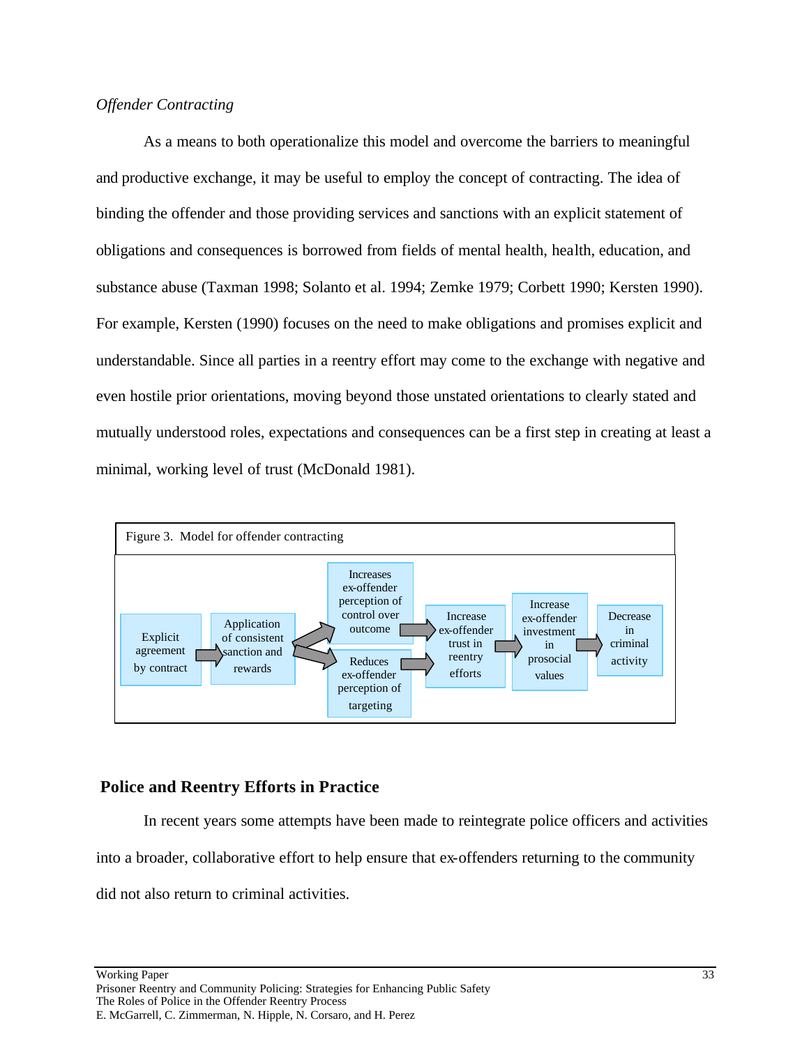*Offender Contracting*

As a means to both operationalize this model and overcome the barriers to meaningful and productive exchange, it may be useful to employ the concept of contracting. The idea of binding the offender and those providing services and sanctions with an explicit statement of obligations and consequences is borrowed from fields of mental health, health, education, and substance abuse (Taxman 1998; Solanto et al. 1994; Zemke 1979; Corbett 1990; Kersten 1990). For example, Kersten (1990) focuses on the need to make obligations and promises explicit and understandable. Since all parties in a reentry effort may come to the exchange with negative and even hostile prior orientations, moving beyond those unstated orientations to clearly stated and mutually understood roles, expectations and consequences can be a first step in creating at least a minimal, working level of trust (McDonald 1981).

Figure 3. Model for offender contracting

Explicit agreement by contract → Application of consistent sanction and rewards → Increases ex-offender perception of control over outcome / Reduces ex-offender perception of targeting → Increase ex-offender trust in reentry efforts → Increase ex-offender investment in prosocial values → Decrease in criminal activity

## Police and Reentry Efforts in Practice

In recent years some attempts have been made to reintegrate police officers and activities into a broader, collaborative effort to help ensure that ex-offenders returning to the community did not also return to criminal activities.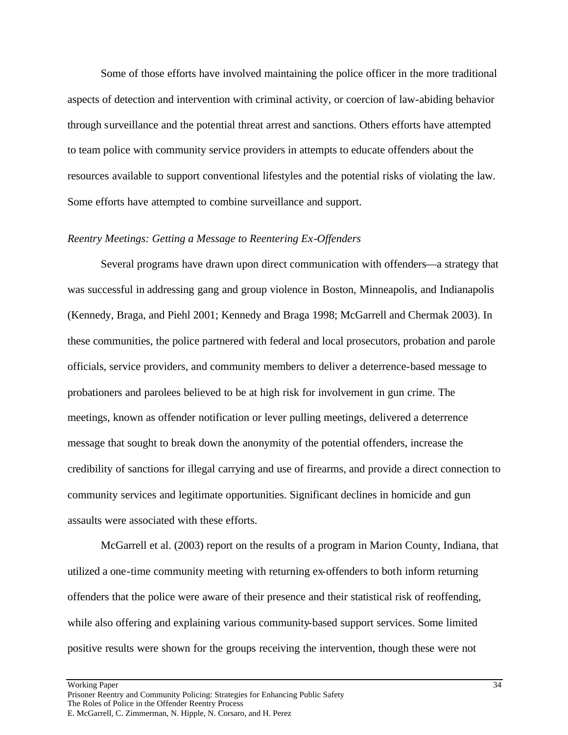Some of those efforts have involved maintaining the police officer in the more traditional aspects of detection and intervention with criminal activity, or coercion of law-abiding behavior through surveillance and the potential threat arrest and sanctions. Others efforts have attempted to team police with community service providers in attempts to educate offenders about the resources available to support conventional lifestyles and the potential risks of violating the law. Some efforts have attempted to combine surveillance and support.

*Reentry Meetings: Getting a Message to Reentering Ex-Offenders*

Several programs have drawn upon direct communication with offenders—a strategy that was successful in addressing gang and group violence in Boston, Minneapolis, and Indianapolis (Kennedy, Braga, and Piehl 2001; Kennedy and Braga 1998; McGarrell and Chermak 2003). In these communities, the police partnered with federal and local prosecutors, probation and parole officials, service providers, and community members to deliver a deterrence-based message to probationers and parolees believed to be at high risk for involvement in gun crime. The meetings, known as offender notification or lever pulling meetings, delivered a deterrence message that sought to break down the anonymity of the potential offenders, increase the credibility of sanctions for illegal carrying and use of firearms, and provide a direct connection to community services and legitimate opportunities. Significant declines in homicide and gun assaults were associated with these efforts.

McGarrell et al. (2003) report on the results of a program in Marion County, Indiana, that utilized a one-time community meeting with returning ex-offenders to both inform returning offenders that the police were aware of their presence and their statistical risk of reoffending, while also offering and explaining various community-based support services. Some limited positive results were shown for the groups receiving the intervention, though these were not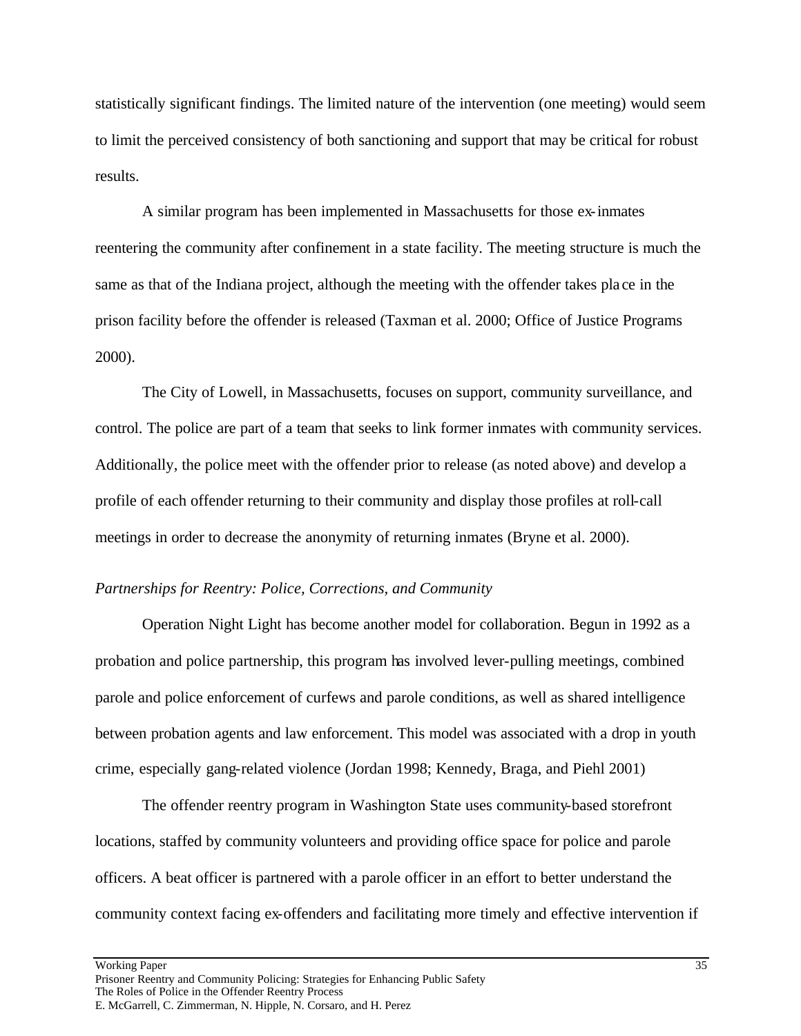statistically significant findings. The limited nature of the intervention (one meeting) would seem to limit the perceived consistency of both sanctioning and support that may be critical for robust results.

A similar program has been implemented in Massachusetts for those ex-inmates reentering the community after confinement in a state facility. The meeting structure is much the same as that of the Indiana project, although the meeting with the offender takes place in the prison facility before the offender is released (Taxman et al. 2000; Office of Justice Programs 2000).

The City of Lowell, in Massachusetts, focuses on support, community surveillance, and control. The police are part of a team that seeks to link former inmates with community services. Additionally, the police meet with the offender prior to release (as noted above) and develop a profile of each offender returning to their community and display those profiles at roll-call meetings in order to decrease the anonymity of returning inmates (Bryne et al. 2000).

*Partnerships for Reentry: Police, Corrections, and Community*

Operation Night Light has become another model for collaboration. Begun in 1992 as a probation and police partnership, this program has involved lever-pulling meetings, combined parole and police enforcement of curfews and parole conditions, as well as shared intelligence between probation agents and law enforcement. This model was associated with a drop in youth crime, especially gang-related violence (Jordan 1998; Kennedy, Braga, and Piehl 2001)

The offender reentry program in Washington State uses community-based storefront locations, staffed by community volunteers and providing office space for police and parole officers. A beat officer is partnered with a parole officer in an effort to better understand the community context facing ex-offenders and facilitating more timely and effective intervention if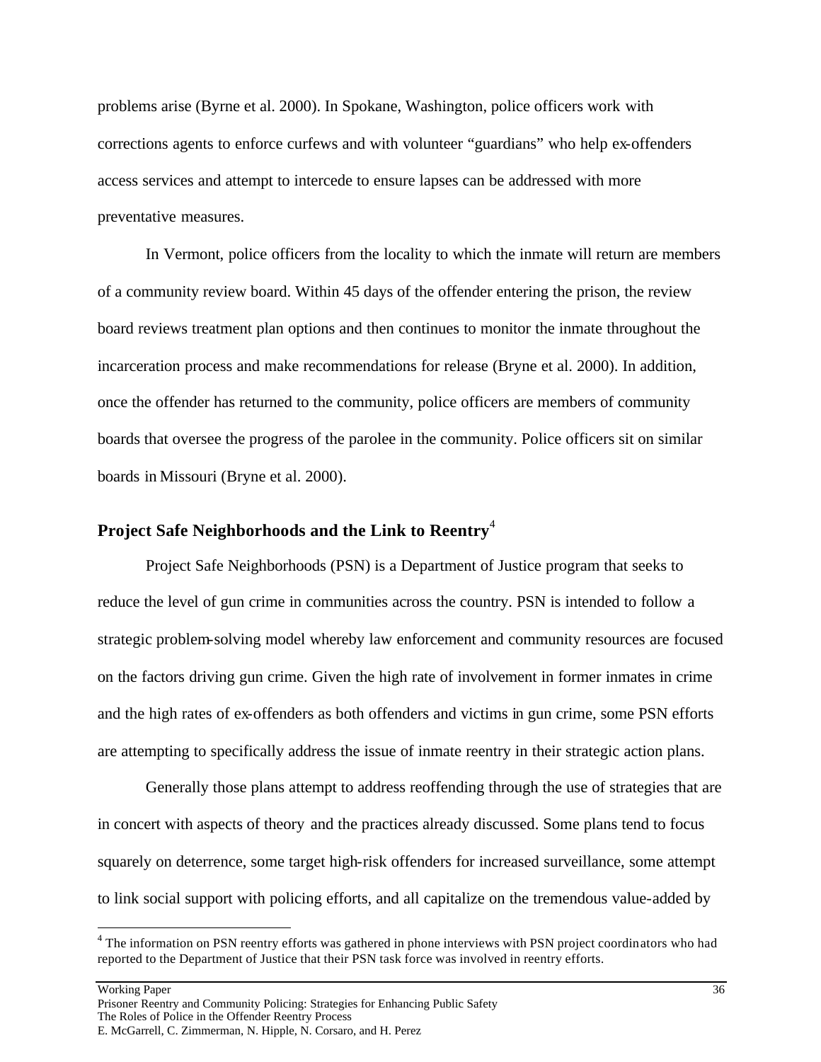problems arise (Byrne et al. 2000). In Spokane, Washington, police officers work with corrections agents to enforce curfews and with volunteer "guardians" who help ex-offenders access services and attempt to intercede to ensure lapses can be addressed with more preventative measures.

In Vermont, police officers from the locality to which the inmate will return are members of a community review board. Within 45 days of the offender entering the prison, the review board reviews treatment plan options and then continues to monitor the inmate throughout the incarceration process and make recommendations for release (Bryne et al. 2000). In addition, once the offender has returned to the community, police officers are members of community boards that oversee the progress of the parolee in the community. Police officers sit on similar boards in Missouri (Bryne et al. 2000).

## Project Safe Neighborhoods and the Link to Reentry[4]

Project Safe Neighborhoods (PSN) is a Department of Justice program that seeks to reduce the level of gun crime in communities across the country. PSN is intended to follow a strategic problem-solving model whereby law enforcement and community resources are focused on the factors driving gun crime. Given the high rate of involvement in former inmates in crime and the high rates of ex-offenders as both offenders and victims in gun crime, some PSN efforts are attempting to specifically address the issue of inmate reentry in their strategic action plans.

Generally those plans attempt to address reoffending through the use of strategies that are in concert with aspects of theory and the practices already discussed. Some plans tend to focus squarely on deterrence, some target high-risk offenders for increased surveillance, some attempt to link social support with policing efforts, and all capitalize on the tremendous value-added by

[4] The information on PSN reentry efforts was gathered in phone interviews with PSN project coordinators who had reported to the Department of Justice that their PSN task force was involved in reentry efforts.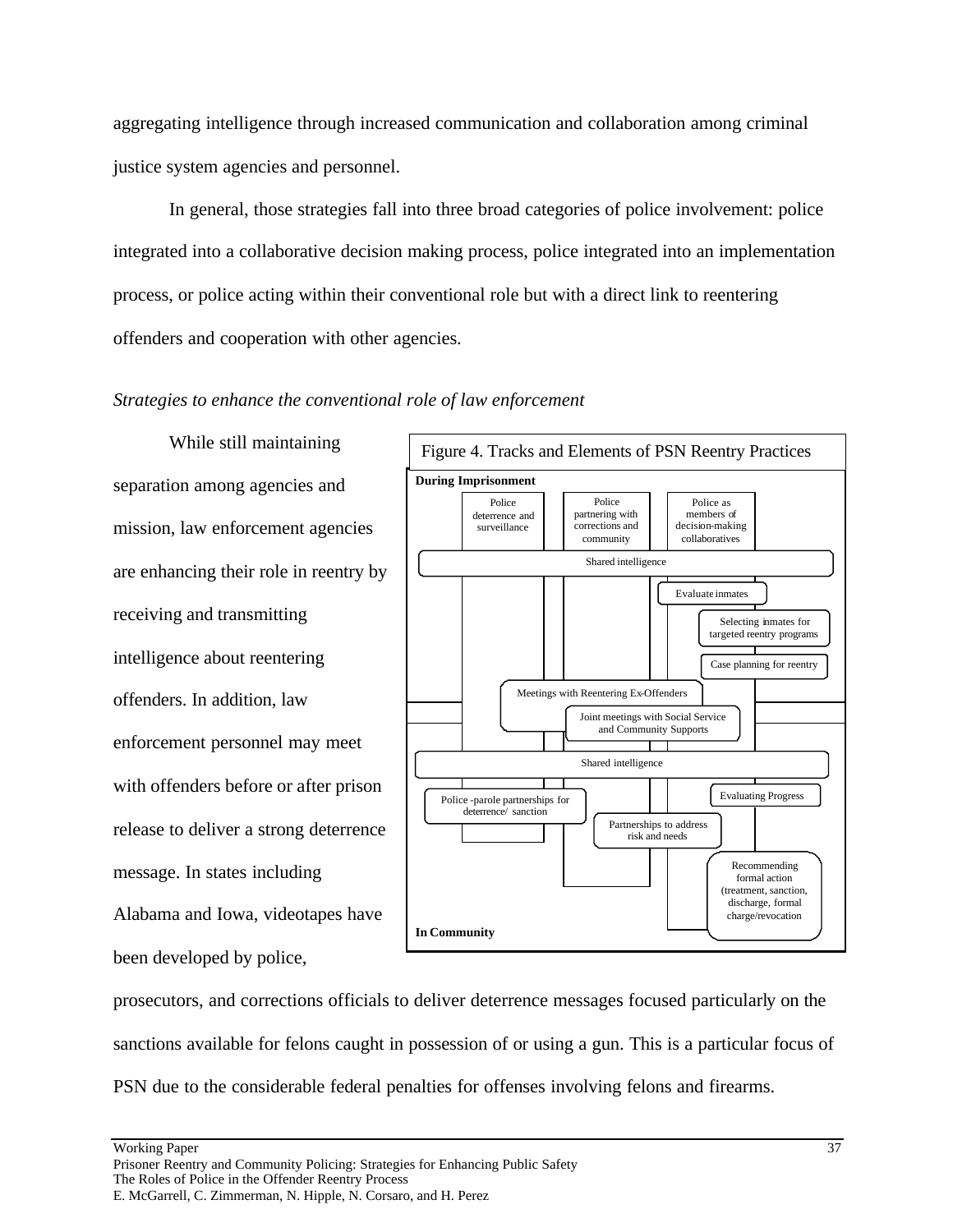aggregating intelligence through increased communication and collaboration among criminal justice system agencies and personnel.

In general, those strategies fall into three broad categories of police involvement: police integrated into a collaborative decision making process, police integrated into an implementation process, or police acting within their conventional role but with a direct link to reentering offenders and cooperation with other agencies.

*Strategies to enhance the conventional role of law enforcement*

While still maintaining separation among agencies and mission, law enforcement agencies are enhancing their role in reentry by receiving and transmitting intelligence about reentering offenders. In addition, law enforcement personnel may meet with offenders before or after prison release to deliver a strong deterrence message. In states including Alabama and Iowa, videotapes have been developed by police, prosecutors, and corrections officials to deliver deterrence messages focused particularly on the sanctions available for felons caught in possession of or using a gun. This is a particular focus of PSN due to the considerable federal penalties for offenses involving felons and firearms.

Figure 4. Tracks and Elements of PSN Reentry Practices

**During Imprisonment**

- Police deterrence and surveillance
- Police partnering with corrections and community
- Police as members of decision-making collaboratives
- Shared intelligence
- Evaluate inmates
- Selecting inmates for targeted reentry programs
- Case planning for reentry
- Meetings with Reentering Ex-Offenders
- Joint meetings with Social Service and Community Supports
- Shared intelligence
- Evaluating Progress
- Police -parole partnerships for deterrence/ sanction
- Partnerships to address risk and needs
- Recommending formal action (treatment, sanction, discharge, formal charge/revocation

**In Community**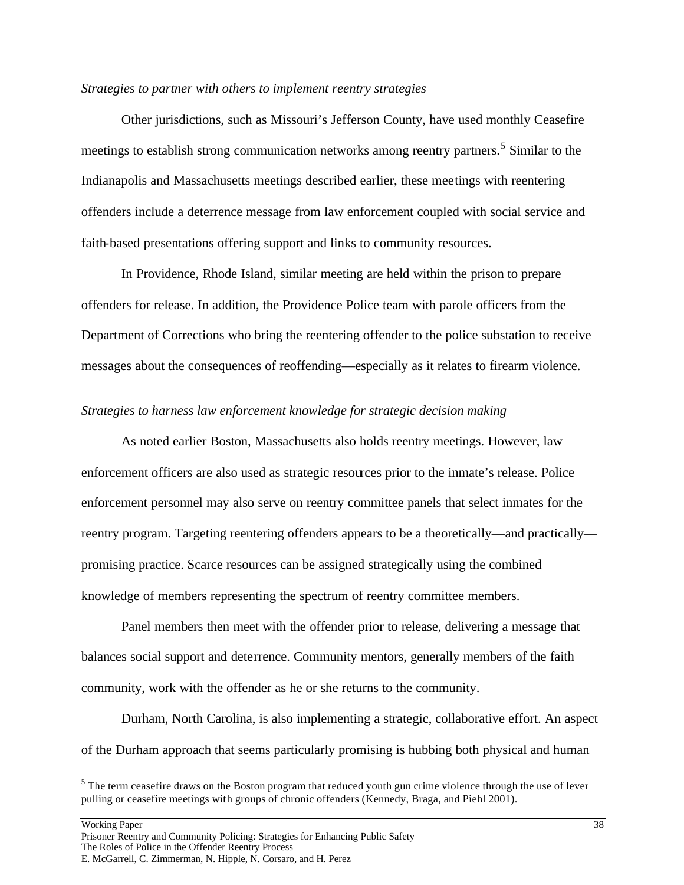*Strategies to partner with others to implement reentry strategies*

Other jurisdictions, such as Missouri's Jefferson County, have used monthly Ceasefire meetings to establish strong communication networks among reentry partners.[5] Similar to the Indianapolis and Massachusetts meetings described earlier, these meetings with reentering offenders include a deterrence message from law enforcement coupled with social service and faith-based presentations offering support and links to community resources.

In Providence, Rhode Island, similar meeting are held within the prison to prepare offenders for release. In addition, the Providence Police team with parole officers from the Department of Corrections who bring the reentering offender to the police substation to receive messages about the consequences of reoffending—especially as it relates to firearm violence.

*Strategies to harness law enforcement knowledge for strategic decision making*

As noted earlier Boston, Massachusetts also holds reentry meetings. However, law enforcement officers are also used as strategic resources prior to the inmate's release. Police enforcement personnel may also serve on reentry committee panels that select inmates for the reentry program. Targeting reentering offenders appears to be a theoretically—and practically—promising practice. Scarce resources can be assigned strategically using the combined knowledge of members representing the spectrum of reentry committee members.

Panel members then meet with the offender prior to release, delivering a message that balances social support and deterrence. Community mentors, generally members of the faith community, work with the offender as he or she returns to the community.

Durham, North Carolina, is also implementing a strategic, collaborative effort. An aspect of the Durham approach that seems particularly promising is hubbing both physical and human

---

[5] The term ceasefire draws on the Boston program that reduced youth gun crime violence through the use of lever pulling or ceasefire meetings with groups of chronic offenders (Kennedy, Braga, and Piehl 2001).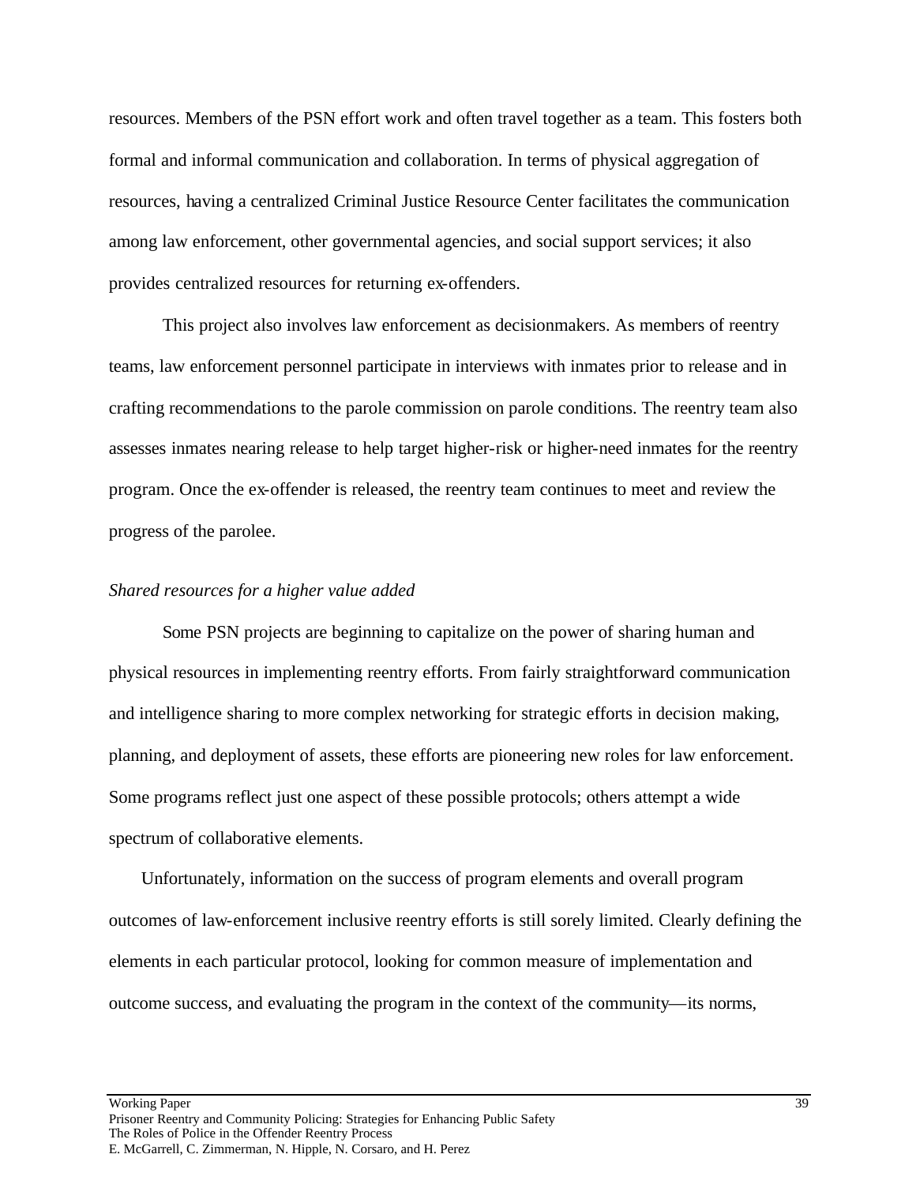resources. Members of the PSN effort work and often travel together as a team. This fosters both formal and informal communication and collaboration. In terms of physical aggregation of resources, having a centralized Criminal Justice Resource Center facilitates the communication among law enforcement, other governmental agencies, and social support services; it also provides centralized resources for returning ex-offenders.

This project also involves law enforcement as decisionmakers. As members of reentry teams, law enforcement personnel participate in interviews with inmates prior to release and in crafting recommendations to the parole commission on parole conditions. The reentry team also assesses inmates nearing release to help target higher-risk or higher-need inmates for the reentry program. Once the ex-offender is released, the reentry team continues to meet and review the progress of the parolee.

*Shared resources for a higher value added*

Some PSN projects are beginning to capitalize on the power of sharing human and physical resources in implementing reentry efforts. From fairly straightforward communication and intelligence sharing to more complex networking for strategic efforts in decision making, planning, and deployment of assets, these efforts are pioneering new roles for law enforcement. Some programs reflect just one aspect of these possible protocols; others attempt a wide spectrum of collaborative elements.

Unfortunately, information on the success of program elements and overall program outcomes of law-enforcement inclusive reentry efforts is still sorely limited. Clearly defining the elements in each particular protocol, looking for common measure of implementation and outcome success, and evaluating the program in the context of the community—its norms,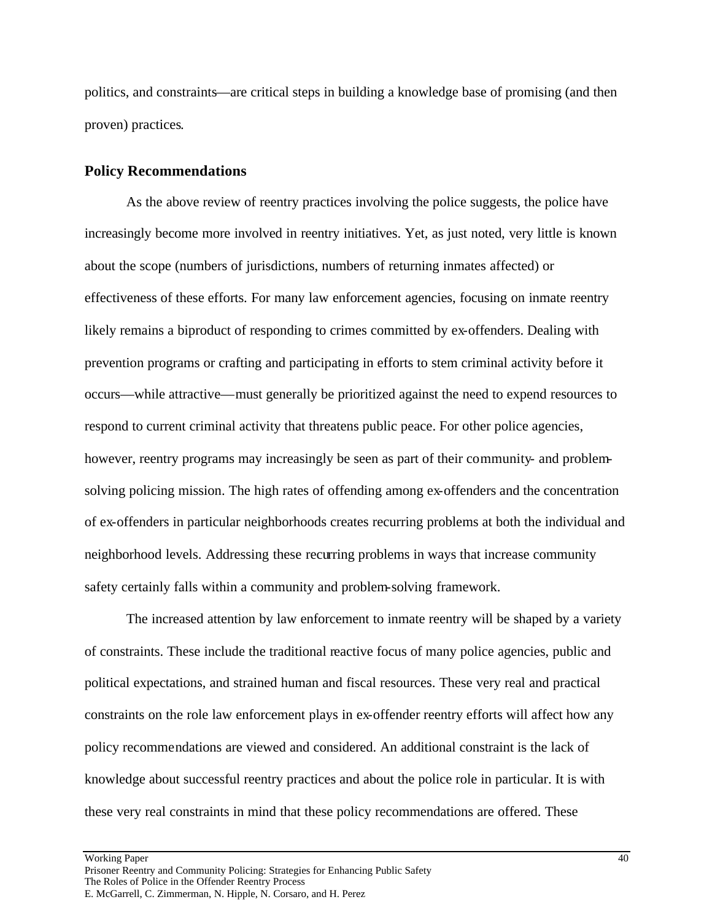politics, and constraints—are critical steps in building a knowledge base of promising (and then proven) practices.

## Policy Recommendations

As the above review of reentry practices involving the police suggests, the police have increasingly become more involved in reentry initiatives. Yet, as just noted, very little is known about the scope (numbers of jurisdictions, numbers of returning inmates affected) or effectiveness of these efforts. For many law enforcement agencies, focusing on inmate reentry likely remains a biproduct of responding to crimes committed by ex-offenders. Dealing with prevention programs or crafting and participating in efforts to stem criminal activity before it occurs—while attractive—must generally be prioritized against the need to expend resources to respond to current criminal activity that threatens public peace. For other police agencies, however, reentry programs may increasingly be seen as part of their community- and problem-solving policing mission. The high rates of offending among ex-offenders and the concentration of ex-offenders in particular neighborhoods creates recurring problems at both the individual and neighborhood levels. Addressing these recurring problems in ways that increase community safety certainly falls within a community and problem-solving framework.

The increased attention by law enforcement to inmate reentry will be shaped by a variety of constraints. These include the traditional reactive focus of many police agencies, public and political expectations, and strained human and fiscal resources. These very real and practical constraints on the role law enforcement plays in ex-offender reentry efforts will affect how any policy recommendations are viewed and considered. An additional constraint is the lack of knowledge about successful reentry practices and about the police role in particular. It is with these very real constraints in mind that these policy recommendations are offered. These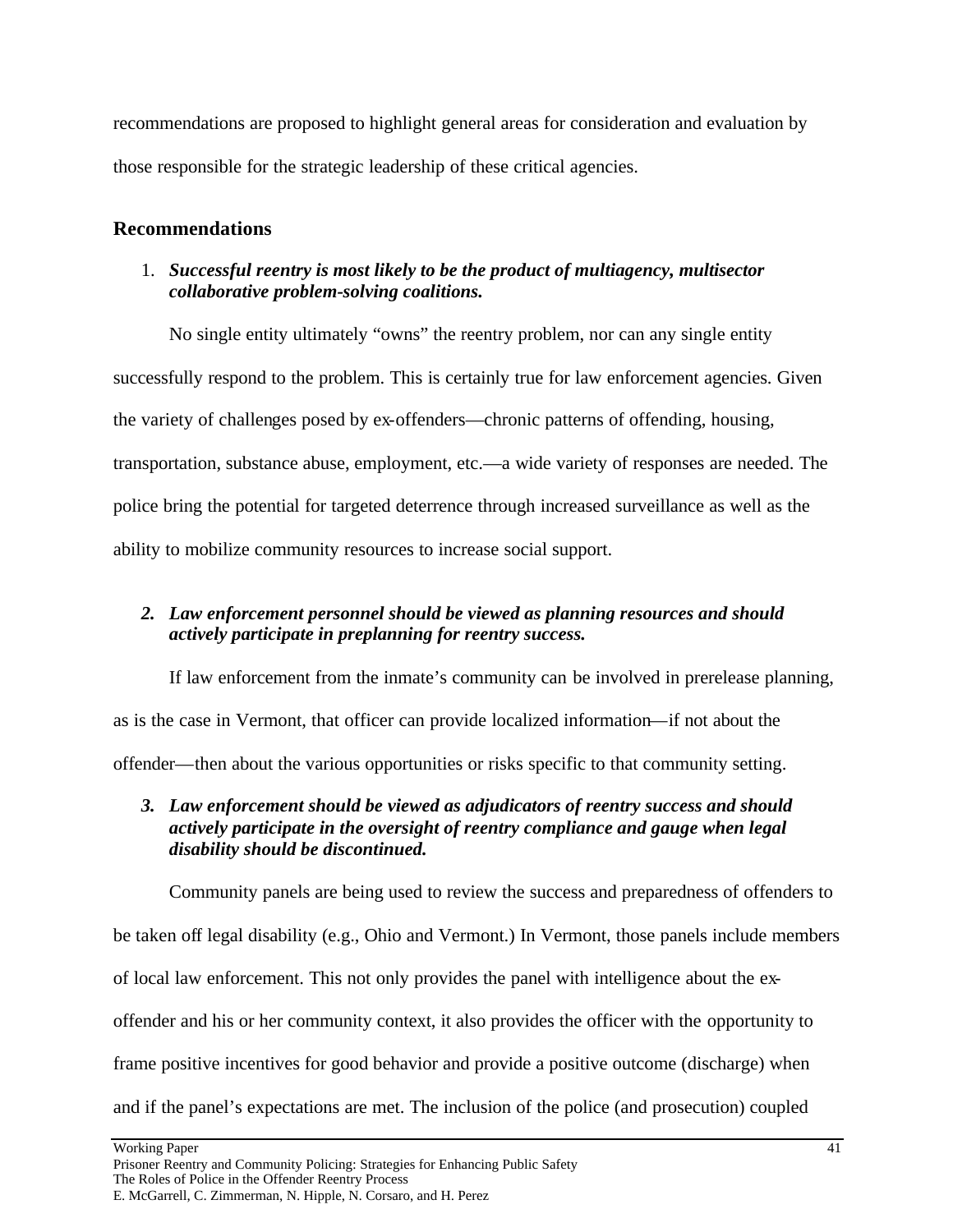recommendations are proposed to highlight general areas for consideration and evaluation by those responsible for the strategic leadership of these critical agencies.

## Recommendations

1. ***Successful reentry is most likely to be the product of multiagency, multisector collaborative problem-solving coalitions.***

No single entity ultimately "owns" the reentry problem, nor can any single entity successfully respond to the problem. This is certainly true for law enforcement agencies. Given the variety of challenges posed by ex-offenders—chronic patterns of offending, housing, transportation, substance abuse, employment, etc.—a wide variety of responses are needed. The police bring the potential for targeted deterrence through increased surveillance as well as the ability to mobilize community resources to increase social support.

2. ***Law enforcement personnel should be viewed as planning resources and should actively participate in preplanning for reentry success.***

If law enforcement from the inmate's community can be involved in prerelease planning, as is the case in Vermont, that officer can provide localized information—if not about the offender—then about the various opportunities or risks specific to that community setting.

3. ***Law enforcement should be viewed as adjudicators of reentry success and should actively participate in the oversight of reentry compliance and gauge when legal disability should be discontinued.***

Community panels are being used to review the success and preparedness of offenders to be taken off legal disability (e.g., Ohio and Vermont.) In Vermont, those panels include members of local law enforcement. This not only provides the panel with intelligence about the ex-offender and his or her community context, it also provides the officer with the opportunity to frame positive incentives for good behavior and provide a positive outcome (discharge) when and if the panel's expectations are met. The inclusion of the police (and prosecution) coupled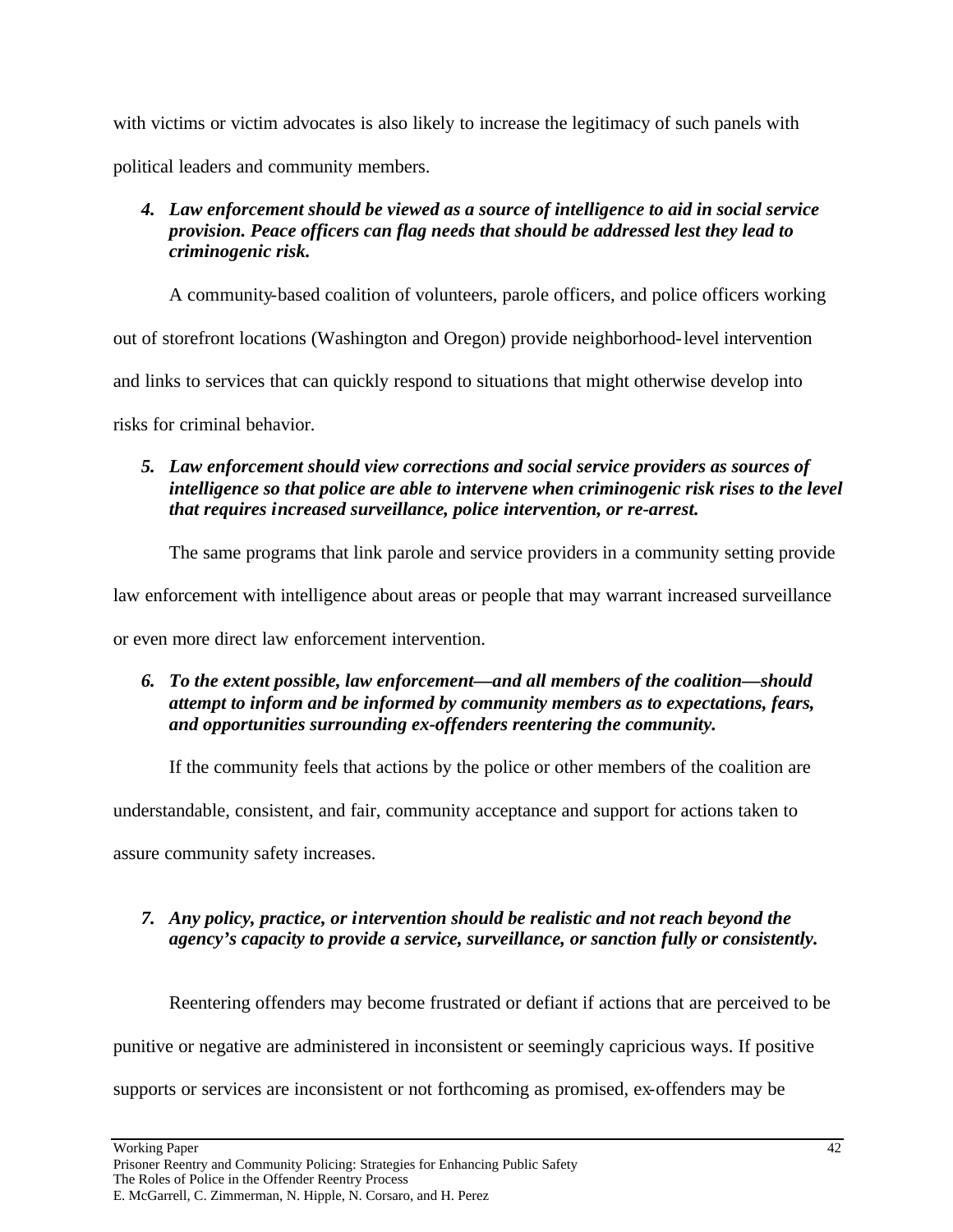with victims or victim advocates is also likely to increase the legitimacy of such panels with political leaders and community members.

4. ***Law enforcement should be viewed as a source of intelligence to aid in social service provision. Peace officers can flag needs that should be addressed lest they lead to criminogenic risk.***

A community-based coalition of volunteers, parole officers, and police officers working out of storefront locations (Washington and Oregon) provide neighborhood-level intervention and links to services that can quickly respond to situations that might otherwise develop into risks for criminal behavior.

5. ***Law enforcement should view corrections and social service providers as sources of intelligence so that police are able to intervene when criminogenic risk rises to the level that requires increased surveillance, police intervention, or re-arrest.***

The same programs that link parole and service providers in a community setting provide law enforcement with intelligence about areas or people that may warrant increased surveillance or even more direct law enforcement intervention.

6. ***To the extent possible, law enforcement—and all members of the coalition—should attempt to inform and be informed by community members as to expectations, fears, and opportunities surrounding ex-offenders reentering the community.***

If the community feels that actions by the police or other members of the coalition are understandable, consistent, and fair, community acceptance and support for actions taken to assure community safety increases.

7. ***Any policy, practice, or intervention should be realistic and not reach beyond the agency's capacity to provide a service, surveillance, or sanction fully or consistently.***

Reentering offenders may become frustrated or defiant if actions that are perceived to be punitive or negative are administered in inconsistent or seemingly capricious ways. If positive supports or services are inconsistent or not forthcoming as promised, ex-offenders may be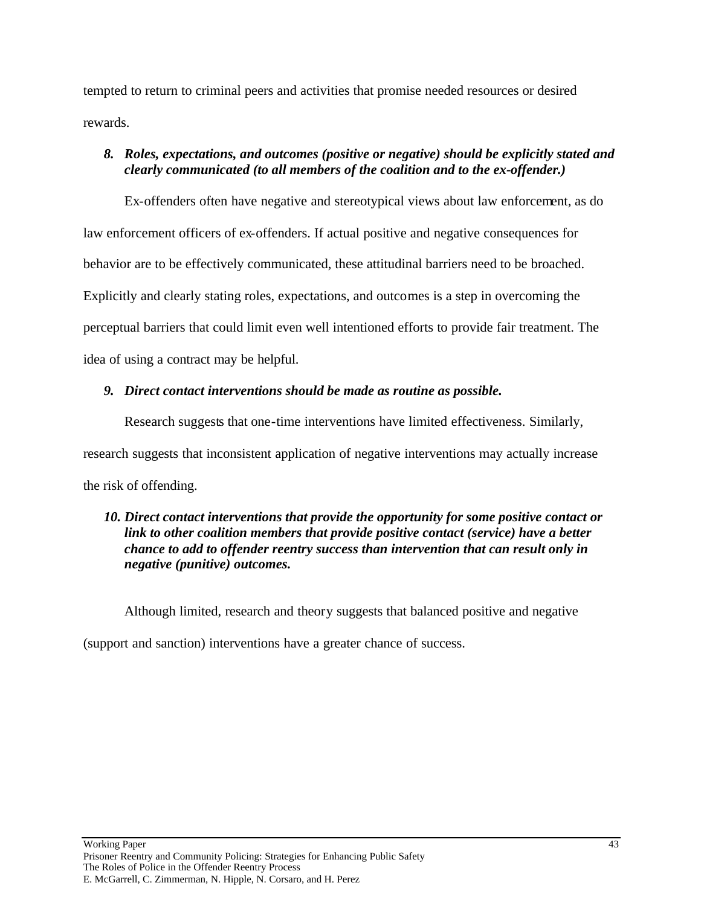tempted to return to criminal peers and activities that promise needed resources or desired rewards.

8. ***Roles, expectations, and outcomes (positive or negative) should be explicitly stated and clearly communicated (to all members of the coalition and to the ex-offender.)***

Ex-offenders often have negative and stereotypical views about law enforcement, as do law enforcement officers of ex-offenders. If actual positive and negative consequences for behavior are to be effectively communicated, these attitudinal barriers need to be broached. Explicitly and clearly stating roles, expectations, and outcomes is a step in overcoming the perceptual barriers that could limit even well intentioned efforts to provide fair treatment. The idea of using a contract may be helpful.

9. ***Direct contact interventions should be made as routine as possible.***

Research suggests that one-time interventions have limited effectiveness. Similarly, research suggests that inconsistent application of negative interventions may actually increase the risk of offending.

10. ***Direct contact interventions that provide the opportunity for some positive contact or link to other coalition members that provide positive contact (service) have a better chance to add to offender reentry success than intervention that can result only in negative (punitive) outcomes.***

Although limited, research and theory suggests that balanced positive and negative (support and sanction) interventions have a greater chance of success.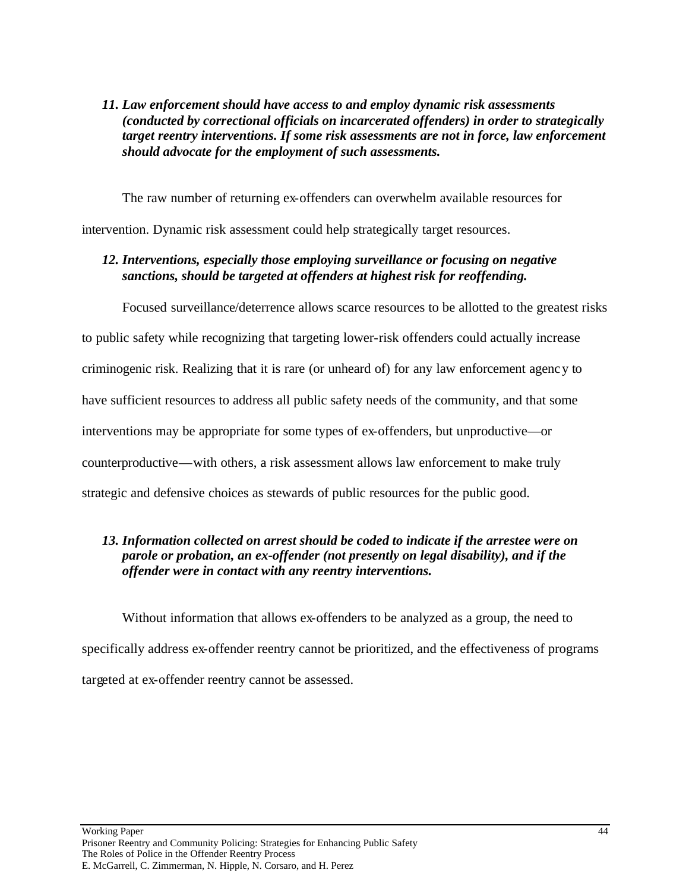11. ***Law enforcement should have access to and employ dynamic risk assessments (conducted by correctional officials on incarcerated offenders) in order to strategically target reentry interventions. If some risk assessments are not in force, law enforcement should advocate for the employment of such assessments.***

The raw number of returning ex-offenders can overwhelm available resources for intervention. Dynamic risk assessment could help strategically target resources.

12. ***Interventions, especially those employing surveillance or focusing on negative sanctions, should be targeted at offenders at highest risk for reoffending.***

Focused surveillance/deterrence allows scarce resources to be allotted to the greatest risks to public safety while recognizing that targeting lower-risk offenders could actually increase criminogenic risk. Realizing that it is rare (or unheard of) for any law enforcement agency to have sufficient resources to address all public safety needs of the community, and that some interventions may be appropriate for some types of ex-offenders, but unproductive—or counterproductive—with others, a risk assessment allows law enforcement to make truly strategic and defensive choices as stewards of public resources for the public good.

13. ***Information collected on arrest should be coded to indicate if the arrestee were on parole or probation, an ex-offender (not presently on legal disability), and if the offender were in contact with any reentry interventions.***

Without information that allows ex-offenders to be analyzed as a group, the need to specifically address ex-offender reentry cannot be prioritized, and the effectiveness of programs targeted at ex-offender reentry cannot be assessed.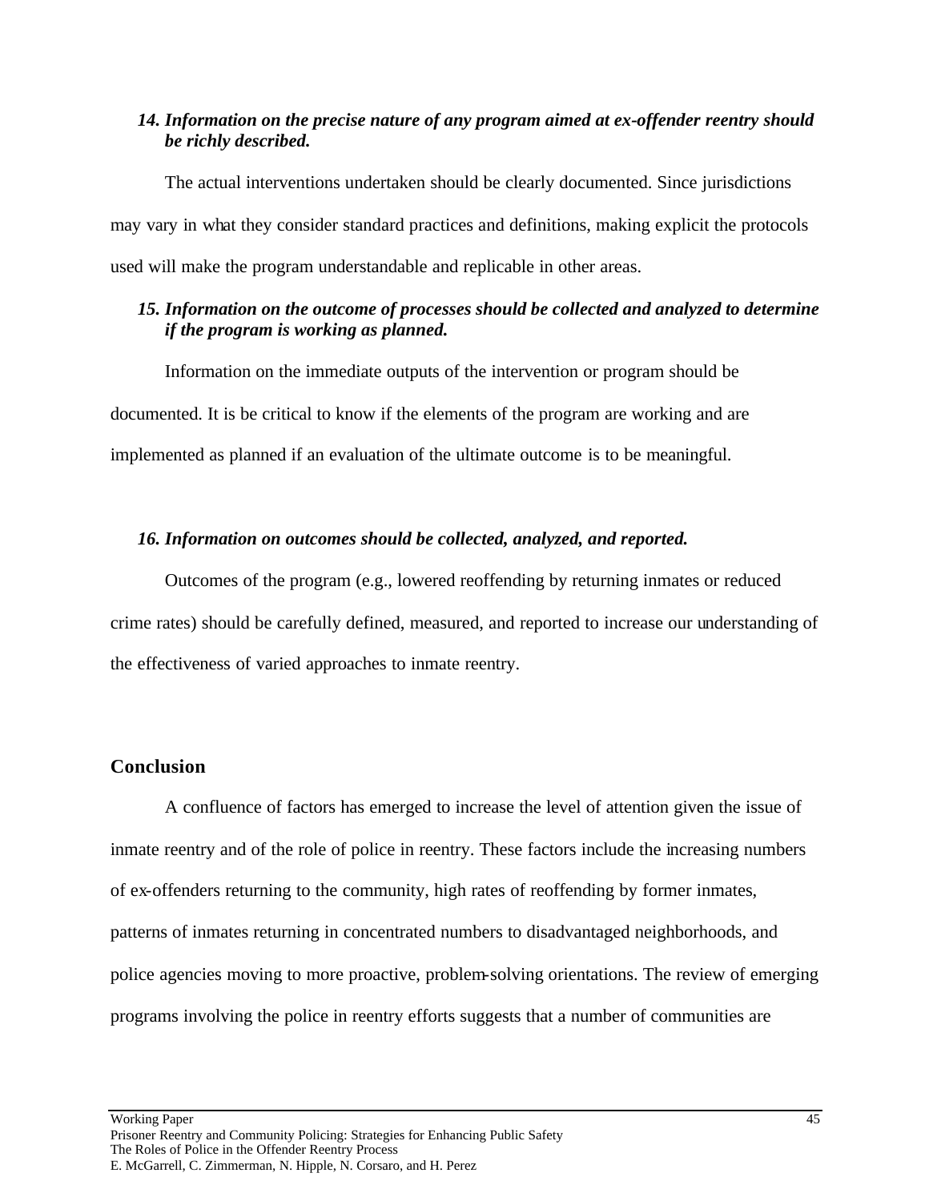*14. Information on the precise nature of any program aimed at ex-offender reentry should be richly described.*

The actual interventions undertaken should be clearly documented. Since jurisdictions may vary in what they consider standard practices and definitions, making explicit the protocols used will make the program understandable and replicable in other areas.

*15. Information on the outcome of processes should be collected and analyzed to determine if the program is working as planned.*

Information on the immediate outputs of the intervention or program should be documented. It is be critical to know if the elements of the program are working and are implemented as planned if an evaluation of the ultimate outcome is to be meaningful.

*16. Information on outcomes should be collected, analyzed, and reported.*

Outcomes of the program (e.g., lowered reoffending by returning inmates or reduced crime rates) should be carefully defined, measured, and reported to increase our understanding of the effectiveness of varied approaches to inmate reentry.

## Conclusion

A confluence of factors has emerged to increase the level of attention given the issue of inmate reentry and of the role of police in reentry. These factors include the increasing numbers of ex-offenders returning to the community, high rates of reoffending by former inmates, patterns of inmates returning in concentrated numbers to disadvantaged neighborhoods, and police agencies moving to more proactive, problem-solving orientations. The review of emerging programs involving the police in reentry efforts suggests that a number of communities are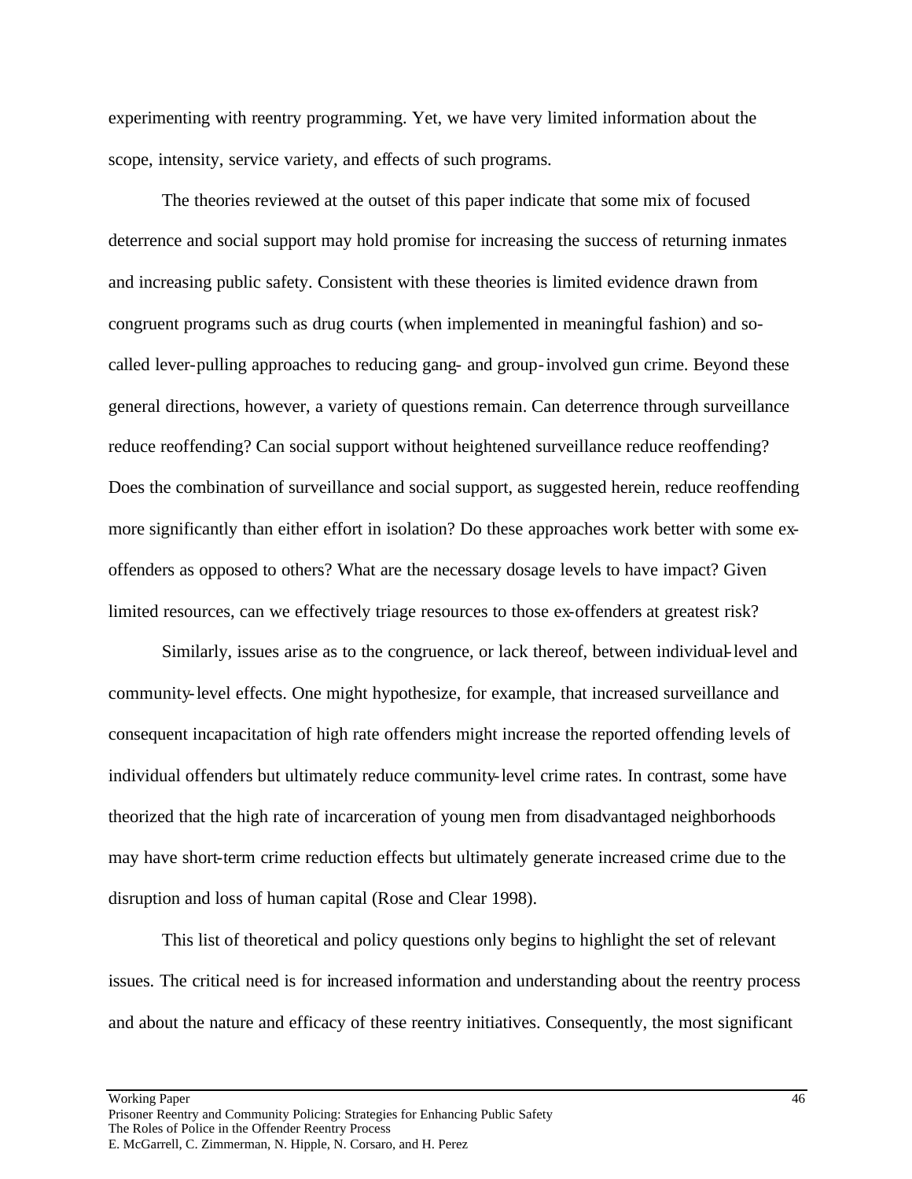experimenting with reentry programming. Yet, we have very limited information about the scope, intensity, service variety, and effects of such programs.

The theories reviewed at the outset of this paper indicate that some mix of focused deterrence and social support may hold promise for increasing the success of returning inmates and increasing public safety. Consistent with these theories is limited evidence drawn from congruent programs such as drug courts (when implemented in meaningful fashion) and so-called lever-pulling approaches to reducing gang- and group-involved gun crime. Beyond these general directions, however, a variety of questions remain. Can deterrence through surveillance reduce reoffending? Can social support without heightened surveillance reduce reoffending? Does the combination of surveillance and social support, as suggested herein, reduce reoffending more significantly than either effort in isolation? Do these approaches work better with some ex-offenders as opposed to others? What are the necessary dosage levels to have impact? Given limited resources, can we effectively triage resources to those ex-offenders at greatest risk?

Similarly, issues arise as to the congruence, or lack thereof, between individual-level and community-level effects. One might hypothesize, for example, that increased surveillance and consequent incapacitation of high rate offenders might increase the reported offending levels of individual offenders but ultimately reduce community-level crime rates. In contrast, some have theorized that the high rate of incarceration of young men from disadvantaged neighborhoods may have short-term crime reduction effects but ultimately generate increased crime due to the disruption and loss of human capital (Rose and Clear 1998).

This list of theoretical and policy questions only begins to highlight the set of relevant issues. The critical need is for increased information and understanding about the reentry process and about the nature and efficacy of these reentry initiatives. Consequently, the most significant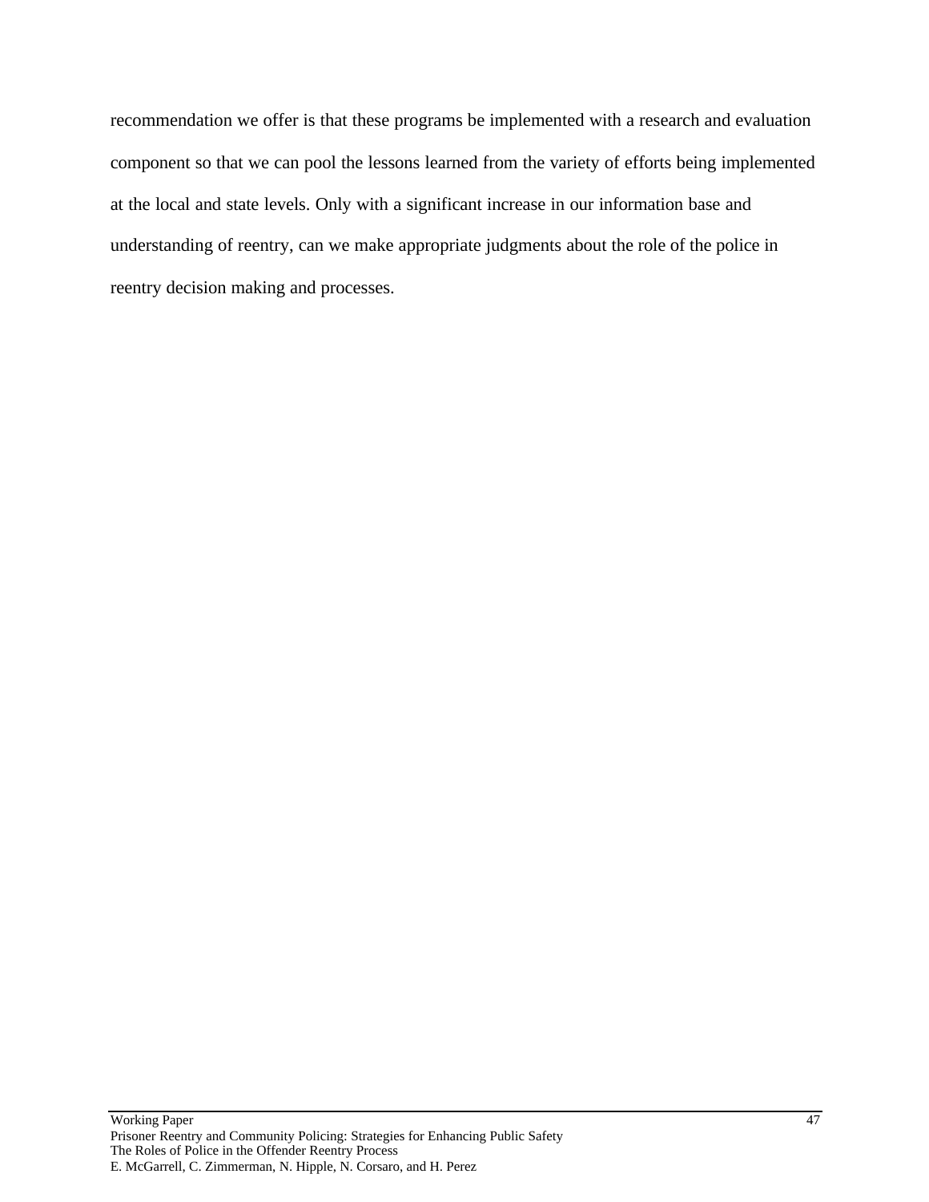recommendation we offer is that these programs be implemented with a research and evaluation component so that we can pool the lessons learned from the variety of efforts being implemented at the local and state levels. Only with a significant increase in our information base and understanding of reentry, can we make appropriate judgments about the role of the police in reentry decision making and processes.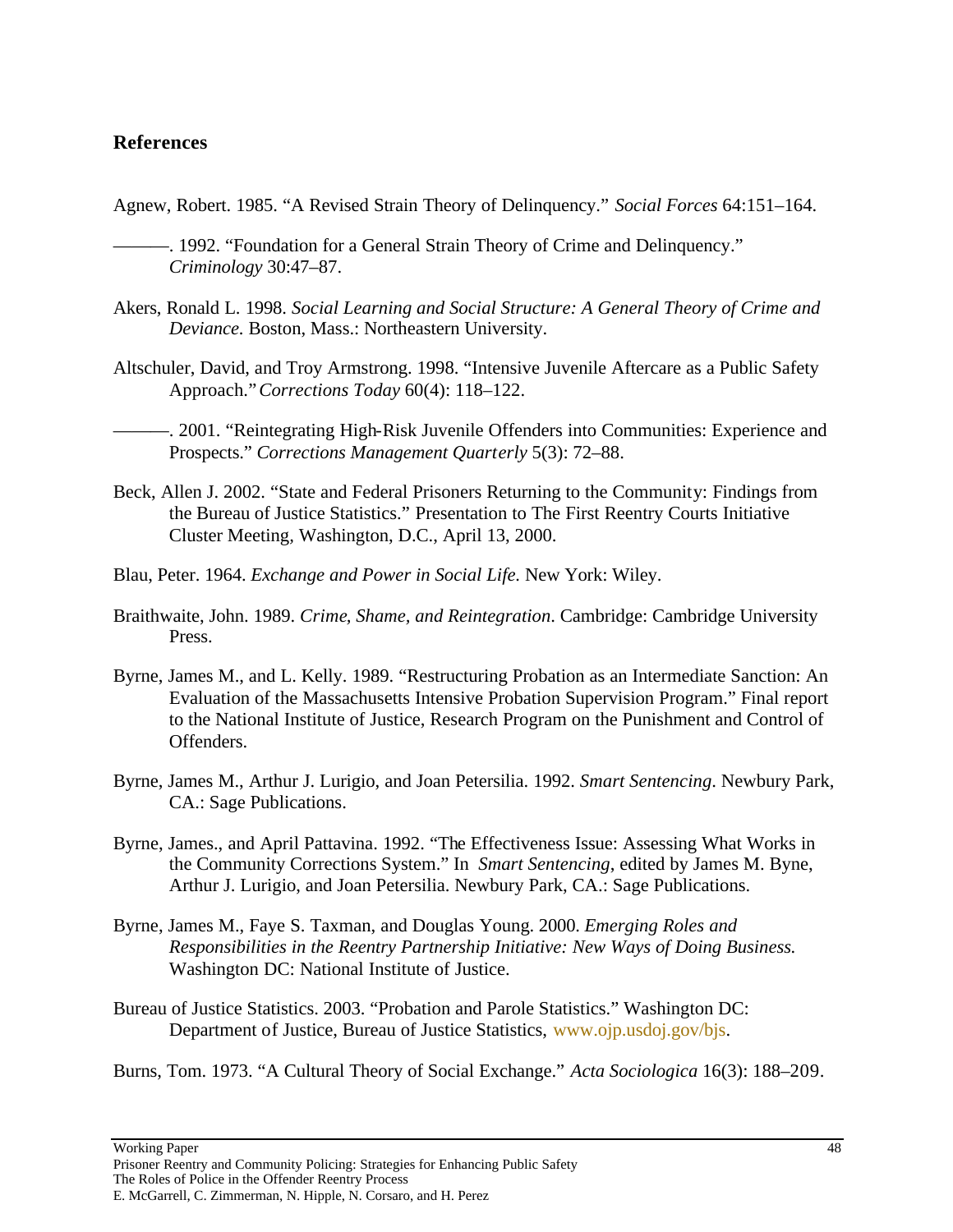## References

Agnew, Robert. 1985. "A Revised Strain Theory of Delinquency." *Social Forces* 64:151–164.

———. 1992. "Foundation for a General Strain Theory of Crime and Delinquency." *Criminology* 30:47–87.

Akers, Ronald L. 1998. *Social Learning and Social Structure: A General Theory of Crime and Deviance.* Boston, Mass.: Northeastern University.

Altschuler, David, and Troy Armstrong. 1998. "Intensive Juvenile Aftercare as a Public Safety Approach." *Corrections Today* 60(4): 118–122.

———. 2001. "Reintegrating High-Risk Juvenile Offenders into Communities: Experience and Prospects." *Corrections Management Quarterly* 5(3): 72–88.

Beck, Allen J. 2002. "State and Federal Prisoners Returning to the Community: Findings from the Bureau of Justice Statistics." Presentation to The First Reentry Courts Initiative Cluster Meeting, Washington, D.C., April 13, 2000.

Blau, Peter. 1964. *Exchange and Power in Social Life.* New York: Wiley.

Braithwaite, John. 1989. *Crime, Shame, and Reintegration*. Cambridge: Cambridge University Press.

Byrne, James M., and L. Kelly. 1989. "Restructuring Probation as an Intermediate Sanction: An Evaluation of the Massachusetts Intensive Probation Supervision Program." Final report to the National Institute of Justice, Research Program on the Punishment and Control of Offenders.

Byrne, James M., Arthur J. Lurigio, and Joan Petersilia. 1992. *Smart Sentencing*. Newbury Park, CA.: Sage Publications.

Byrne, James., and April Pattavina. 1992. "The Effectiveness Issue: Assessing What Works in the Community Corrections System." In *Smart Sentencing*, edited by James M. Byne, Arthur J. Lurigio, and Joan Petersilia. Newbury Park, CA.: Sage Publications.

Byrne, James M., Faye S. Taxman, and Douglas Young. 2000. *Emerging Roles and Responsibilities in the Reentry Partnership Initiative: New Ways of Doing Business.* Washington DC: National Institute of Justice.

Bureau of Justice Statistics. 2003. "Probation and Parole Statistics." Washington DC: Department of Justice, Bureau of Justice Statistics, www.ojp.usdoj.gov/bjs.

Burns, Tom. 1973. "A Cultural Theory of Social Exchange." *Acta Sociologica* 16(3): 188–209.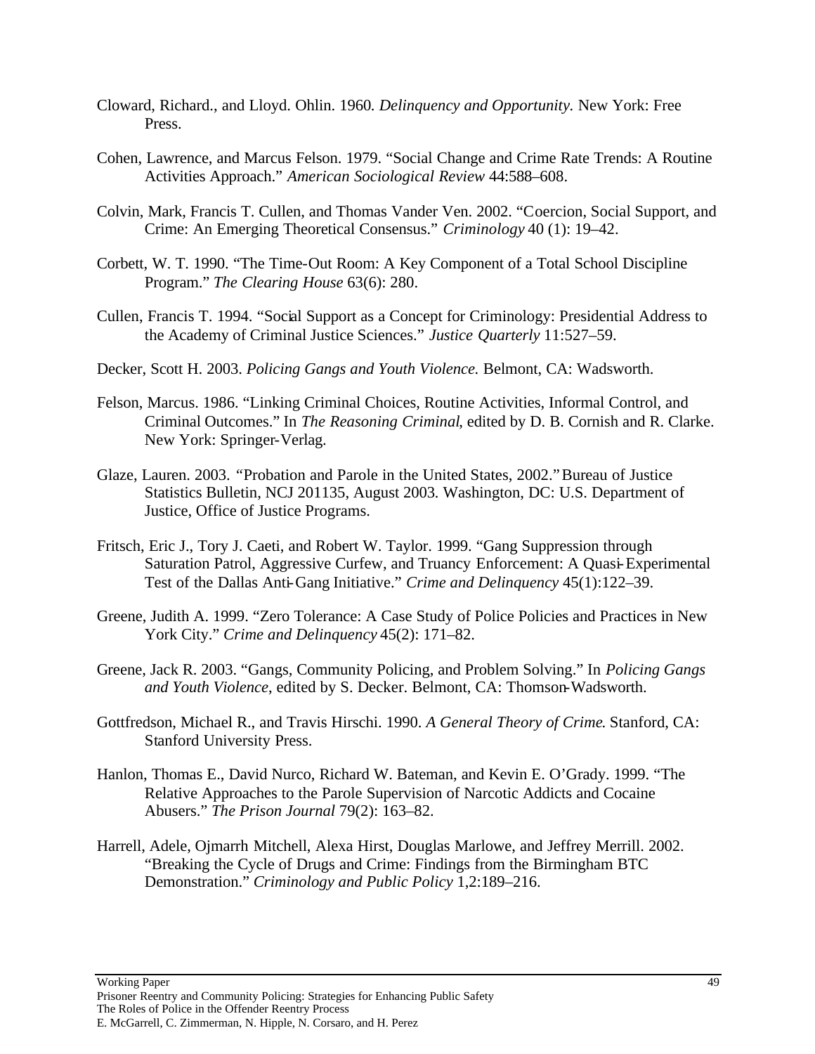Cloward, Richard., and Lloyd. Ohlin. 1960. *Delinquency and Opportunity.* New York: Free Press.

Cohen, Lawrence, and Marcus Felson. 1979. "Social Change and Crime Rate Trends: A Routine Activities Approach." *American Sociological Review* 44:588–608.

Colvin, Mark, Francis T. Cullen, and Thomas Vander Ven. 2002. "Coercion, Social Support, and Crime: An Emerging Theoretical Consensus." *Criminology* 40 (1): 19–42.

Corbett, W. T. 1990. "The Time-Out Room: A Key Component of a Total School Discipline Program." *The Clearing House* 63(6): 280.

Cullen, Francis T. 1994. "Social Support as a Concept for Criminology: Presidential Address to the Academy of Criminal Justice Sciences." *Justice Quarterly* 11:527–59.

Decker, Scott H. 2003. *Policing Gangs and Youth Violence.* Belmont, CA: Wadsworth.

Felson, Marcus. 1986. "Linking Criminal Choices, Routine Activities, Informal Control, and Criminal Outcomes." In *The Reasoning Criminal*, edited by D. B. Cornish and R. Clarke. New York: Springer-Verlag.

Glaze, Lauren. 2003. "Probation and Parole in the United States, 2002." Bureau of Justice Statistics Bulletin, NCJ 201135, August 2003. Washington, DC: U.S. Department of Justice, Office of Justice Programs.

Fritsch, Eric J., Tory J. Caeti, and Robert W. Taylor. 1999. "Gang Suppression through Saturation Patrol, Aggressive Curfew, and Truancy Enforcement: A Quasi-Experimental Test of the Dallas Anti-Gang Initiative." *Crime and Delinquency* 45(1):122–39.

Greene, Judith A. 1999. "Zero Tolerance: A Case Study of Police Policies and Practices in New York City." *Crime and Delinquency* 45(2): 171–82.

Greene, Jack R. 2003. "Gangs, Community Policing, and Problem Solving." In *Policing Gangs and Youth Violence*, edited by S. Decker. Belmont, CA: Thomson-Wadsworth.

Gottfredson, Michael R., and Travis Hirschi. 1990. *A General Theory of Crime*. Stanford, CA: Stanford University Press.

Hanlon, Thomas E., David Nurco, Richard W. Bateman, and Kevin E. O'Grady. 1999. "The Relative Approaches to the Parole Supervision of Narcotic Addicts and Cocaine Abusers." *The Prison Journal* 79(2): 163–82.

Harrell, Adele, Ojmarrh Mitchell, Alexa Hirst, Douglas Marlowe, and Jeffrey Merrill. 2002. "Breaking the Cycle of Drugs and Crime: Findings from the Birmingham BTC Demonstration." *Criminology and Public Policy* 1,2:189–216.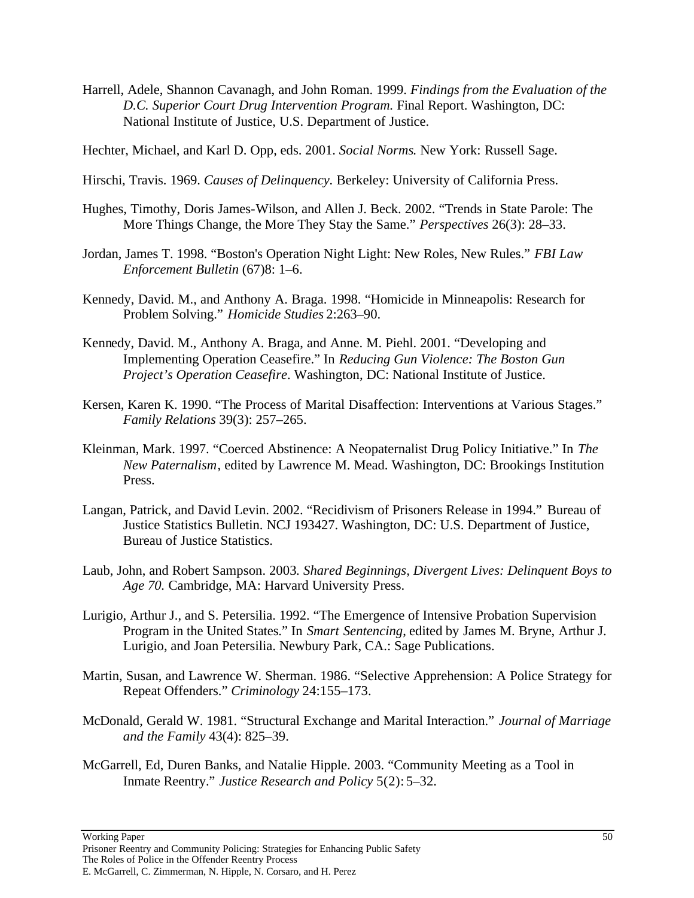Harrell, Adele, Shannon Cavanagh, and John Roman. 1999. *Findings from the Evaluation of the D.C. Superior Court Drug Intervention Program.* Final Report. Washington, DC: National Institute of Justice, U.S. Department of Justice.

Hechter, Michael, and Karl D. Opp, eds. 2001. *Social Norms*. New York: Russell Sage.

Hirschi, Travis. 1969. *Causes of Delinquency.* Berkeley: University of California Press.

Hughes, Timothy, Doris James-Wilson, and Allen J. Beck. 2002. "Trends in State Parole: The More Things Change, the More They Stay the Same." *Perspectives* 26(3): 28–33.

Jordan, James T. 1998. "Boston's Operation Night Light: New Roles, New Rules." *FBI Law Enforcement Bulletin* (67)8: 1–6.

Kennedy, David. M., and Anthony A. Braga. 1998. "Homicide in Minneapolis: Research for Problem Solving." *Homicide Studies* 2:263–90.

Kennedy, David. M., Anthony A. Braga, and Anne. M. Piehl. 2001. "Developing and Implementing Operation Ceasefire." In *Reducing Gun Violence: The Boston Gun Project's Operation Ceasefire*. Washington, DC: National Institute of Justice.

Kersen, Karen K. 1990. "The Process of Marital Disaffection: Interventions at Various Stages." *Family Relations* 39(3): 257–265.

Kleinman, Mark. 1997. "Coerced Abstinence: A Neopaternalist Drug Policy Initiative." In *The New Paternalism*, edited by Lawrence M. Mead. Washington, DC: Brookings Institution Press.

Langan, Patrick, and David Levin. 2002. "Recidivism of Prisoners Release in 1994." Bureau of Justice Statistics Bulletin. NCJ 193427. Washington, DC: U.S. Department of Justice, Bureau of Justice Statistics.

Laub, John, and Robert Sampson. 2003. *Shared Beginnings, Divergent Lives: Delinquent Boys to Age 70.* Cambridge, MA: Harvard University Press.

Lurigio, Arthur J., and S. Petersilia. 1992. "The Emergence of Intensive Probation Supervision Program in the United States." In *Smart Sentencing*, edited by James M. Bryne, Arthur J. Lurigio, and Joan Petersilia. Newbury Park, CA.: Sage Publications.

Martin, Susan, and Lawrence W. Sherman. 1986. "Selective Apprehension: A Police Strategy for Repeat Offenders." *Criminology* 24:155–173.

McDonald, Gerald W. 1981. "Structural Exchange and Marital Interaction." *Journal of Marriage and the Family* 43(4): 825–39.

McGarrell, Ed, Duren Banks, and Natalie Hipple. 2003. "Community Meeting as a Tool in Inmate Reentry." *Justice Research and Policy* 5(2): 5–32.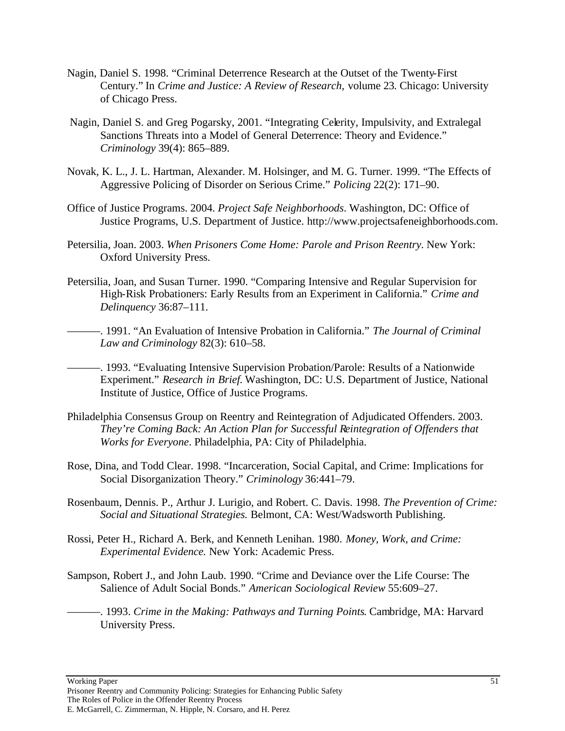Nagin, Daniel S. 1998. “Criminal Deterrence Research at the Outset of the Twenty-First Century.” In *Crime and Justice: A Review of Research,* volume 23. Chicago: University of Chicago Press.

Nagin, Daniel S. and Greg Pogarsky, 2001. “Integrating Celerity, Impulsivity, and Extralegal Sanctions Threats into a Model of General Deterrence: Theory and Evidence.” *Criminology* 39(4): 865–889.

Novak, K. L., J. L. Hartman, Alexander. M. Holsinger, and M. G. Turner. 1999. “The Effects of Aggressive Policing of Disorder on Serious Crime.” *Policing* 22(2): 171–90.

Office of Justice Programs. 2004. *Project Safe Neighborhoods*. Washington, DC: Office of Justice Programs, U.S. Department of Justice. http://www.projectsafeneighborhoods.com.

Petersilia, Joan. 2003. *When Prisoners Come Home: Parole and Prison Reentry*. New York: Oxford University Press.

Petersilia, Joan, and Susan Turner. 1990. “Comparing Intensive and Regular Supervision for High-Risk Probationers: Early Results from an Experiment in California.” *Crime and Delinquency* 36:87–111.

———. 1991. “An Evaluation of Intensive Probation in California.” *The Journal of Criminal Law and Criminology* 82(3): 610–58.

———. 1993. “Evaluating Intensive Supervision Probation/Parole: Results of a Nationwide Experiment.” *Research in Brief*. Washington, DC: U.S. Department of Justice, National Institute of Justice, Office of Justice Programs.

Philadelphia Consensus Group on Reentry and Reintegration of Adjudicated Offenders. 2003. *They’re Coming Back: An Action Plan for Successful Reintegration of Offenders that Works for Everyone*. Philadelphia, PA: City of Philadelphia.

Rose, Dina, and Todd Clear. 1998. “Incarceration, Social Capital, and Crime: Implications for Social Disorganization Theory.” *Criminology* 36:441–79.

Rosenbaum, Dennis. P., Arthur J. Lurigio, and Robert. C. Davis. 1998. *The Prevention of Crime: Social and Situational Strategies.* Belmont, CA: West/Wadsworth Publishing.

Rossi, Peter H., Richard A. Berk, and Kenneth Lenihan. 1980. *Money, Work, and Crime: Experimental Evidence.* New York: Academic Press.

Sampson, Robert J., and John Laub. 1990. “Crime and Deviance over the Life Course: The Salience of Adult Social Bonds.” *American Sociological Review* 55:609–27.

———. 1993. *Crime in the Making: Pathways and Turning Points*. Cambridge, MA: Harvard University Press.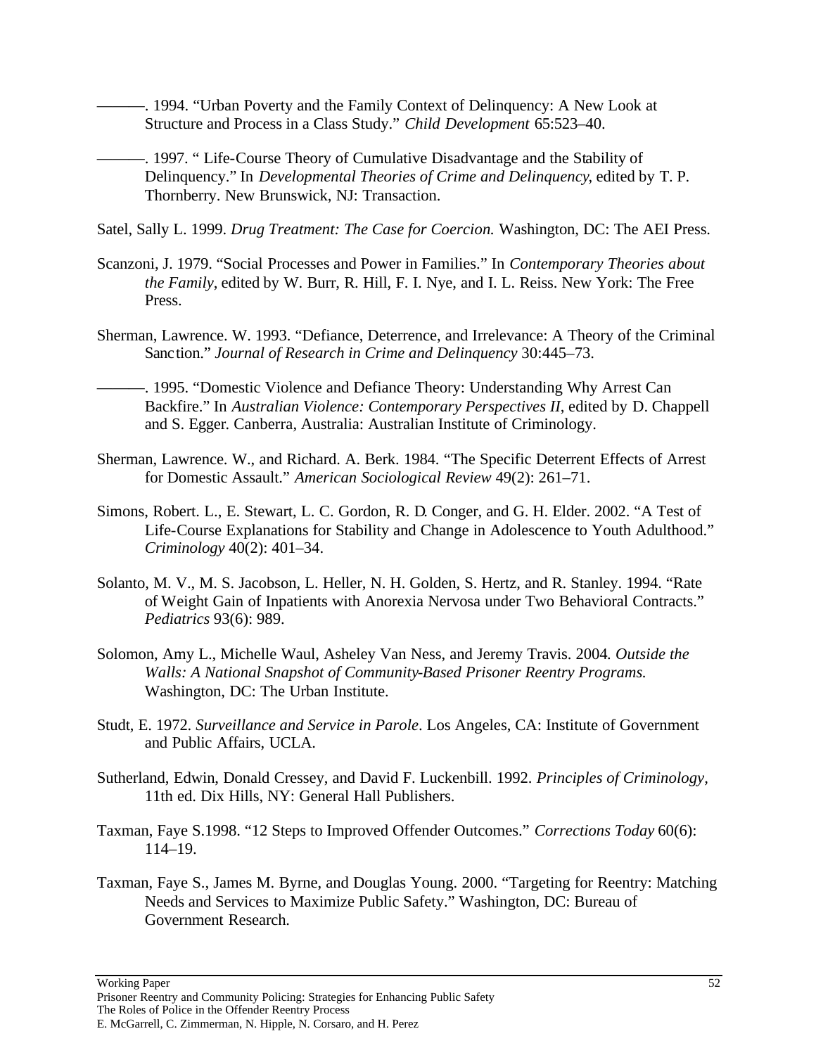———. 1994. "Urban Poverty and the Family Context of Delinquency: A New Look at Structure and Process in a Class Study." *Child Development* 65:523–40.

———. 1997. " Life-Course Theory of Cumulative Disadvantage and the Stability of Delinquency." In *Developmental Theories of Crime and Delinquency*, edited by T. P. Thornberry. New Brunswick, NJ: Transaction.

Satel, Sally L. 1999. *Drug Treatment: The Case for Coercion.* Washington, DC: The AEI Press.

Scanzoni, J. 1979. "Social Processes and Power in Families." In *Contemporary Theories about the Family*, edited by W. Burr, R. Hill, F. I. Nye, and I. L. Reiss. New York: The Free Press.

Sherman, Lawrence. W. 1993. "Defiance, Deterrence, and Irrelevance: A Theory of the Criminal Sanction." *Journal of Research in Crime and Delinquency* 30:445–73.

———. 1995. "Domestic Violence and Defiance Theory: Understanding Why Arrest Can Backfire." In *Australian Violence: Contemporary Perspectives II*, edited by D. Chappell and S. Egger. Canberra, Australia: Australian Institute of Criminology.

Sherman, Lawrence. W., and Richard. A. Berk. 1984. "The Specific Deterrent Effects of Arrest for Domestic Assault." *American Sociological Review* 49(2): 261–71.

Simons, Robert. L., E. Stewart, L. C. Gordon, R. D. Conger, and G. H. Elder. 2002. "A Test of Life-Course Explanations for Stability and Change in Adolescence to Youth Adulthood." *Criminology* 40(2): 401–34.

Solanto, M. V., M. S. Jacobson, L. Heller, N. H. Golden, S. Hertz, and R. Stanley. 1994. "Rate of Weight Gain of Inpatients with Anorexia Nervosa under Two Behavioral Contracts." *Pediatrics* 93(6): 989.

Solomon, Amy L., Michelle Waul, Asheley Van Ness, and Jeremy Travis. 2004. *Outside the Walls: A National Snapshot of Community-Based Prisoner Reentry Programs.* Washington, DC: The Urban Institute.

Studt, E. 1972. *Surveillance and Service in Parole*. Los Angeles, CA: Institute of Government and Public Affairs, UCLA.

Sutherland, Edwin, Donald Cressey, and David F. Luckenbill. 1992. *Principles of Criminology,* 11th ed. Dix Hills, NY: General Hall Publishers.

Taxman, Faye S.1998. "12 Steps to Improved Offender Outcomes." *Corrections Today* 60(6): 114–19.

Taxman, Faye S., James M. Byrne, and Douglas Young. 2000. "Targeting for Reentry: Matching Needs and Services to Maximize Public Safety." Washington, DC: Bureau of Government Research.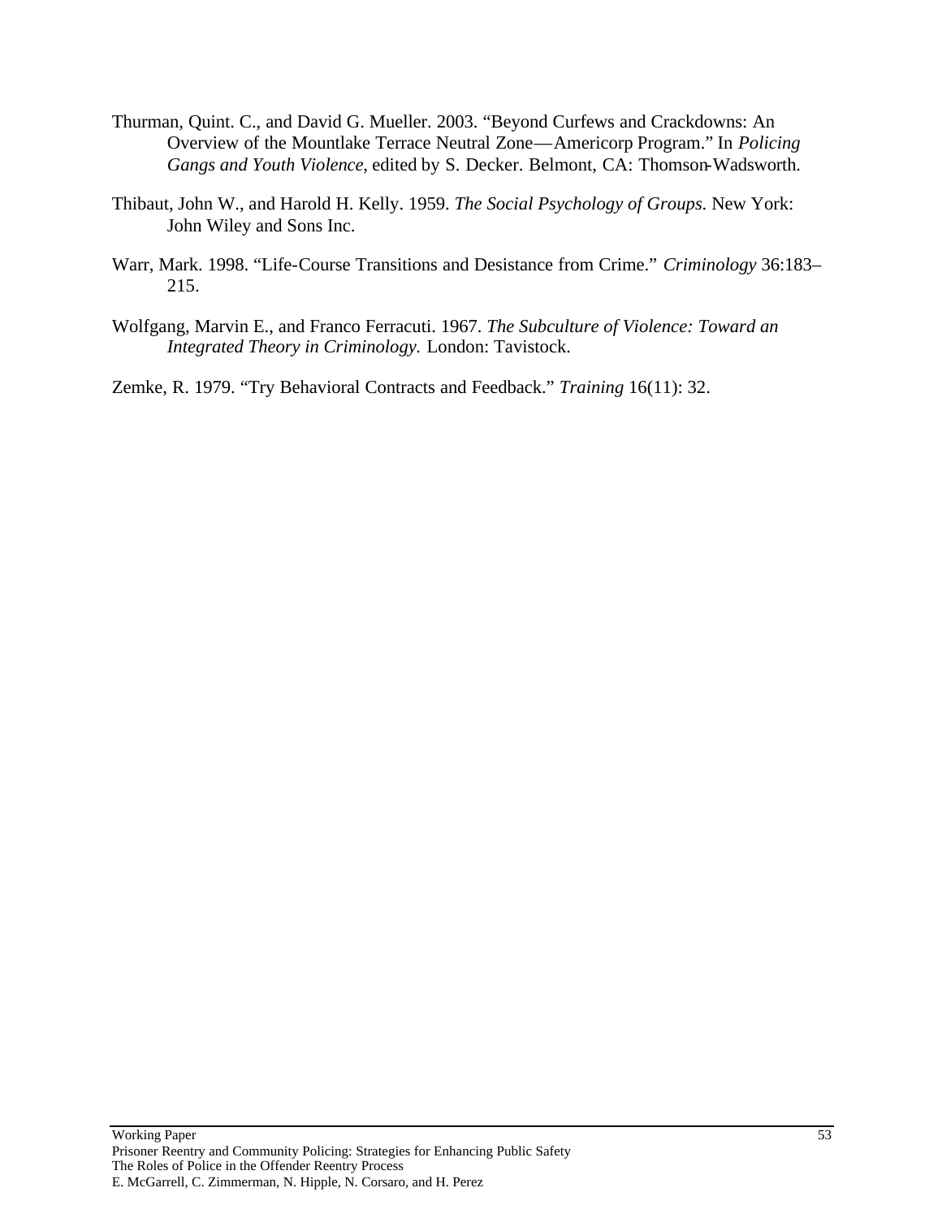Thurman, Quint. C., and David G. Mueller. 2003. "Beyond Curfews and Crackdowns: An Overview of the Mountlake Terrace Neutral Zone—Americorp Program." In *Policing Gangs and Youth Violence*, edited by S. Decker. Belmont, CA: Thomson-Wadsworth.

Thibaut, John W., and Harold H. Kelly. 1959. *The Social Psychology of Groups*. New York: John Wiley and Sons Inc.

Warr, Mark. 1998. "Life-Course Transitions and Desistance from Crime." *Criminology* 36:183–215.

Wolfgang, Marvin E., and Franco Ferracuti. 1967. *The Subculture of Violence: Toward an Integrated Theory in Criminology.* London: Tavistock.

Zemke, R. 1979. "Try Behavioral Contracts and Feedback." *Training* 16(11): 32.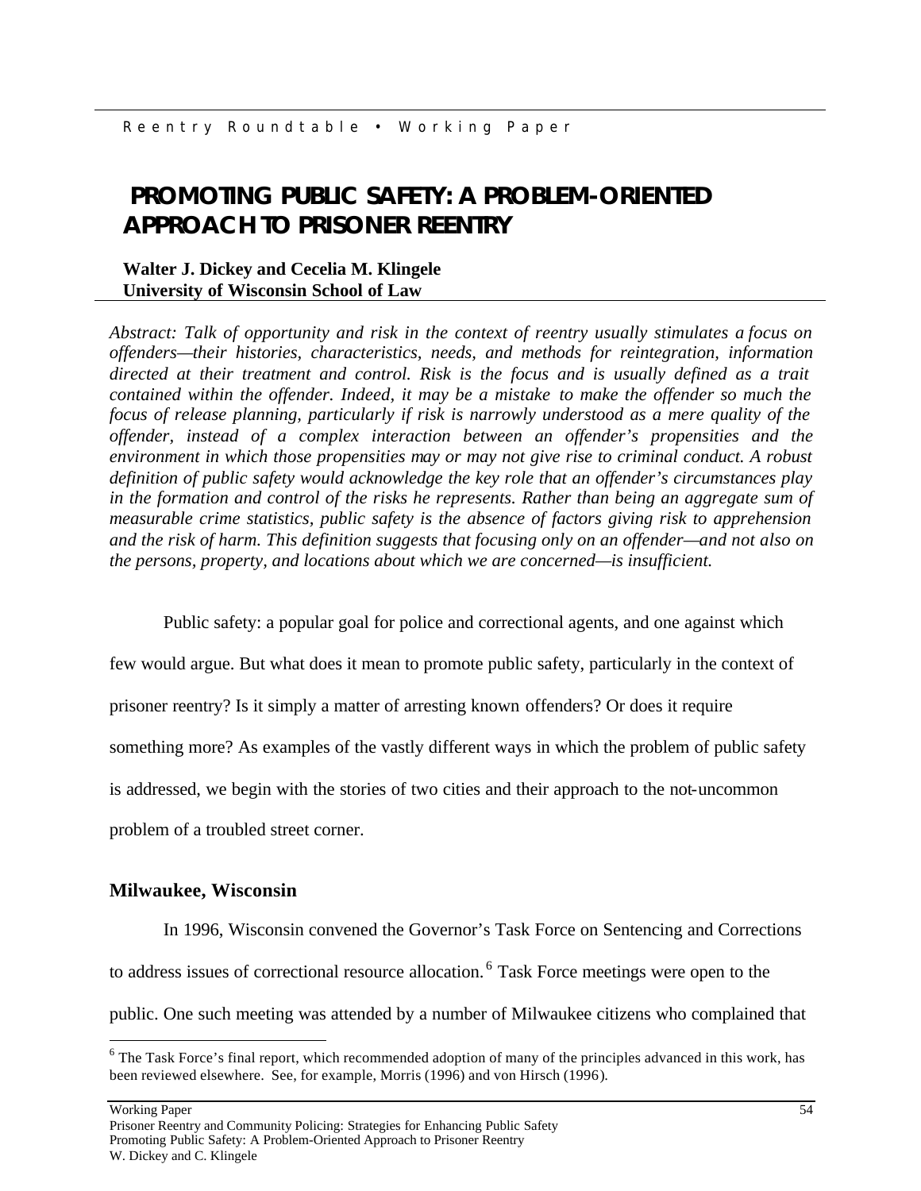Reentry Roundtable • Working Paper

# PROMOTING PUBLIC SAFETY: A PROBLEM-ORIENTED APPROACH TO PRISONER REENTRY

**Walter J. Dickey and Cecelia M. Klingele**
**University of Wisconsin School of Law**

*Abstract: Talk of opportunity and risk in the context of reentry usually stimulates a focus on offenders—their histories, characteristics, needs, and methods for reintegration, information directed at their treatment and control. Risk is the focus and is usually defined as a trait contained within the offender. Indeed, it may be a mistake to make the offender so much the focus of release planning, particularly if risk is narrowly understood as a mere quality of the offender, instead of a complex interaction between an offender's propensities and the environment in which those propensities may or may not give rise to criminal conduct. A robust definition of public safety would acknowledge the key role that an offender's circumstances play in the formation and control of the risks he represents. Rather than being an aggregate sum of measurable crime statistics, public safety is the absence of factors giving risk to apprehension and the risk of harm. This definition suggests that focusing only on an offender—and not also on the persons, property, and locations about which we are concerned—is insufficient.*

Public safety: a popular goal for police and correctional agents, and one against which few would argue. But what does it mean to promote public safety, particularly in the context of prisoner reentry? Is it simply a matter of arresting known offenders? Or does it require something more? As examples of the vastly different ways in which the problem of public safety is addressed, we begin with the stories of two cities and their approach to the not-uncommon problem of a troubled street corner.

## Milwaukee, Wisconsin

In 1996, Wisconsin convened the Governor's Task Force on Sentencing and Corrections to address issues of correctional resource allocation.[6] Task Force meetings were open to the public. One such meeting was attended by a number of Milwaukee citizens who complained that

[6] The Task Force's final report, which recommended adoption of many of the principles advanced in this work, has been reviewed elsewhere. See, for example, Morris (1996) and von Hirsch (1996).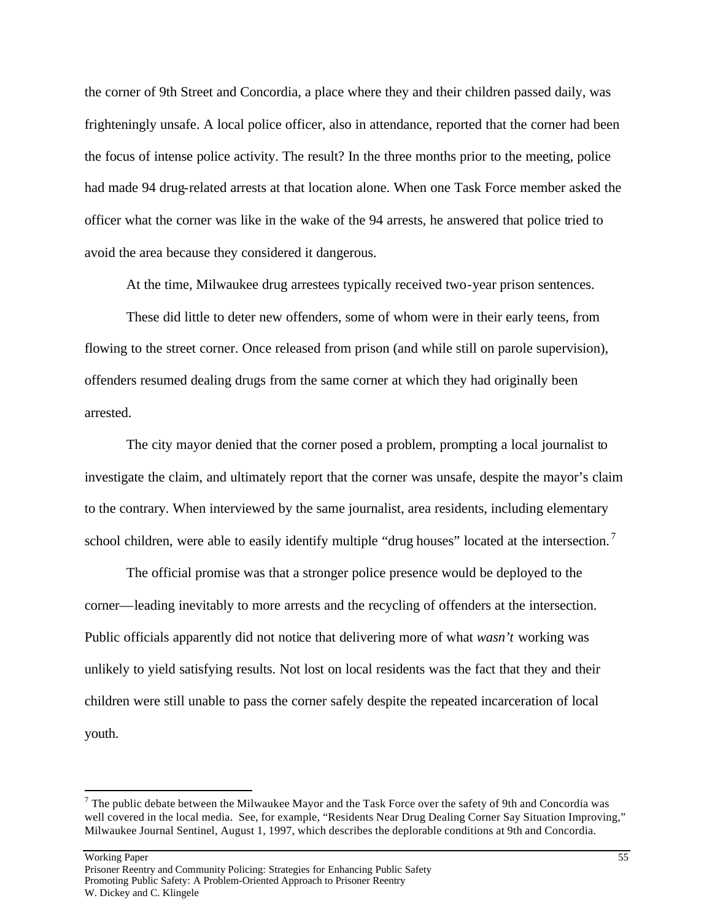the corner of 9th Street and Concordia, a place where they and their children passed daily, was frighteningly unsafe. A local police officer, also in attendance, reported that the corner had been the focus of intense police activity. The result? In the three months prior to the meeting, police had made 94 drug-related arrests at that location alone. When one Task Force member asked the officer what the corner was like in the wake of the 94 arrests, he answered that police tried to avoid the area because they considered it dangerous.

At the time, Milwaukee drug arrestees typically received two-year prison sentences.

These did little to deter new offenders, some of whom were in their early teens, from flowing to the street corner. Once released from prison (and while still on parole supervision), offenders resumed dealing drugs from the same corner at which they had originally been arrested.

The city mayor denied that the corner posed a problem, prompting a local journalist to investigate the claim, and ultimately report that the corner was unsafe, despite the mayor's claim to the contrary. When interviewed by the same journalist, area residents, including elementary school children, were able to easily identify multiple "drug houses" located at the intersection.[7]

The official promise was that a stronger police presence would be deployed to the corner—leading inevitably to more arrests and the recycling of offenders at the intersection. Public officials apparently did not notice that delivering more of what *wasn't* working was unlikely to yield satisfying results. Not lost on local residents was the fact that they and their children were still unable to pass the corner safely despite the repeated incarceration of local youth.

---

[7] The public debate between the Milwaukee Mayor and the Task Force over the safety of 9th and Concordia was well covered in the local media. See, for example, "Residents Near Drug Dealing Corner Say Situation Improving," Milwaukee Journal Sentinel, August 1, 1997, which describes the deplorable conditions at 9th and Concordia.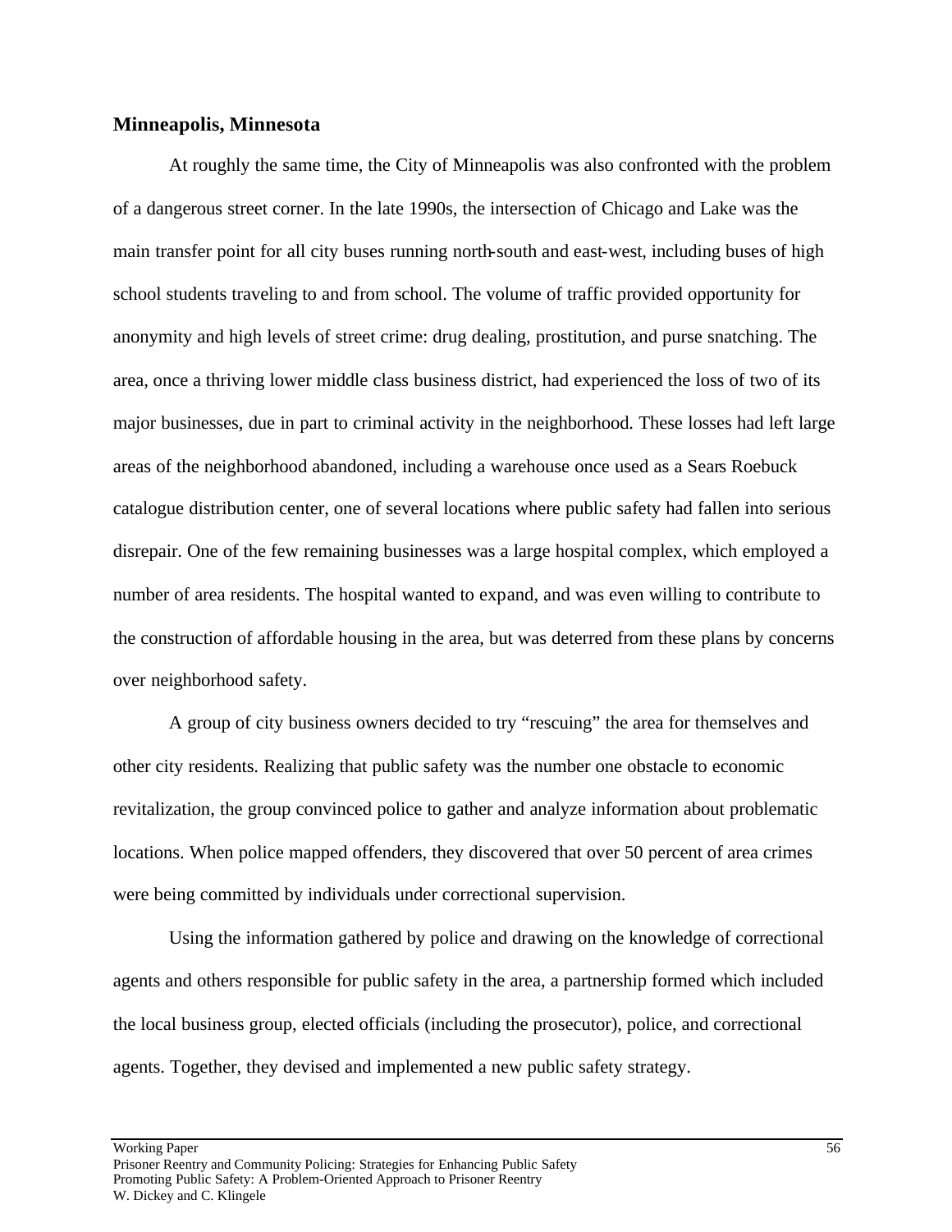### Minneapolis, Minnesota

At roughly the same time, the City of Minneapolis was also confronted with the problem of a dangerous street corner. In the late 1990s, the intersection of Chicago and Lake was the main transfer point for all city buses running north-south and east-west, including buses of high school students traveling to and from school. The volume of traffic provided opportunity for anonymity and high levels of street crime: drug dealing, prostitution, and purse snatching. The area, once a thriving lower middle class business district, had experienced the loss of two of its major businesses, due in part to criminal activity in the neighborhood. These losses had left large areas of the neighborhood abandoned, including a warehouse once used as a Sears Roebuck catalogue distribution center, one of several locations where public safety had fallen into serious disrepair. One of the few remaining businesses was a large hospital complex, which employed a number of area residents. The hospital wanted to expand, and was even willing to contribute to the construction of affordable housing in the area, but was deterred from these plans by concerns over neighborhood safety.

A group of city business owners decided to try "rescuing" the area for themselves and other city residents. Realizing that public safety was the number one obstacle to economic revitalization, the group convinced police to gather and analyze information about problematic locations. When police mapped offenders, they discovered that over 50 percent of area crimes were being committed by individuals under correctional supervision.

Using the information gathered by police and drawing on the knowledge of correctional agents and others responsible for public safety in the area, a partnership formed which included the local business group, elected officials (including the prosecutor), police, and correctional agents. Together, they devised and implemented a new public safety strategy.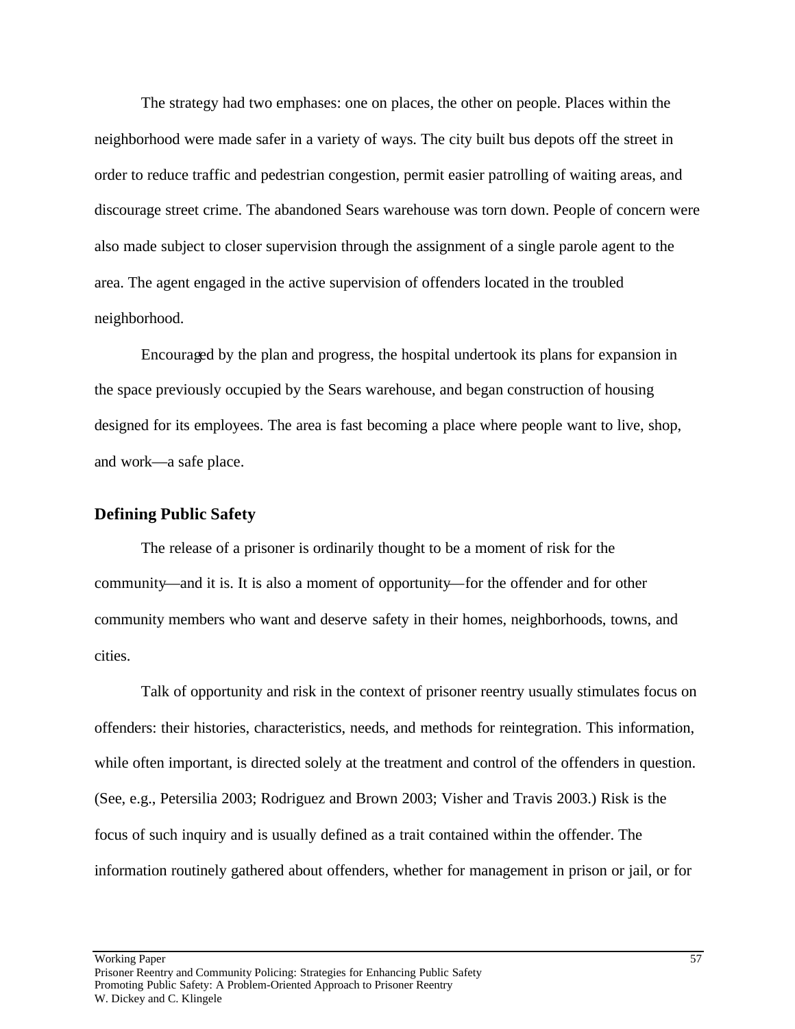The strategy had two emphases: one on places, the other on people. Places within the neighborhood were made safer in a variety of ways. The city built bus depots off the street in order to reduce traffic and pedestrian congestion, permit easier patrolling of waiting areas, and discourage street crime. The abandoned Sears warehouse was torn down. People of concern were also made subject to closer supervision through the assignment of a single parole agent to the area. The agent engaged in the active supervision of offenders located in the troubled neighborhood.

Encouraged by the plan and progress, the hospital undertook its plans for expansion in the space previously occupied by the Sears warehouse, and began construction of housing designed for its employees. The area is fast becoming a place where people want to live, shop, and work—a safe place.

## Defining Public Safety

The release of a prisoner is ordinarily thought to be a moment of risk for the community—and it is. It is also a moment of opportunity—for the offender and for other community members who want and deserve safety in their homes, neighborhoods, towns, and cities.

Talk of opportunity and risk in the context of prisoner reentry usually stimulates focus on offenders: their histories, characteristics, needs, and methods for reintegration. This information, while often important, is directed solely at the treatment and control of the offenders in question. (See, e.g., Petersilia 2003; Rodriguez and Brown 2003; Visher and Travis 2003.) Risk is the focus of such inquiry and is usually defined as a trait contained within the offender. The information routinely gathered about offenders, whether for management in prison or jail, or for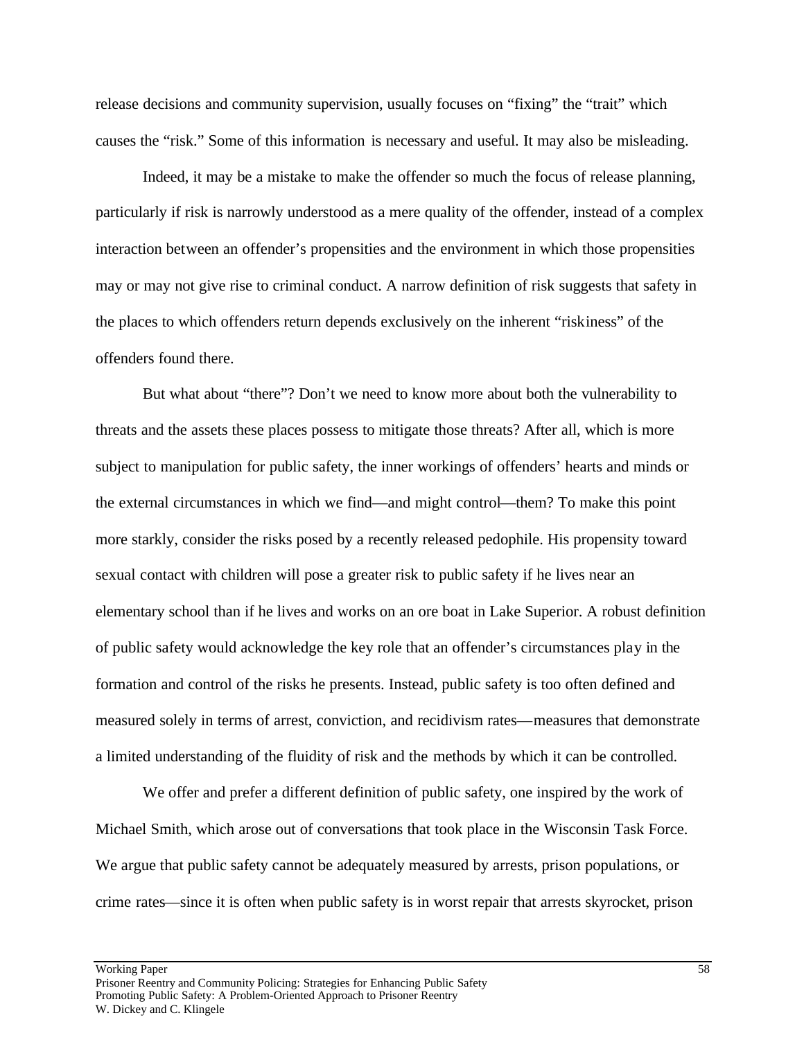release decisions and community supervision, usually focuses on "fixing" the "trait" which causes the "risk." Some of this information is necessary and useful. It may also be misleading.

Indeed, it may be a mistake to make the offender so much the focus of release planning, particularly if risk is narrowly understood as a mere quality of the offender, instead of a complex interaction between an offender's propensities and the environment in which those propensities may or may not give rise to criminal conduct. A narrow definition of risk suggests that safety in the places to which offenders return depends exclusively on the inherent "riskiness" of the offenders found there.

But what about "there"? Don't we need to know more about both the vulnerability to threats and the assets these places possess to mitigate those threats? After all, which is more subject to manipulation for public safety, the inner workings of offenders' hearts and minds or the external circumstances in which we find—and might control—them? To make this point more starkly, consider the risks posed by a recently released pedophile. His propensity toward sexual contact with children will pose a greater risk to public safety if he lives near an elementary school than if he lives and works on an ore boat in Lake Superior. A robust definition of public safety would acknowledge the key role that an offender's circumstances play in the formation and control of the risks he presents. Instead, public safety is too often defined and measured solely in terms of arrest, conviction, and recidivism rates—measures that demonstrate a limited understanding of the fluidity of risk and the methods by which it can be controlled.

We offer and prefer a different definition of public safety, one inspired by the work of Michael Smith, which arose out of conversations that took place in the Wisconsin Task Force. We argue that public safety cannot be adequately measured by arrests, prison populations, or crime rates—since it is often when public safety is in worst repair that arrests skyrocket, prison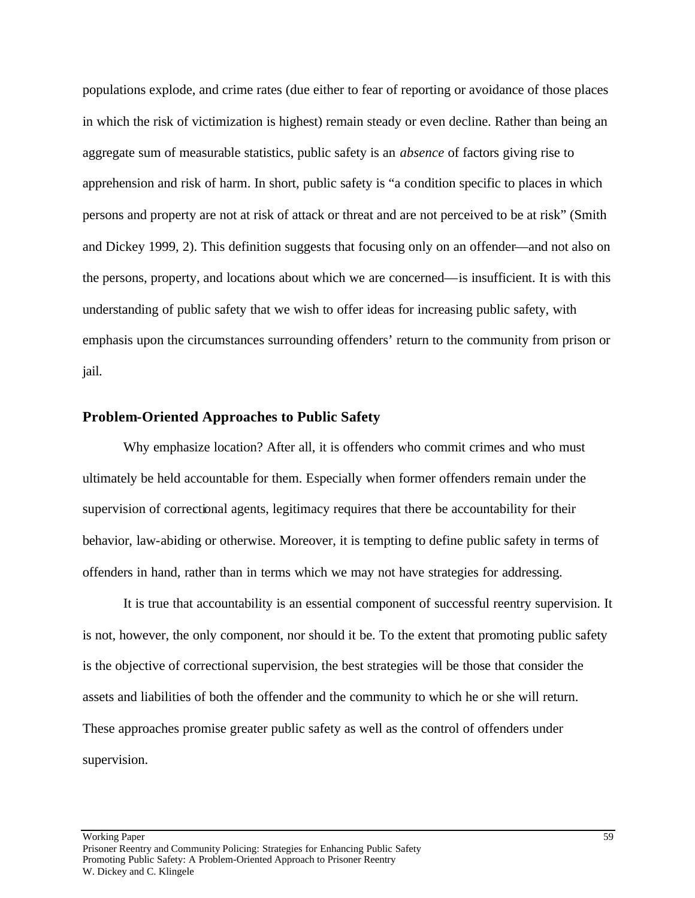populations explode, and crime rates (due either to fear of reporting or avoidance of those places in which the risk of victimization is highest) remain steady or even decline. Rather than being an aggregate sum of measurable statistics, public safety is an *absence* of factors giving rise to apprehension and risk of harm. In short, public safety is "a condition specific to places in which persons and property are not at risk of attack or threat and are not perceived to be at risk" (Smith and Dickey 1999, 2). This definition suggests that focusing only on an offender—and not also on the persons, property, and locations about which we are concerned—is insufficient. It is with this understanding of public safety that we wish to offer ideas for increasing public safety, with emphasis upon the circumstances surrounding offenders' return to the community from prison or jail.

## Problem-Oriented Approaches to Public Safety

Why emphasize location? After all, it is offenders who commit crimes and who must ultimately be held accountable for them. Especially when former offenders remain under the supervision of correctional agents, legitimacy requires that there be accountability for their behavior, law-abiding or otherwise. Moreover, it is tempting to define public safety in terms of offenders in hand, rather than in terms which we may not have strategies for addressing.

It is true that accountability is an essential component of successful reentry supervision. It is not, however, the only component, nor should it be. To the extent that promoting public safety is the objective of correctional supervision, the best strategies will be those that consider the assets and liabilities of both the offender and the community to which he or she will return. These approaches promise greater public safety as well as the control of offenders under supervision.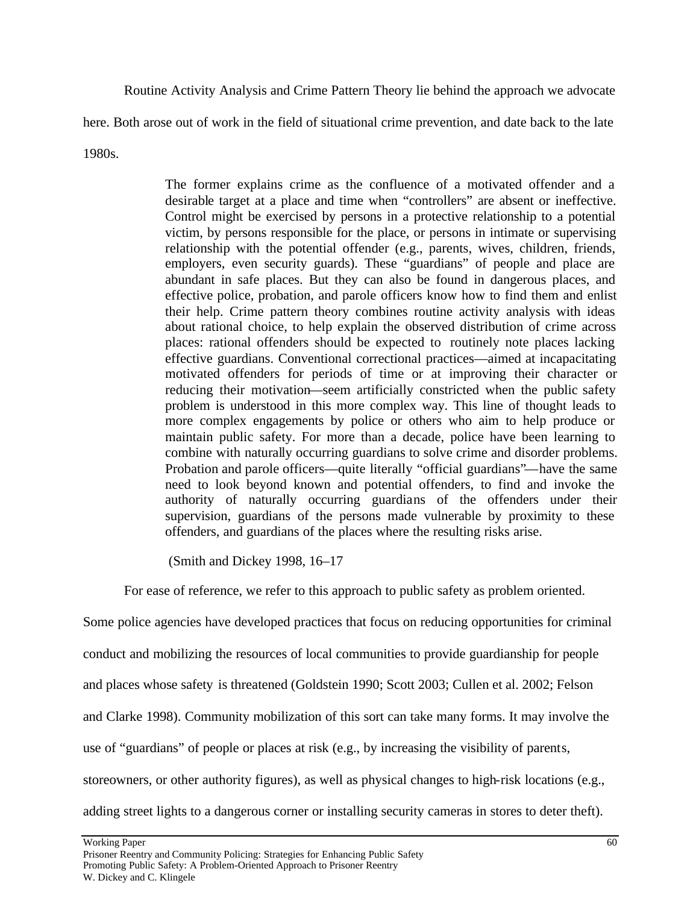Routine Activity Analysis and Crime Pattern Theory lie behind the approach we advocate here. Both arose out of work in the field of situational crime prevention, and date back to the late 1980s.

> The former explains crime as the confluence of a motivated offender and a desirable target at a place and time when "controllers" are absent or ineffective. Control might be exercised by persons in a protective relationship to a potential victim, by persons responsible for the place, or persons in intimate or supervising relationship with the potential offender (e.g., parents, wives, children, friends, employers, even security guards). These "guardians" of people and place are abundant in safe places. But they can also be found in dangerous places, and effective police, probation, and parole officers know how to find them and enlist their help. Crime pattern theory combines routine activity analysis with ideas about rational choice, to help explain the observed distribution of crime across places: rational offenders should be expected to routinely note places lacking effective guardians. Conventional correctional practices—aimed at incapacitating motivated offenders for periods of time or at improving their character or reducing their motivation—seem artificially constricted when the public safety problem is understood in this more complex way. This line of thought leads to more complex engagements by police or others who aim to help produce or maintain public safety. For more than a decade, police have been learning to combine with naturally occurring guardians to solve crime and disorder problems. Probation and parole officers—quite literally "official guardians"—have the same need to look beyond known and potential offenders, to find and invoke the authority of naturally occurring guardians of the offenders under their supervision, guardians of the persons made vulnerable by proximity to these offenders, and guardians of the places where the resulting risks arise.
>
> (Smith and Dickey 1998, 16–17

For ease of reference, we refer to this approach to public safety as problem oriented. Some police agencies have developed practices that focus on reducing opportunities for criminal conduct and mobilizing the resources of local communities to provide guardianship for people and places whose safety is threatened (Goldstein 1990; Scott 2003; Cullen et al. 2002; Felson and Clarke 1998). Community mobilization of this sort can take many forms. It may involve the use of "guardians" of people or places at risk (e.g., by increasing the visibility of parents, storeowners, or other authority figures), as well as physical changes to high-risk locations (e.g., adding street lights to a dangerous corner or installing security cameras in stores to deter theft).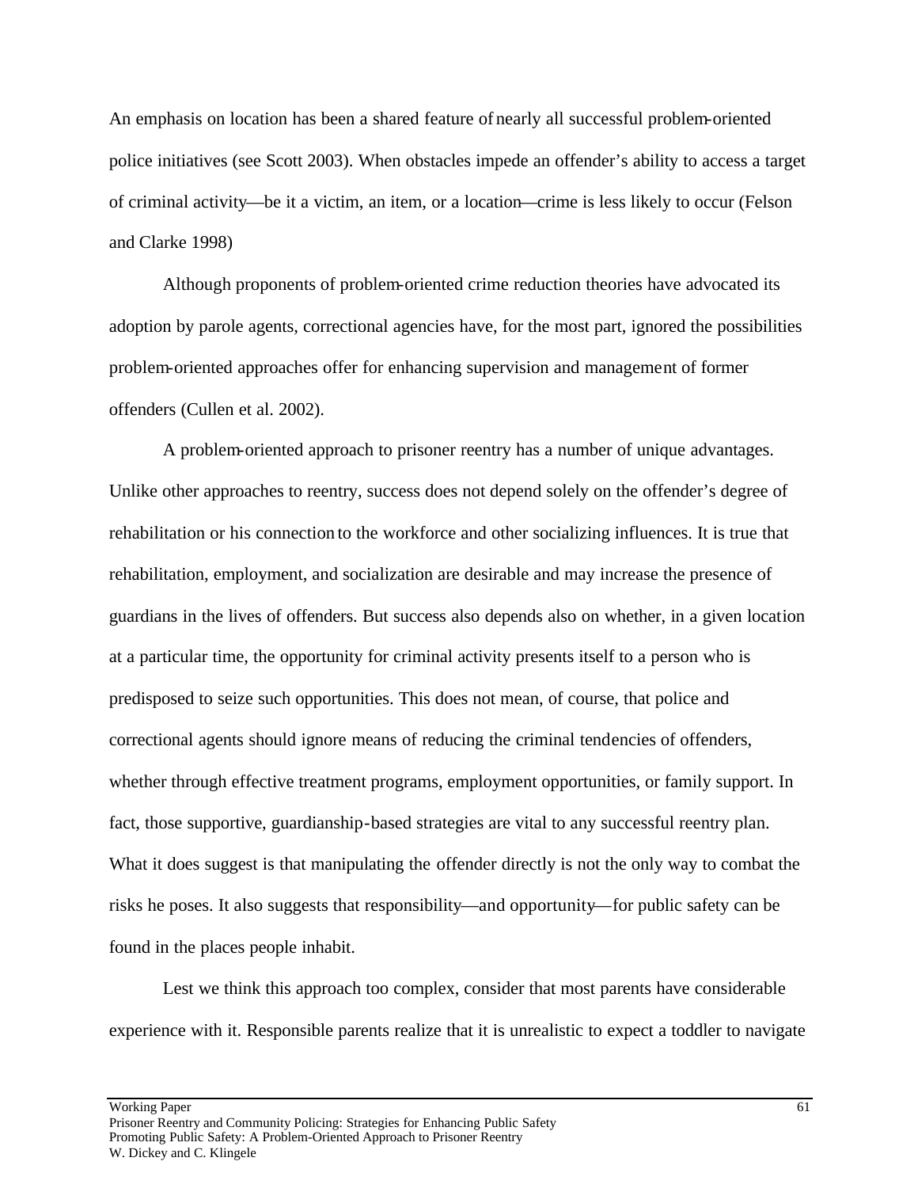An emphasis on location has been a shared feature of nearly all successful problem-oriented police initiatives (see Scott 2003). When obstacles impede an offender's ability to access a target of criminal activity—be it a victim, an item, or a location—crime is less likely to occur (Felson and Clarke 1998)

Although proponents of problem-oriented crime reduction theories have advocated its adoption by parole agents, correctional agencies have, for the most part, ignored the possibilities problem-oriented approaches offer for enhancing supervision and management of former offenders (Cullen et al. 2002).

A problem-oriented approach to prisoner reentry has a number of unique advantages. Unlike other approaches to reentry, success does not depend solely on the offender's degree of rehabilitation or his connection to the workforce and other socializing influences. It is true that rehabilitation, employment, and socialization are desirable and may increase the presence of guardians in the lives of offenders. But success also depends also on whether, in a given location at a particular time, the opportunity for criminal activity presents itself to a person who is predisposed to seize such opportunities. This does not mean, of course, that police and correctional agents should ignore means of reducing the criminal tendencies of offenders, whether through effective treatment programs, employment opportunities, or family support. In fact, those supportive, guardianship-based strategies are vital to any successful reentry plan. What it does suggest is that manipulating the offender directly is not the only way to combat the risks he poses. It also suggests that responsibility—and opportunity—for public safety can be found in the places people inhabit.

Lest we think this approach too complex, consider that most parents have considerable experience with it. Responsible parents realize that it is unrealistic to expect a toddler to navigate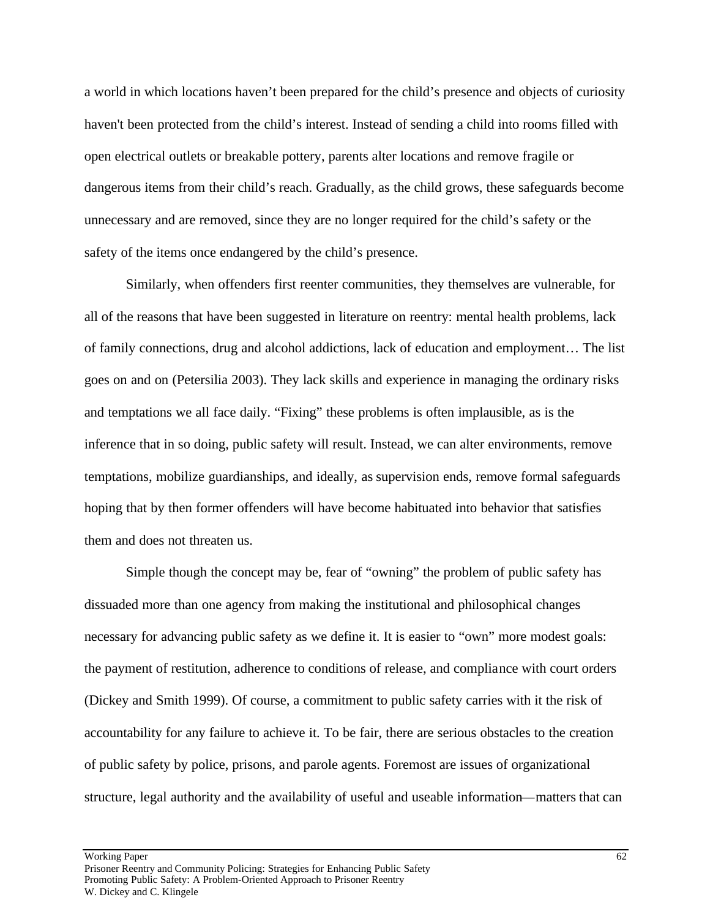a world in which locations haven't been prepared for the child's presence and objects of curiosity haven't been protected from the child's interest. Instead of sending a child into rooms filled with open electrical outlets or breakable pottery, parents alter locations and remove fragile or dangerous items from their child's reach. Gradually, as the child grows, these safeguards become unnecessary and are removed, since they are no longer required for the child's safety or the safety of the items once endangered by the child's presence.

Similarly, when offenders first reenter communities, they themselves are vulnerable, for all of the reasons that have been suggested in literature on reentry: mental health problems, lack of family connections, drug and alcohol addictions, lack of education and employment… The list goes on and on (Petersilia 2003). They lack skills and experience in managing the ordinary risks and temptations we all face daily. "Fixing" these problems is often implausible, as is the inference that in so doing, public safety will result. Instead, we can alter environments, remove temptations, mobilize guardianships, and ideally, as supervision ends, remove formal safeguards hoping that by then former offenders will have become habituated into behavior that satisfies them and does not threaten us.

Simple though the concept may be, fear of "owning" the problem of public safety has dissuaded more than one agency from making the institutional and philosophical changes necessary for advancing public safety as we define it. It is easier to "own" more modest goals: the payment of restitution, adherence to conditions of release, and compliance with court orders (Dickey and Smith 1999). Of course, a commitment to public safety carries with it the risk of accountability for any failure to achieve it. To be fair, there are serious obstacles to the creation of public safety by police, prisons, and parole agents. Foremost are issues of organizational structure, legal authority and the availability of useful and useable information—matters that can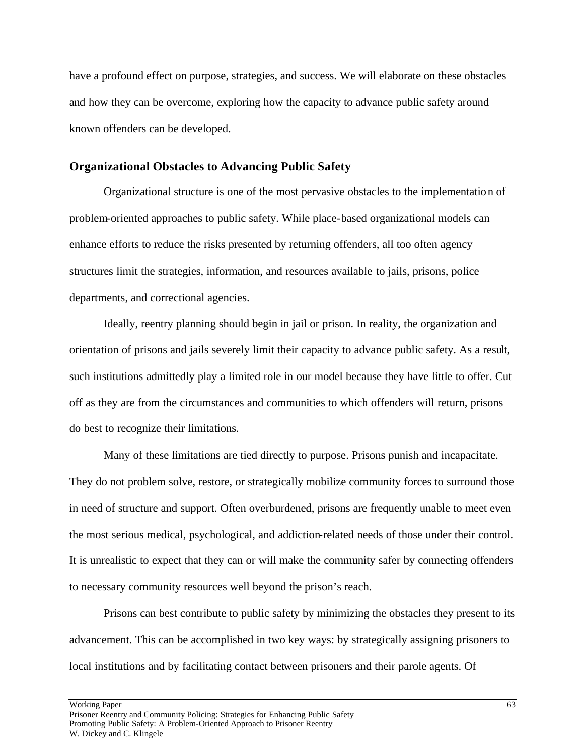have a profound effect on purpose, strategies, and success. We will elaborate on these obstacles and how they can be overcome, exploring how the capacity to advance public safety around known offenders can be developed.

### Organizational Obstacles to Advancing Public Safety

Organizational structure is one of the most pervasive obstacles to the implementation of problem-oriented approaches to public safety. While place-based organizational models can enhance efforts to reduce the risks presented by returning offenders, all too often agency structures limit the strategies, information, and resources available to jails, prisons, police departments, and correctional agencies.

Ideally, reentry planning should begin in jail or prison. In reality, the organization and orientation of prisons and jails severely limit their capacity to advance public safety. As a result, such institutions admittedly play a limited role in our model because they have little to offer. Cut off as they are from the circumstances and communities to which offenders will return, prisons do best to recognize their limitations.

Many of these limitations are tied directly to purpose. Prisons punish and incapacitate. They do not problem solve, restore, or strategically mobilize community forces to surround those in need of structure and support. Often overburdened, prisons are frequently unable to meet even the most serious medical, psychological, and addiction-related needs of those under their control. It is unrealistic to expect that they can or will make the community safer by connecting offenders to necessary community resources well beyond the prison's reach.

Prisons can best contribute to public safety by minimizing the obstacles they present to its advancement. This can be accomplished in two key ways: by strategically assigning prisoners to local institutions and by facilitating contact between prisoners and their parole agents. Of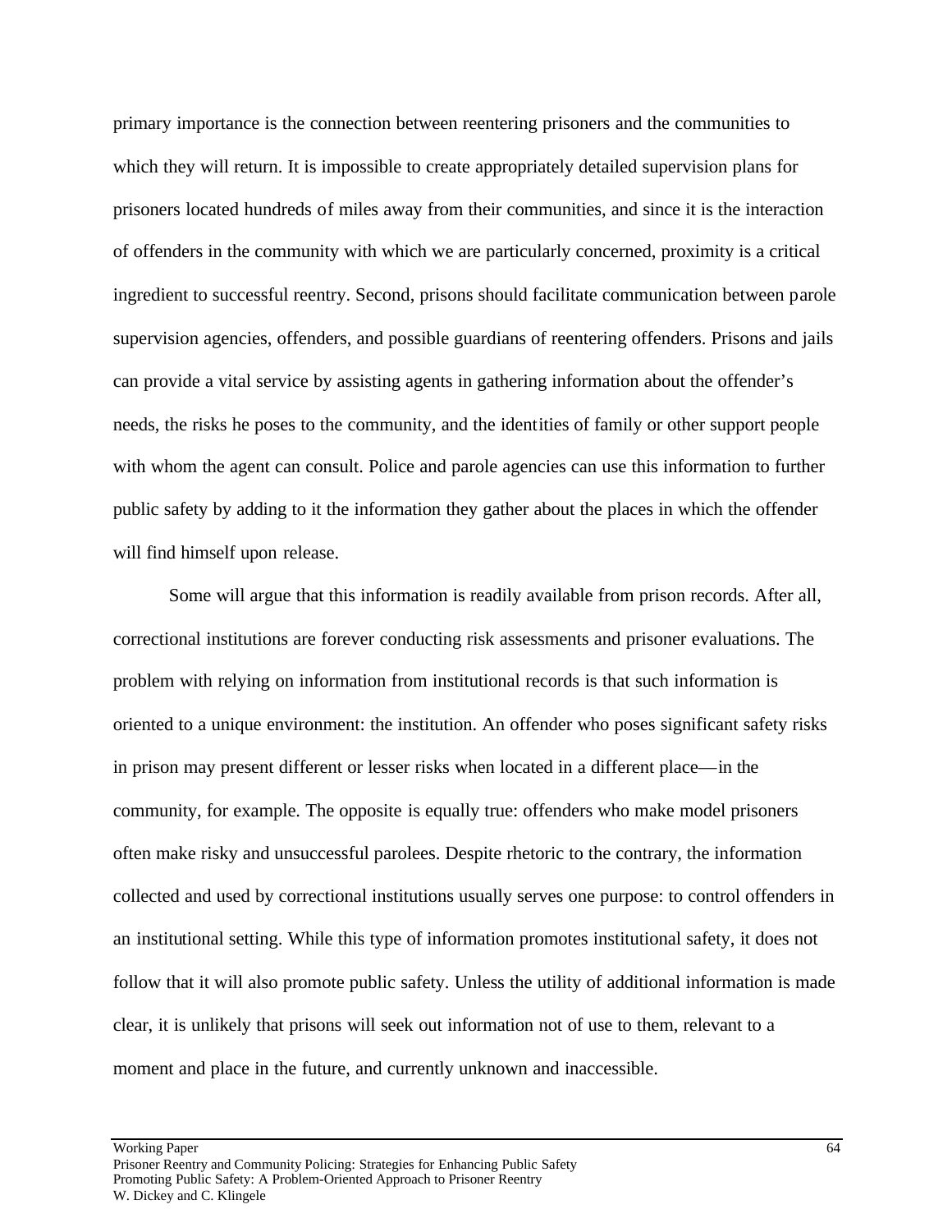primary importance is the connection between reentering prisoners and the communities to which they will return. It is impossible to create appropriately detailed supervision plans for prisoners located hundreds of miles away from their communities, and since it is the interaction of offenders in the community with which we are particularly concerned, proximity is a critical ingredient to successful reentry. Second, prisons should facilitate communication between parole supervision agencies, offenders, and possible guardians of reentering offenders. Prisons and jails can provide a vital service by assisting agents in gathering information about the offender's needs, the risks he poses to the community, and the identities of family or other support people with whom the agent can consult. Police and parole agencies can use this information to further public safety by adding to it the information they gather about the places in which the offender will find himself upon release.

Some will argue that this information is readily available from prison records. After all, correctional institutions are forever conducting risk assessments and prisoner evaluations. The problem with relying on information from institutional records is that such information is oriented to a unique environment: the institution. An offender who poses significant safety risks in prison may present different or lesser risks when located in a different place—in the community, for example. The opposite is equally true: offenders who make model prisoners often make risky and unsuccessful parolees. Despite rhetoric to the contrary, the information collected and used by correctional institutions usually serves one purpose: to control offenders in an institutional setting. While this type of information promotes institutional safety, it does not follow that it will also promote public safety. Unless the utility of additional information is made clear, it is unlikely that prisons will seek out information not of use to them, relevant to a moment and place in the future, and currently unknown and inaccessible.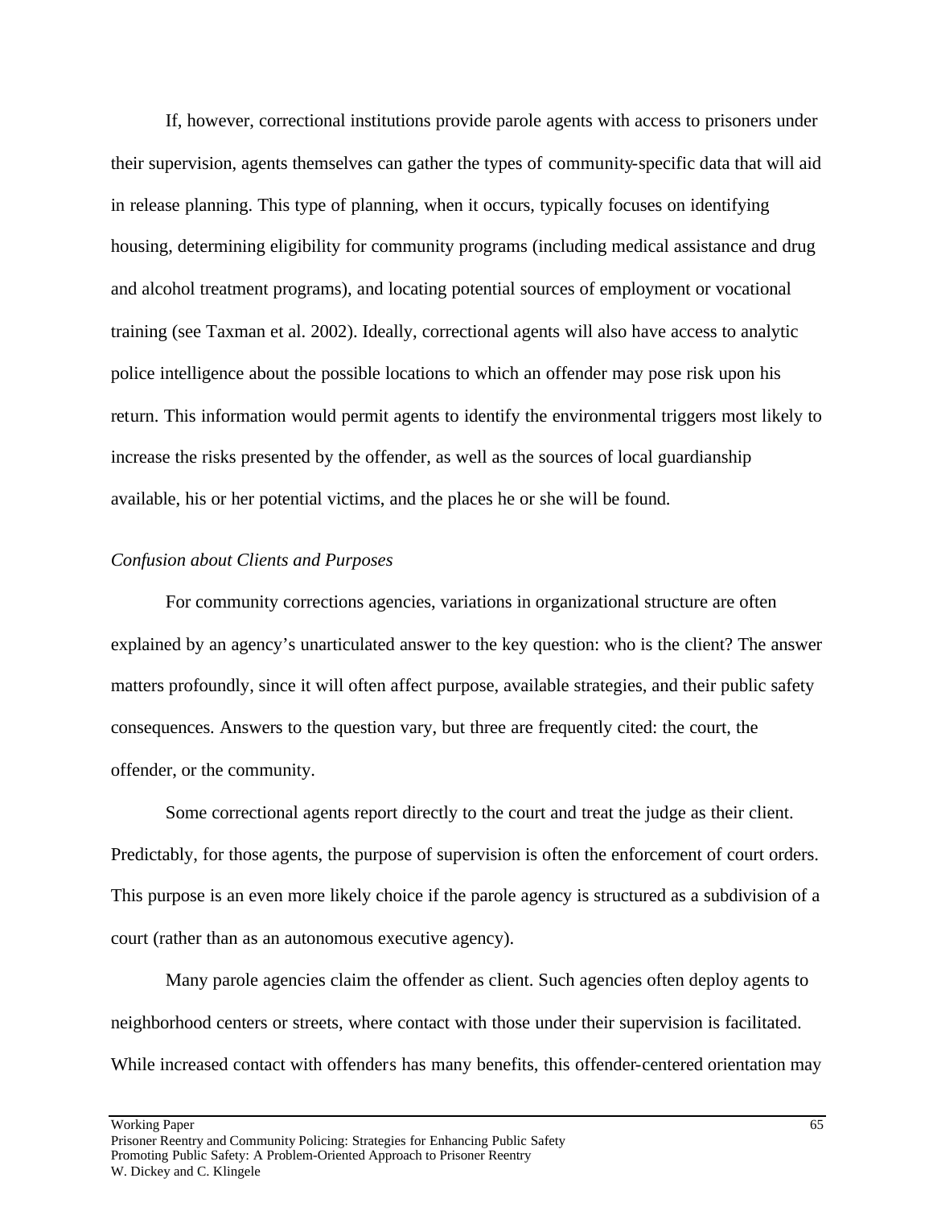If, however, correctional institutions provide parole agents with access to prisoners under their supervision, agents themselves can gather the types of community-specific data that will aid in release planning. This type of planning, when it occurs, typically focuses on identifying housing, determining eligibility for community programs (including medical assistance and drug and alcohol treatment programs), and locating potential sources of employment or vocational training (see Taxman et al. 2002). Ideally, correctional agents will also have access to analytic police intelligence about the possible locations to which an offender may pose risk upon his return. This information would permit agents to identify the environmental triggers most likely to increase the risks presented by the offender, as well as the sources of local guardianship available, his or her potential victims, and the places he or she will be found.

*Confusion about Clients and Purposes*

For community corrections agencies, variations in organizational structure are often explained by an agency's unarticulated answer to the key question: who is the client? The answer matters profoundly, since it will often affect purpose, available strategies, and their public safety consequences. Answers to the question vary, but three are frequently cited: the court, the offender, or the community.

Some correctional agents report directly to the court and treat the judge as their client. Predictably, for those agents, the purpose of supervision is often the enforcement of court orders. This purpose is an even more likely choice if the parole agency is structured as a subdivision of a court (rather than as an autonomous executive agency).

Many parole agencies claim the offender as client. Such agencies often deploy agents to neighborhood centers or streets, where contact with those under their supervision is facilitated. While increased contact with offenders has many benefits, this offender-centered orientation may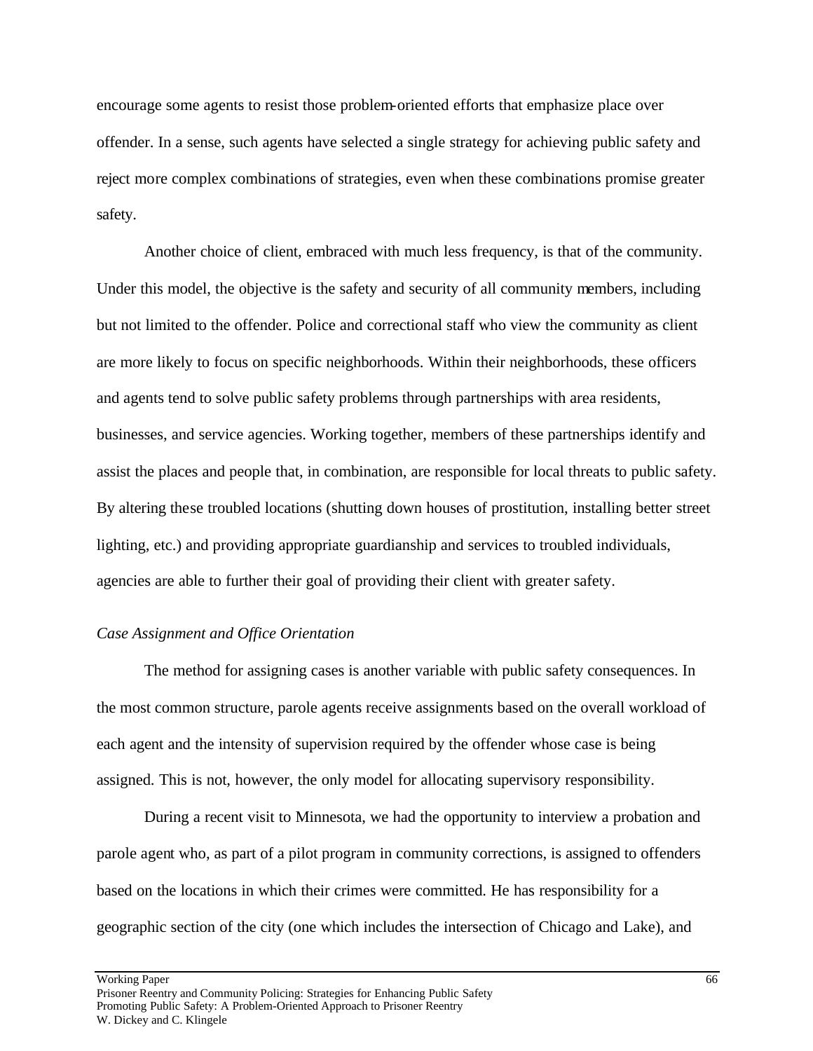encourage some agents to resist those problem-oriented efforts that emphasize place over offender. In a sense, such agents have selected a single strategy for achieving public safety and reject more complex combinations of strategies, even when these combinations promise greater safety.

Another choice of client, embraced with much less frequency, is that of the community. Under this model, the objective is the safety and security of all community members, including but not limited to the offender. Police and correctional staff who view the community as client are more likely to focus on specific neighborhoods. Within their neighborhoods, these officers and agents tend to solve public safety problems through partnerships with area residents, businesses, and service agencies. Working together, members of these partnerships identify and assist the places and people that, in combination, are responsible for local threats to public safety. By altering these troubled locations (shutting down houses of prostitution, installing better street lighting, etc.) and providing appropriate guardianship and services to troubled individuals, agencies are able to further their goal of providing their client with greater safety.

*Case Assignment and Office Orientation*

The method for assigning cases is another variable with public safety consequences. In the most common structure, parole agents receive assignments based on the overall workload of each agent and the intensity of supervision required by the offender whose case is being assigned. This is not, however, the only model for allocating supervisory responsibility.

During a recent visit to Minnesota, we had the opportunity to interview a probation and parole agent who, as part of a pilot program in community corrections, is assigned to offenders based on the locations in which their crimes were committed. He has responsibility for a geographic section of the city (one which includes the intersection of Chicago and Lake), and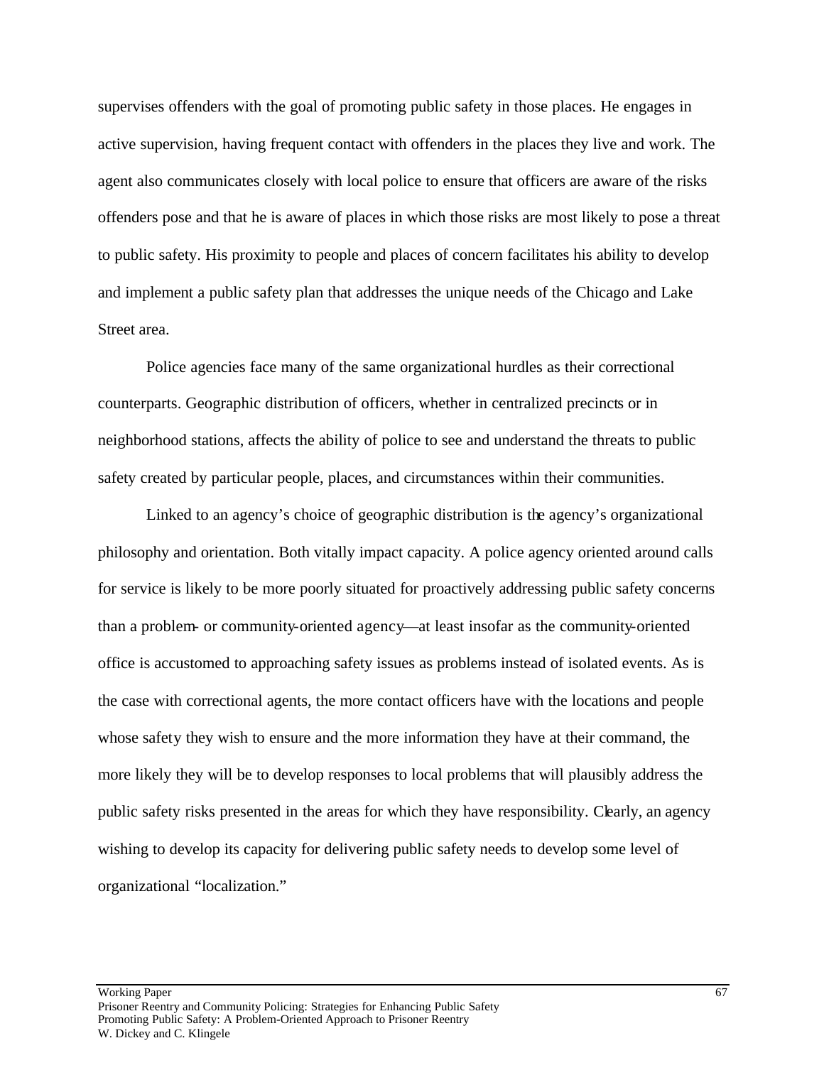supervises offenders with the goal of promoting public safety in those places. He engages in active supervision, having frequent contact with offenders in the places they live and work. The agent also communicates closely with local police to ensure that officers are aware of the risks offenders pose and that he is aware of places in which those risks are most likely to pose a threat to public safety. His proximity to people and places of concern facilitates his ability to develop and implement a public safety plan that addresses the unique needs of the Chicago and Lake Street area.

Police agencies face many of the same organizational hurdles as their correctional counterparts. Geographic distribution of officers, whether in centralized precincts or in neighborhood stations, affects the ability of police to see and understand the threats to public safety created by particular people, places, and circumstances within their communities.

Linked to an agency's choice of geographic distribution is the agency's organizational philosophy and orientation. Both vitally impact capacity. A police agency oriented around calls for service is likely to be more poorly situated for proactively addressing public safety concerns than a problem- or community-oriented agency—at least insofar as the community-oriented office is accustomed to approaching safety issues as problems instead of isolated events. As is the case with correctional agents, the more contact officers have with the locations and people whose safety they wish to ensure and the more information they have at their command, the more likely they will be to develop responses to local problems that will plausibly address the public safety risks presented in the areas for which they have responsibility. Clearly, an agency wishing to develop its capacity for delivering public safety needs to develop some level of organizational "localization."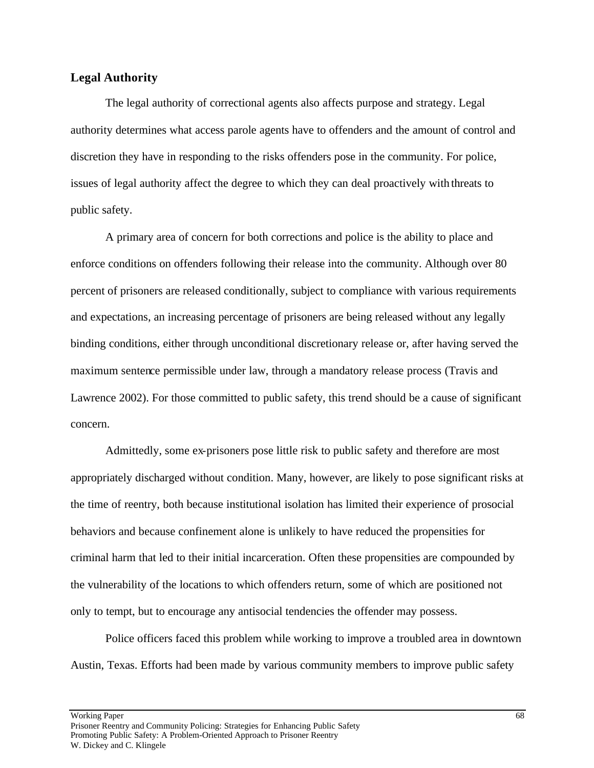## Legal Authority

The legal authority of correctional agents also affects purpose and strategy. Legal authority determines what access parole agents have to offenders and the amount of control and discretion they have in responding to the risks offenders pose in the community. For police, issues of legal authority affect the degree to which they can deal proactively with threats to public safety.

A primary area of concern for both corrections and police is the ability to place and enforce conditions on offenders following their release into the community. Although over 80 percent of prisoners are released conditionally, subject to compliance with various requirements and expectations, an increasing percentage of prisoners are being released without any legally binding conditions, either through unconditional discretionary release or, after having served the maximum sentence permissible under law, through a mandatory release process (Travis and Lawrence 2002). For those committed to public safety, this trend should be a cause of significant concern.

Admittedly, some ex-prisoners pose little risk to public safety and therefore are most appropriately discharged without condition. Many, however, are likely to pose significant risks at the time of reentry, both because institutional isolation has limited their experience of prosocial behaviors and because confinement alone is unlikely to have reduced the propensities for criminal harm that led to their initial incarceration. Often these propensities are compounded by the vulnerability of the locations to which offenders return, some of which are positioned not only to tempt, but to encourage any antisocial tendencies the offender may possess.

Police officers faced this problem while working to improve a troubled area in downtown Austin, Texas. Efforts had been made by various community members to improve public safety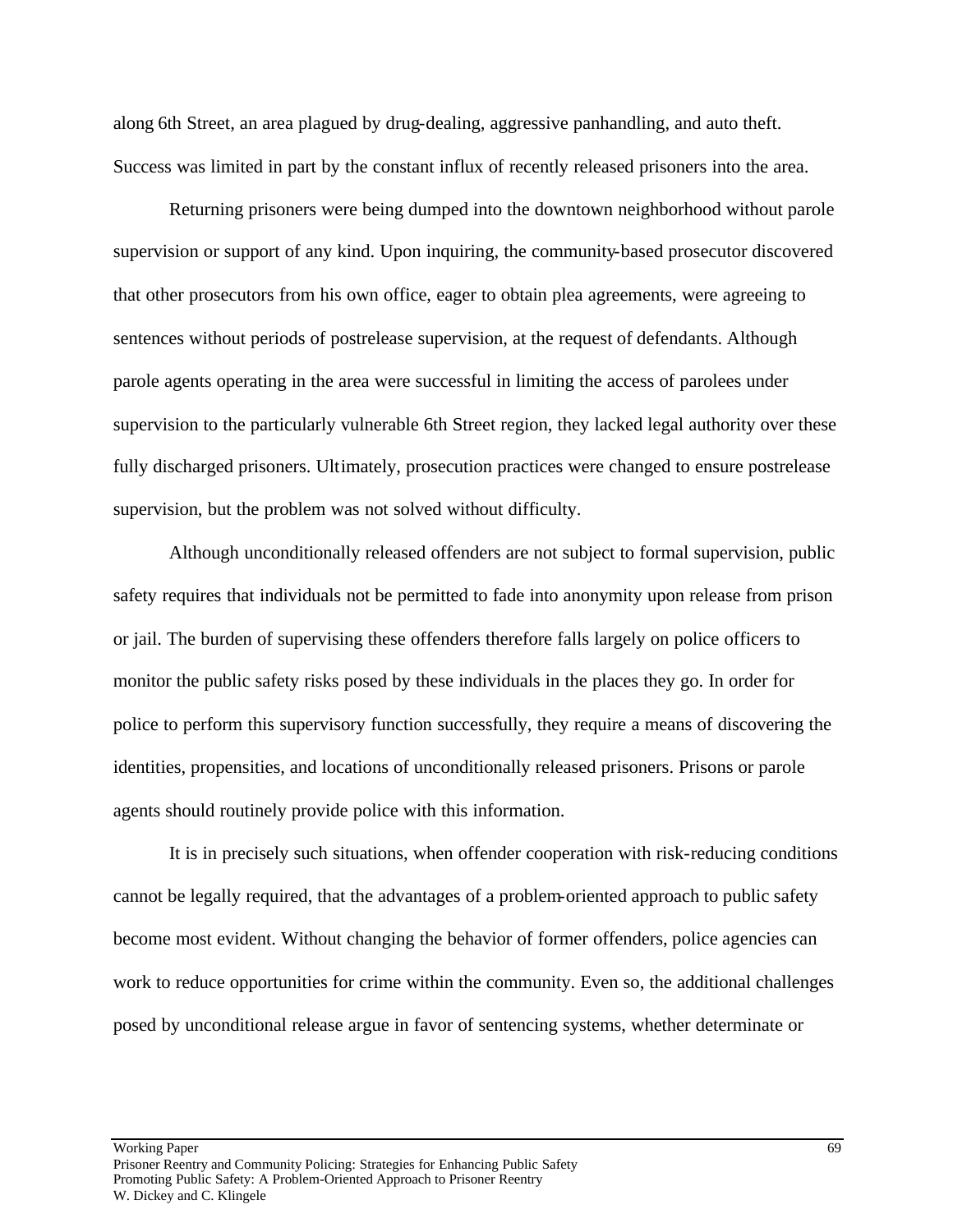along 6th Street, an area plagued by drug-dealing, aggressive panhandling, and auto theft. Success was limited in part by the constant influx of recently released prisoners into the area.

Returning prisoners were being dumped into the downtown neighborhood without parole supervision or support of any kind. Upon inquiring, the community-based prosecutor discovered that other prosecutors from his own office, eager to obtain plea agreements, were agreeing to sentences without periods of postrelease supervision, at the request of defendants. Although parole agents operating in the area were successful in limiting the access of parolees under supervision to the particularly vulnerable 6th Street region, they lacked legal authority over these fully discharged prisoners. Ultimately, prosecution practices were changed to ensure postrelease supervision, but the problem was not solved without difficulty.

Although unconditionally released offenders are not subject to formal supervision, public safety requires that individuals not be permitted to fade into anonymity upon release from prison or jail. The burden of supervising these offenders therefore falls largely on police officers to monitor the public safety risks posed by these individuals in the places they go. In order for police to perform this supervisory function successfully, they require a means of discovering the identities, propensities, and locations of unconditionally released prisoners. Prisons or parole agents should routinely provide police with this information.

It is in precisely such situations, when offender cooperation with risk-reducing conditions cannot be legally required, that the advantages of a problem-oriented approach to public safety become most evident. Without changing the behavior of former offenders, police agencies can work to reduce opportunities for crime within the community. Even so, the additional challenges posed by unconditional release argue in favor of sentencing systems, whether determinate or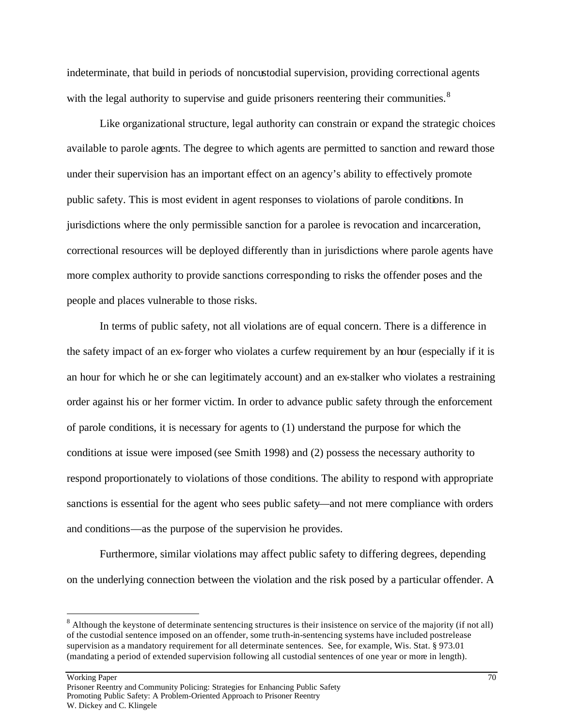indeterminate, that build in periods of noncustodial supervision, providing correctional agents with the legal authority to supervise and guide prisoners reentering their communities.[8]

Like organizational structure, legal authority can constrain or expand the strategic choices available to parole agents. The degree to which agents are permitted to sanction and reward those under their supervision has an important effect on an agency's ability to effectively promote public safety. This is most evident in agent responses to violations of parole conditions. In jurisdictions where the only permissible sanction for a parolee is revocation and incarceration, correctional resources will be deployed differently than in jurisdictions where parole agents have more complex authority to provide sanctions corresponding to risks the offender poses and the people and places vulnerable to those risks.

In terms of public safety, not all violations are of equal concern. There is a difference in the safety impact of an ex-forger who violates a curfew requirement by an hour (especially if it is an hour for which he or she can legitimately account) and an ex-stalker who violates a restraining order against his or her former victim. In order to advance public safety through the enforcement of parole conditions, it is necessary for agents to (1) understand the purpose for which the conditions at issue were imposed (see Smith 1998) and (2) possess the necessary authority to respond proportionately to violations of those conditions. The ability to respond with appropriate sanctions is essential for the agent who sees public safety—and not mere compliance with orders and conditions—as the purpose of the supervision he provides.

Furthermore, similar violations may affect public safety to differing degrees, depending on the underlying connection between the violation and the risk posed by a particular offender. A

---

[8] Although the keystone of determinate sentencing structures is their insistence on service of the majority (if not all) of the custodial sentence imposed on an offender, some truth-in-sentencing systems have included postrelease supervision as a mandatory requirement for all determinate sentences. See, for example, Wis. Stat. § 973.01 (mandating a period of extended supervision following all custodial sentences of one year or more in length).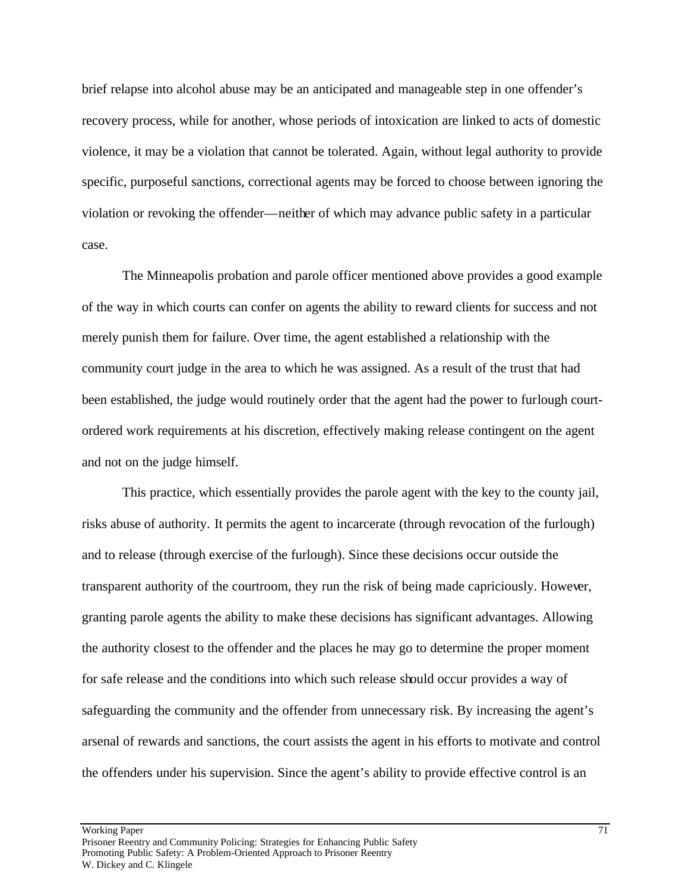brief relapse into alcohol abuse may be an anticipated and manageable step in one offender's recovery process, while for another, whose periods of intoxication are linked to acts of domestic violence, it may be a violation that cannot be tolerated. Again, without legal authority to provide specific, purposeful sanctions, correctional agents may be forced to choose between ignoring the violation or revoking the offender—neither of which may advance public safety in a particular case.

The Minneapolis probation and parole officer mentioned above provides a good example of the way in which courts can confer on agents the ability to reward clients for success and not merely punish them for failure. Over time, the agent established a relationship with the community court judge in the area to which he was assigned. As a result of the trust that had been established, the judge would routinely order that the agent had the power to furlough court-ordered work requirements at his discretion, effectively making release contingent on the agent and not on the judge himself.

This practice, which essentially provides the parole agent with the key to the county jail, risks abuse of authority. It permits the agent to incarcerate (through revocation of the furlough) and to release (through exercise of the furlough). Since these decisions occur outside the transparent authority of the courtroom, they run the risk of being made capriciously. However, granting parole agents the ability to make these decisions has significant advantages. Allowing the authority closest to the offender and the places he may go to determine the proper moment for safe release and the conditions into which such release should occur provides a way of safeguarding the community and the offender from unnecessary risk. By increasing the agent's arsenal of rewards and sanctions, the court assists the agent in his efforts to motivate and control the offenders under his supervision. Since the agent's ability to provide effective control is an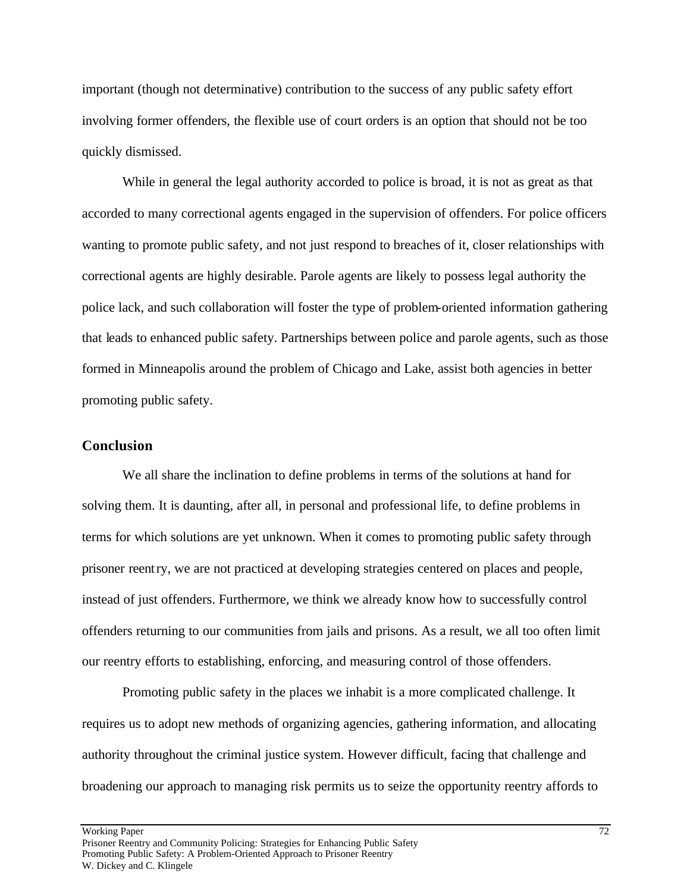important (though not determinative) contribution to the success of any public safety effort involving former offenders, the flexible use of court orders is an option that should not be too quickly dismissed.

While in general the legal authority accorded to police is broad, it is not as great as that accorded to many correctional agents engaged in the supervision of offenders. For police officers wanting to promote public safety, and not just respond to breaches of it, closer relationships with correctional agents are highly desirable. Parole agents are likely to possess legal authority the police lack, and such collaboration will foster the type of problem-oriented information gathering that leads to enhanced public safety. Partnerships between police and parole agents, such as those formed in Minneapolis around the problem of Chicago and Lake, assist both agencies in better promoting public safety.

## Conclusion

We all share the inclination to define problems in terms of the solutions at hand for solving them. It is daunting, after all, in personal and professional life, to define problems in terms for which solutions are yet unknown. When it comes to promoting public safety through prisoner reentry, we are not practiced at developing strategies centered on places and people, instead of just offenders. Furthermore, we think we already know how to successfully control offenders returning to our communities from jails and prisons. As a result, we all too often limit our reentry efforts to establishing, enforcing, and measuring control of those offenders.

Promoting public safety in the places we inhabit is a more complicated challenge. It requires us to adopt new methods of organizing agencies, gathering information, and allocating authority throughout the criminal justice system. However difficult, facing that challenge and broadening our approach to managing risk permits us to seize the opportunity reentry affords to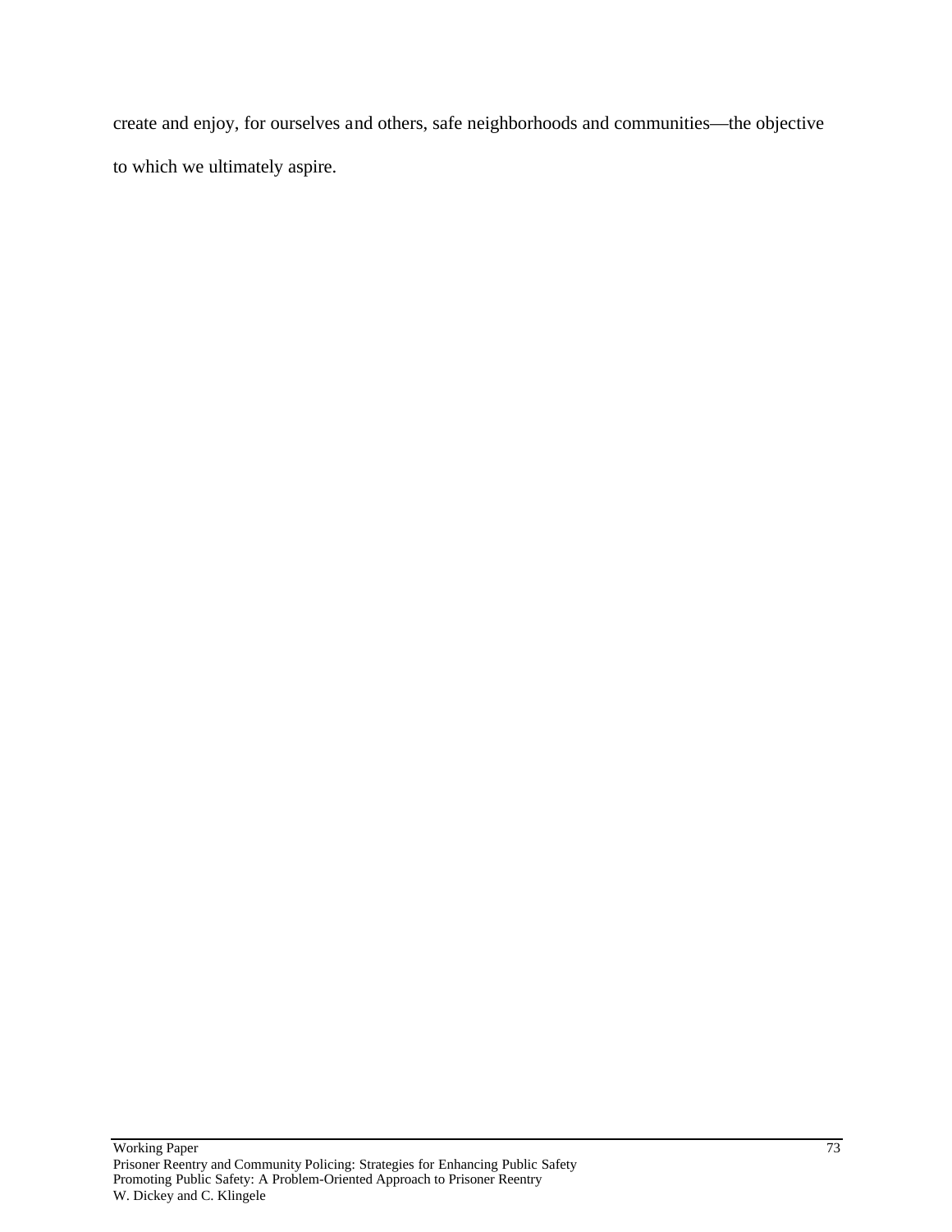create and enjoy, for ourselves and others, safe neighborhoods and communities—the objective to which we ultimately aspire.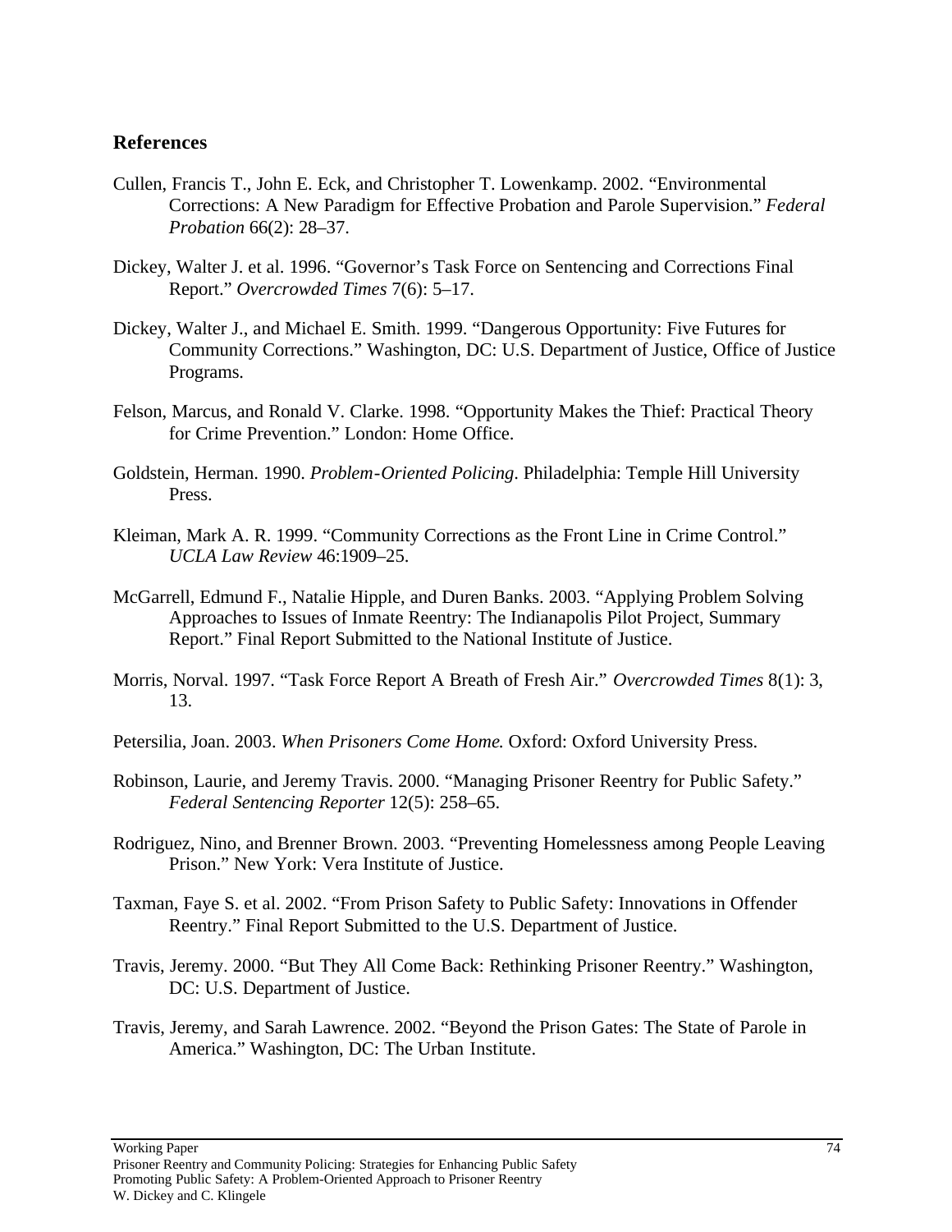## References

Cullen, Francis T., John E. Eck, and Christopher T. Lowenkamp. 2002. "Environmental Corrections: A New Paradigm for Effective Probation and Parole Supervision." *Federal Probation* 66(2): 28–37.

Dickey, Walter J. et al. 1996. "Governor's Task Force on Sentencing and Corrections Final Report." *Overcrowded Times* 7(6): 5–17.

Dickey, Walter J., and Michael E. Smith. 1999. "Dangerous Opportunity: Five Futures for Community Corrections." Washington, DC: U.S. Department of Justice, Office of Justice Programs.

Felson, Marcus, and Ronald V. Clarke. 1998. "Opportunity Makes the Thief: Practical Theory for Crime Prevention." London: Home Office.

Goldstein, Herman. 1990. *Problem-Oriented Policing*. Philadelphia: Temple Hill University Press.

Kleiman, Mark A. R. 1999. "Community Corrections as the Front Line in Crime Control." *UCLA Law Review* 46:1909–25.

McGarrell, Edmund F., Natalie Hipple, and Duren Banks. 2003. "Applying Problem Solving Approaches to Issues of Inmate Reentry: The Indianapolis Pilot Project, Summary Report." Final Report Submitted to the National Institute of Justice.

Morris, Norval. 1997. "Task Force Report A Breath of Fresh Air." *Overcrowded Times* 8(1): 3, 13.

Petersilia, Joan. 2003. *When Prisoners Come Home*. Oxford: Oxford University Press.

Robinson, Laurie, and Jeremy Travis. 2000. "Managing Prisoner Reentry for Public Safety." *Federal Sentencing Reporter* 12(5): 258–65.

Rodriguez, Nino, and Brenner Brown. 2003. "Preventing Homelessness among People Leaving Prison." New York: Vera Institute of Justice.

Taxman, Faye S. et al. 2002. "From Prison Safety to Public Safety: Innovations in Offender Reentry." Final Report Submitted to the U.S. Department of Justice.

Travis, Jeremy. 2000. "But They All Come Back: Rethinking Prisoner Reentry." Washington, DC: U.S. Department of Justice.

Travis, Jeremy, and Sarah Lawrence. 2002. "Beyond the Prison Gates: The State of Parole in America." Washington, DC: The Urban Institute.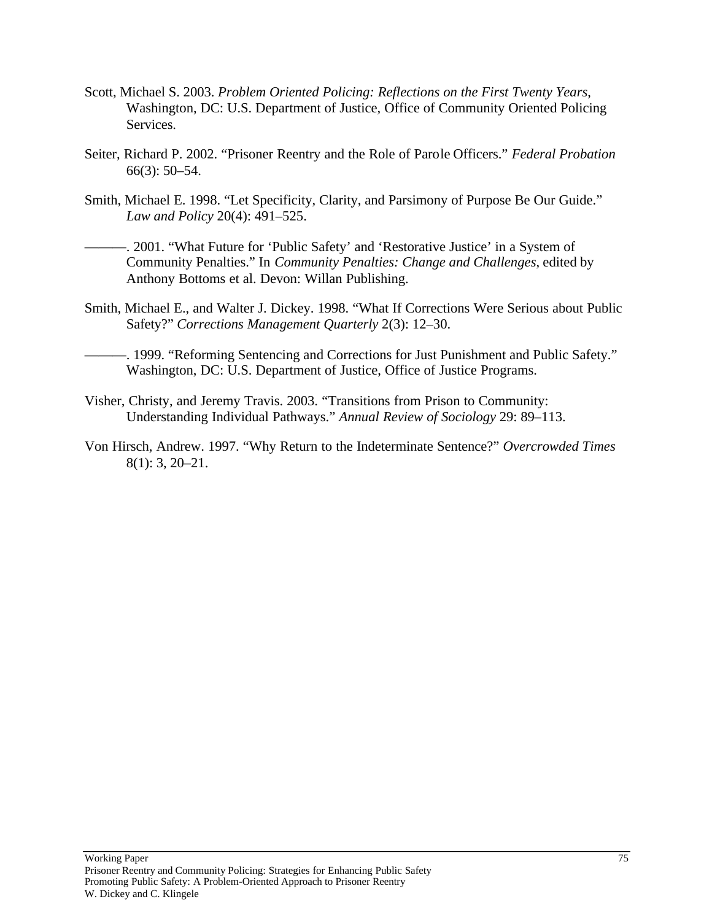Scott, Michael S. 2003. *Problem Oriented Policing: Reflections on the First Twenty Years*, Washington, DC: U.S. Department of Justice, Office of Community Oriented Policing Services.

Seiter, Richard P. 2002. "Prisoner Reentry and the Role of Parole Officers." *Federal Probation* 66(3): 50–54.

Smith, Michael E. 1998. "Let Specificity, Clarity, and Parsimony of Purpose Be Our Guide." *Law and Policy* 20(4): 491–525.

———. 2001. "What Future for 'Public Safety' and 'Restorative Justice' in a System of Community Penalties." In *Community Penalties: Change and Challenges*, edited by Anthony Bottoms et al. Devon: Willan Publishing.

Smith, Michael E., and Walter J. Dickey. 1998. "What If Corrections Were Serious about Public Safety?" *Corrections Management Quarterly* 2(3): 12–30.

———. 1999. "Reforming Sentencing and Corrections for Just Punishment and Public Safety." Washington, DC: U.S. Department of Justice, Office of Justice Programs.

Visher, Christy, and Jeremy Travis. 2003. "Transitions from Prison to Community: Understanding Individual Pathways." *Annual Review of Sociology* 29: 89–113.

Von Hirsch, Andrew. 1997. "Why Return to the Indeterminate Sentence?" *Overcrowded Times* 8(1): 3, 20–21.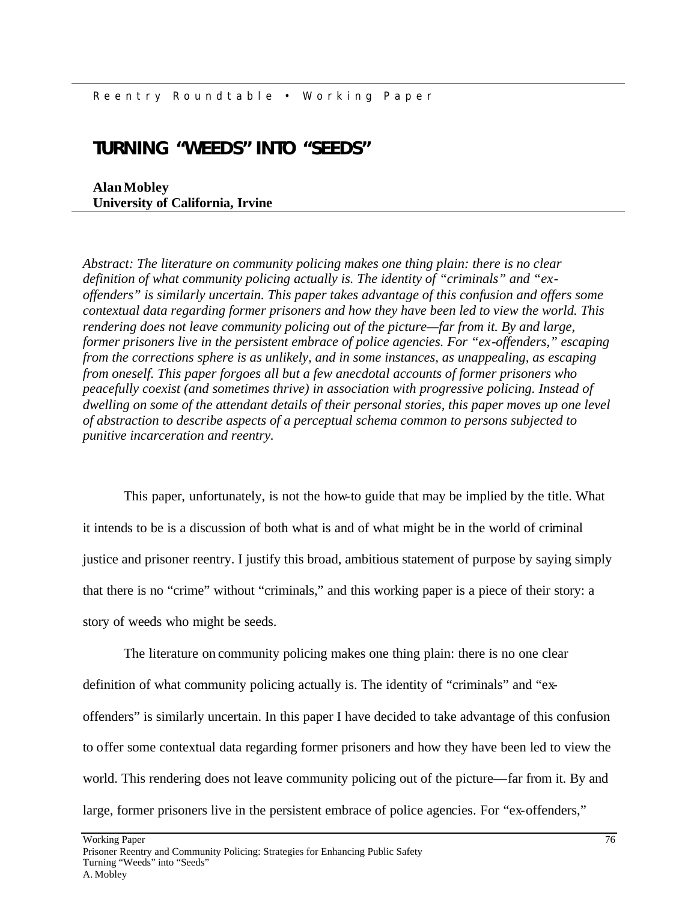# TURNING "WEEDS" INTO "SEEDS"

**Alan Mobley**
**University of California, Irvine**

*Abstract: The literature on community policing makes one thing plain: there is no clear definition of what community policing actually is. The identity of "criminals" and "ex-offenders" is similarly uncertain. This paper takes advantage of this confusion and offers some contextual data regarding former prisoners and how they have been led to view the world. This rendering does not leave community policing out of the picture—far from it. By and large, former prisoners live in the persistent embrace of police agencies. For "ex-offenders," escaping from the corrections sphere is as unlikely, and in some instances, as unappealing, as escaping from oneself. This paper forgoes all but a few anecdotal accounts of former prisoners who peacefully coexist (and sometimes thrive) in association with progressive policing. Instead of dwelling on some of the attendant details of their personal stories, this paper moves up one level of abstraction to describe aspects of a perceptual schema common to persons subjected to punitive incarceration and reentry.*

This paper, unfortunately, is not the how-to guide that may be implied by the title. What it intends to be is a discussion of both what is and of what might be in the world of criminal justice and prisoner reentry. I justify this broad, ambitious statement of purpose by saying simply that there is no "crime" without "criminals," and this working paper is a piece of their story: a story of weeds who might be seeds.

The literature on community policing makes one thing plain: there is no one clear definition of what community policing actually is. The identity of "criminals" and "ex-offenders" is similarly uncertain. In this paper I have decided to take advantage of this confusion to offer some contextual data regarding former prisoners and how they have been led to view the world. This rendering does not leave community policing out of the picture—far from it. By and large, former prisoners live in the persistent embrace of police agencies. For "ex-offenders,"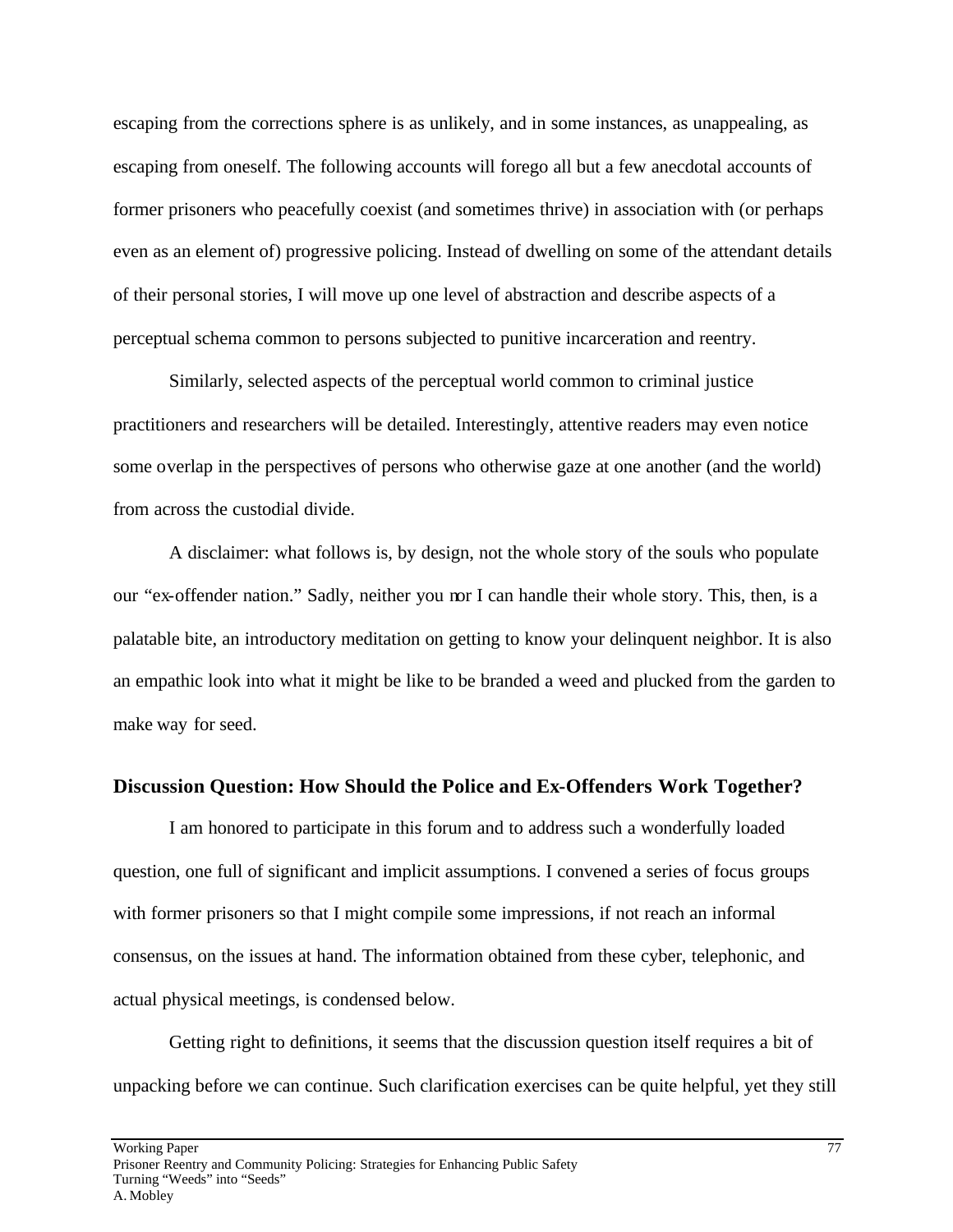escaping from the corrections sphere is as unlikely, and in some instances, as unappealing, as escaping from oneself. The following accounts will forego all but a few anecdotal accounts of former prisoners who peacefully coexist (and sometimes thrive) in association with (or perhaps even as an element of) progressive policing. Instead of dwelling on some of the attendant details of their personal stories, I will move up one level of abstraction and describe aspects of a perceptual schema common to persons subjected to punitive incarceration and reentry.

Similarly, selected aspects of the perceptual world common to criminal justice practitioners and researchers will be detailed. Interestingly, attentive readers may even notice some overlap in the perspectives of persons who otherwise gaze at one another (and the world) from across the custodial divide.

A disclaimer: what follows is, by design, not the whole story of the souls who populate our "ex-offender nation." Sadly, neither you nor I can handle their whole story. This, then, is a palatable bite, an introductory meditation on getting to know your delinquent neighbor. It is also an empathic look into what it might be like to be branded a weed and plucked from the garden to make way for seed.

### Discussion Question: How Should the Police and Ex-Offenders Work Together?

I am honored to participate in this forum and to address such a wonderfully loaded question, one full of significant and implicit assumptions. I convened a series of focus groups with former prisoners so that I might compile some impressions, if not reach an informal consensus, on the issues at hand. The information obtained from these cyber, telephonic, and actual physical meetings, is condensed below.

Getting right to definitions, it seems that the discussion question itself requires a bit of unpacking before we can continue. Such clarification exercises can be quite helpful, yet they still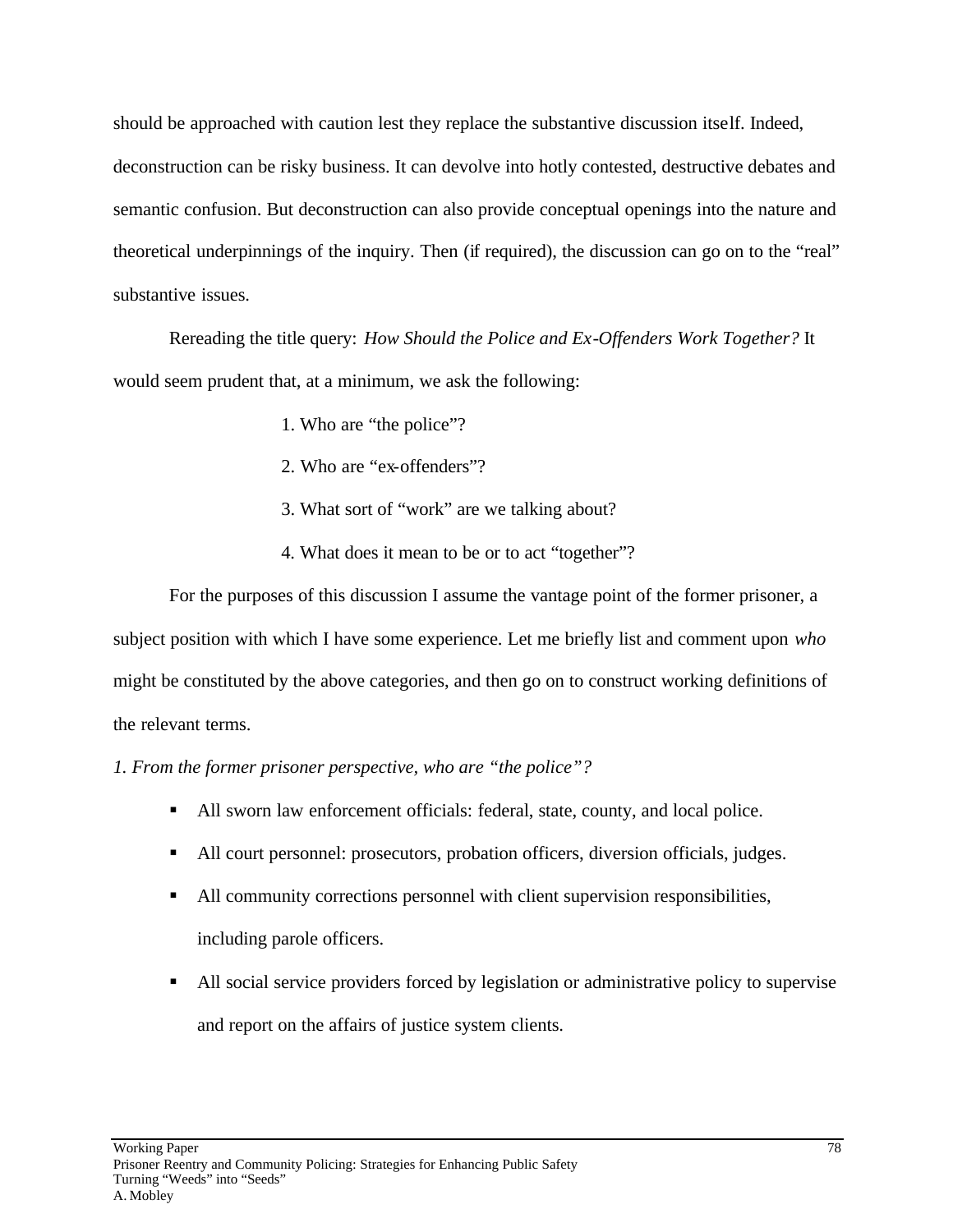should be approached with caution lest they replace the substantive discussion itself. Indeed, deconstruction can be risky business. It can devolve into hotly contested, destructive debates and semantic confusion. But deconstruction can also provide conceptual openings into the nature and theoretical underpinnings of the inquiry. Then (if required), the discussion can go on to the "real" substantive issues.

Rereading the title query: *How Should the Police and Ex-Offenders Work Together?* It would seem prudent that, at a minimum, we ask the following:

1. Who are "the police"?
2. Who are "ex-offenders"?
3. What sort of "work" are we talking about?
4. What does it mean to be or to act "together"?

For the purposes of this discussion I assume the vantage point of the former prisoner, a subject position with which I have some experience. Let me briefly list and comment upon *who* might be constituted by the above categories, and then go on to construct working definitions of the relevant terms.

*1. From the former prisoner perspective, who are "the police"?*

- All sworn law enforcement officials: federal, state, county, and local police.
- All court personnel: prosecutors, probation officers, diversion officials, judges.
- All community corrections personnel with client supervision responsibilities, including parole officers.
- All social service providers forced by legislation or administrative policy to supervise and report on the affairs of justice system clients.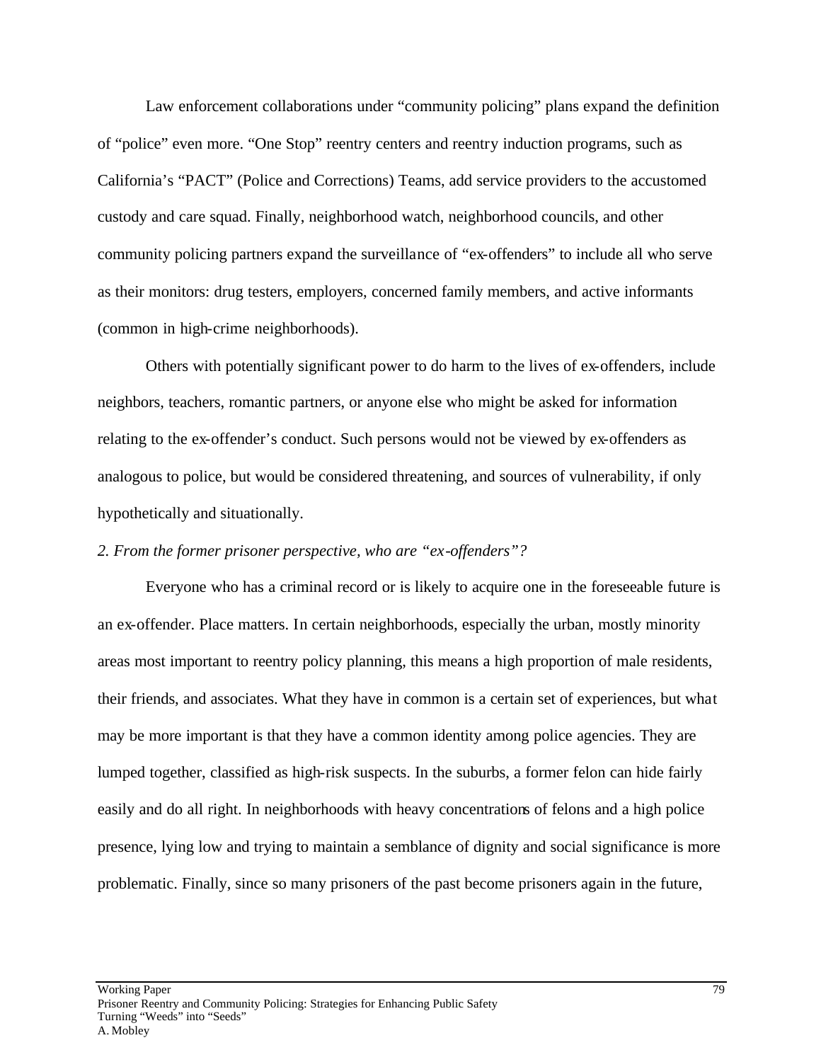Law enforcement collaborations under "community policing" plans expand the definition of "police" even more. "One Stop" reentry centers and reentry induction programs, such as California's "PACT" (Police and Corrections) Teams, add service providers to the accustomed custody and care squad. Finally, neighborhood watch, neighborhood councils, and other community policing partners expand the surveillance of "ex-offenders" to include all who serve as their monitors: drug testers, employers, concerned family members, and active informants (common in high-crime neighborhoods).

Others with potentially significant power to do harm to the lives of ex-offenders, include neighbors, teachers, romantic partners, or anyone else who might be asked for information relating to the ex-offender's conduct. Such persons would not be viewed by ex-offenders as analogous to police, but would be considered threatening, and sources of vulnerability, if only hypothetically and situationally.

*2. From the former prisoner perspective, who are "ex-offenders"?*

Everyone who has a criminal record or is likely to acquire one in the foreseeable future is an ex-offender. Place matters. In certain neighborhoods, especially the urban, mostly minority areas most important to reentry policy planning, this means a high proportion of male residents, their friends, and associates. What they have in common is a certain set of experiences, but what may be more important is that they have a common identity among police agencies. They are lumped together, classified as high-risk suspects. In the suburbs, a former felon can hide fairly easily and do all right. In neighborhoods with heavy concentrations of felons and a high police presence, lying low and trying to maintain a semblance of dignity and social significance is more problematic. Finally, since so many prisoners of the past become prisoners again in the future,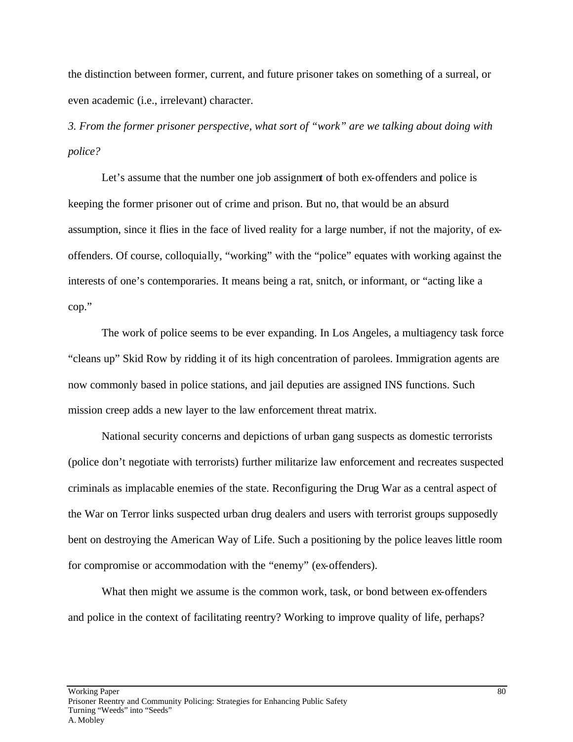the distinction between former, current, and future prisoner takes on something of a surreal, or even academic (i.e., irrelevant) character.

*3. From the former prisoner perspective, what sort of "work" are we talking about doing with police?*

Let's assume that the number one job assignment of both ex-offenders and police is keeping the former prisoner out of crime and prison. But no, that would be an absurd assumption, since it flies in the face of lived reality for a large number, if not the majority, of ex-offenders. Of course, colloquially, "working" with the "police" equates with working against the interests of one's contemporaries. It means being a rat, snitch, or informant, or "acting like a cop."

The work of police seems to be ever expanding. In Los Angeles, a multiagency task force "cleans up" Skid Row by ridding it of its high concentration of parolees. Immigration agents are now commonly based in police stations, and jail deputies are assigned INS functions. Such mission creep adds a new layer to the law enforcement threat matrix.

National security concerns and depictions of urban gang suspects as domestic terrorists (police don't negotiate with terrorists) further militarize law enforcement and recreates suspected criminals as implacable enemies of the state. Reconfiguring the Drug War as a central aspect of the War on Terror links suspected urban drug dealers and users with terrorist groups supposedly bent on destroying the American Way of Life. Such a positioning by the police leaves little room for compromise or accommodation with the "enemy" (ex-offenders).

What then might we assume is the common work, task, or bond between ex-offenders and police in the context of facilitating reentry? Working to improve quality of life, perhaps?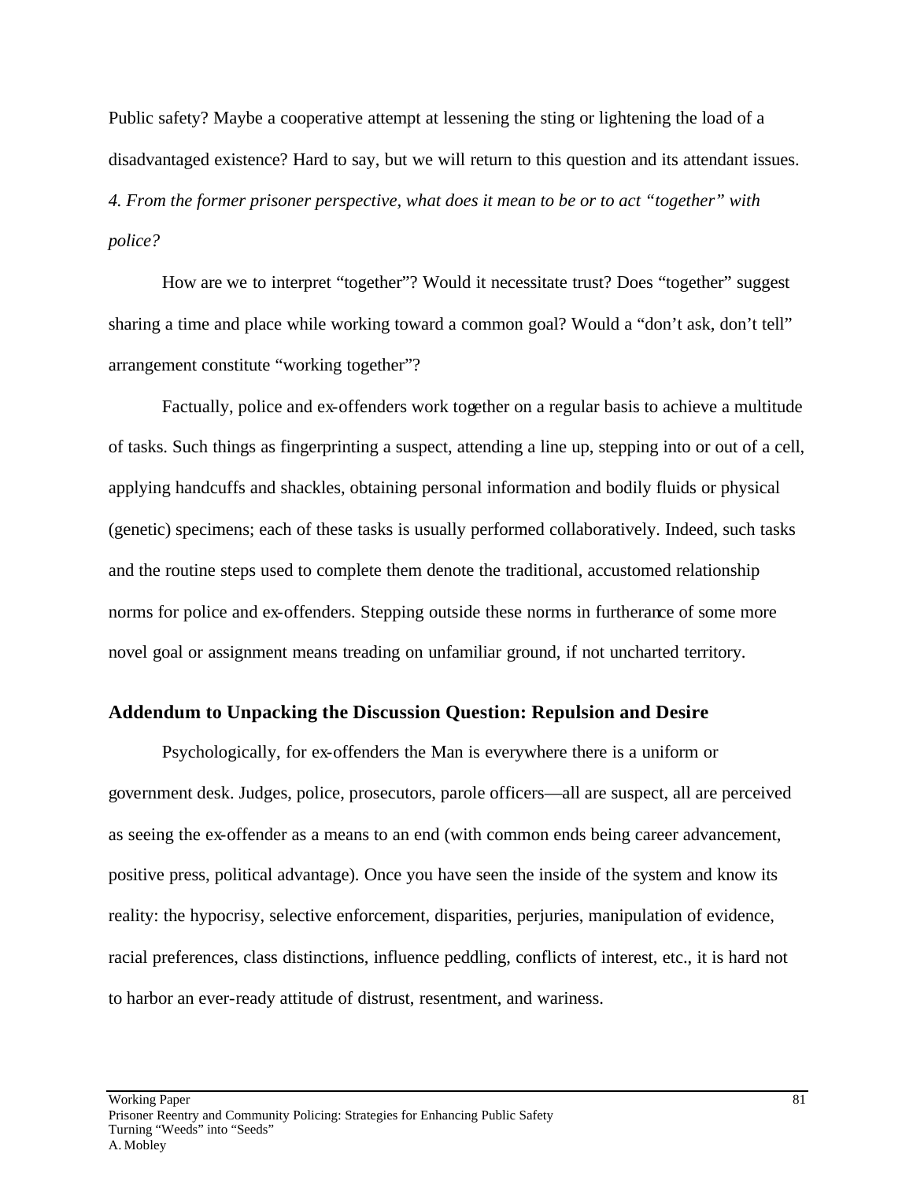Public safety? Maybe a cooperative attempt at lessening the sting or lightening the load of a disadvantaged existence? Hard to say, but we will return to this question and its attendant issues.

*4. From the former prisoner perspective, what does it mean to be or to act "together" with police?*

How are we to interpret "together"? Would it necessitate trust? Does "together" suggest sharing a time and place while working toward a common goal? Would a "don't ask, don't tell" arrangement constitute "working together"?

Factually, police and ex-offenders work together on a regular basis to achieve a multitude of tasks. Such things as fingerprinting a suspect, attending a line up, stepping into or out of a cell, applying handcuffs and shackles, obtaining personal information and bodily fluids or physical (genetic) specimens; each of these tasks is usually performed collaboratively. Indeed, such tasks and the routine steps used to complete them denote the traditional, accustomed relationship norms for police and ex-offenders. Stepping outside these norms in furtherance of some more novel goal or assignment means treading on unfamiliar ground, if not uncharted territory.

### Addendum to Unpacking the Discussion Question: Repulsion and Desire

Psychologically, for ex-offenders the Man is everywhere there is a uniform or government desk. Judges, police, prosecutors, parole officers—all are suspect, all are perceived as seeing the ex-offender as a means to an end (with common ends being career advancement, positive press, political advantage). Once you have seen the inside of the system and know its reality: the hypocrisy, selective enforcement, disparities, perjuries, manipulation of evidence, racial preferences, class distinctions, influence peddling, conflicts of interest, etc., it is hard not to harbor an ever-ready attitude of distrust, resentment, and wariness.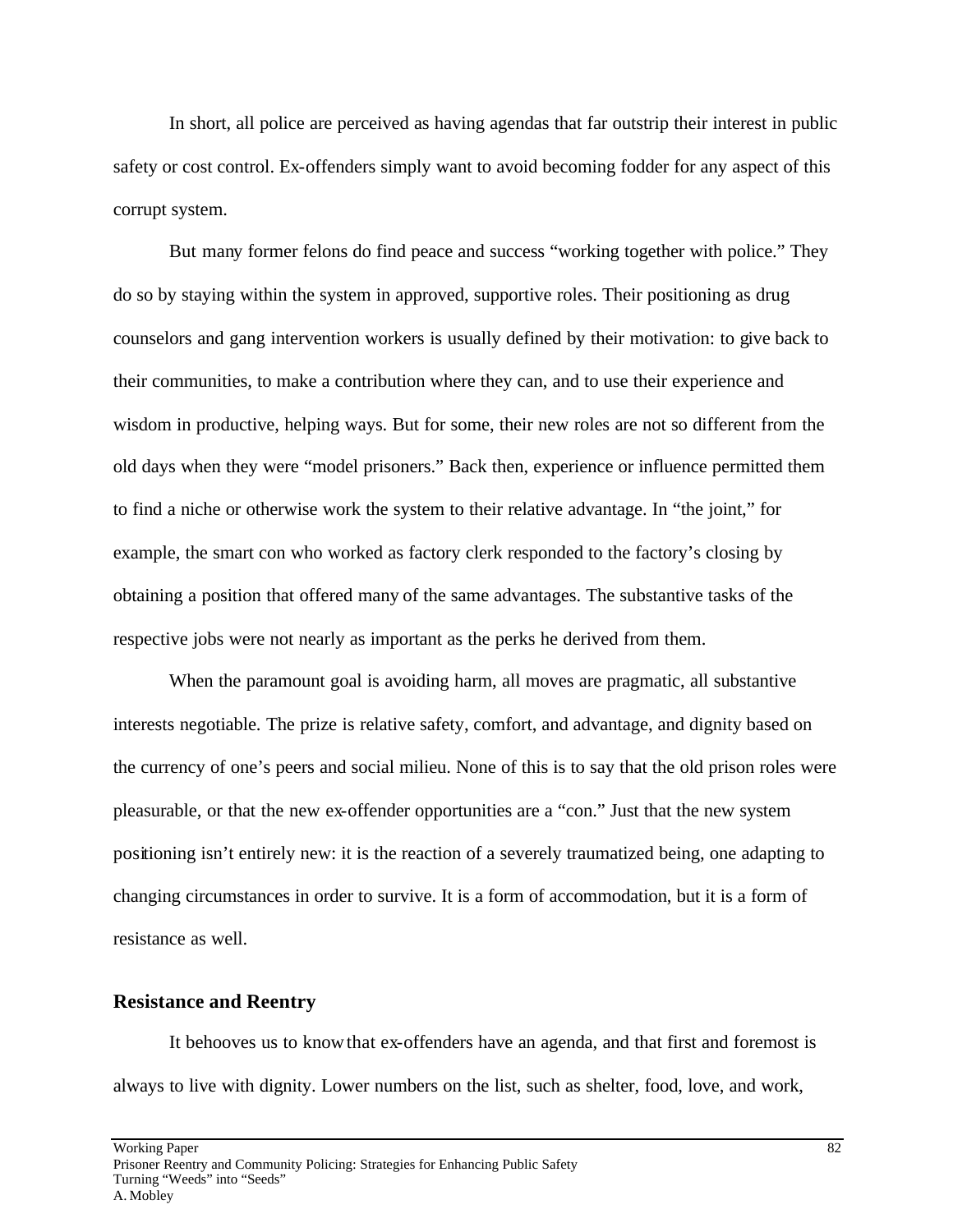In short, all police are perceived as having agendas that far outstrip their interest in public safety or cost control. Ex-offenders simply want to avoid becoming fodder for any aspect of this corrupt system.

But many former felons do find peace and success "working together with police." They do so by staying within the system in approved, supportive roles. Their positioning as drug counselors and gang intervention workers is usually defined by their motivation: to give back to their communities, to make a contribution where they can, and to use their experience and wisdom in productive, helping ways. But for some, their new roles are not so different from the old days when they were "model prisoners." Back then, experience or influence permitted them to find a niche or otherwise work the system to their relative advantage. In "the joint," for example, the smart con who worked as factory clerk responded to the factory's closing by obtaining a position that offered many of the same advantages. The substantive tasks of the respective jobs were not nearly as important as the perks he derived from them.

When the paramount goal is avoiding harm, all moves are pragmatic, all substantive interests negotiable. The prize is relative safety, comfort, and advantage, and dignity based on the currency of one's peers and social milieu. None of this is to say that the old prison roles were pleasurable, or that the new ex-offender opportunities are a "con." Just that the new system positioning isn't entirely new: it is the reaction of a severely traumatized being, one adapting to changing circumstances in order to survive. It is a form of accommodation, but it is a form of resistance as well.

## Resistance and Reentry

It behooves us to know that ex-offenders have an agenda, and that first and foremost is always to live with dignity. Lower numbers on the list, such as shelter, food, love, and work,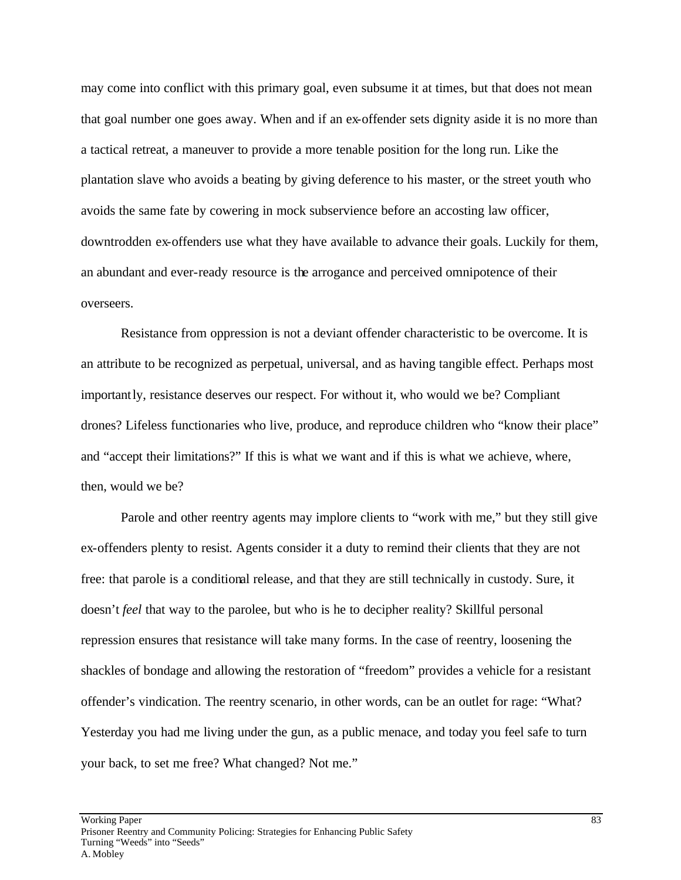may come into conflict with this primary goal, even subsume it at times, but that does not mean that goal number one goes away. When and if an ex-offender sets dignity aside it is no more than a tactical retreat, a maneuver to provide a more tenable position for the long run. Like the plantation slave who avoids a beating by giving deference to his master, or the street youth who avoids the same fate by cowering in mock subservience before an accosting law officer, downtrodden ex-offenders use what they have available to advance their goals. Luckily for them, an abundant and ever-ready resource is the arrogance and perceived omnipotence of their overseers.

Resistance from oppression is not a deviant offender characteristic to be overcome. It is an attribute to be recognized as perpetual, universal, and as having tangible effect. Perhaps most importantly, resistance deserves our respect. For without it, who would we be? Compliant drones? Lifeless functionaries who live, produce, and reproduce children who "know their place" and "accept their limitations?" If this is what we want and if this is what we achieve, where, then, would we be?

Parole and other reentry agents may implore clients to "work with me," but they still give ex-offenders plenty to resist. Agents consider it a duty to remind their clients that they are not free: that parole is a conditional release, and that they are still technically in custody. Sure, it doesn't *feel* that way to the parolee, but who is he to decipher reality? Skillful personal repression ensures that resistance will take many forms. In the case of reentry, loosening the shackles of bondage and allowing the restoration of "freedom" provides a vehicle for a resistant offender's vindication. The reentry scenario, in other words, can be an outlet for rage: "What? Yesterday you had me living under the gun, as a public menace, and today you feel safe to turn your back, to set me free? What changed? Not me."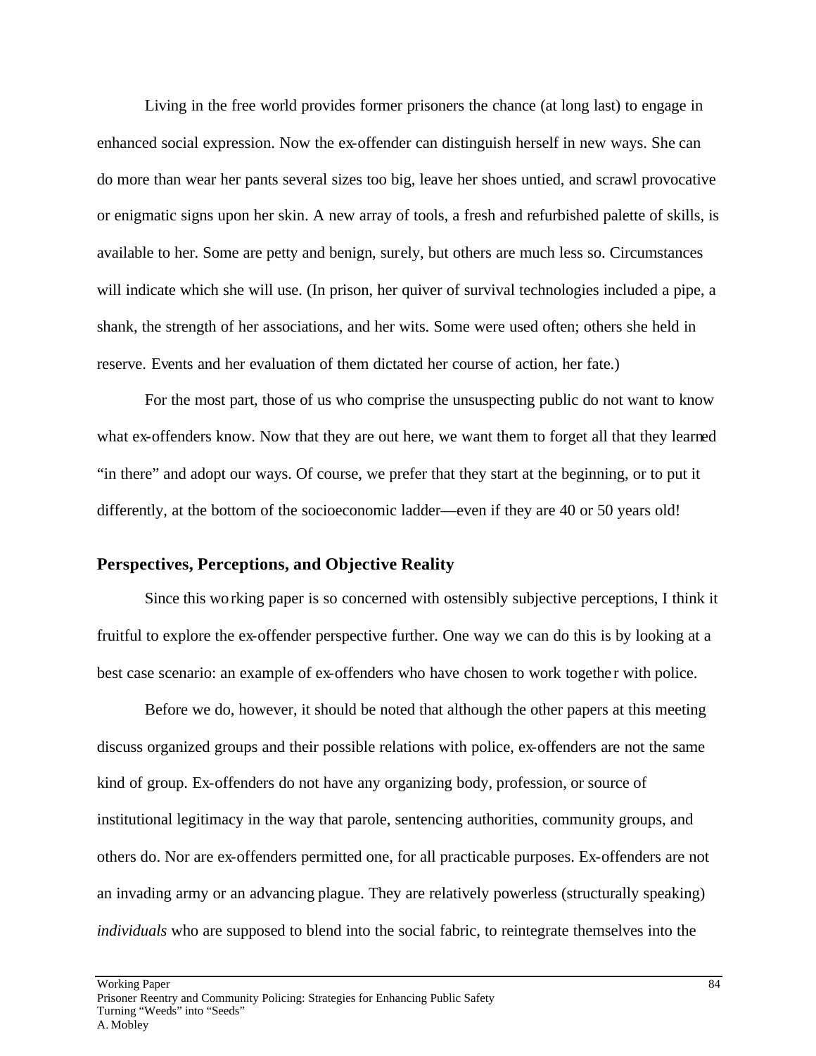Living in the free world provides former prisoners the chance (at long last) to engage in enhanced social expression. Now the ex-offender can distinguish herself in new ways. She can do more than wear her pants several sizes too big, leave her shoes untied, and scrawl provocative or enigmatic signs upon her skin. A new array of tools, a fresh and refurbished palette of skills, is available to her. Some are petty and benign, surely, but others are much less so. Circumstances will indicate which she will use. (In prison, her quiver of survival technologies included a pipe, a shank, the strength of her associations, and her wits. Some were used often; others she held in reserve. Events and her evaluation of them dictated her course of action, her fate.)

For the most part, those of us who comprise the unsuspecting public do not want to know what ex-offenders know. Now that they are out here, we want them to forget all that they learned "in there" and adopt our ways. Of course, we prefer that they start at the beginning, or to put it differently, at the bottom of the socioeconomic ladder—even if they are 40 or 50 years old!

## Perspectives, Perceptions, and Objective Reality

Since this working paper is so concerned with ostensibly subjective perceptions, I think it fruitful to explore the ex-offender perspective further. One way we can do this is by looking at a best case scenario: an example of ex-offenders who have chosen to work together with police.

Before we do, however, it should be noted that although the other papers at this meeting discuss organized groups and their possible relations with police, ex-offenders are not the same kind of group. Ex-offenders do not have any organizing body, profession, or source of institutional legitimacy in the way that parole, sentencing authorities, community groups, and others do. Nor are ex-offenders permitted one, for all practicable purposes. Ex-offenders are not an invading army or an advancing plague. They are relatively powerless (structurally speaking) *individuals* who are supposed to blend into the social fabric, to reintegrate themselves into the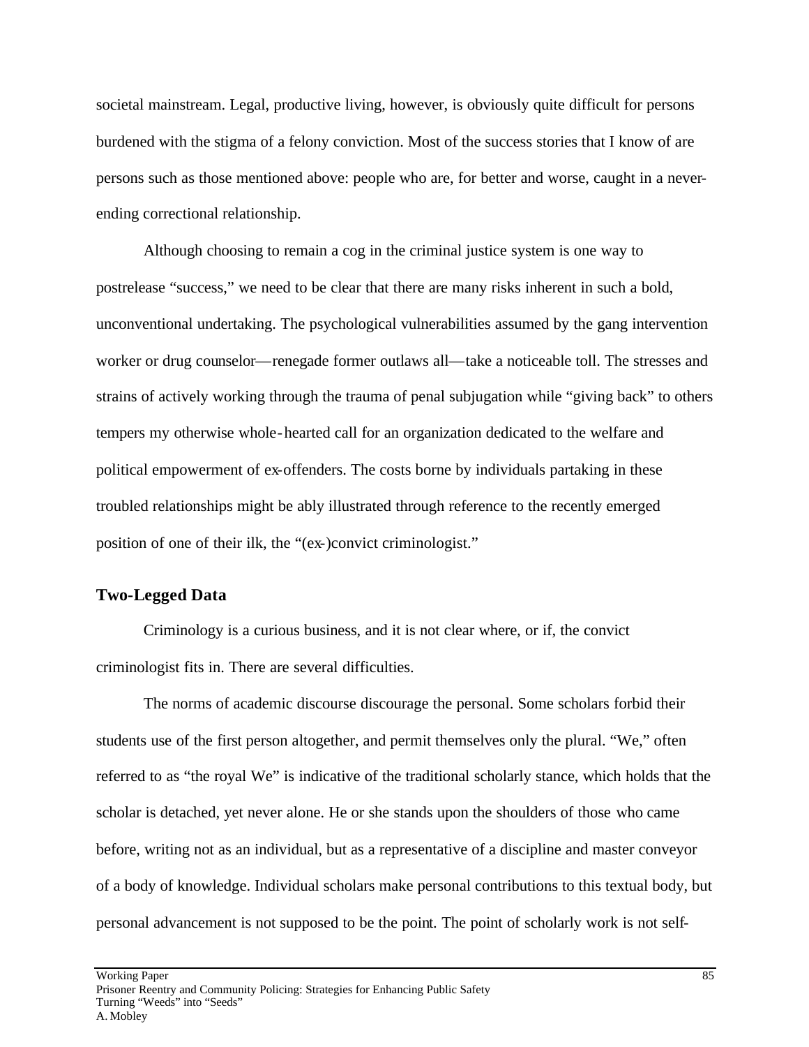societal mainstream. Legal, productive living, however, is obviously quite difficult for persons burdened with the stigma of a felony conviction. Most of the success stories that I know of are persons such as those mentioned above: people who are, for better and worse, caught in a never-ending correctional relationship.

Although choosing to remain a cog in the criminal justice system is one way to postrelease "success," we need to be clear that there are many risks inherent in such a bold, unconventional undertaking. The psychological vulnerabilities assumed by the gang intervention worker or drug counselor—renegade former outlaws all—take a noticeable toll. The stresses and strains of actively working through the trauma of penal subjugation while "giving back" to others tempers my otherwise whole-hearted call for an organization dedicated to the welfare and political empowerment of ex-offenders. The costs borne by individuals partaking in these troubled relationships might be ably illustrated through reference to the recently emerged position of one of their ilk, the "(ex-)convict criminologist."

## Two-Legged Data

Criminology is a curious business, and it is not clear where, or if, the convict criminologist fits in. There are several difficulties.

The norms of academic discourse discourage the personal. Some scholars forbid their students use of the first person altogether, and permit themselves only the plural. "We," often referred to as "the royal We" is indicative of the traditional scholarly stance, which holds that the scholar is detached, yet never alone. He or she stands upon the shoulders of those who came before, writing not as an individual, but as a representative of a discipline and master conveyor of a body of knowledge. Individual scholars make personal contributions to this textual body, but personal advancement is not supposed to be the point. The point of scholarly work is not self-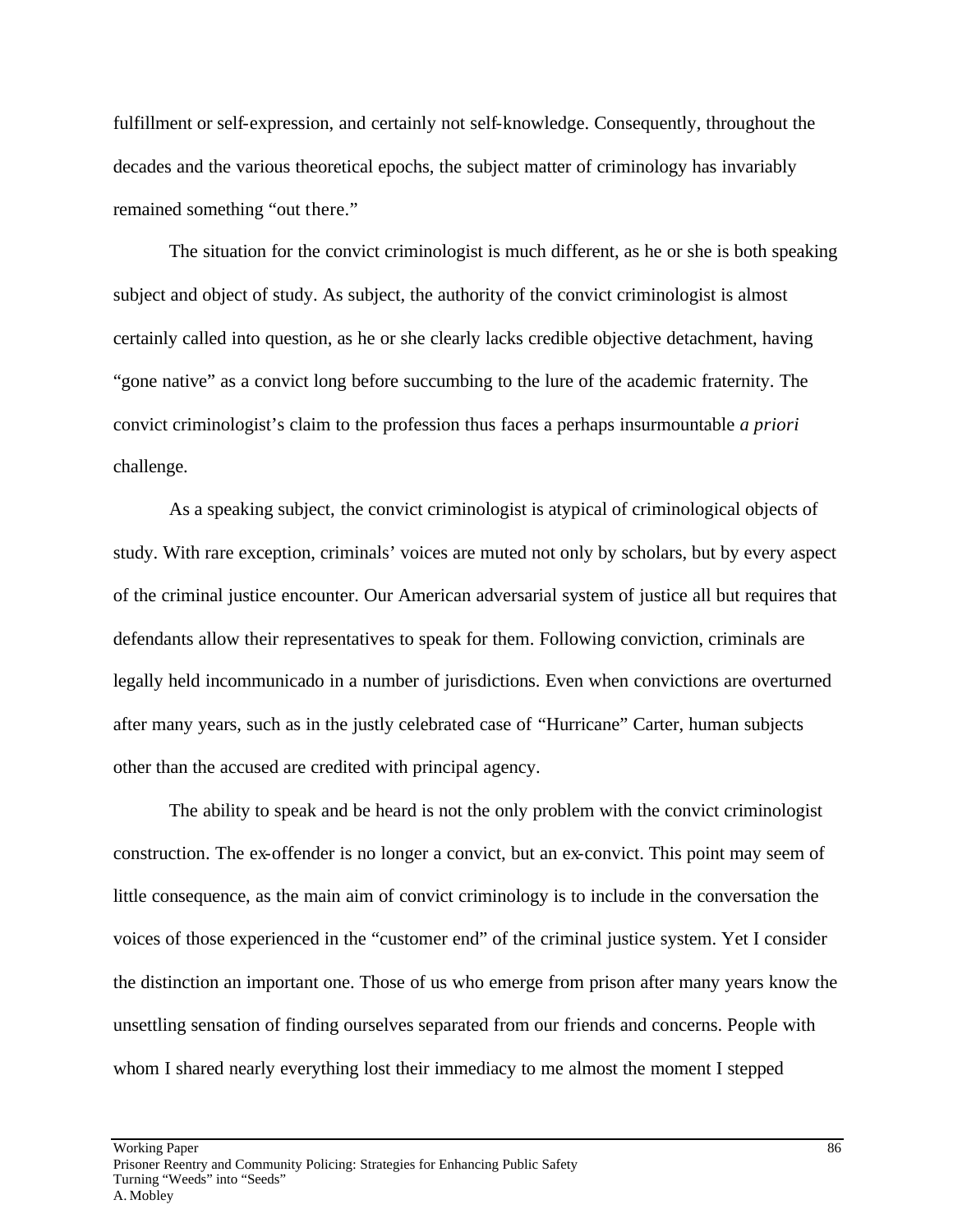fulfillment or self-expression, and certainly not self-knowledge. Consequently, throughout the decades and the various theoretical epochs, the subject matter of criminology has invariably remained something "out there."

The situation for the convict criminologist is much different, as he or she is both speaking subject and object of study. As subject, the authority of the convict criminologist is almost certainly called into question, as he or she clearly lacks credible objective detachment, having "gone native" as a convict long before succumbing to the lure of the academic fraternity. The convict criminologist's claim to the profession thus faces a perhaps insurmountable *a priori* challenge.

As a speaking subject, the convict criminologist is atypical of criminological objects of study. With rare exception, criminals' voices are muted not only by scholars, but by every aspect of the criminal justice encounter. Our American adversarial system of justice all but requires that defendants allow their representatives to speak for them. Following conviction, criminals are legally held incommunicado in a number of jurisdictions. Even when convictions are overturned after many years, such as in the justly celebrated case of "Hurricane" Carter, human subjects other than the accused are credited with principal agency.

The ability to speak and be heard is not the only problem with the convict criminologist construction. The ex-offender is no longer a convict, but an ex-convict. This point may seem of little consequence, as the main aim of convict criminology is to include in the conversation the voices of those experienced in the "customer end" of the criminal justice system. Yet I consider the distinction an important one. Those of us who emerge from prison after many years know the unsettling sensation of finding ourselves separated from our friends and concerns. People with whom I shared nearly everything lost their immediacy to me almost the moment I stepped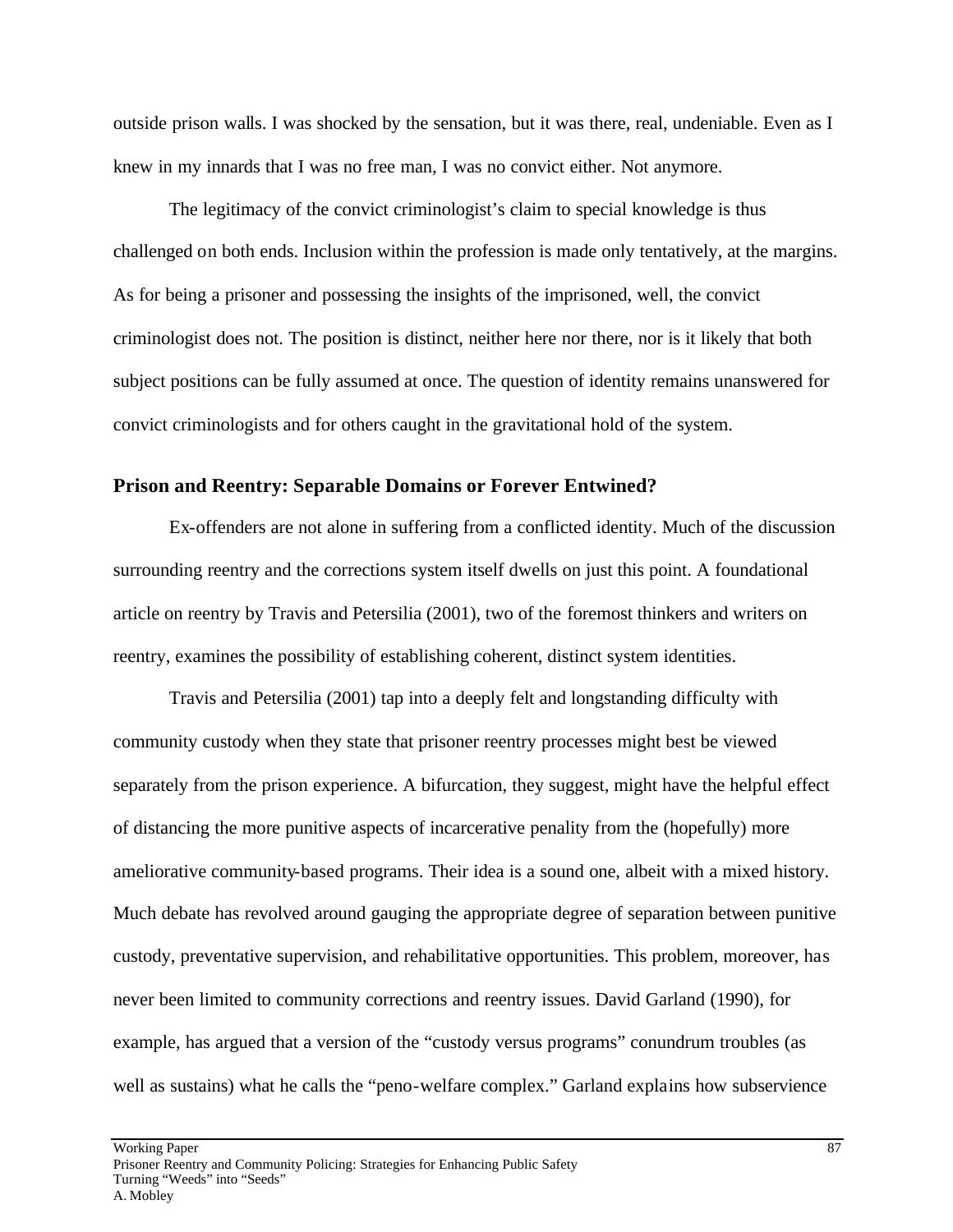outside prison walls. I was shocked by the sensation, but it was there, real, undeniable. Even as I knew in my innards that I was no free man, I was no convict either. Not anymore.

The legitimacy of the convict criminologist's claim to special knowledge is thus challenged on both ends. Inclusion within the profession is made only tentatively, at the margins. As for being a prisoner and possessing the insights of the imprisoned, well, the convict criminologist does not. The position is distinct, neither here nor there, nor is it likely that both subject positions can be fully assumed at once. The question of identity remains unanswered for convict criminologists and for others caught in the gravitational hold of the system.

## Prison and Reentry: Separable Domains or Forever Entwined?

Ex-offenders are not alone in suffering from a conflicted identity. Much of the discussion surrounding reentry and the corrections system itself dwells on just this point. A foundational article on reentry by Travis and Petersilia (2001), two of the foremost thinkers and writers on reentry, examines the possibility of establishing coherent, distinct system identities.

Travis and Petersilia (2001) tap into a deeply felt and longstanding difficulty with community custody when they state that prisoner reentry processes might best be viewed separately from the prison experience. A bifurcation, they suggest, might have the helpful effect of distancing the more punitive aspects of incarcerative penality from the (hopefully) more ameliorative community-based programs. Their idea is a sound one, albeit with a mixed history. Much debate has revolved around gauging the appropriate degree of separation between punitive custody, preventative supervision, and rehabilitative opportunities. This problem, moreover, has never been limited to community corrections and reentry issues. David Garland (1990), for example, has argued that a version of the "custody versus programs" conundrum troubles (as well as sustains) what he calls the "peno-welfare complex." Garland explains how subservience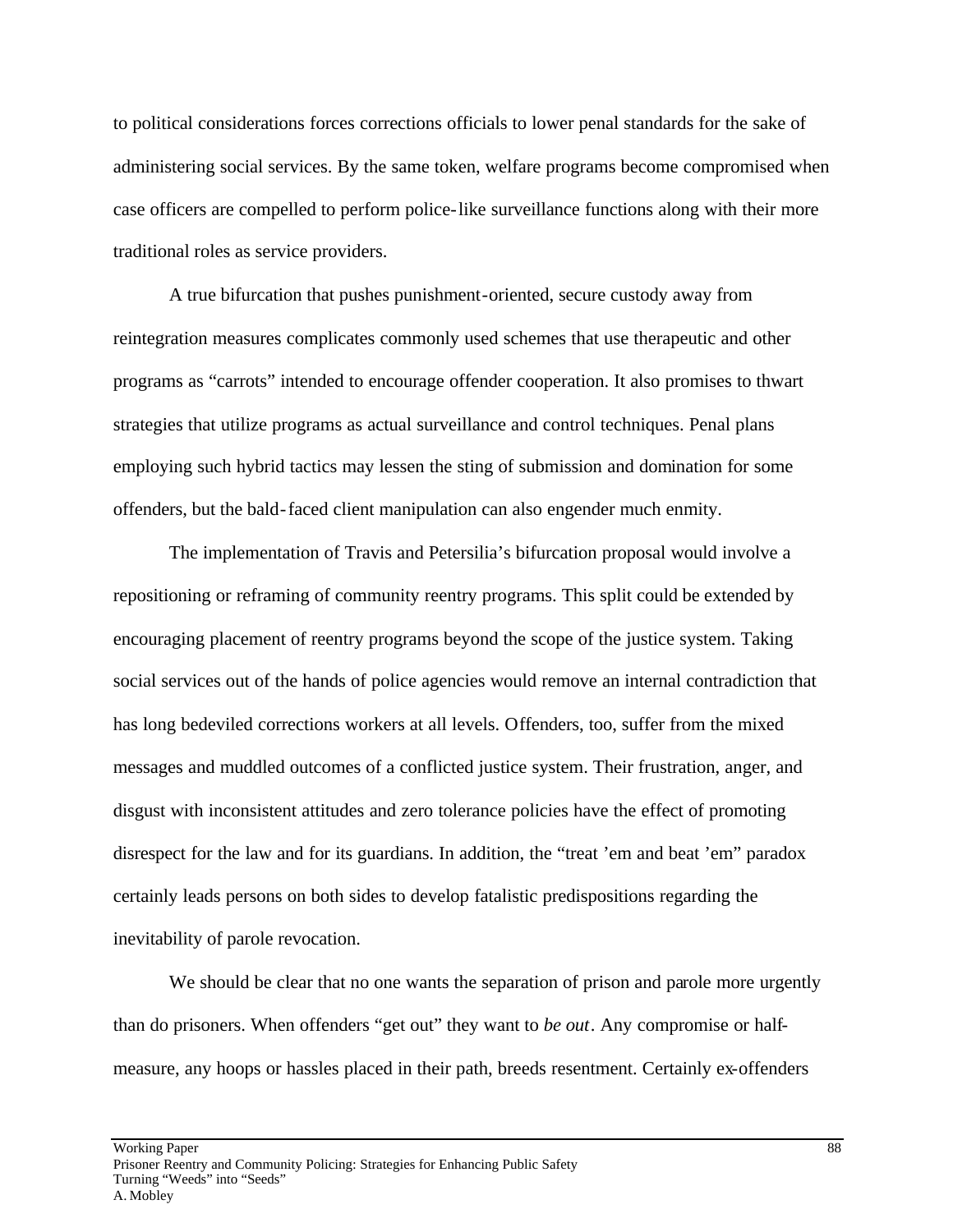to political considerations forces corrections officials to lower penal standards for the sake of administering social services. By the same token, welfare programs become compromised when case officers are compelled to perform police-like surveillance functions along with their more traditional roles as service providers.

A true bifurcation that pushes punishment-oriented, secure custody away from reintegration measures complicates commonly used schemes that use therapeutic and other programs as "carrots" intended to encourage offender cooperation. It also promises to thwart strategies that utilize programs as actual surveillance and control techniques. Penal plans employing such hybrid tactics may lessen the sting of submission and domination for some offenders, but the bald-faced client manipulation can also engender much enmity.

The implementation of Travis and Petersilia's bifurcation proposal would involve a repositioning or reframing of community reentry programs. This split could be extended by encouraging placement of reentry programs beyond the scope of the justice system. Taking social services out of the hands of police agencies would remove an internal contradiction that has long bedeviled corrections workers at all levels. Offenders, too, suffer from the mixed messages and muddled outcomes of a conflicted justice system. Their frustration, anger, and disgust with inconsistent attitudes and zero tolerance policies have the effect of promoting disrespect for the law and for its guardians. In addition, the "treat 'em and beat 'em" paradox certainly leads persons on both sides to develop fatalistic predispositions regarding the inevitability of parole revocation.

We should be clear that no one wants the separation of prison and parole more urgently than do prisoners. When offenders "get out" they want to *be out*. Any compromise or half-measure, any hoops or hassles placed in their path, breeds resentment. Certainly ex-offenders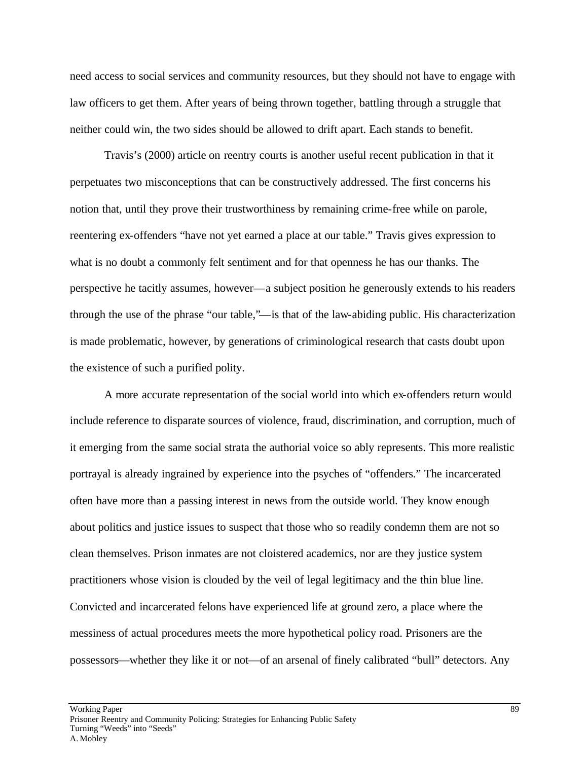need access to social services and community resources, but they should not have to engage with law officers to get them. After years of being thrown together, battling through a struggle that neither could win, the two sides should be allowed to drift apart. Each stands to benefit.

Travis's (2000) article on reentry courts is another useful recent publication in that it perpetuates two misconceptions that can be constructively addressed. The first concerns his notion that, until they prove their trustworthiness by remaining crime-free while on parole, reentering ex-offenders "have not yet earned a place at our table." Travis gives expression to what is no doubt a commonly felt sentiment and for that openness he has our thanks. The perspective he tacitly assumes, however—a subject position he generously extends to his readers through the use of the phrase "our table,"—is that of the law-abiding public. His characterization is made problematic, however, by generations of criminological research that casts doubt upon the existence of such a purified polity.

A more accurate representation of the social world into which ex-offenders return would include reference to disparate sources of violence, fraud, discrimination, and corruption, much of it emerging from the same social strata the authorial voice so ably represents. This more realistic portrayal is already ingrained by experience into the psyches of "offenders." The incarcerated often have more than a passing interest in news from the outside world. They know enough about politics and justice issues to suspect that those who so readily condemn them are not so clean themselves. Prison inmates are not cloistered academics, nor are they justice system practitioners whose vision is clouded by the veil of legal legitimacy and the thin blue line. Convicted and incarcerated felons have experienced life at ground zero, a place where the messiness of actual procedures meets the more hypothetical policy road. Prisoners are the possessors—whether they like it or not—of an arsenal of finely calibrated "bull" detectors. Any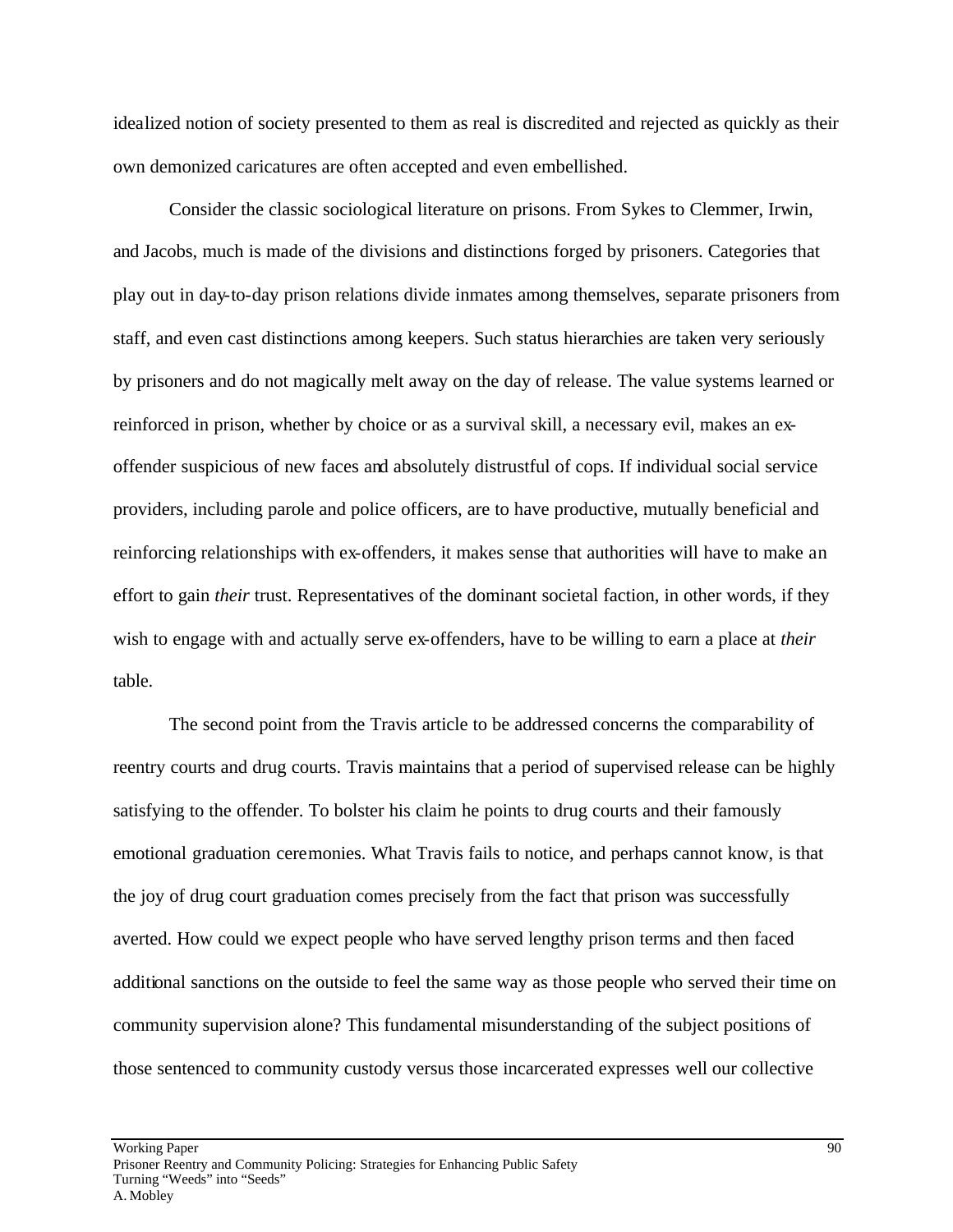idealized notion of society presented to them as real is discredited and rejected as quickly as their own demonized caricatures are often accepted and even embellished.

Consider the classic sociological literature on prisons. From Sykes to Clemmer, Irwin, and Jacobs, much is made of the divisions and distinctions forged by prisoners. Categories that play out in day-to-day prison relations divide inmates among themselves, separate prisoners from staff, and even cast distinctions among keepers. Such status hierarchies are taken very seriously by prisoners and do not magically melt away on the day of release. The value systems learned or reinforced in prison, whether by choice or as a survival skill, a necessary evil, makes an ex-offender suspicious of new faces and absolutely distrustful of cops. If individual social service providers, including parole and police officers, are to have productive, mutually beneficial and reinforcing relationships with ex-offenders, it makes sense that authorities will have to make an effort to gain *their* trust. Representatives of the dominant societal faction, in other words, if they wish to engage with and actually serve ex-offenders, have to be willing to earn a place at *their* table.

The second point from the Travis article to be addressed concerns the comparability of reentry courts and drug courts. Travis maintains that a period of supervised release can be highly satisfying to the offender. To bolster his claim he points to drug courts and their famously emotional graduation ceremonies. What Travis fails to notice, and perhaps cannot know, is that the joy of drug court graduation comes precisely from the fact that prison was successfully averted. How could we expect people who have served lengthy prison terms and then faced additional sanctions on the outside to feel the same way as those people who served their time on community supervision alone? This fundamental misunderstanding of the subject positions of those sentenced to community custody versus those incarcerated expresses well our collective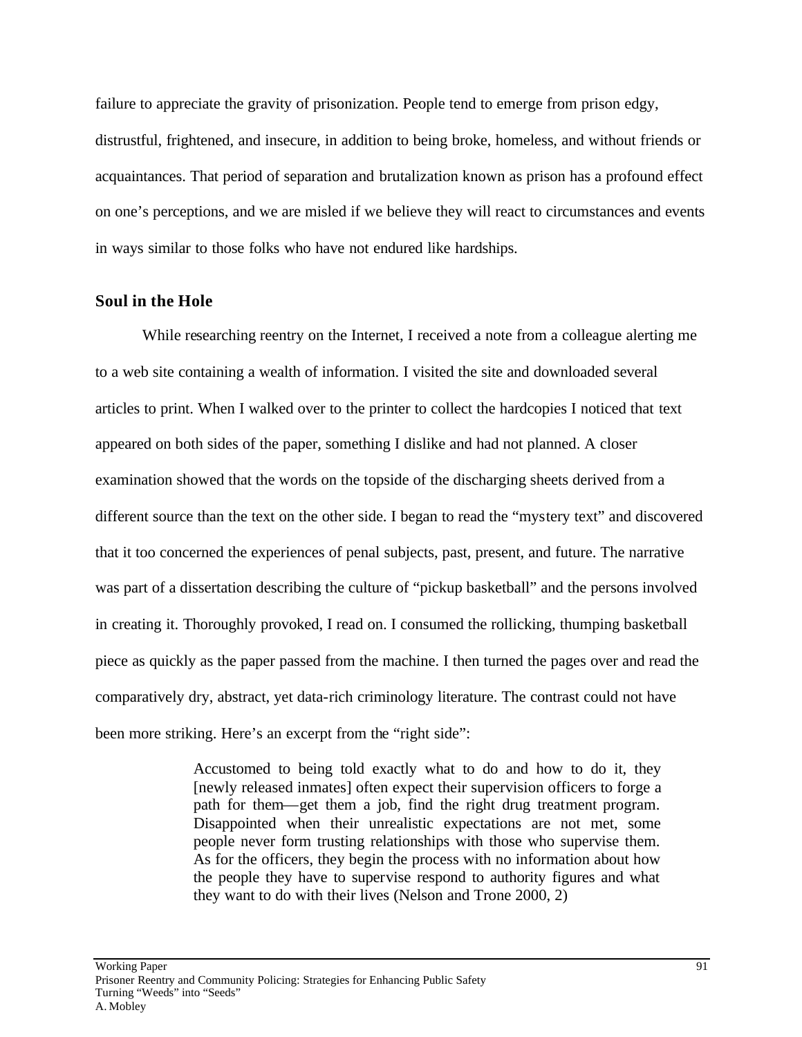failure to appreciate the gravity of prisonization. People tend to emerge from prison edgy, distrustful, frightened, and insecure, in addition to being broke, homeless, and without friends or acquaintances. That period of separation and brutalization known as prison has a profound effect on one's perceptions, and we are misled if we believe they will react to circumstances and events in ways similar to those folks who have not endured like hardships.

### Soul in the Hole

While researching reentry on the Internet, I received a note from a colleague alerting me to a web site containing a wealth of information. I visited the site and downloaded several articles to print. When I walked over to the printer to collect the hardcopies I noticed that text appeared on both sides of the paper, something I dislike and had not planned. A closer examination showed that the words on the topside of the discharging sheets derived from a different source than the text on the other side. I began to read the "mystery text" and discovered that it too concerned the experiences of penal subjects, past, present, and future. The narrative was part of a dissertation describing the culture of "pickup basketball" and the persons involved in creating it. Thoroughly provoked, I read on. I consumed the rollicking, thumping basketball piece as quickly as the paper passed from the machine. I then turned the pages over and read the comparatively dry, abstract, yet data-rich criminology literature. The contrast could not have been more striking. Here's an excerpt from the "right side":

> Accustomed to being told exactly what to do and how to do it, they [newly released inmates] often expect their supervision officers to forge a path for them—get them a job, find the right drug treatment program. Disappointed when their unrealistic expectations are not met, some people never form trusting relationships with those who supervise them. As for the officers, they begin the process with no information about how the people they have to supervise respond to authority figures and what they want to do with their lives (Nelson and Trone 2000, 2)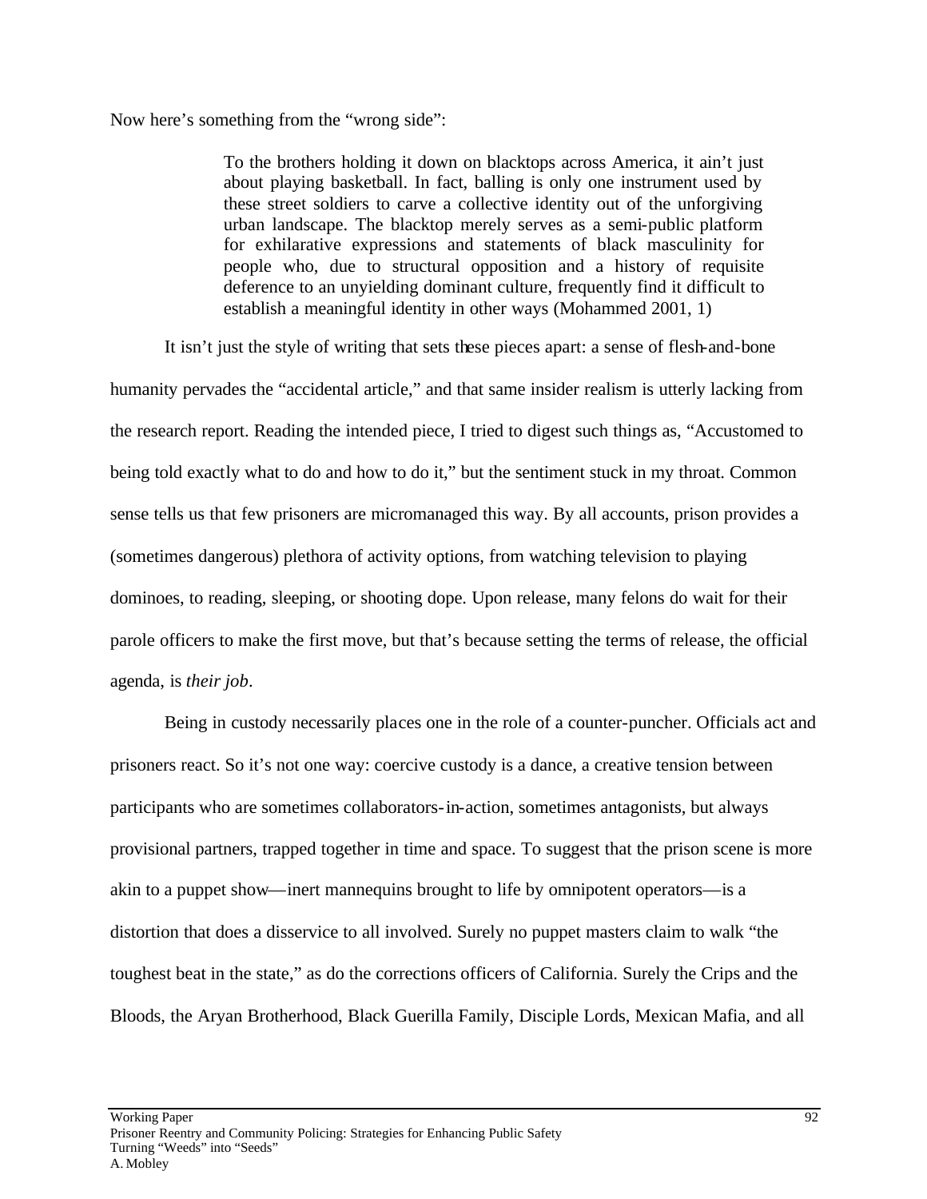Now here's something from the "wrong side":

> To the brothers holding it down on blacktops across America, it ain't just about playing basketball. In fact, balling is only one instrument used by these street soldiers to carve a collective identity out of the unforgiving urban landscape. The blacktop merely serves as a semi-public platform for exhilarative expressions and statements of black masculinity for people who, due to structural opposition and a history of requisite deference to an unyielding dominant culture, frequently find it difficult to establish a meaningful identity in other ways (Mohammed 2001, 1)

It isn't just the style of writing that sets these pieces apart: a sense of flesh-and-bone humanity pervades the "accidental article," and that same insider realism is utterly lacking from the research report. Reading the intended piece, I tried to digest such things as, "Accustomed to being told exactly what to do and how to do it," but the sentiment stuck in my throat. Common sense tells us that few prisoners are micromanaged this way. By all accounts, prison provides a (sometimes dangerous) plethora of activity options, from watching television to playing dominoes, to reading, sleeping, or shooting dope. Upon release, many felons do wait for their parole officers to make the first move, but that's because setting the terms of release, the official agenda, is *their job*.

Being in custody necessarily places one in the role of a counter-puncher. Officials act and prisoners react. So it's not one way: coercive custody is a dance, a creative tension between participants who are sometimes collaborators-in-action, sometimes antagonists, but always provisional partners, trapped together in time and space. To suggest that the prison scene is more akin to a puppet show—inert mannequins brought to life by omnipotent operators—is a distortion that does a disservice to all involved. Surely no puppet masters claim to walk "the toughest beat in the state," as do the corrections officers of California. Surely the Crips and the Bloods, the Aryan Brotherhood, Black Guerilla Family, Disciple Lords, Mexican Mafia, and all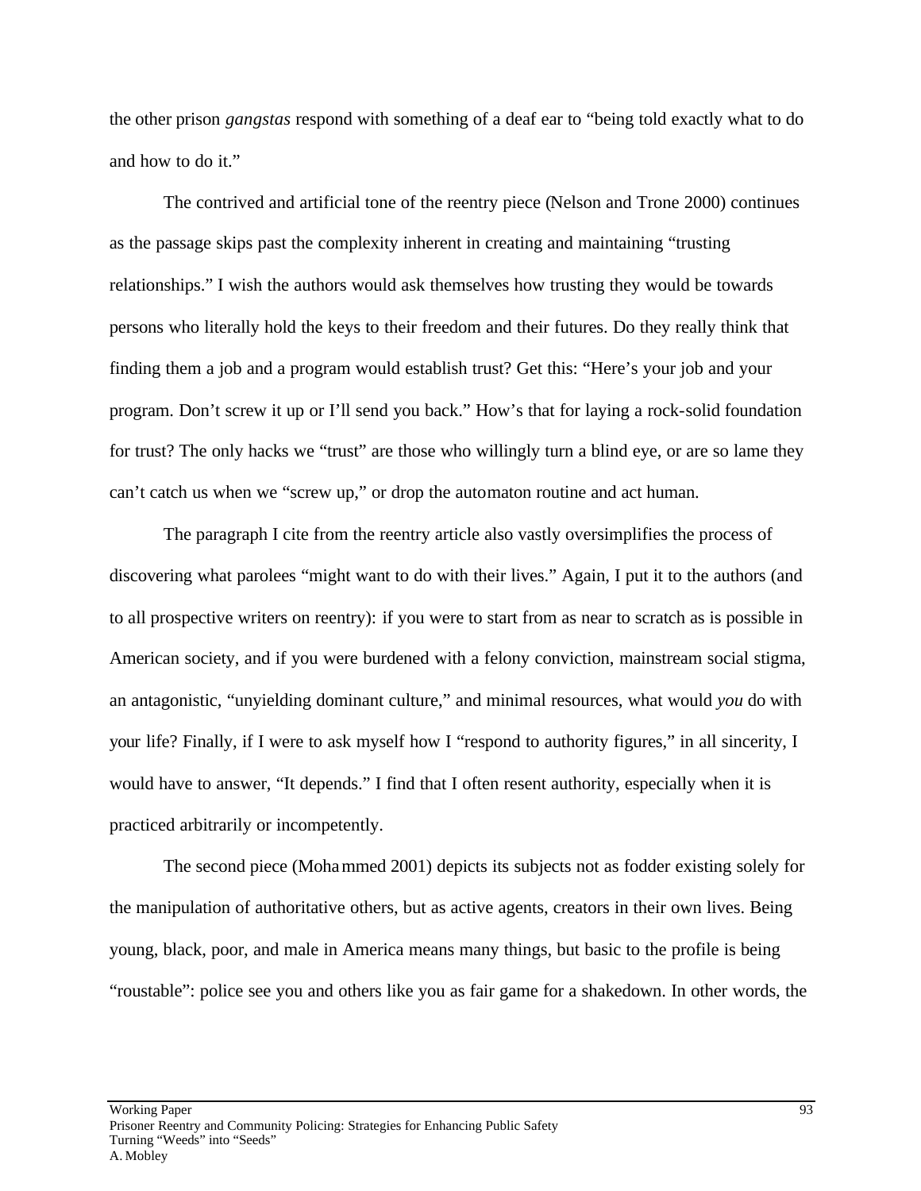the other prison *gangstas* respond with something of a deaf ear to "being told exactly what to do and how to do it."

The contrived and artificial tone of the reentry piece (Nelson and Trone 2000) continues as the passage skips past the complexity inherent in creating and maintaining "trusting relationships." I wish the authors would ask themselves how trusting they would be towards persons who literally hold the keys to their freedom and their futures. Do they really think that finding them a job and a program would establish trust? Get this: "Here's your job and your program. Don't screw it up or I'll send you back." How's that for laying a rock-solid foundation for trust? The only hacks we "trust" are those who willingly turn a blind eye, or are so lame they can't catch us when we "screw up," or drop the automaton routine and act human.

The paragraph I cite from the reentry article also vastly oversimplifies the process of discovering what parolees "might want to do with their lives." Again, I put it to the authors (and to all prospective writers on reentry): if you were to start from as near to scratch as is possible in American society, and if you were burdened with a felony conviction, mainstream social stigma, an antagonistic, "unyielding dominant culture," and minimal resources, what would *you* do with your life? Finally, if I were to ask myself how I "respond to authority figures," in all sincerity, I would have to answer, "It depends." I find that I often resent authority, especially when it is practiced arbitrarily or incompetently.

The second piece (Mohammed 2001) depicts its subjects not as fodder existing solely for the manipulation of authoritative others, but as active agents, creators in their own lives. Being young, black, poor, and male in America means many things, but basic to the profile is being "roustable": police see you and others like you as fair game for a shakedown. In other words, the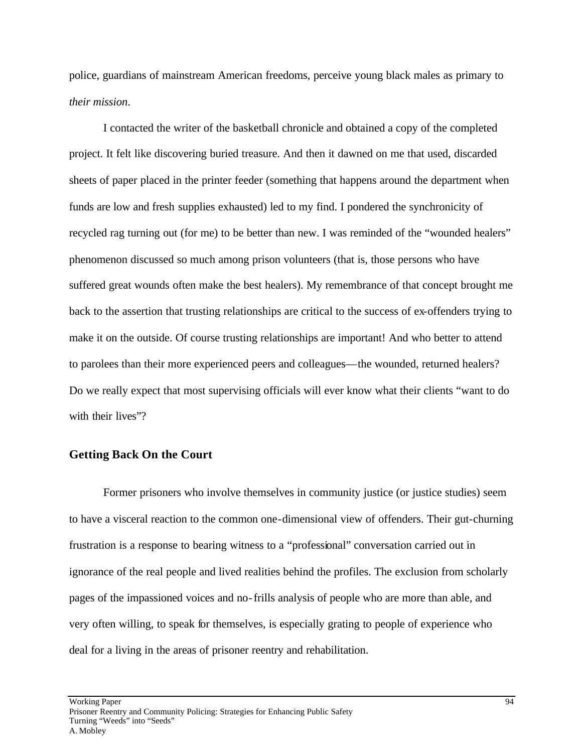police, guardians of mainstream American freedoms, perceive young black males as primary to *their mission*.

I contacted the writer of the basketball chronicle and obtained a copy of the completed project. It felt like discovering buried treasure. And then it dawned on me that used, discarded sheets of paper placed in the printer feeder (something that happens around the department when funds are low and fresh supplies exhausted) led to my find. I pondered the synchronicity of recycled rag turning out (for me) to be better than new. I was reminded of the "wounded healers" phenomenon discussed so much among prison volunteers (that is, those persons who have suffered great wounds often make the best healers). My remembrance of that concept brought me back to the assertion that trusting relationships are critical to the success of ex-offenders trying to make it on the outside. Of course trusting relationships are important! And who better to attend to parolees than their more experienced peers and colleagues—the wounded, returned healers? Do we really expect that most supervising officials will ever know what their clients "want to do with their lives"?

### Getting Back On the Court

Former prisoners who involve themselves in community justice (or justice studies) seem to have a visceral reaction to the common one-dimensional view of offenders. Their gut-churning frustration is a response to bearing witness to a "professional" conversation carried out in ignorance of the real people and lived realities behind the profiles. The exclusion from scholarly pages of the impassioned voices and no-frills analysis of people who are more than able, and very often willing, to speak for themselves, is especially grating to people of experience who deal for a living in the areas of prisoner reentry and rehabilitation.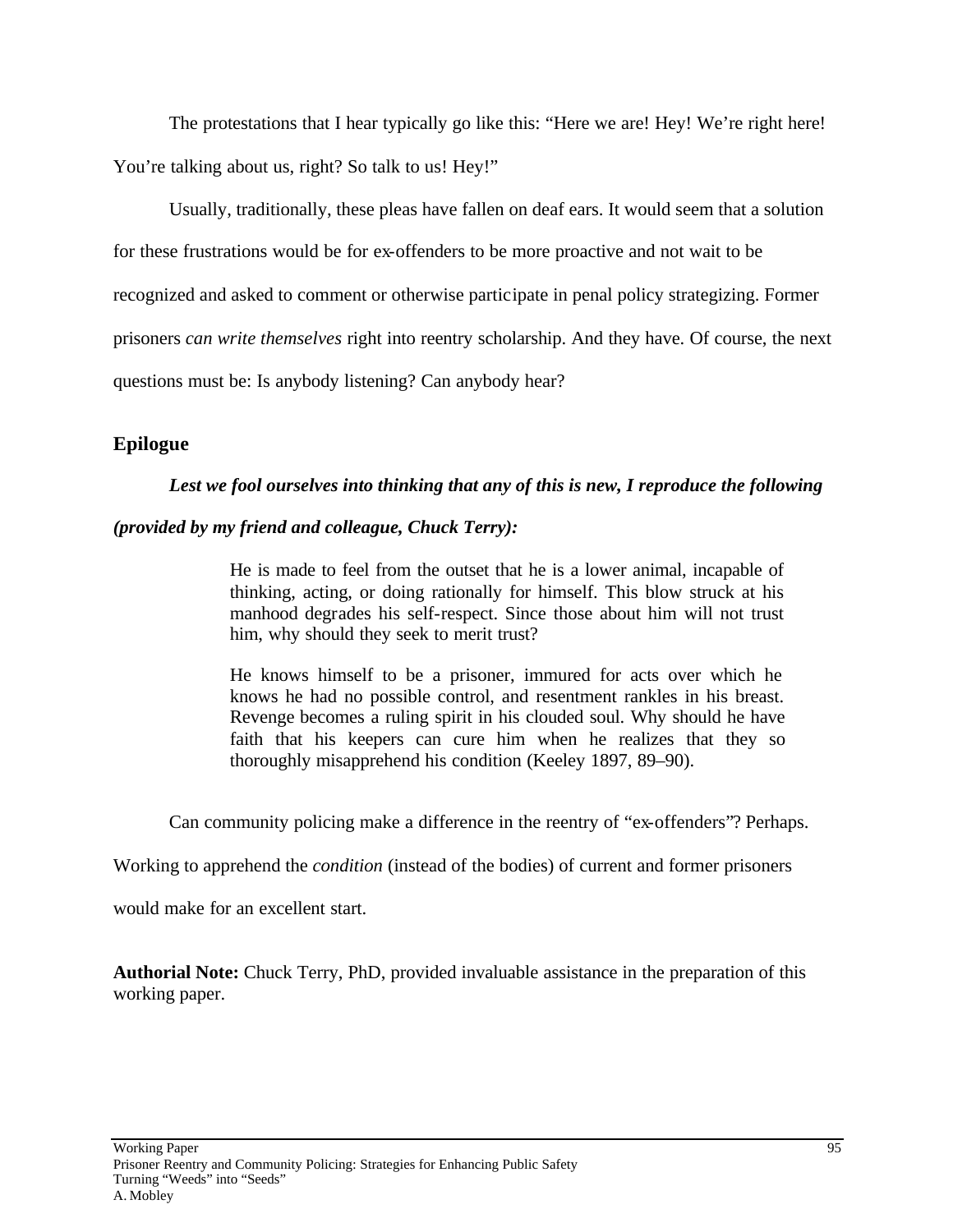The protestations that I hear typically go like this: "Here we are! Hey! We're right here! You're talking about us, right? So talk to us! Hey!"

Usually, traditionally, these pleas have fallen on deaf ears. It would seem that a solution for these frustrations would be for ex-offenders to be more proactive and not wait to be recognized and asked to comment or otherwise participate in penal policy strategizing. Former prisoners *can write themselves* right into reentry scholarship. And they have. Of course, the next questions must be: Is anybody listening? Can anybody hear?

## Epilogue

***Lest we fool ourselves into thinking that any of this is new, I reproduce the following (provided by my friend and colleague, Chuck Terry):***

> He is made to feel from the outset that he is a lower animal, incapable of thinking, acting, or doing rationally for himself. This blow struck at his manhood degrades his self-respect. Since those about him will not trust him, why should they seek to merit trust?
>
> He knows himself to be a prisoner, immured for acts over which he knows he had no possible control, and resentment rankles in his breast. Revenge becomes a ruling spirit in his clouded soul. Why should he have faith that his keepers can cure him when he realizes that they so thoroughly misapprehend his condition (Keeley 1897, 89–90).

Can community policing make a difference in the reentry of "ex-offenders"? Perhaps. Working to apprehend the *condition* (instead of the bodies) of current and former prisoners would make for an excellent start.

**Authorial Note:** Chuck Terry, PhD, provided invaluable assistance in the preparation of this working paper.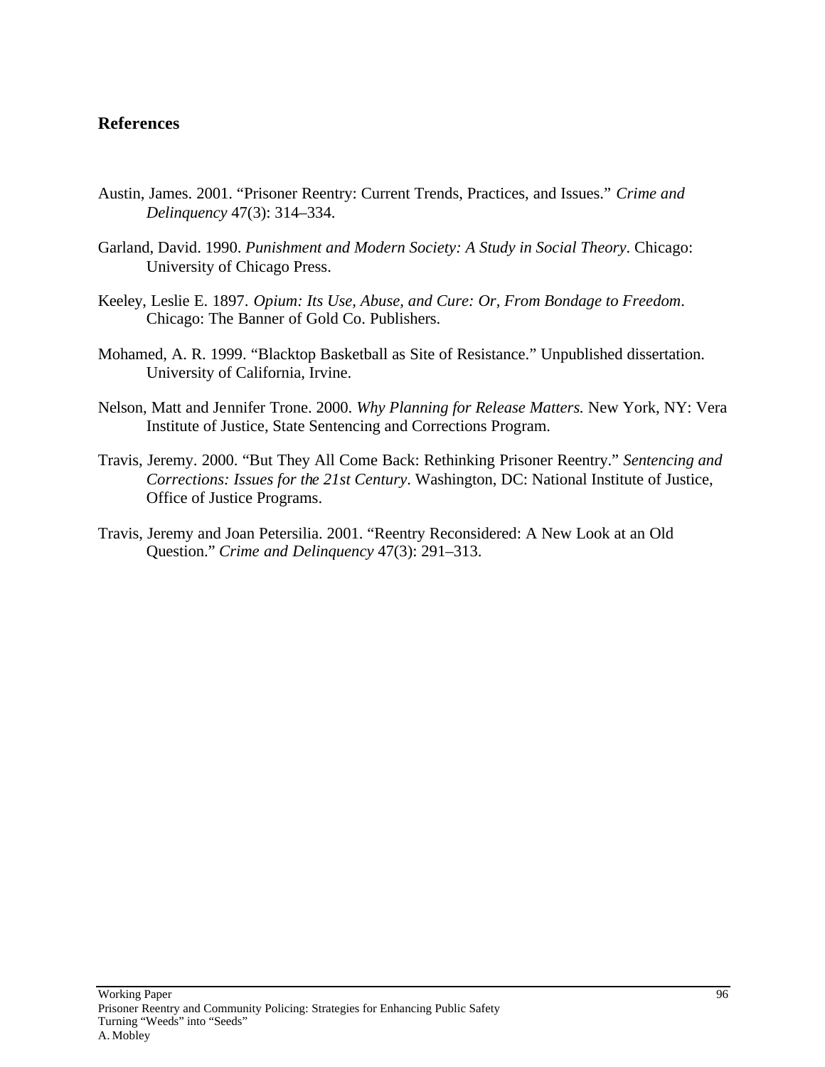## References

Austin, James. 2001. "Prisoner Reentry: Current Trends, Practices, and Issues." *Crime and Delinquency* 47(3): 314–334.

Garland, David. 1990. *Punishment and Modern Society: A Study in Social Theory*. Chicago: University of Chicago Press.

Keeley, Leslie E. 1897. *Opium: Its Use, Abuse, and Cure: Or, From Bondage to Freedom*. Chicago: The Banner of Gold Co. Publishers.

Mohamed, A. R. 1999. "Blacktop Basketball as Site of Resistance." Unpublished dissertation. University of California, Irvine.

Nelson, Matt and Jennifer Trone. 2000. *Why Planning for Release Matters.* New York, NY: Vera Institute of Justice, State Sentencing and Corrections Program.

Travis, Jeremy. 2000. "But They All Come Back: Rethinking Prisoner Reentry." *Sentencing and Corrections: Issues for the 21st Century*. Washington, DC: National Institute of Justice, Office of Justice Programs.

Travis, Jeremy and Joan Petersilia. 2001. "Reentry Reconsidered: A New Look at an Old Question." *Crime and Delinquency* 47(3): 291–313.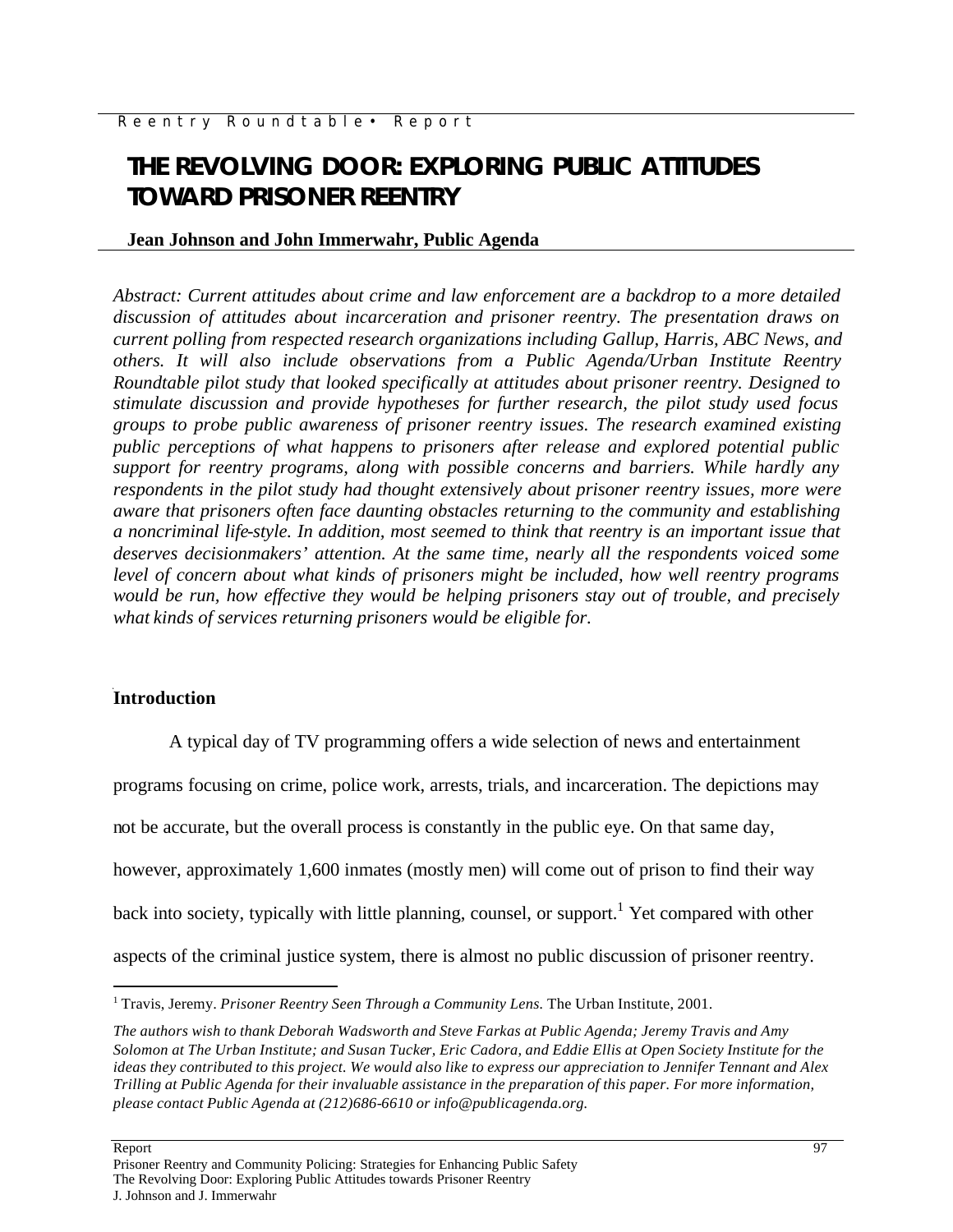# THE REVOLVING DOOR: EXPLORING PUBLIC ATTITUDES TOWARD PRISONER REENTRY

**Jean Johnson and John Immerwahr, Public Agenda**

*Abstract: Current attitudes about crime and law enforcement are a backdrop to a more detailed discussion of attitudes about incarceration and prisoner reentry. The presentation draws on current polling from respected research organizations including Gallup, Harris, ABC News, and others. It will also include observations from a Public Agenda/Urban Institute Reentry Roundtable pilot study that looked specifically at attitudes about prisoner reentry. Designed to stimulate discussion and provide hypotheses for further research, the pilot study used focus groups to probe public awareness of prisoner reentry issues. The research examined existing public perceptions of what happens to prisoners after release and explored potential public support for reentry programs, along with possible concerns and barriers. While hardly any respondents in the pilot study had thought extensively about prisoner reentry issues, more were aware that prisoners often face daunting obstacles returning to the community and establishing a noncriminal life-style. In addition, most seemed to think that reentry is an important issue that deserves decisionmakers' attention. At the same time, nearly all the respondents voiced some level of concern about what kinds of prisoners might be included, how well reentry programs would be run, how effective they would be helping prisoners stay out of trouble, and precisely what kinds of services returning prisoners would be eligible for.*

## Introduction

A typical day of TV programming offers a wide selection of news and entertainment programs focusing on crime, police work, arrests, trials, and incarceration. The depictions may not be accurate, but the overall process is constantly in the public eye. On that same day, however, approximately 1,600 inmates (mostly men) will come out of prison to find their way back into society, typically with little planning, counsel, or support.[1] Yet compared with other aspects of the criminal justice system, there is almost no public discussion of prisoner reentry.

[1] Travis, Jeremy. *Prisoner Reentry Seen Through a Community Lens.* The Urban Institute, 2001.

*The authors wish to thank Deborah Wadsworth and Steve Farkas at Public Agenda; Jeremy Travis and Amy Solomon at The Urban Institute; and Susan Tucker, Eric Cadora, and Eddie Ellis at Open Society Institute for the ideas they contributed to this project. We would also like to express our appreciation to Jennifer Tennant and Alex Trilling at Public Agenda for their invaluable assistance in the preparation of this paper. For more information, please contact Public Agenda at (212)686-6610 or info@publicagenda.org.*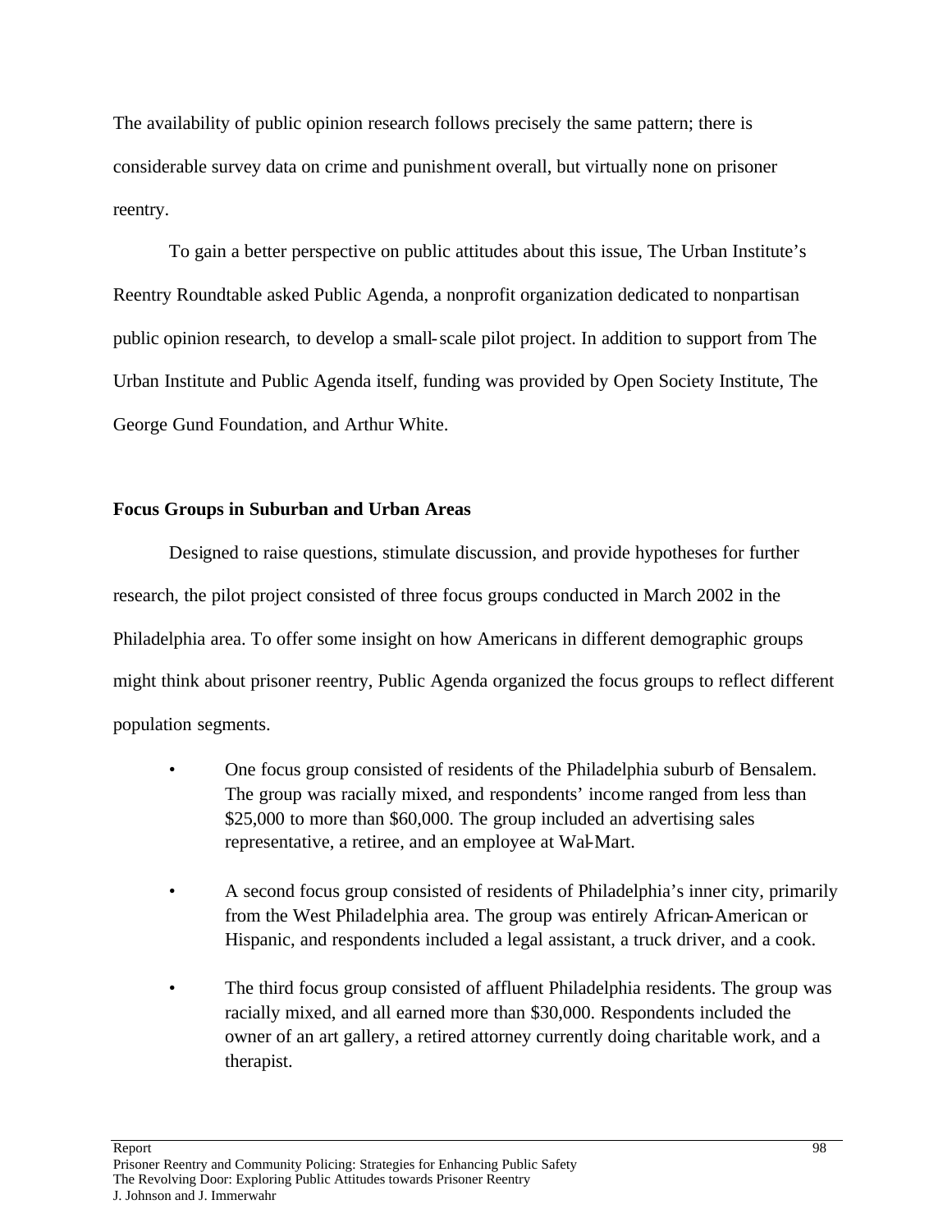The availability of public opinion research follows precisely the same pattern; there is considerable survey data on crime and punishment overall, but virtually none on prisoner reentry.

To gain a better perspective on public attitudes about this issue, The Urban Institute's Reentry Roundtable asked Public Agenda, a nonprofit organization dedicated to nonpartisan public opinion research, to develop a small-scale pilot project. In addition to support from The Urban Institute and Public Agenda itself, funding was provided by Open Society Institute, The George Gund Foundation, and Arthur White.

**Focus Groups in Suburban and Urban Areas**

Designed to raise questions, stimulate discussion, and provide hypotheses for further research, the pilot project consisted of three focus groups conducted in March 2002 in the Philadelphia area. To offer some insight on how Americans in different demographic groups might think about prisoner reentry, Public Agenda organized the focus groups to reflect different population segments.

- One focus group consisted of residents of the Philadelphia suburb of Bensalem. The group was racially mixed, and respondents' income ranged from less than $25,000 to more than $60,000. The group included an advertising sales representative, a retiree, and an employee at Wal-Mart.
- A second focus group consisted of residents of Philadelphia's inner city, primarily from the West Philadelphia area. The group was entirely African-American or Hispanic, and respondents included a legal assistant, a truck driver, and a cook.
- The third focus group consisted of affluent Philadelphia residents. The group was racially mixed, and all earned more than $30,000. Respondents included the owner of an art gallery, a retired attorney currently doing charitable work, and a therapist.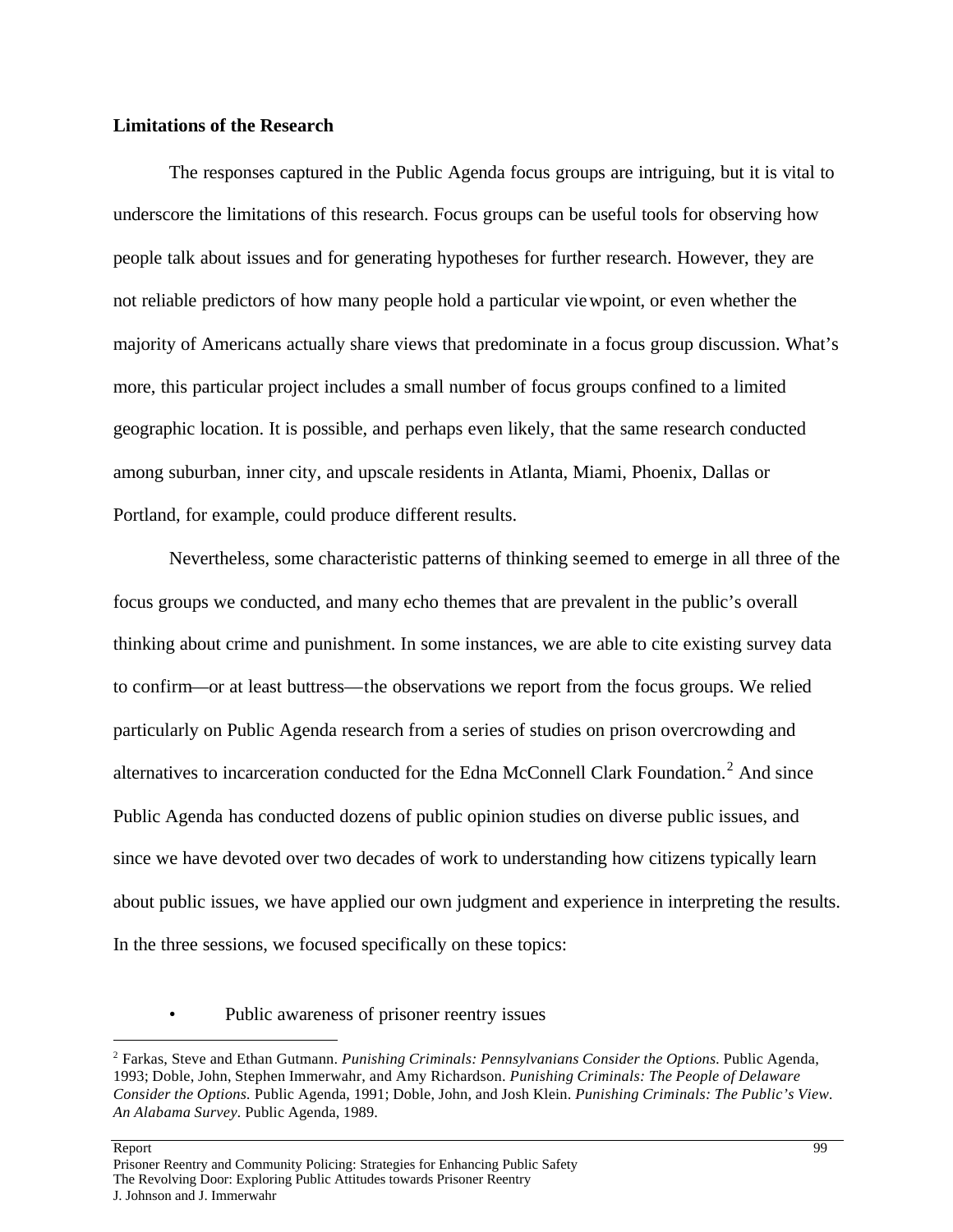**Limitations of the Research**

The responses captured in the Public Agenda focus groups are intriguing, but it is vital to underscore the limitations of this research. Focus groups can be useful tools for observing how people talk about issues and for generating hypotheses for further research. However, they are not reliable predictors of how many people hold a particular viewpoint, or even whether the majority of Americans actually share views that predominate in a focus group discussion. What's more, this particular project includes a small number of focus groups confined to a limited geographic location. It is possible, and perhaps even likely, that the same research conducted among suburban, inner city, and upscale residents in Atlanta, Miami, Phoenix, Dallas or Portland, for example, could produce different results.

Nevertheless, some characteristic patterns of thinking seemed to emerge in all three of the focus groups we conducted, and many echo themes that are prevalent in the public's overall thinking about crime and punishment. In some instances, we are able to cite existing survey data to confirm—or at least buttress—the observations we report from the focus groups. We relied particularly on Public Agenda research from a series of studies on prison overcrowding and alternatives to incarceration conducted for the Edna McConnell Clark Foundation.[2] And since Public Agenda has conducted dozens of public opinion studies on diverse public issues, and since we have devoted over two decades of work to understanding how citizens typically learn about public issues, we have applied our own judgment and experience in interpreting the results. In the three sessions, we focused specifically on these topics:

- Public awareness of prisoner reentry issues

---

[2] Farkas, Steve and Ethan Gutmann. *Punishing Criminals: Pennsylvanians Consider the Options.* Public Agenda, 1993; Doble, John, Stephen Immerwahr, and Amy Richardson. *Punishing Criminals: The People of Delaware Consider the Options.* Public Agenda, 1991; Doble, John, and Josh Klein. *Punishing Criminals: The Public's View. An Alabama Survey.* Public Agenda, 1989.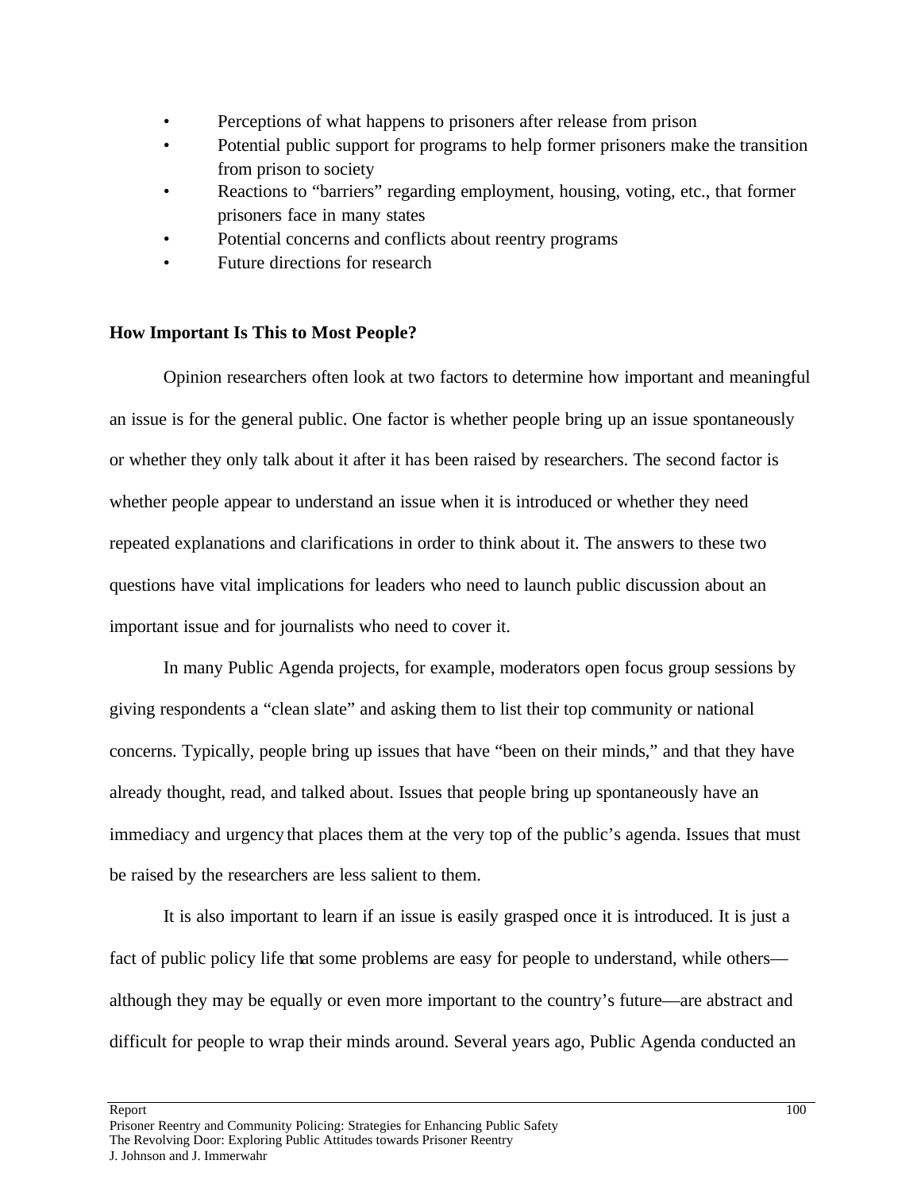- Perceptions of what happens to prisoners after release from prison
- Potential public support for programs to help former prisoners make the transition from prison to society
- Reactions to "barriers" regarding employment, housing, voting, etc., that former prisoners face in many states
- Potential concerns and conflicts about reentry programs
- Future directions for research

**How Important Is This to Most People?**

Opinion researchers often look at two factors to determine how important and meaningful an issue is for the general public. One factor is whether people bring up an issue spontaneously or whether they only talk about it after it has been raised by researchers. The second factor is whether people appear to understand an issue when it is introduced or whether they need repeated explanations and clarifications in order to think about it. The answers to these two questions have vital implications for leaders who need to launch public discussion about an important issue and for journalists who need to cover it.

In many Public Agenda projects, for example, moderators open focus group sessions by giving respondents a "clean slate" and asking them to list their top community or national concerns. Typically, people bring up issues that have "been on their minds," and that they have already thought, read, and talked about. Issues that people bring up spontaneously have an immediacy and urgency that places them at the very top of the public's agenda. Issues that must be raised by the researchers are less salient to them.

It is also important to learn if an issue is easily grasped once it is introduced. It is just a fact of public policy life that some problems are easy for people to understand, while others—although they may be equally or even more important to the country's future—are abstract and difficult for people to wrap their minds around. Several years ago, Public Agenda conducted an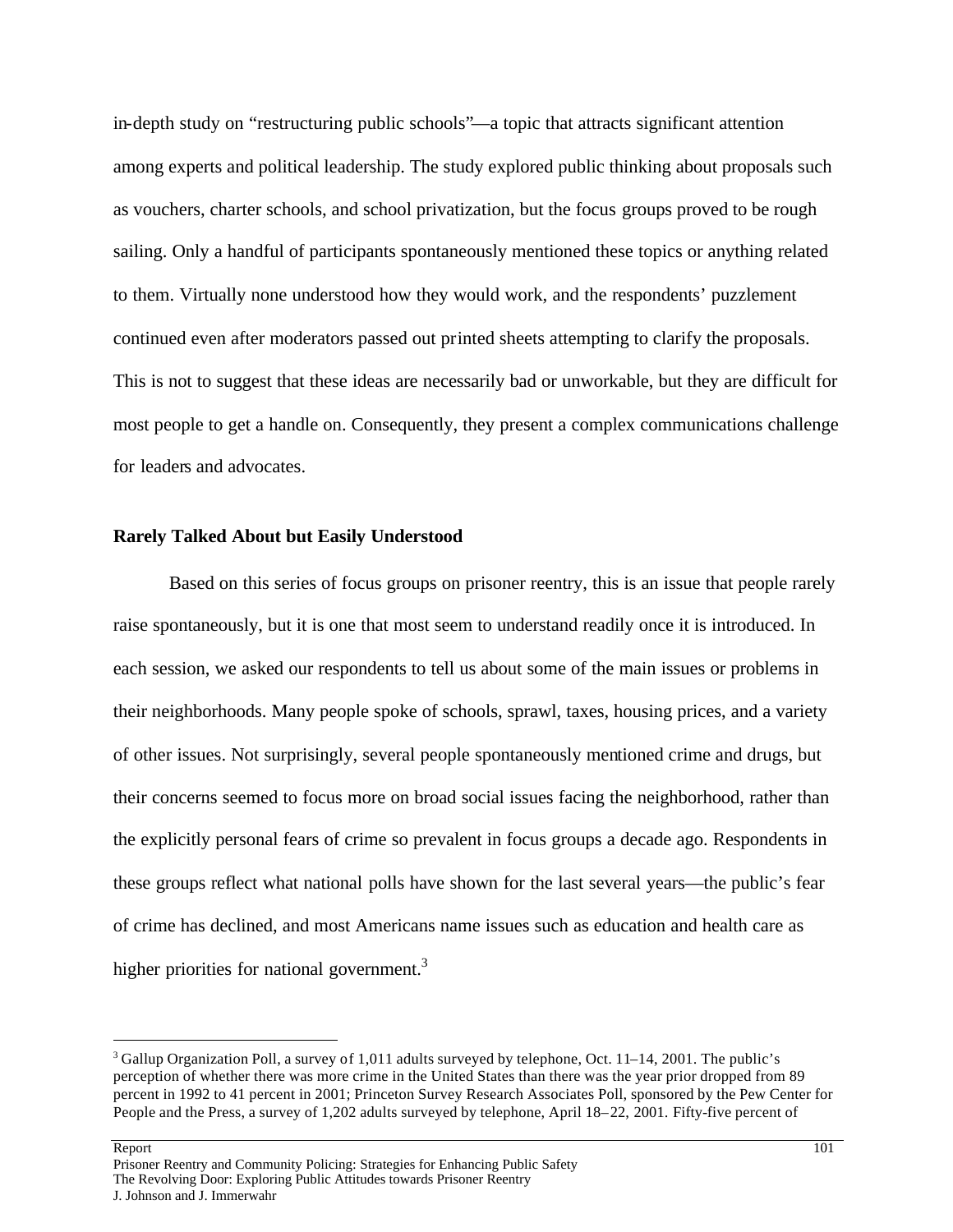in-depth study on "restructuring public schools"—a topic that attracts significant attention among experts and political leadership. The study explored public thinking about proposals such as vouchers, charter schools, and school privatization, but the focus groups proved to be rough sailing. Only a handful of participants spontaneously mentioned these topics or anything related to them. Virtually none understood how they would work, and the respondents' puzzlement continued even after moderators passed out printed sheets attempting to clarify the proposals. This is not to suggest that these ideas are necessarily bad or unworkable, but they are difficult for most people to get a handle on. Consequently, they present a complex communications challenge for leaders and advocates.

**Rarely Talked About but Easily Understood**

Based on this series of focus groups on prisoner reentry, this is an issue that people rarely raise spontaneously, but it is one that most seem to understand readily once it is introduced. In each session, we asked our respondents to tell us about some of the main issues or problems in their neighborhoods. Many people spoke of schools, sprawl, taxes, housing prices, and a variety of other issues. Not surprisingly, several people spontaneously mentioned crime and drugs, but their concerns seemed to focus more on broad social issues facing the neighborhood, rather than the explicitly personal fears of crime so prevalent in focus groups a decade ago. Respondents in these groups reflect what national polls have shown for the last several years—the public's fear of crime has declined, and most Americans name issues such as education and health care as higher priorities for national government.[3]

---

[3] Gallup Organization Poll, a survey of 1,011 adults surveyed by telephone, Oct. 11–14, 2001. The public's perception of whether there was more crime in the United States than there was the year prior dropped from 89 percent in 1992 to 41 percent in 2001; Princeton Survey Research Associates Poll, sponsored by the Pew Center for People and the Press, a survey of 1,202 adults surveyed by telephone, April 18–22, 2001. Fifty-five percent of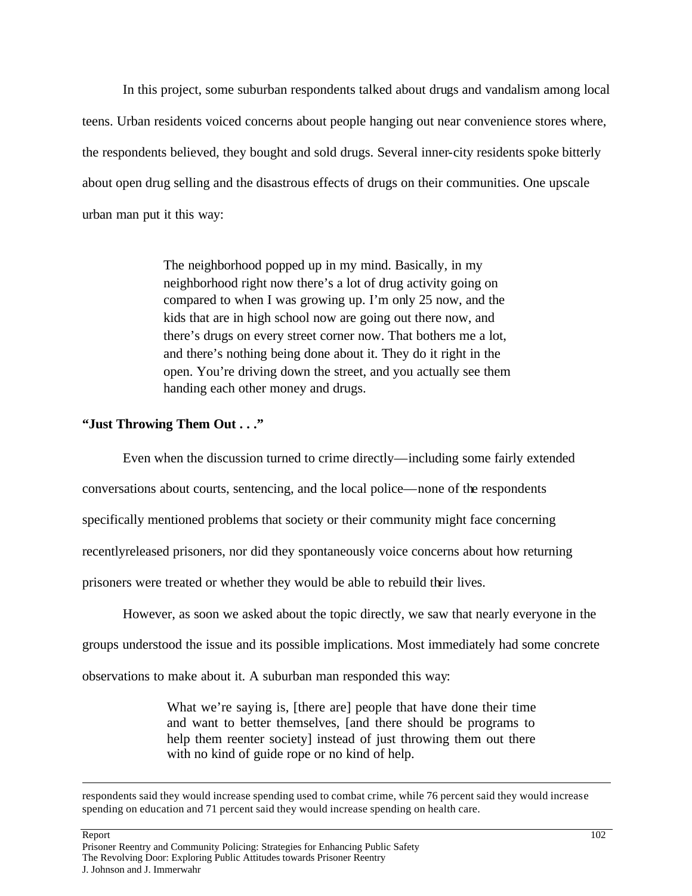In this project, some suburban respondents talked about drugs and vandalism among local teens. Urban residents voiced concerns about people hanging out near convenience stores where, the respondents believed, they bought and sold drugs. Several inner-city residents spoke bitterly about open drug selling and the disastrous effects of drugs on their communities. One upscale urban man put it this way:

> The neighborhood popped up in my mind. Basically, in my neighborhood right now there's a lot of drug activity going on compared to when I was growing up. I'm only 25 now, and the kids that are in high school now are going out there now, and there's drugs on every street corner now. That bothers me a lot, and there's nothing being done about it. They do it right in the open. You're driving down the street, and you actually see them handing each other money and drugs.

**"Just Throwing Them Out . . ."**

Even when the discussion turned to crime directly—including some fairly extended conversations about courts, sentencing, and the local police—none of the respondents specifically mentioned problems that society or their community might face concerning recentlyreleased prisoners, nor did they spontaneously voice concerns about how returning prisoners were treated or whether they would be able to rebuild their lives.

However, as soon we asked about the topic directly, we saw that nearly everyone in the groups understood the issue and its possible implications. Most immediately had some concrete observations to make about it. A suburban man responded this way:

> What we're saying is, [there are] people that have done their time and want to better themselves, [and there should be programs to help them reenter society] instead of just throwing them out there with no kind of guide rope or no kind of help.

---

respondents said they would increase spending used to combat crime, while 76 percent said they would increase spending on education and 71 percent said they would increase spending on health care.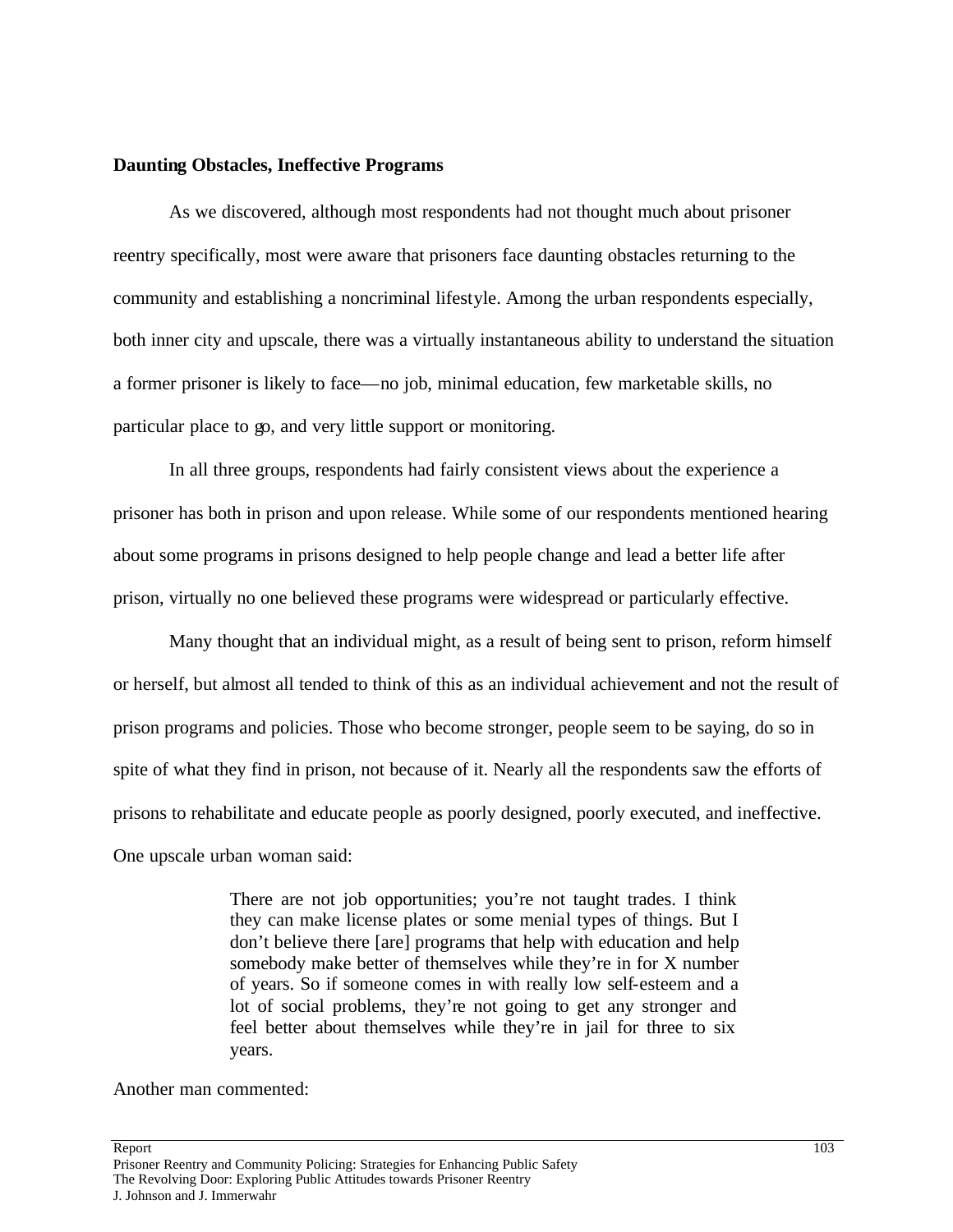**Daunting Obstacles, Ineffective Programs**

As we discovered, although most respondents had not thought much about prisoner reentry specifically, most were aware that prisoners face daunting obstacles returning to the community and establishing a noncriminal lifestyle. Among the urban respondents especially, both inner city and upscale, there was a virtually instantaneous ability to understand the situation a former prisoner is likely to face—no job, minimal education, few marketable skills, no particular place to go, and very little support or monitoring.

In all three groups, respondents had fairly consistent views about the experience a prisoner has both in prison and upon release. While some of our respondents mentioned hearing about some programs in prisons designed to help people change and lead a better life after prison, virtually no one believed these programs were widespread or particularly effective.

Many thought that an individual might, as a result of being sent to prison, reform himself or herself, but almost all tended to think of this as an individual achievement and not the result of prison programs and policies. Those who become stronger, people seem to be saying, do so in spite of what they find in prison, not because of it. Nearly all the respondents saw the efforts of prisons to rehabilitate and educate people as poorly designed, poorly executed, and ineffective. One upscale urban woman said:

> There are not job opportunities; you're not taught trades. I think they can make license plates or some menial types of things. But I don't believe there [are] programs that help with education and help somebody make better of themselves while they're in for X number of years. So if someone comes in with really low self-esteem and a lot of social problems, they're not going to get any stronger and feel better about themselves while they're in jail for three to six years.

Another man commented: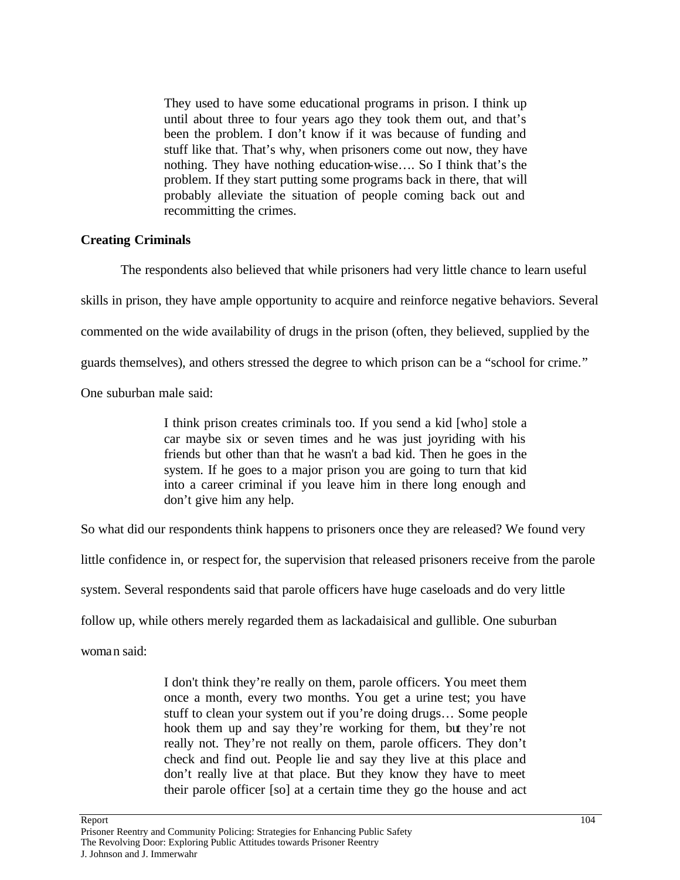> They used to have some educational programs in prison. I think up until about three to four years ago they took them out, and that's been the problem. I don't know if it was because of funding and stuff like that. That's why, when prisoners come out now, they have nothing. They have nothing education-wise…. So I think that's the problem. If they start putting some programs back in there, that will probably alleviate the situation of people coming back out and recommitting the crimes.

**Creating Criminals**

The respondents also believed that while prisoners had very little chance to learn useful skills in prison, they have ample opportunity to acquire and reinforce negative behaviors. Several commented on the wide availability of drugs in the prison (often, they believed, supplied by the guards themselves), and others stressed the degree to which prison can be a "school for crime." One suburban male said:

> I think prison creates criminals too. If you send a kid [who] stole a car maybe six or seven times and he was just joyriding with his friends but other than that he wasn't a bad kid. Then he goes in the system. If he goes to a major prison you are going to turn that kid into a career criminal if you leave him in there long enough and don't give him any help.

So what did our respondents think happens to prisoners once they are released? We found very little confidence in, or respect for, the supervision that released prisoners receive from the parole system. Several respondents said that parole officers have huge caseloads and do very little follow up, while others merely regarded them as lackadaisical and gullible. One suburban woman said:

> I don't think they're really on them, parole officers. You meet them once a month, every two months. You get a urine test; you have stuff to clean your system out if you're doing drugs… Some people hook them up and say they're working for them, but they're not really not. They're not really on them, parole officers. They don't check and find out. People lie and say they live at this place and don't really live at that place. But they know they have to meet their parole officer [so] at a certain time they go the house and act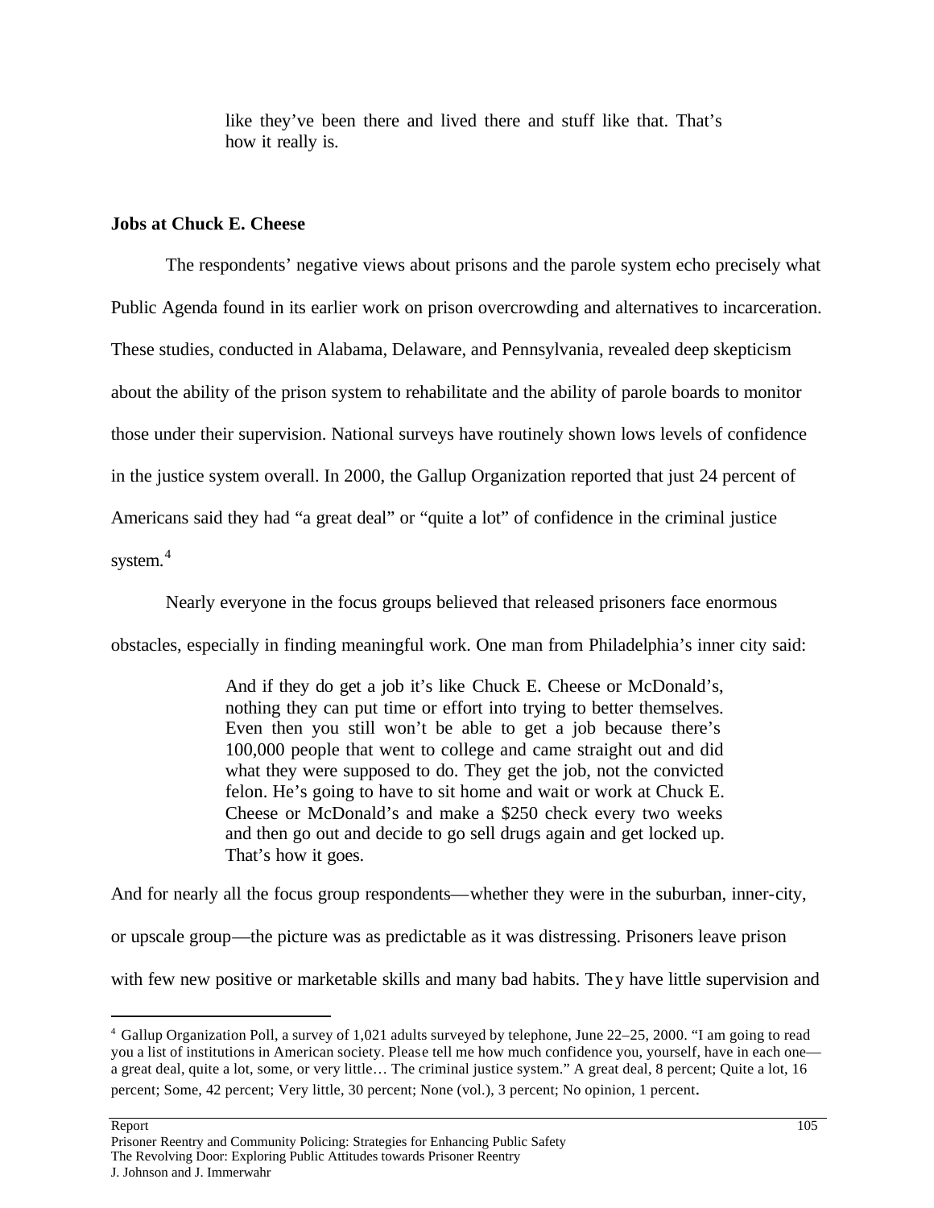> like they've been there and lived there and stuff like that. That's how it really is.

**Jobs at Chuck E. Cheese**

The respondents' negative views about prisons and the parole system echo precisely what Public Agenda found in its earlier work on prison overcrowding and alternatives to incarceration. These studies, conducted in Alabama, Delaware, and Pennsylvania, revealed deep skepticism about the ability of the prison system to rehabilitate and the ability of parole boards to monitor those under their supervision. National surveys have routinely shown lows levels of confidence in the justice system overall. In 2000, the Gallup Organization reported that just 24 percent of Americans said they had "a great deal" or "quite a lot" of confidence in the criminal justice system.[4]

Nearly everyone in the focus groups believed that released prisoners face enormous obstacles, especially in finding meaningful work. One man from Philadelphia's inner city said:

> And if they do get a job it's like Chuck E. Cheese or McDonald's, nothing they can put time or effort into trying to better themselves. Even then you still won't be able to get a job because there's 100,000 people that went to college and came straight out and did what they were supposed to do. They get the job, not the convicted felon. He's going to have to sit home and wait or work at Chuck E. Cheese or McDonald's and make a $250 check every two weeks and then go out and decide to go sell drugs again and get locked up. That's how it goes.

And for nearly all the focus group respondents—whether they were in the suburban, inner-city, or upscale group—the picture was as predictable as it was distressing. Prisoners leave prison with few new positive or marketable skills and many bad habits. They have little supervision and

[4] Gallup Organization Poll, a survey of 1,021 adults surveyed by telephone, June 22–25, 2000. "I am going to read you a list of institutions in American society. Please tell me how much confidence you, yourself, have in each one—a great deal, quite a lot, some, or very little… The criminal justice system." A great deal, 8 percent; Quite a lot, 16 percent; Some, 42 percent; Very little, 30 percent; None (vol.), 3 percent; No opinion, 1 percent.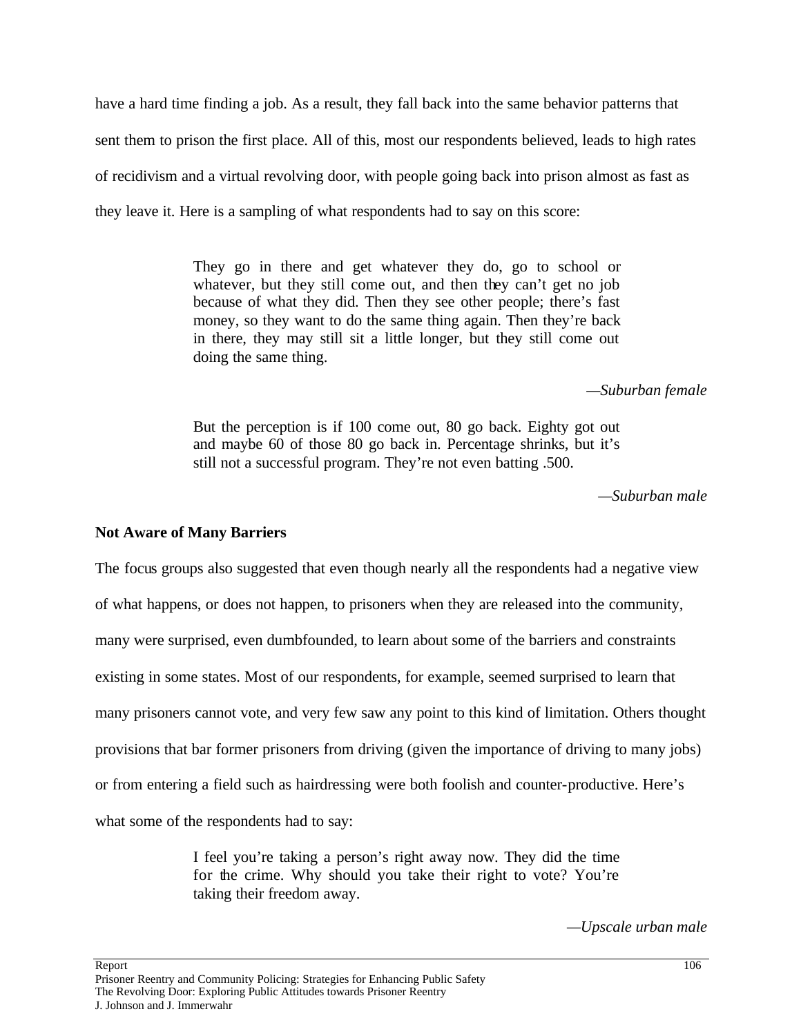have a hard time finding a job. As a result, they fall back into the same behavior patterns that sent them to prison the first place. All of this, most our respondents believed, leads to high rates of recidivism and a virtual revolving door, with people going back into prison almost as fast as they leave it. Here is a sampling of what respondents had to say on this score:

> They go in there and get whatever they do, go to school or whatever, but they still come out, and then they can't get no job because of what they did. Then they see other people; there's fast money, so they want to do the same thing again. Then they're back in there, they may still sit a little longer, but they still come out doing the same thing.
>
> —*Suburban female*

> But the perception is if 100 come out, 80 go back. Eighty got out and maybe 60 of those 80 go back in. Percentage shrinks, but it's still not a successful program. They're not even batting .500.
>
> —*Suburban male*

**Not Aware of Many Barriers**

The focus groups also suggested that even though nearly all the respondents had a negative view of what happens, or does not happen, to prisoners when they are released into the community, many were surprised, even dumbfounded, to learn about some of the barriers and constraints existing in some states. Most of our respondents, for example, seemed surprised to learn that many prisoners cannot vote, and very few saw any point to this kind of limitation. Others thought provisions that bar former prisoners from driving (given the importance of driving to many jobs) or from entering a field such as hairdressing were both foolish and counter-productive. Here's what some of the respondents had to say:

> I feel you're taking a person's right away now. They did the time for the crime. Why should you take their right to vote? You're taking their freedom away.
>
> —*Upscale urban male*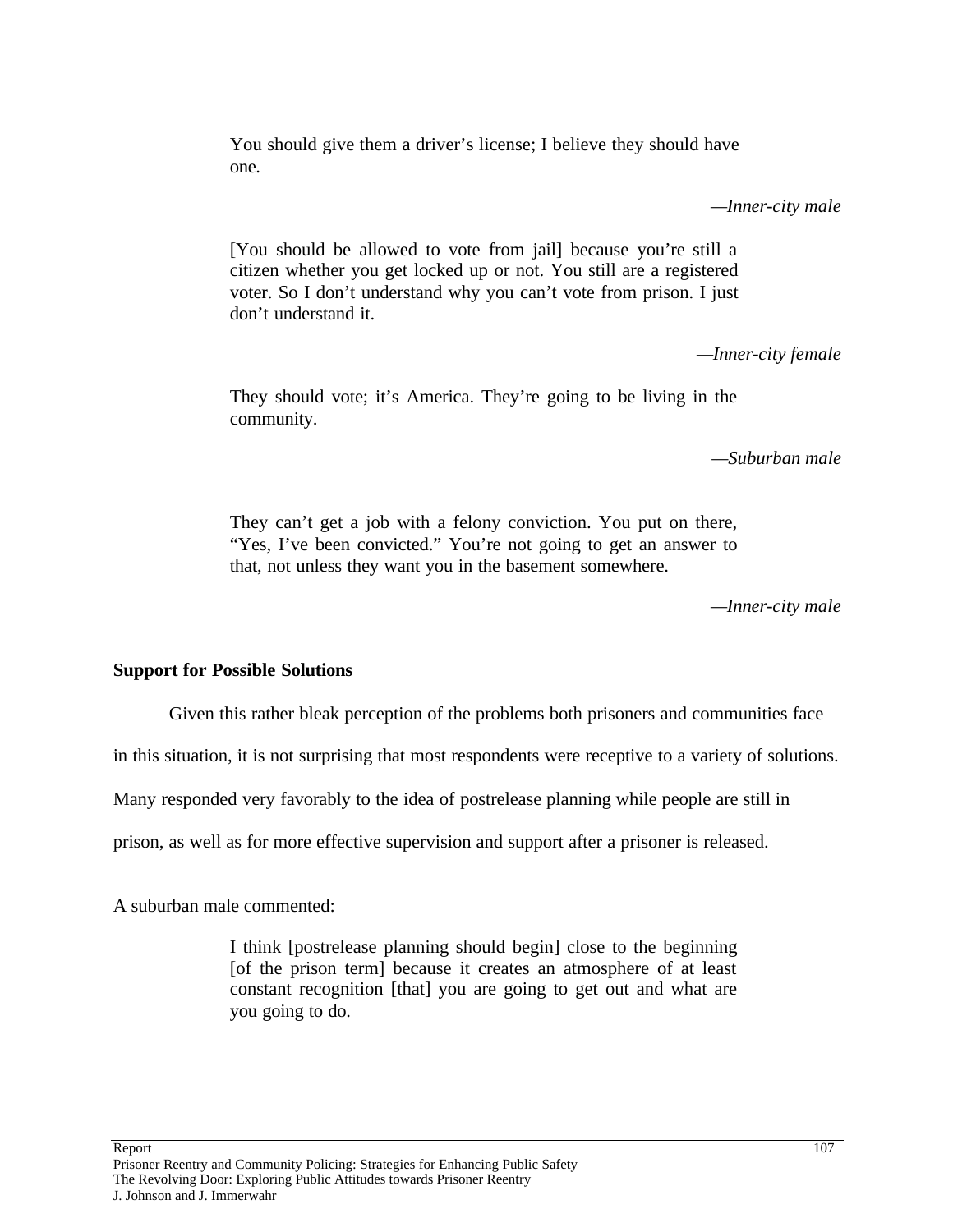> You should give them a driver's license; I believe they should have one.
>
> —*Inner-city male*

> [You should be allowed to vote from jail] because you're still a citizen whether you get locked up or not. You still are a registered voter. So I don't understand why you can't vote from prison. I just don't understand it.
>
> —*Inner-city female*

> They should vote; it's America. They're going to be living in the community.
>
> —*Suburban male*

> They can't get a job with a felony conviction. You put on there, "Yes, I've been convicted." You're not going to get an answer to that, not unless they want you in the basement somewhere.
>
> —*Inner-city male*

**Support for Possible Solutions**

Given this rather bleak perception of the problems both prisoners and communities face in this situation, it is not surprising that most respondents were receptive to a variety of solutions. Many responded very favorably to the idea of postrelease planning while people are still in prison, as well as for more effective supervision and support after a prisoner is released.

A suburban male commented:

> I think [postrelease planning should begin] close to the beginning [of the prison term] because it creates an atmosphere of at least constant recognition [that] you are going to get out and what are you going to do.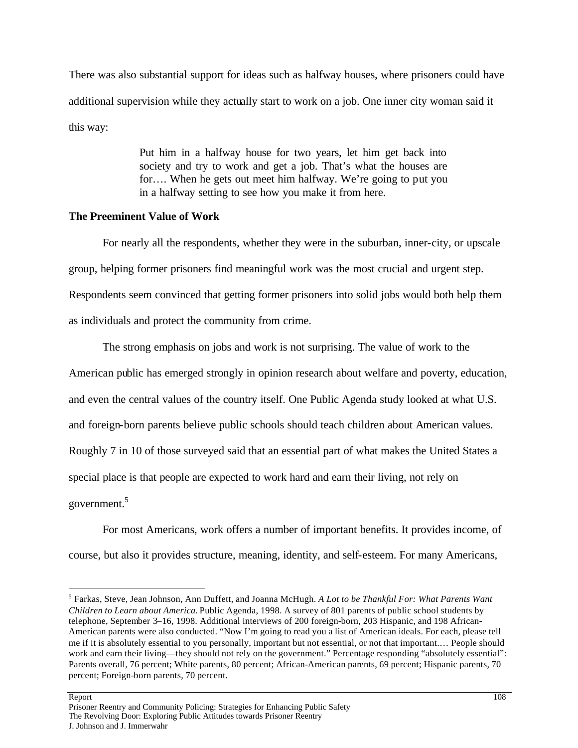There was also substantial support for ideas such as halfway houses, where prisoners could have additional supervision while they actually start to work on a job. One inner city woman said it this way:

> Put him in a halfway house for two years, let him get back into society and try to work and get a job. That's what the houses are for…. When he gets out meet him halfway. We're going to put you in a halfway setting to see how you make it from here.

**The Preeminent Value of Work**

For nearly all the respondents, whether they were in the suburban, inner-city, or upscale group, helping former prisoners find meaningful work was the most crucial and urgent step. Respondents seem convinced that getting former prisoners into solid jobs would both help them as individuals and protect the community from crime.

The strong emphasis on jobs and work is not surprising. The value of work to the American public has emerged strongly in opinion research about welfare and poverty, education, and even the central values of the country itself. One Public Agenda study looked at what U.S. and foreign-born parents believe public schools should teach children about American values. Roughly 7 in 10 of those surveyed said that an essential part of what makes the United States a special place is that people are expected to work hard and earn their living, not rely on government.[5]

For most Americans, work offers a number of important benefits. It provides income, of course, but also it provides structure, meaning, identity, and self-esteem. For many Americans,

---

[5] Farkas, Steve, Jean Johnson, Ann Duffett, and Joanna McHugh. *A Lot to be Thankful For: What Parents Want Children to Learn about America.* Public Agenda, 1998. A survey of 801 parents of public school students by telephone, September 3–16, 1998. Additional interviews of 200 foreign-born, 203 Hispanic, and 198 African-American parents were also conducted. "Now I'm going to read you a list of American ideals. For each, please tell me if it is absolutely essential to you personally, important but not essential, or not that important.… People should work and earn their living—they should not rely on the government." Percentage responding "absolutely essential": Parents overall, 76 percent; White parents, 80 percent; African-American parents, 69 percent; Hispanic parents, 70 percent; Foreign-born parents, 70 percent.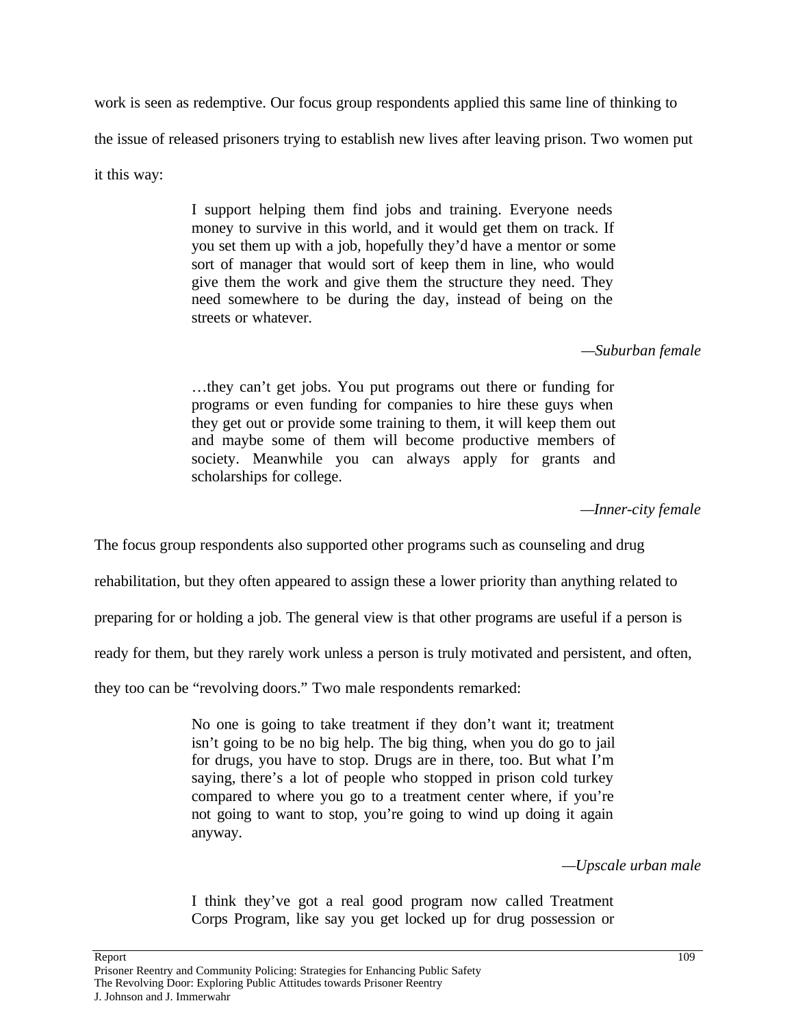work is seen as redemptive. Our focus group respondents applied this same line of thinking to the issue of released prisoners trying to establish new lives after leaving prison. Two women put it this way:

> I support helping them find jobs and training. Everyone needs money to survive in this world, and it would get them on track. If you set them up with a job, hopefully they'd have a mentor or some sort of manager that would sort of keep them in line, who would give them the work and give them the structure they need. They need somewhere to be during the day, instead of being on the streets or whatever.
>
> —*Suburban female*

> …they can't get jobs. You put programs out there or funding for programs or even funding for companies to hire these guys when they get out or provide some training to them, it will keep them out and maybe some of them will become productive members of society. Meanwhile you can always apply for grants and scholarships for college.
>
> —*Inner-city female*

The focus group respondents also supported other programs such as counseling and drug rehabilitation, but they often appeared to assign these a lower priority than anything related to preparing for or holding a job. The general view is that other programs are useful if a person is ready for them, but they rarely work unless a person is truly motivated and persistent, and often, they too can be "revolving doors." Two male respondents remarked:

> No one is going to take treatment if they don't want it; treatment isn't going to be no big help. The big thing, when you do go to jail for drugs, you have to stop. Drugs are in there, too. But what I'm saying, there's a lot of people who stopped in prison cold turkey compared to where you go to a treatment center where, if you're not going to want to stop, you're going to wind up doing it again anyway.
>
> —*Upscale urban male*

> I think they've got a real good program now called Treatment Corps Program, like say you get locked up for drug possession or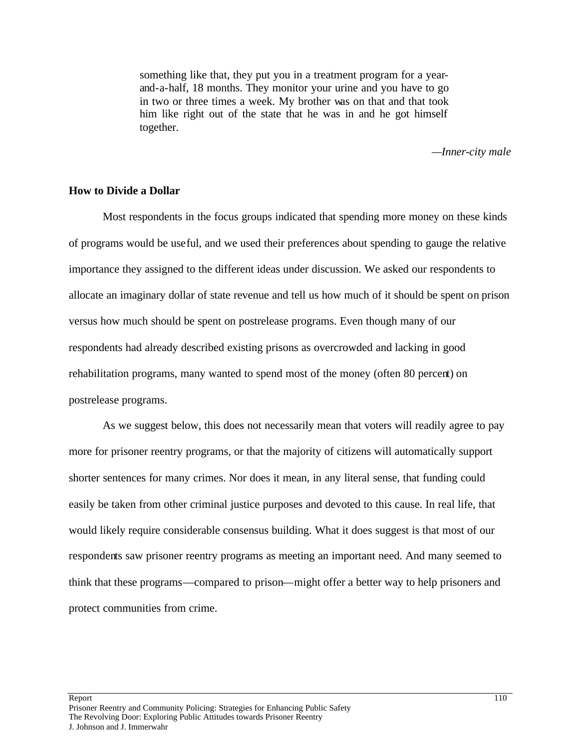> something like that, they put you in a treatment program for a year-and-a-half, 18 months. They monitor your urine and you have to go in two or three times a week. My brother was on that and that took him like right out of the state that he was in and he got himself together.
>
> —*Inner-city male*

**How to Divide a Dollar**

Most respondents in the focus groups indicated that spending more money on these kinds of programs would be useful, and we used their preferences about spending to gauge the relative importance they assigned to the different ideas under discussion. We asked our respondents to allocate an imaginary dollar of state revenue and tell us how much of it should be spent on prison versus how much should be spent on postrelease programs. Even though many of our respondents had already described existing prisons as overcrowded and lacking in good rehabilitation programs, many wanted to spend most of the money (often 80 percent) on postrelease programs.

As we suggest below, this does not necessarily mean that voters will readily agree to pay more for prisoner reentry programs, or that the majority of citizens will automatically support shorter sentences for many crimes. Nor does it mean, in any literal sense, that funding could easily be taken from other criminal justice purposes and devoted to this cause. In real life, that would likely require considerable consensus building. What it does suggest is that most of our respondents saw prisoner reentry programs as meeting an important need. And many seemed to think that these programs—compared to prison—might offer a better way to help prisoners and protect communities from crime.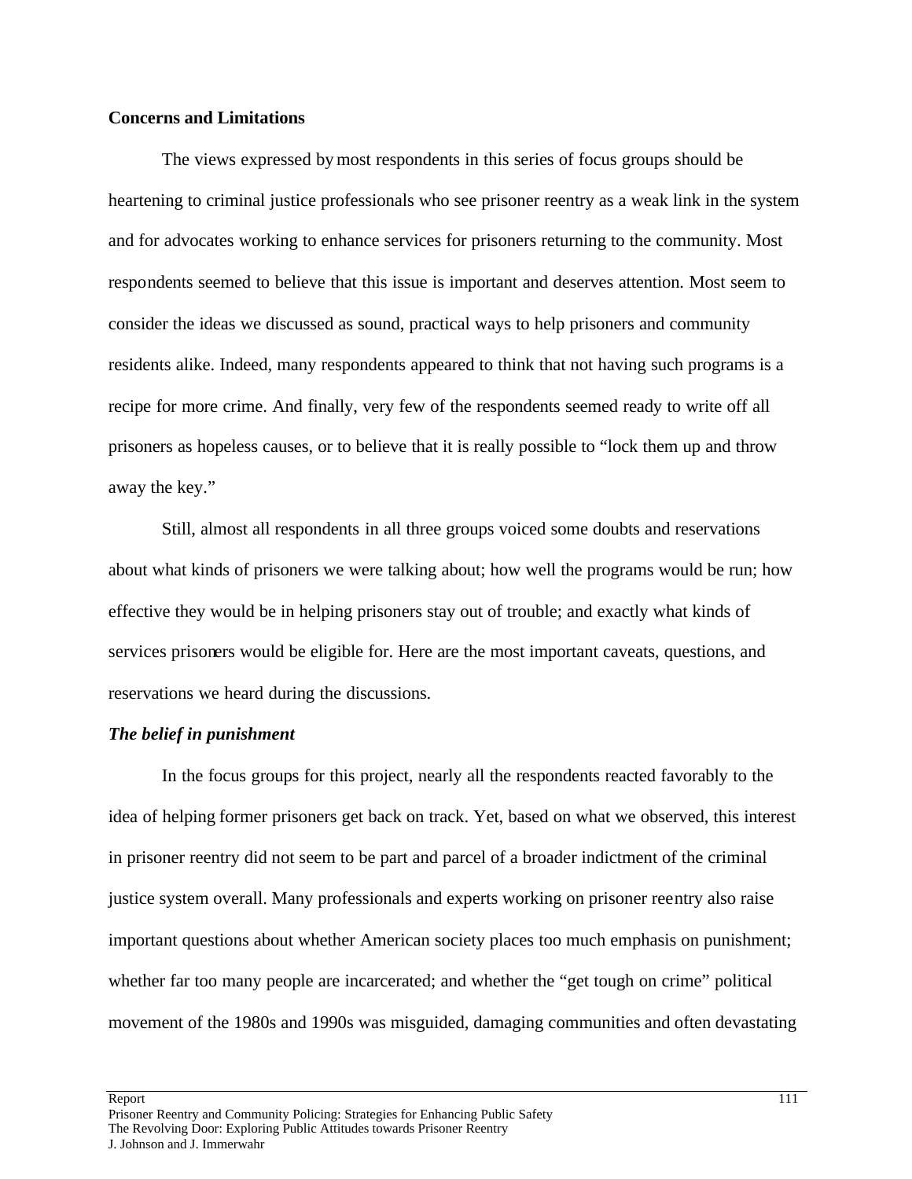**Concerns and Limitations**

The views expressed by most respondents in this series of focus groups should be heartening to criminal justice professionals who see prisoner reentry as a weak link in the system and for advocates working to enhance services for prisoners returning to the community. Most respondents seemed to believe that this issue is important and deserves attention. Most seem to consider the ideas we discussed as sound, practical ways to help prisoners and community residents alike. Indeed, many respondents appeared to think that not having such programs is a recipe for more crime. And finally, very few of the respondents seemed ready to write off all prisoners as hopeless causes, or to believe that it is really possible to "lock them up and throw away the key."

Still, almost all respondents in all three groups voiced some doubts and reservations about what kinds of prisoners we were talking about; how well the programs would be run; how effective they would be in helping prisoners stay out of trouble; and exactly what kinds of services prisoners would be eligible for. Here are the most important caveats, questions, and reservations we heard during the discussions.

***The belief in punishment***

In the focus groups for this project, nearly all the respondents reacted favorably to the idea of helping former prisoners get back on track. Yet, based on what we observed, this interest in prisoner reentry did not seem to be part and parcel of a broader indictment of the criminal justice system overall. Many professionals and experts working on prisoner reentry also raise important questions about whether American society places too much emphasis on punishment; whether far too many people are incarcerated; and whether the "get tough on crime" political movement of the 1980s and 1990s was misguided, damaging communities and often devastating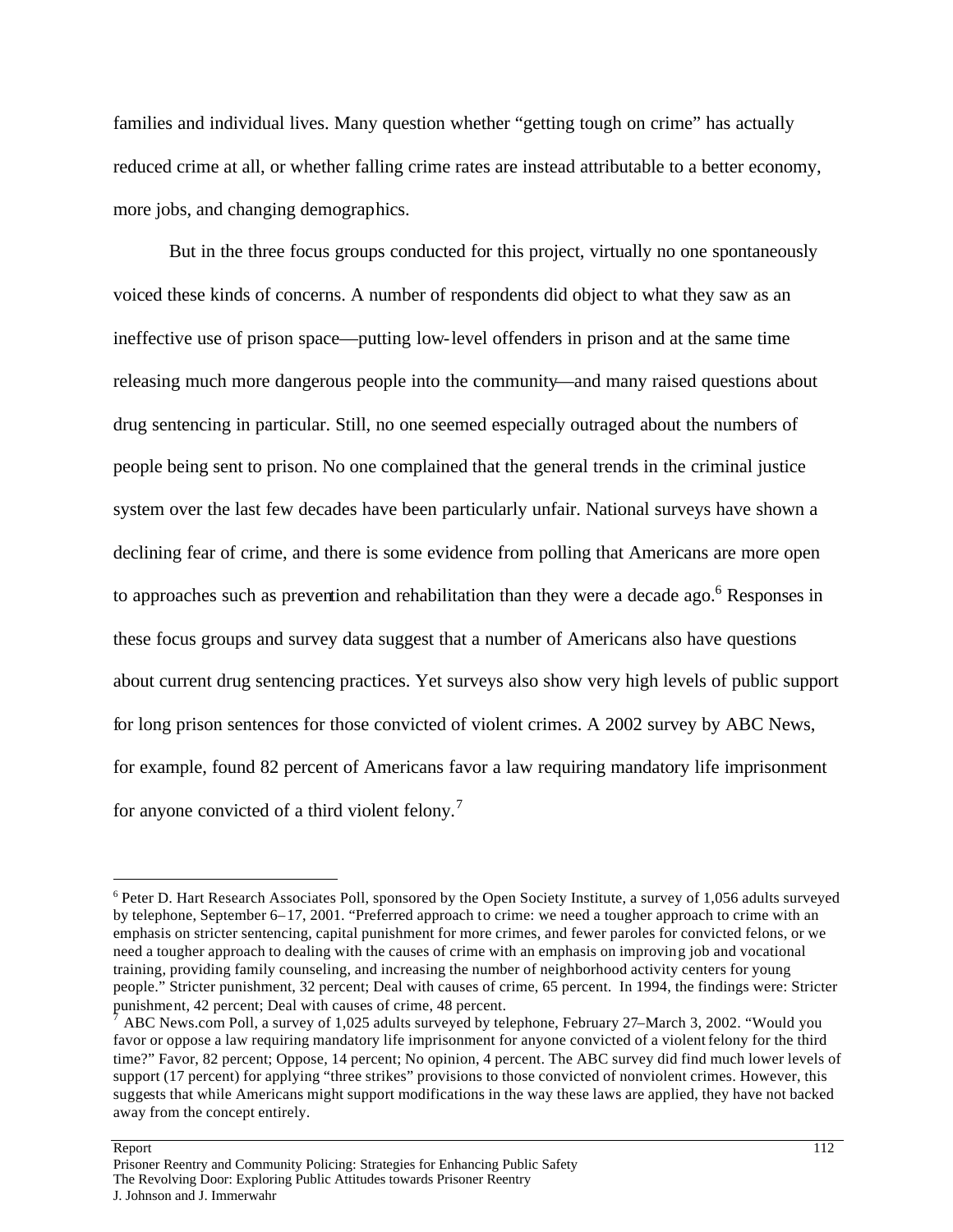families and individual lives. Many question whether "getting tough on crime" has actually reduced crime at all, or whether falling crime rates are instead attributable to a better economy, more jobs, and changing demographics.

But in the three focus groups conducted for this project, virtually no one spontaneously voiced these kinds of concerns. A number of respondents did object to what they saw as an ineffective use of prison space—putting low-level offenders in prison and at the same time releasing much more dangerous people into the community—and many raised questions about drug sentencing in particular. Still, no one seemed especially outraged about the numbers of people being sent to prison. No one complained that the general trends in the criminal justice system over the last few decades have been particularly unfair. National surveys have shown a declining fear of crime, and there is some evidence from polling that Americans are more open to approaches such as prevention and rehabilitation than they were a decade ago.[6] Responses in these focus groups and survey data suggest that a number of Americans also have questions about current drug sentencing practices. Yet surveys also show very high levels of public support for long prison sentences for those convicted of violent crimes. A 2002 survey by ABC News, for example, found 82 percent of Americans favor a law requiring mandatory life imprisonment for anyone convicted of a third violent felony.[7]

---

[6] Peter D. Hart Research Associates Poll, sponsored by the Open Society Institute, a survey of 1,056 adults surveyed by telephone, September 6–17, 2001. "Preferred approach to crime: we need a tougher approach to crime with an emphasis on stricter sentencing, capital punishment for more crimes, and fewer paroles for convicted felons, or we need a tougher approach to dealing with the causes of crime with an emphasis on improving job and vocational training, providing family counseling, and increasing the number of neighborhood activity centers for young people." Stricter punishment, 32 percent; Deal with causes of crime, 65 percent. In 1994, the findings were: Stricter punishment, 42 percent; Deal with causes of crime, 48 percent.

[7] ABC News.com Poll, a survey of 1,025 adults surveyed by telephone, February 27–March 3, 2002. "Would you favor or oppose a law requiring mandatory life imprisonment for anyone convicted of a violent felony for the third time?" Favor, 82 percent; Oppose, 14 percent; No opinion, 4 percent. The ABC survey did find much lower levels of support (17 percent) for applying "three strikes" provisions to those convicted of nonviolent crimes. However, this suggests that while Americans might support modifications in the way these laws are applied, they have not backed away from the concept entirely.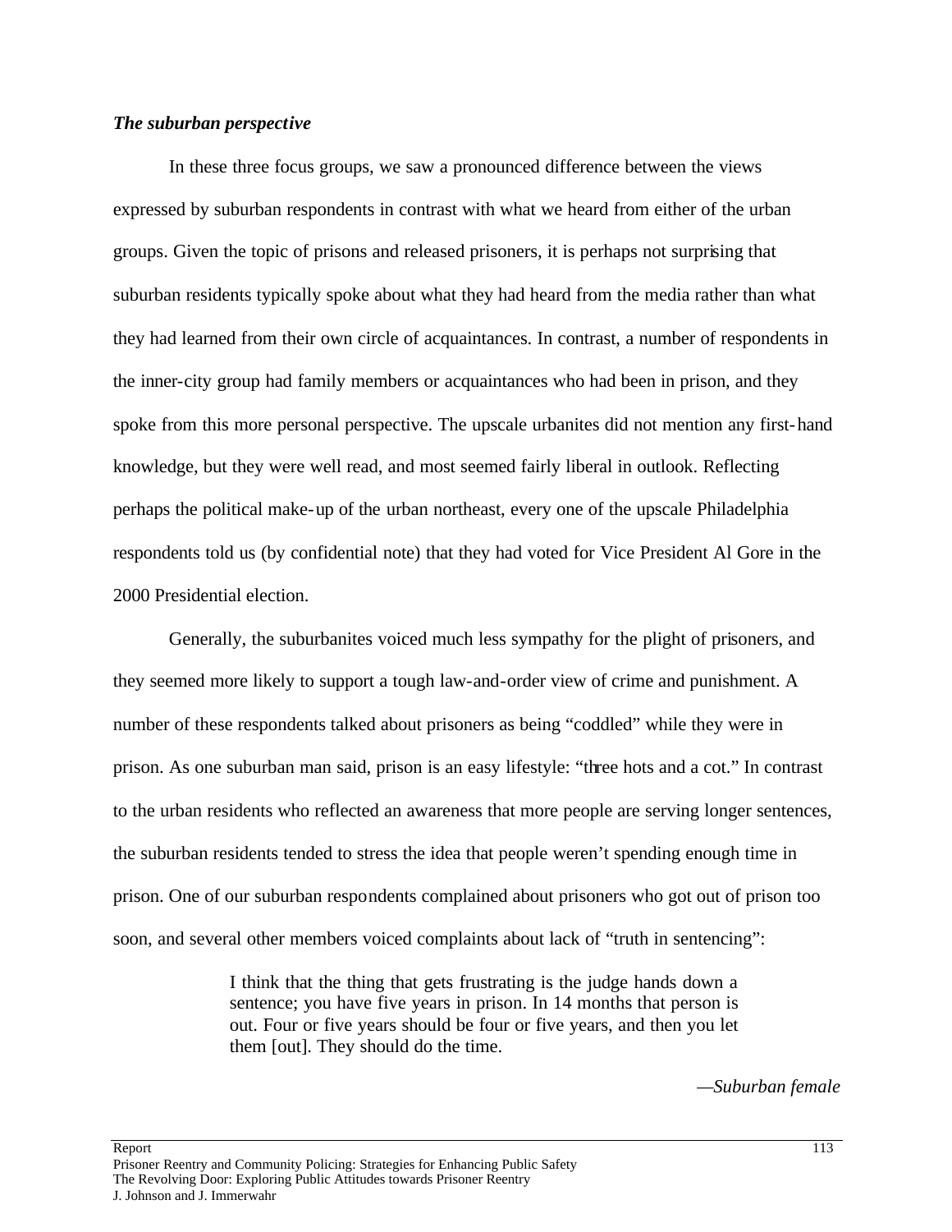***The suburban perspective***

In these three focus groups, we saw a pronounced difference between the views expressed by suburban respondents in contrast with what we heard from either of the urban groups. Given the topic of prisons and released prisoners, it is perhaps not surprising that suburban residents typically spoke about what they had heard from the media rather than what they had learned from their own circle of acquaintances. In contrast, a number of respondents in the inner-city group had family members or acquaintances who had been in prison, and they spoke from this more personal perspective. The upscale urbanites did not mention any first-hand knowledge, but they were well read, and most seemed fairly liberal in outlook. Reflecting perhaps the political make-up of the urban northeast, every one of the upscale Philadelphia respondents told us (by confidential note) that they had voted for Vice President Al Gore in the 2000 Presidential election.

Generally, the suburbanites voiced much less sympathy for the plight of prisoners, and they seemed more likely to support a tough law-and-order view of crime and punishment. A number of these respondents talked about prisoners as being "coddled" while they were in prison. As one suburban man said, prison is an easy lifestyle: "three hots and a cot." In contrast to the urban residents who reflected an awareness that more people are serving longer sentences, the suburban residents tended to stress the idea that people weren't spending enough time in prison. One of our suburban respondents complained about prisoners who got out of prison too soon, and several other members voiced complaints about lack of "truth in sentencing":

> I think that the thing that gets frustrating is the judge hands down a sentence; you have five years in prison. In 14 months that person is out. Four or five years should be four or five years, and then you let them [out]. They should do the time.
>
> —*Suburban female*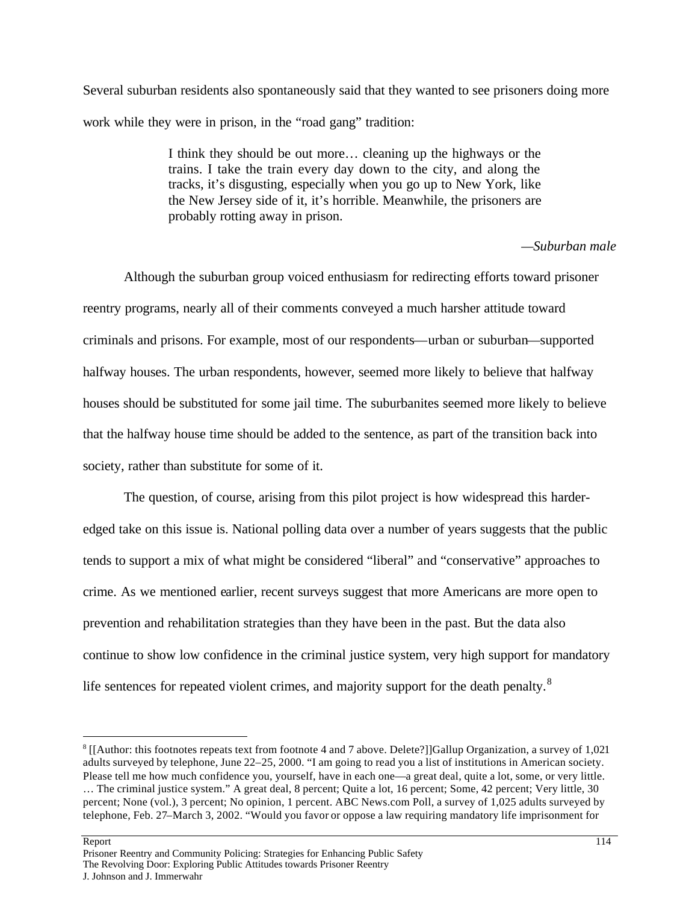Several suburban residents also spontaneously said that they wanted to see prisoners doing more work while they were in prison, in the "road gang" tradition:

> I think they should be out more… cleaning up the highways or the trains. I take the train every day down to the city, and along the tracks, it's disgusting, especially when you go up to New York, like the New Jersey side of it, it's horrible. Meanwhile, the prisoners are probably rotting away in prison.
>
> —*Suburban male*

Although the suburban group voiced enthusiasm for redirecting efforts toward prisoner reentry programs, nearly all of their comments conveyed a much harsher attitude toward criminals and prisons. For example, most of our respondents—urban or suburban—supported halfway houses. The urban respondents, however, seemed more likely to believe that halfway houses should be substituted for some jail time. The suburbanites seemed more likely to believe that the halfway house time should be added to the sentence, as part of the transition back into society, rather than substitute for some of it.

The question, of course, arising from this pilot project is how widespread this harder-edged take on this issue is. National polling data over a number of years suggests that the public tends to support a mix of what might be considered "liberal" and "conservative" approaches to crime. As we mentioned earlier, recent surveys suggest that more Americans are more open to prevention and rehabilitation strategies than they have been in the past. But the data also continue to show low confidence in the criminal justice system, very high support for mandatory life sentences for repeated violent crimes, and majority support for the death penalty.[8]

---

[8] [[Author: this footnotes repeats text from footnote 4 and 7 above. Delete?]]Gallup Organization, a survey of 1,021 adults surveyed by telephone, June 22–25, 2000. "I am going to read you a list of institutions in American society. Please tell me how much confidence you, yourself, have in each one—a great deal, quite a lot, some, or very little. … The criminal justice system." A great deal, 8 percent; Quite a lot, 16 percent; Some, 42 percent; Very little, 30 percent; None (vol.), 3 percent; No opinion, 1 percent. ABC News.com Poll, a survey of 1,025 adults surveyed by telephone, Feb. 27–March 3, 2002. "Would you favor or oppose a law requiring mandatory life imprisonment for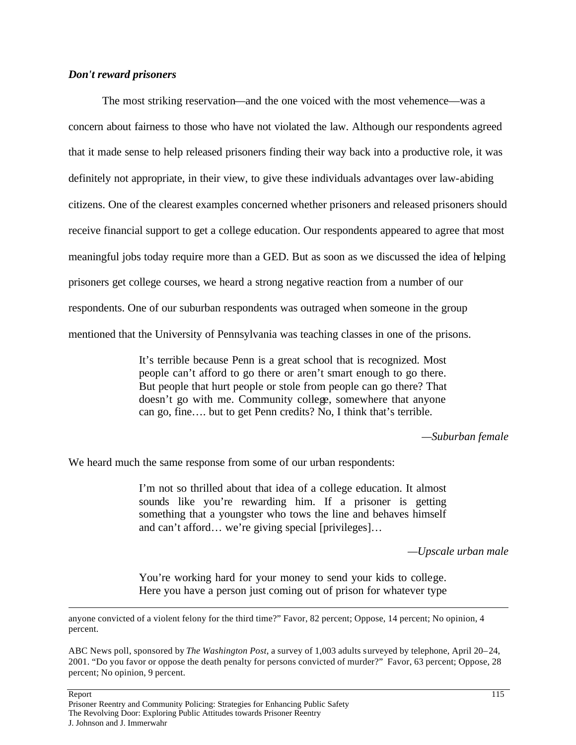***Don't reward prisoners***

The most striking reservation—and the one voiced with the most vehemence—was a concern about fairness to those who have not violated the law. Although our respondents agreed that it made sense to help released prisoners finding their way back into a productive role, it was definitely not appropriate, in their view, to give these individuals advantages over law-abiding citizens. One of the clearest examples concerned whether prisoners and released prisoners should receive financial support to get a college education. Our respondents appeared to agree that most meaningful jobs today require more than a GED. But as soon as we discussed the idea of helping prisoners get college courses, we heard a strong negative reaction from a number of our respondents. One of our suburban respondents was outraged when someone in the group mentioned that the University of Pennsylvania was teaching classes in one of the prisons.

> It's terrible because Penn is a great school that is recognized. Most people can't afford to go there or aren't smart enough to go there. But people that hurt people or stole from people can go there? That doesn't go with me. Community college, somewhere that anyone can go, fine…. but to get Penn credits? No, I think that's terrible.
>
> *—Suburban female*

We heard much the same response from some of our urban respondents:

> I'm not so thrilled about that idea of a college education. It almost sounds like you're rewarding him. If a prisoner is getting something that a youngster who tows the line and behaves himself and can't afford… we're giving special [privileges]…
>
> *—Upscale urban male*

> You're working hard for your money to send your kids to college. Here you have a person just coming out of prison for whatever type

---

anyone convicted of a violent felony for the third time?" Favor, 82 percent; Oppose, 14 percent; No opinion, 4 percent.

ABC News poll, sponsored by *The Washington Post*, a survey of 1,003 adults surveyed by telephone, April 20–24, 2001. "Do you favor or oppose the death penalty for persons convicted of murder?" Favor, 63 percent; Oppose, 28 percent; No opinion, 9 percent.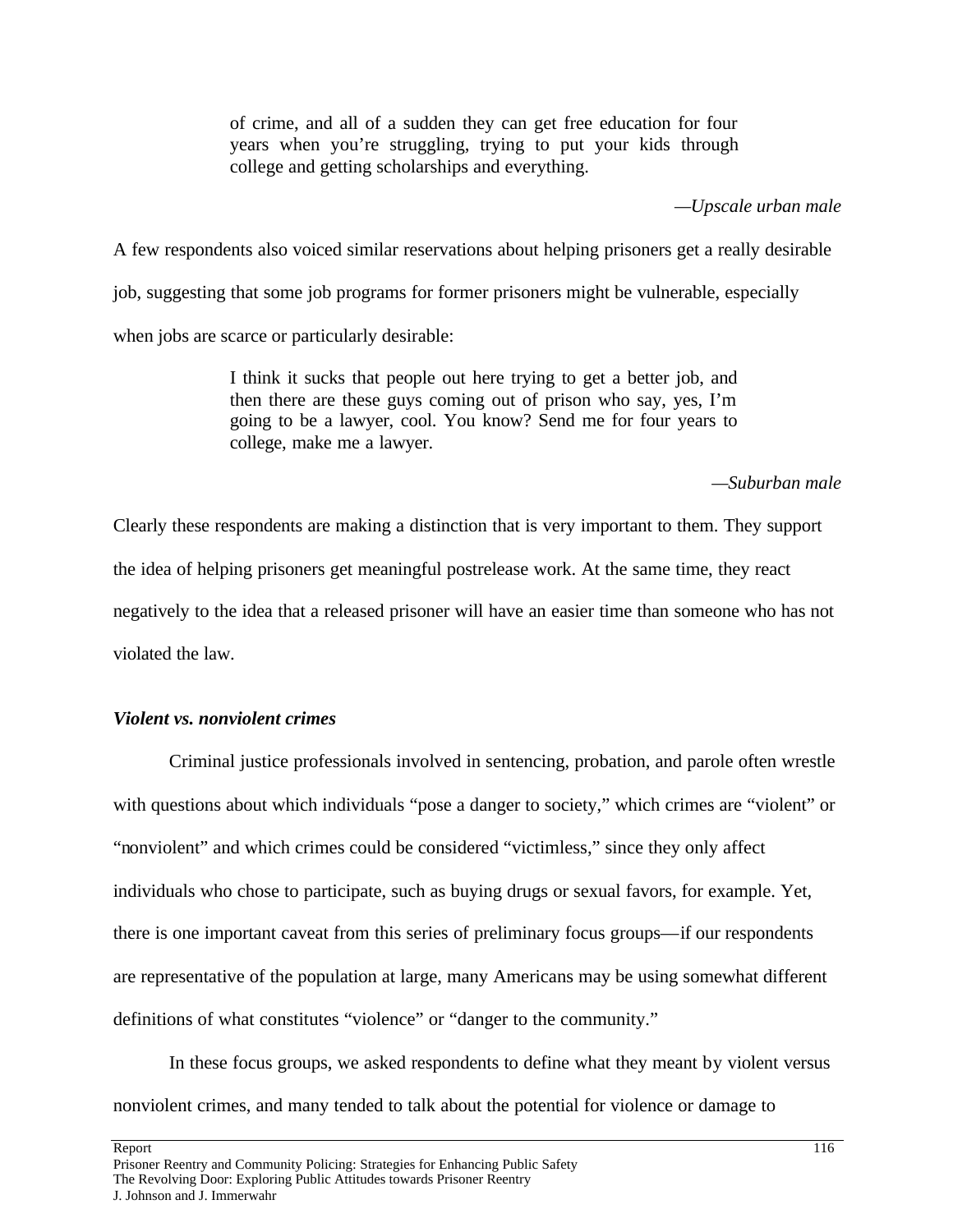> of crime, and all of a sudden they can get free education for four years when you're struggling, trying to put your kids through college and getting scholarships and everything.
>
> —*Upscale urban male*

A few respondents also voiced similar reservations about helping prisoners get a really desirable job, suggesting that some job programs for former prisoners might be vulnerable, especially when jobs are scarce or particularly desirable:

> I think it sucks that people out here trying to get a better job, and then there are these guys coming out of prison who say, yes, I'm going to be a lawyer, cool. You know? Send me for four years to college, make me a lawyer.
>
> —*Suburban male*

Clearly these respondents are making a distinction that is very important to them. They support the idea of helping prisoners get meaningful postrelease work. At the same time, they react negatively to the idea that a released prisoner will have an easier time than someone who has not violated the law.

### *Violent vs. nonviolent crimes*

Criminal justice professionals involved in sentencing, probation, and parole often wrestle with questions about which individuals "pose a danger to society," which crimes are "violent" or "nonviolent" and which crimes could be considered "victimless," since they only affect individuals who chose to participate, such as buying drugs or sexual favors, for example. Yet, there is one important caveat from this series of preliminary focus groups—if our respondents are representative of the population at large, many Americans may be using somewhat different definitions of what constitutes "violence" or "danger to the community."

In these focus groups, we asked respondents to define what they meant by violent versus nonviolent crimes, and many tended to talk about the potential for violence or damage to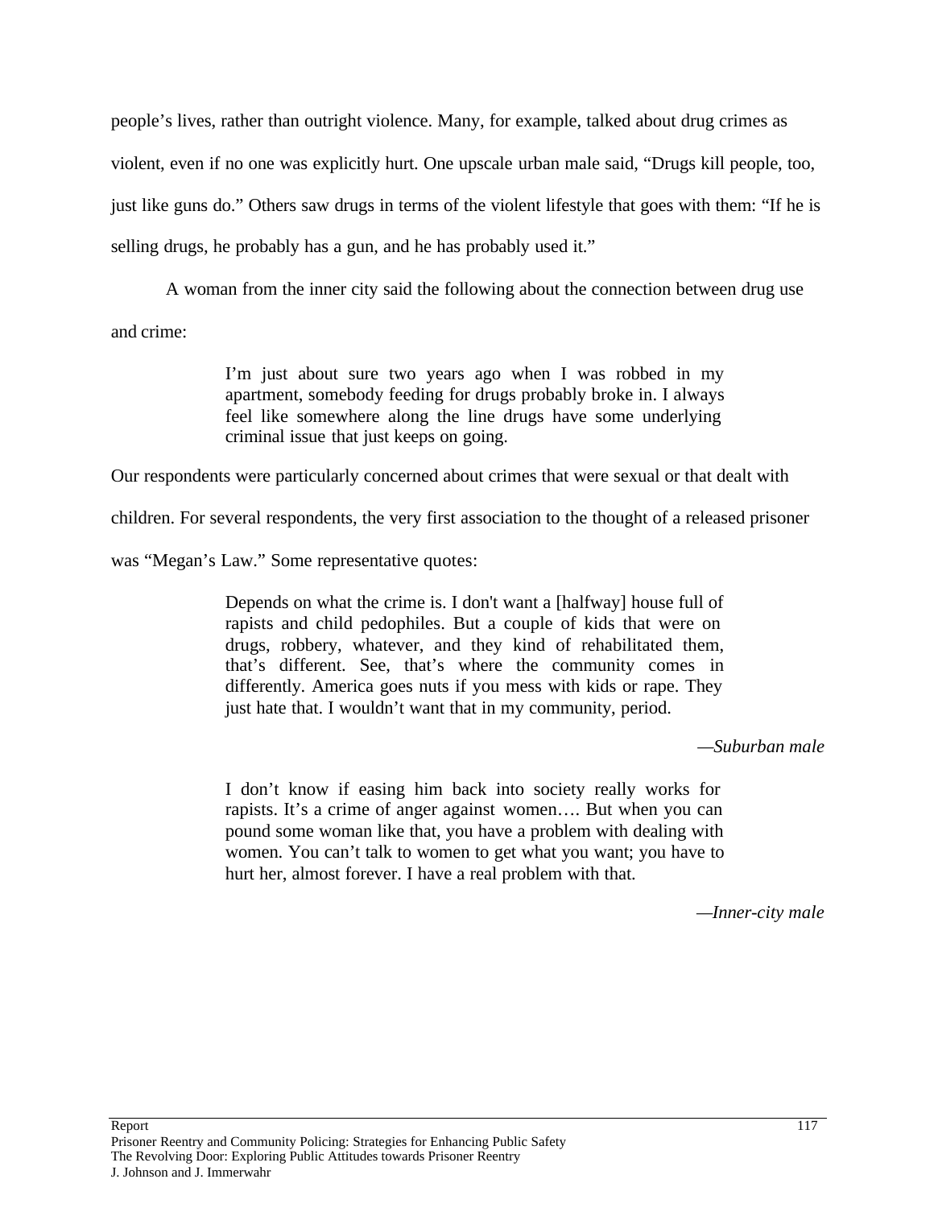people's lives, rather than outright violence. Many, for example, talked about drug crimes as violent, even if no one was explicitly hurt. One upscale urban male said, "Drugs kill people, too, just like guns do." Others saw drugs in terms of the violent lifestyle that goes with them: "If he is selling drugs, he probably has a gun, and he has probably used it."

A woman from the inner city said the following about the connection between drug use and crime:

> I'm just about sure two years ago when I was robbed in my apartment, somebody feeding for drugs probably broke in. I always feel like somewhere along the line drugs have some underlying criminal issue that just keeps on going.

Our respondents were particularly concerned about crimes that were sexual or that dealt with children. For several respondents, the very first association to the thought of a released prisoner was "Megan's Law." Some representative quotes:

> Depends on what the crime is. I don't want a [halfway] house full of rapists and child pedophiles. But a couple of kids that were on drugs, robbery, whatever, and they kind of rehabilitated them, that's different. See, that's where the community comes in differently. America goes nuts if you mess with kids or rape. They just hate that. I wouldn't want that in my community, period.

*—Suburban male*

> I don't know if easing him back into society really works for rapists. It's a crime of anger against women…. But when you can pound some woman like that, you have a problem with dealing with women. You can't talk to women to get what you want; you have to hurt her, almost forever. I have a real problem with that.

*—Inner-city male*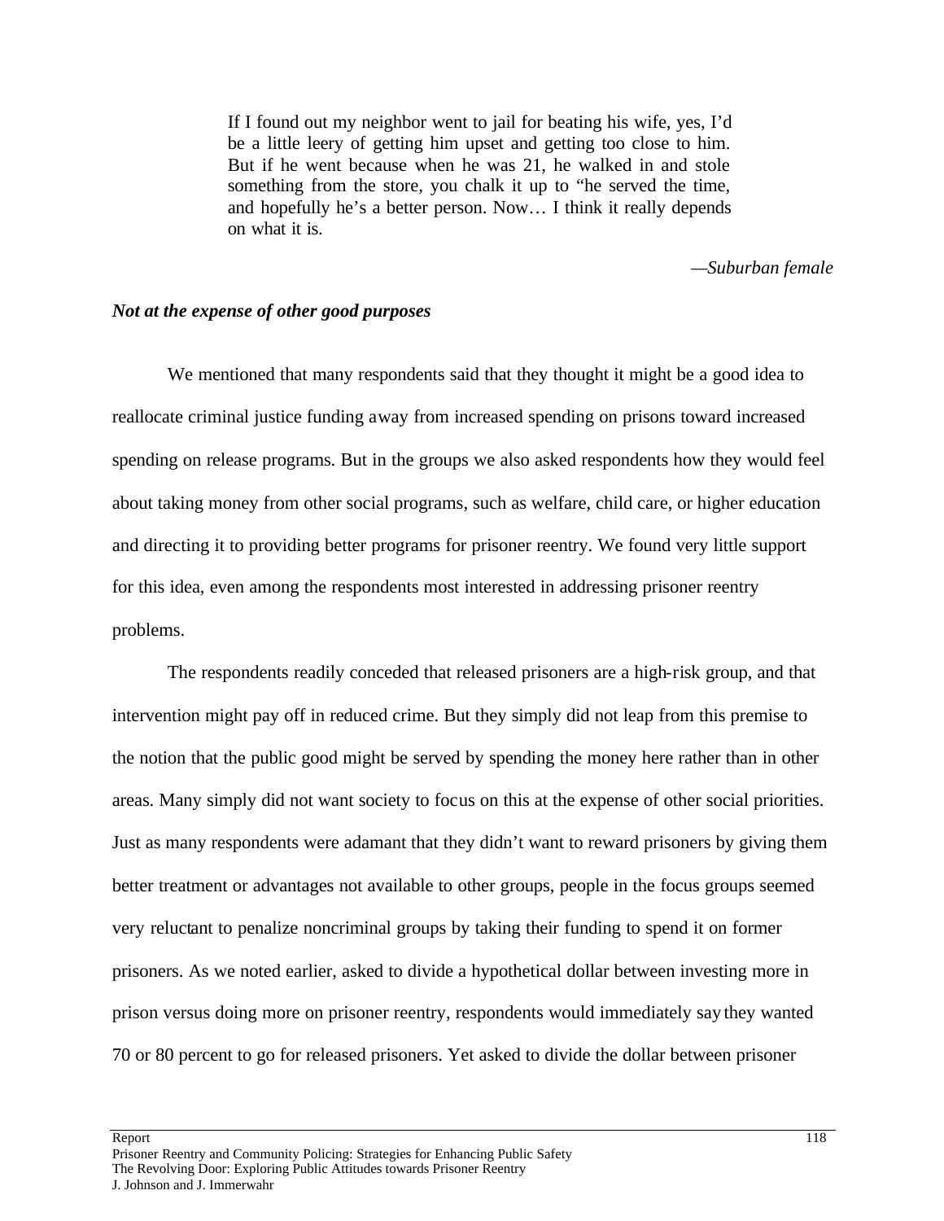> If I found out my neighbor went to jail for beating his wife, yes, I'd be a little leery of getting him upset and getting too close to him. But if he went because when he was 21, he walked in and stole something from the store, you chalk it up to "he served the time, and hopefully he's a better person. Now… I think it really depends on what it is.
>
> —*Suburban female*

***Not at the expense of other good purposes***

We mentioned that many respondents said that they thought it might be a good idea to reallocate criminal justice funding away from increased spending on prisons toward increased spending on release programs. But in the groups we also asked respondents how they would feel about taking money from other social programs, such as welfare, child care, or higher education and directing it to providing better programs for prisoner reentry. We found very little support for this idea, even among the respondents most interested in addressing prisoner reentry problems.

The respondents readily conceded that released prisoners are a high-risk group, and that intervention might pay off in reduced crime. But they simply did not leap from this premise to the notion that the public good might be served by spending the money here rather than in other areas. Many simply did not want society to focus on this at the expense of other social priorities. Just as many respondents were adamant that they didn't want to reward prisoners by giving them better treatment or advantages not available to other groups, people in the focus groups seemed very reluctant to penalize noncriminal groups by taking their funding to spend it on former prisoners. As we noted earlier, asked to divide a hypothetical dollar between investing more in prison versus doing more on prisoner reentry, respondents would immediately say they wanted 70 or 80 percent to go for released prisoners. Yet asked to divide the dollar between prisoner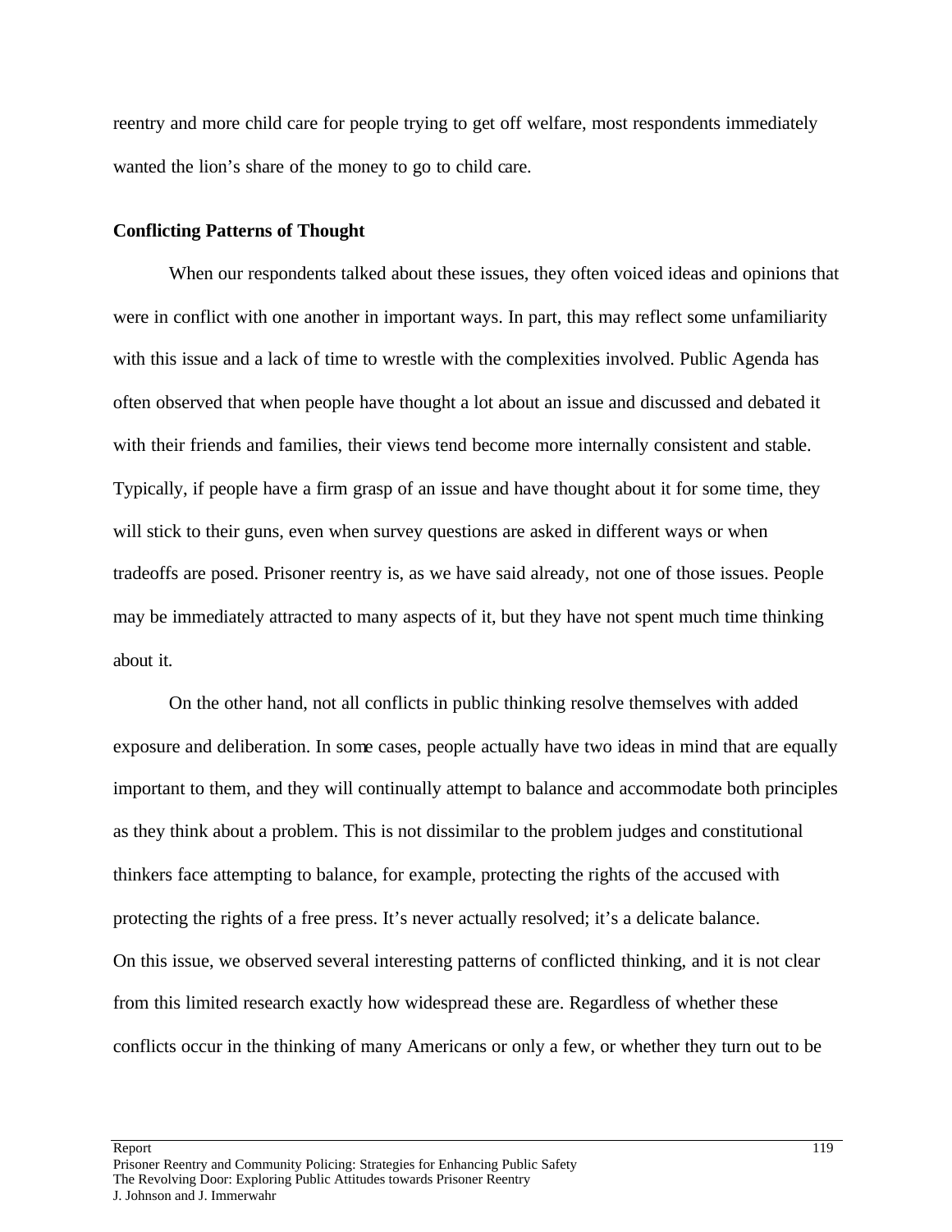reentry and more child care for people trying to get off welfare, most respondents immediately wanted the lion's share of the money to go to child care.

**Conflicting Patterns of Thought**

When our respondents talked about these issues, they often voiced ideas and opinions that were in conflict with one another in important ways. In part, this may reflect some unfamiliarity with this issue and a lack of time to wrestle with the complexities involved. Public Agenda has often observed that when people have thought a lot about an issue and discussed and debated it with their friends and families, their views tend become more internally consistent and stable. Typically, if people have a firm grasp of an issue and have thought about it for some time, they will stick to their guns, even when survey questions are asked in different ways or when tradeoffs are posed. Prisoner reentry is, as we have said already, not one of those issues. People may be immediately attracted to many aspects of it, but they have not spent much time thinking about it.

On the other hand, not all conflicts in public thinking resolve themselves with added exposure and deliberation. In some cases, people actually have two ideas in mind that are equally important to them, and they will continually attempt to balance and accommodate both principles as they think about a problem. This is not dissimilar to the problem judges and constitutional thinkers face attempting to balance, for example, protecting the rights of the accused with protecting the rights of a free press. It's never actually resolved; it's a delicate balance.

On this issue, we observed several interesting patterns of conflicted thinking, and it is not clear from this limited research exactly how widespread these are. Regardless of whether these conflicts occur in the thinking of many Americans or only a few, or whether they turn out to be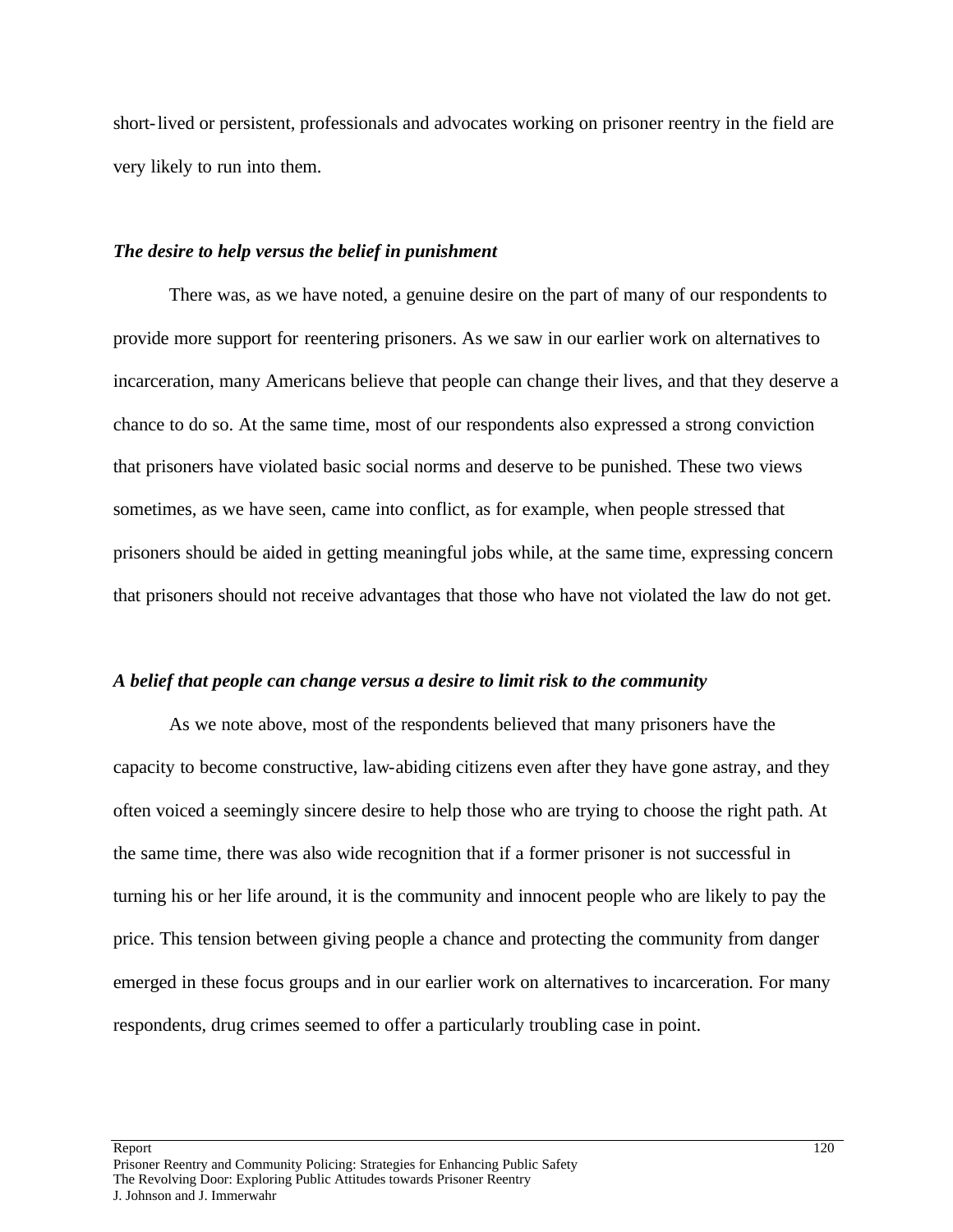short-lived or persistent, professionals and advocates working on prisoner reentry in the field are very likely to run into them.

***The desire to help versus the belief in punishment***

There was, as we have noted, a genuine desire on the part of many of our respondents to provide more support for reentering prisoners. As we saw in our earlier work on alternatives to incarceration, many Americans believe that people can change their lives, and that they deserve a chance to do so. At the same time, most of our respondents also expressed a strong conviction that prisoners have violated basic social norms and deserve to be punished. These two views sometimes, as we have seen, came into conflict, as for example, when people stressed that prisoners should be aided in getting meaningful jobs while, at the same time, expressing concern that prisoners should not receive advantages that those who have not violated the law do not get.

***A belief that people can change versus a desire to limit risk to the community***

As we note above, most of the respondents believed that many prisoners have the capacity to become constructive, law-abiding citizens even after they have gone astray, and they often voiced a seemingly sincere desire to help those who are trying to choose the right path. At the same time, there was also wide recognition that if a former prisoner is not successful in turning his or her life around, it is the community and innocent people who are likely to pay the price. This tension between giving people a chance and protecting the community from danger emerged in these focus groups and in our earlier work on alternatives to incarceration. For many respondents, drug crimes seemed to offer a particularly troubling case in point.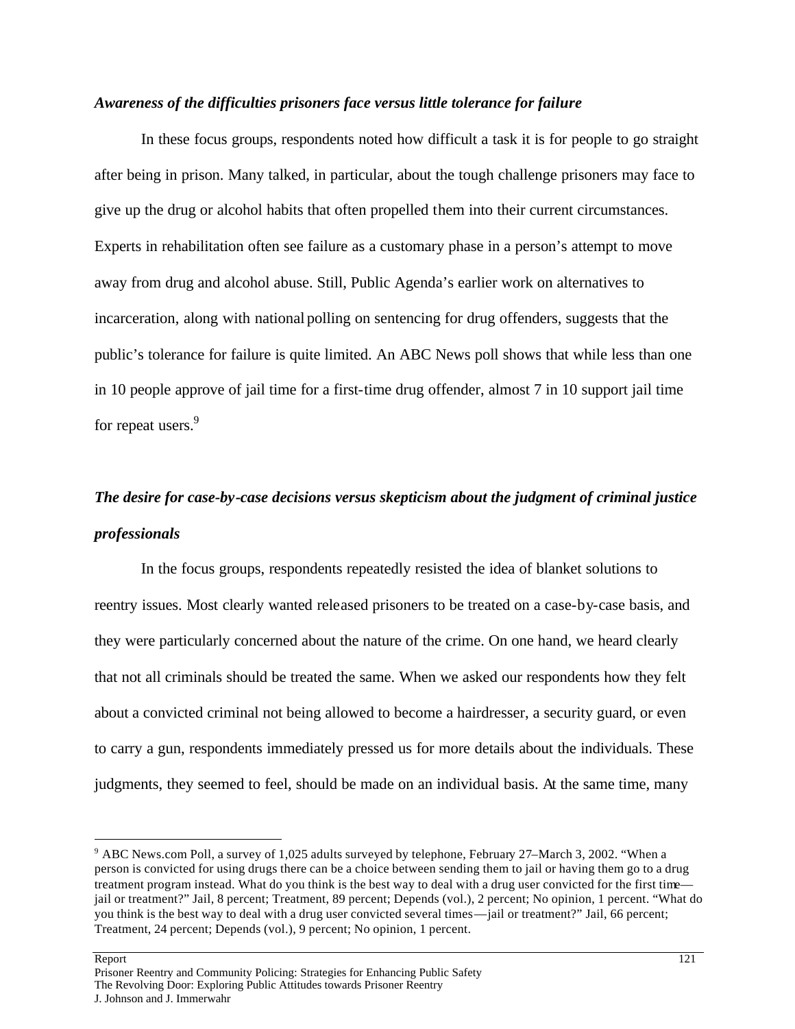***Awareness of the difficulties prisoners face versus little tolerance for failure***

In these focus groups, respondents noted how difficult a task it is for people to go straight after being in prison. Many talked, in particular, about the tough challenge prisoners may face to give up the drug or alcohol habits that often propelled them into their current circumstances. Experts in rehabilitation often see failure as a customary phase in a person's attempt to move away from drug and alcohol abuse. Still, Public Agenda's earlier work on alternatives to incarceration, along with national polling on sentencing for drug offenders, suggests that the public's tolerance for failure is quite limited. An ABC News poll shows that while less than one in 10 people approve of jail time for a first-time drug offender, almost 7 in 10 support jail time for repeat users.[9]

***The desire for case-by-case decisions versus skepticism about the judgment of criminal justice professionals***

In the focus groups, respondents repeatedly resisted the idea of blanket solutions to reentry issues. Most clearly wanted released prisoners to be treated on a case-by-case basis, and they were particularly concerned about the nature of the crime. On one hand, we heard clearly that not all criminals should be treated the same. When we asked our respondents how they felt about a convicted criminal not being allowed to become a hairdresser, a security guard, or even to carry a gun, respondents immediately pressed us for more details about the individuals. These judgments, they seemed to feel, should be made on an individual basis. At the same time, many

---

[9] ABC News.com Poll, a survey of 1,025 adults surveyed by telephone, February 27–March 3, 2002. "When a person is convicted for using drugs there can be a choice between sending them to jail or having them go to a drug treatment program instead. What do you think is the best way to deal with a drug user convicted for the first time—jail or treatment?" Jail, 8 percent; Treatment, 89 percent; Depends (vol.), 2 percent; No opinion, 1 percent. "What do you think is the best way to deal with a drug user convicted several times—jail or treatment?" Jail, 66 percent; Treatment, 24 percent; Depends (vol.), 9 percent; No opinion, 1 percent.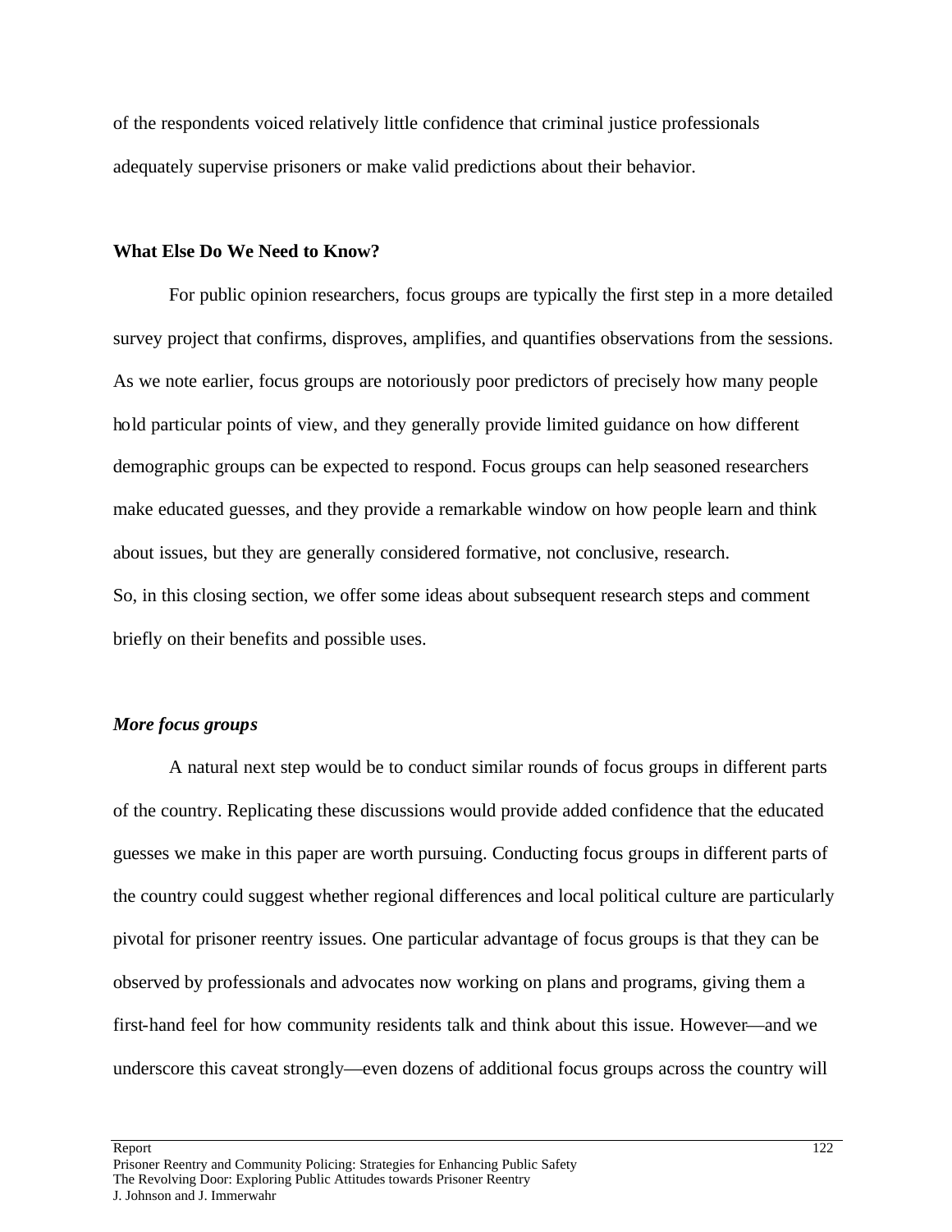of the respondents voiced relatively little confidence that criminal justice professionals adequately supervise prisoners or make valid predictions about their behavior.

**What Else Do We Need to Know?**

For public opinion researchers, focus groups are typically the first step in a more detailed survey project that confirms, disproves, amplifies, and quantifies observations from the sessions. As we note earlier, focus groups are notoriously poor predictors of precisely how many people hold particular points of view, and they generally provide limited guidance on how different demographic groups can be expected to respond. Focus groups can help seasoned researchers make educated guesses, and they provide a remarkable window on how people learn and think about issues, but they are generally considered formative, not conclusive, research.
So, in this closing section, we offer some ideas about subsequent research steps and comment briefly on their benefits and possible uses.

***More focus groups***

A natural next step would be to conduct similar rounds of focus groups in different parts of the country. Replicating these discussions would provide added confidence that the educated guesses we make in this paper are worth pursuing. Conducting focus groups in different parts of the country could suggest whether regional differences and local political culture are particularly pivotal for prisoner reentry issues. One particular advantage of focus groups is that they can be observed by professionals and advocates now working on plans and programs, giving them a first-hand feel for how community residents talk and think about this issue. However—and we underscore this caveat strongly—even dozens of additional focus groups across the country will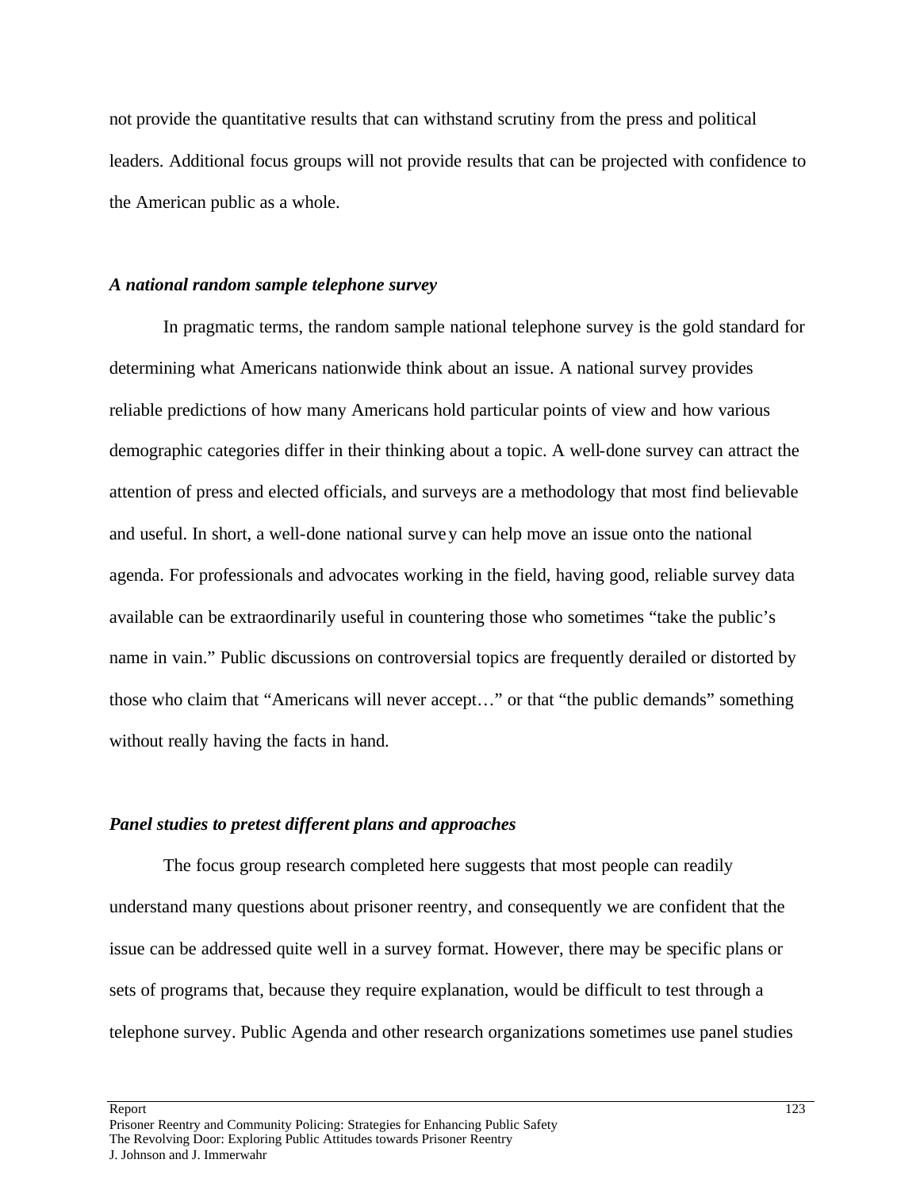not provide the quantitative results that can withstand scrutiny from the press and political leaders. Additional focus groups will not provide results that can be projected with confidence to the American public as a whole.

***A national random sample telephone survey***

In pragmatic terms, the random sample national telephone survey is the gold standard for determining what Americans nationwide think about an issue. A national survey provides reliable predictions of how many Americans hold particular points of view and how various demographic categories differ in their thinking about a topic. A well-done survey can attract the attention of press and elected officials, and surveys are a methodology that most find believable and useful. In short, a well-done national survey can help move an issue onto the national agenda. For professionals and advocates working in the field, having good, reliable survey data available can be extraordinarily useful in countering those who sometimes "take the public's name in vain." Public discussions on controversial topics are frequently derailed or distorted by those who claim that "Americans will never accept…" or that "the public demands" something without really having the facts in hand.

***Panel studies to pretest different plans and approaches***

The focus group research completed here suggests that most people can readily understand many questions about prisoner reentry, and consequently we are confident that the issue can be addressed quite well in a survey format. However, there may be specific plans or sets of programs that, because they require explanation, would be difficult to test through a telephone survey. Public Agenda and other research organizations sometimes use panel studies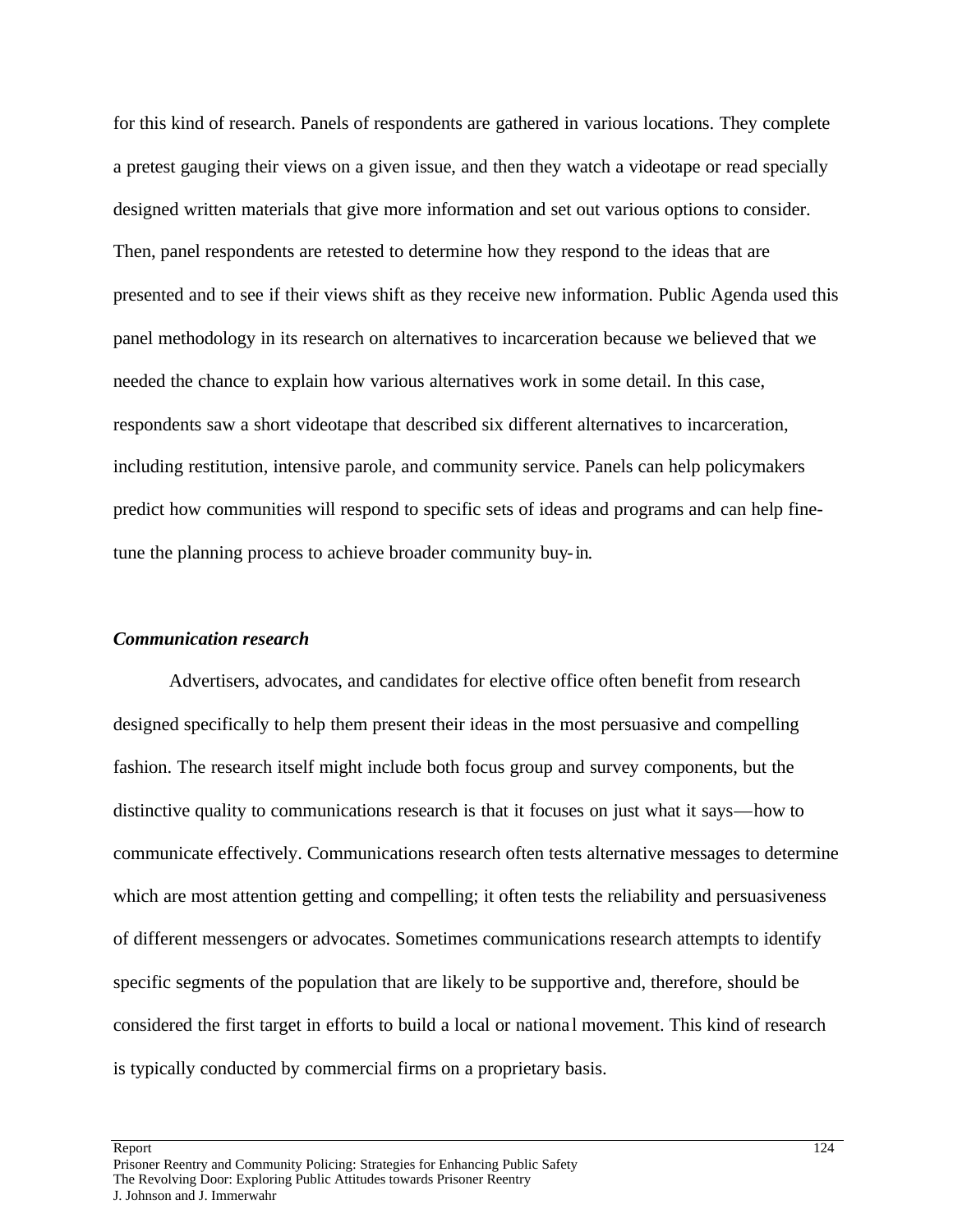for this kind of research. Panels of respondents are gathered in various locations. They complete a pretest gauging their views on a given issue, and then they watch a videotape or read specially designed written materials that give more information and set out various options to consider. Then, panel respondents are retested to determine how they respond to the ideas that are presented and to see if their views shift as they receive new information. Public Agenda used this panel methodology in its research on alternatives to incarceration because we believed that we needed the chance to explain how various alternatives work in some detail. In this case, respondents saw a short videotape that described six different alternatives to incarceration, including restitution, intensive parole, and community service. Panels can help policymakers predict how communities will respond to specific sets of ideas and programs and can help fine-tune the planning process to achieve broader community buy-in.

***Communication research***

Advertisers, advocates, and candidates for elective office often benefit from research designed specifically to help them present their ideas in the most persuasive and compelling fashion. The research itself might include both focus group and survey components, but the distinctive quality to communications research is that it focuses on just what it says—how to communicate effectively. Communications research often tests alternative messages to determine which are most attention getting and compelling; it often tests the reliability and persuasiveness of different messengers or advocates. Sometimes communications research attempts to identify specific segments of the population that are likely to be supportive and, therefore, should be considered the first target in efforts to build a local or national movement. This kind of research is typically conducted by commercial firms on a proprietary basis.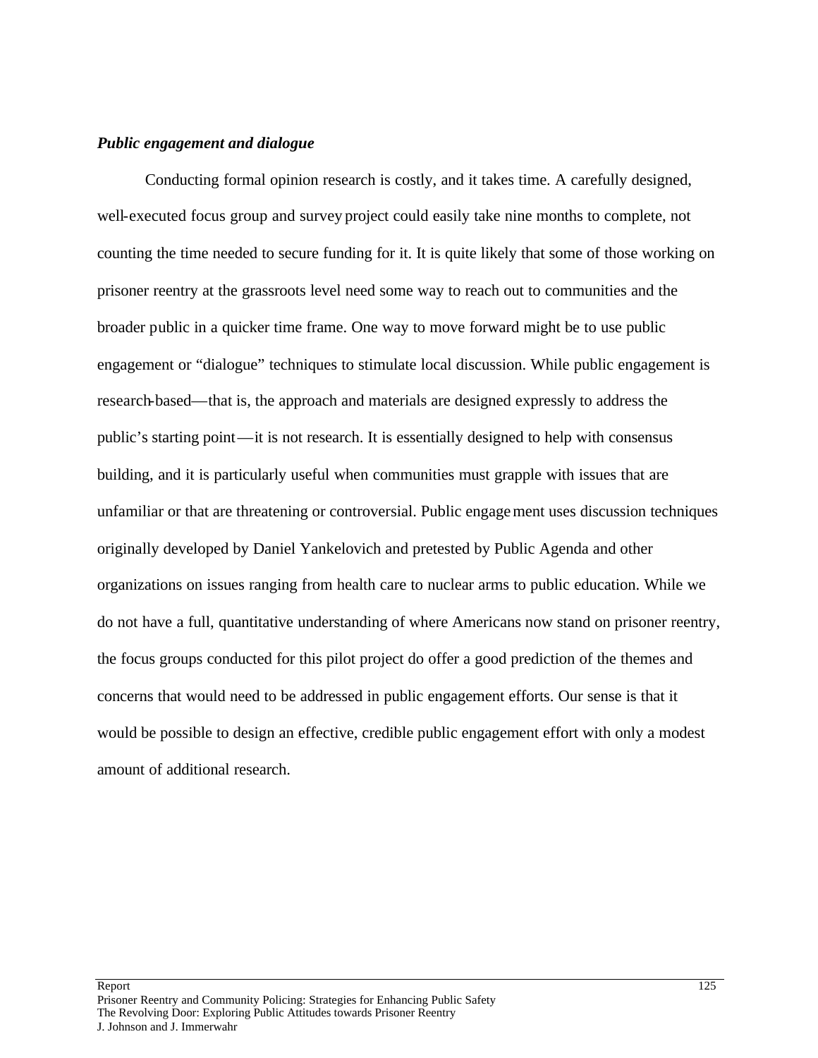***Public engagement and dialogue***

Conducting formal opinion research is costly, and it takes time. A carefully designed, well-executed focus group and survey project could easily take nine months to complete, not counting the time needed to secure funding for it. It is quite likely that some of those working on prisoner reentry at the grassroots level need some way to reach out to communities and the broader public in a quicker time frame. One way to move forward might be to use public engagement or "dialogue" techniques to stimulate local discussion. While public engagement is research-based—that is, the approach and materials are designed expressly to address the public's starting point—it is not research. It is essentially designed to help with consensus building, and it is particularly useful when communities must grapple with issues that are unfamiliar or that are threatening or controversial. Public engagement uses discussion techniques originally developed by Daniel Yankelovich and pretested by Public Agenda and other organizations on issues ranging from health care to nuclear arms to public education. While we do not have a full, quantitative understanding of where Americans now stand on prisoner reentry, the focus groups conducted for this pilot project do offer a good prediction of the themes and concerns that would need to be addressed in public engagement efforts. Our sense is that it would be possible to design an effective, credible public engagement effort with only a modest amount of additional research.